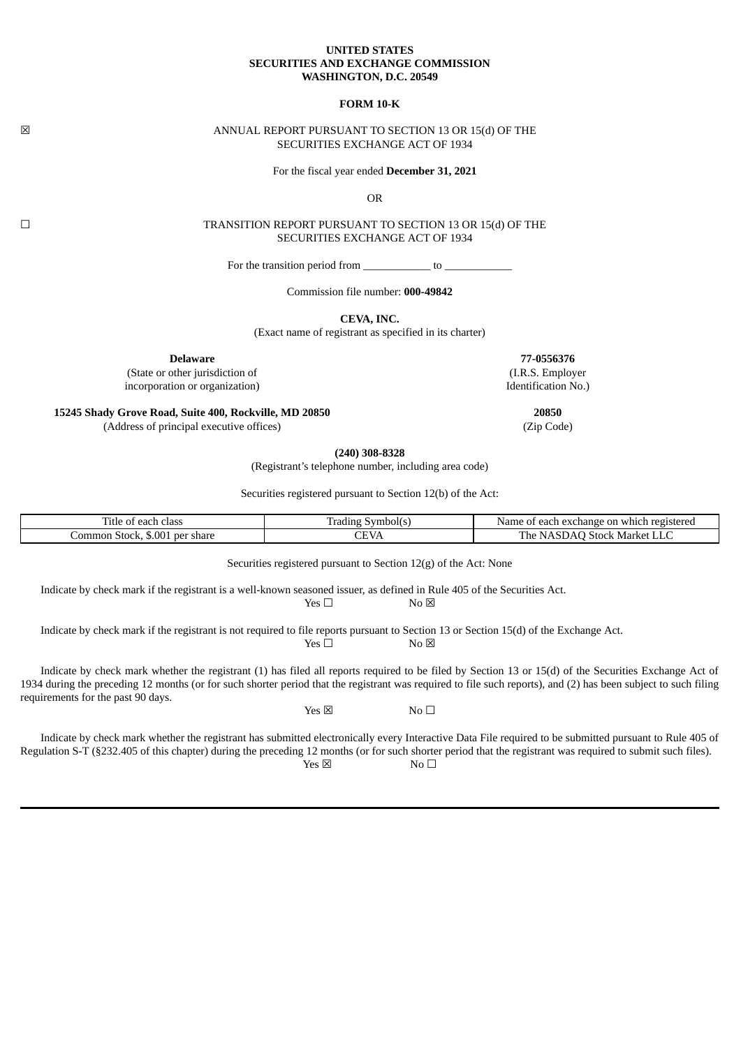**UNITED STATES**
**SECURITIES AND EXCHANGE COMMISSION**
**WASHINGTON, D.C. 20549**

**FORM 10-K**

☒ ANNUAL REPORT PURSUANT TO SECTION 13 OR 15(d) OF THE SECURITIES EXCHANGE ACT OF 1934

For the fiscal year ended **December 31, 2021**

OR

☐ TRANSITION REPORT PURSUANT TO SECTION 13 OR 15(d) OF THE SECURITIES EXCHANGE ACT OF 1934

For the transition period from ____________ to ____________

Commission file number: **000-49842**

**CEVA, INC.**
(Exact name of registrant as specified in its charter)

| **Delaware** | **77-0556376** |
|---|---|
| (State or other jurisdiction of incorporation or organization) | (I.R.S. Employer Identification No.) |
| **15245 Shady Grove Road, Suite 400, Rockville, MD 20850** | **20850** |
| (Address of principal executive offices) | (Zip Code) |

**(240) 308-8328**
(Registrant's telephone number, including area code)

Securities registered pursuant to Section 12(b) of the Act:

| Title of each class | Trading Symbol(s) | Name of each exchange on which registered |
|---|---|---|
| Common Stock, $.001 per share | CEVA | The NASDAQ Stock Market LLC |

Securities registered pursuant to Section 12(g) of the Act: None

Indicate by check mark if the registrant is a well-known seasoned issuer, as defined in Rule 405 of the Securities Act.
Yes ☐ No ☒

Indicate by check mark if the registrant is not required to file reports pursuant to Section 13 or Section 15(d) of the Exchange Act.
Yes ☐ No ☒

Indicate by check mark whether the registrant (1) has filed all reports required to be filed by Section 13 or 15(d) of the Securities Exchange Act of 1934 during the preceding 12 months (or for such shorter period that the registrant was required to file such reports), and (2) has been subject to such filing requirements for the past 90 days.
Yes ☒ No ☐

Indicate by check mark whether the registrant has submitted electronically every Interactive Data File required to be submitted pursuant to Rule 405 of Regulation S-T (§232.405 of this chapter) during the preceding 12 months (or for such shorter period that the registrant was required to submit such files).
Yes ☒ No ☐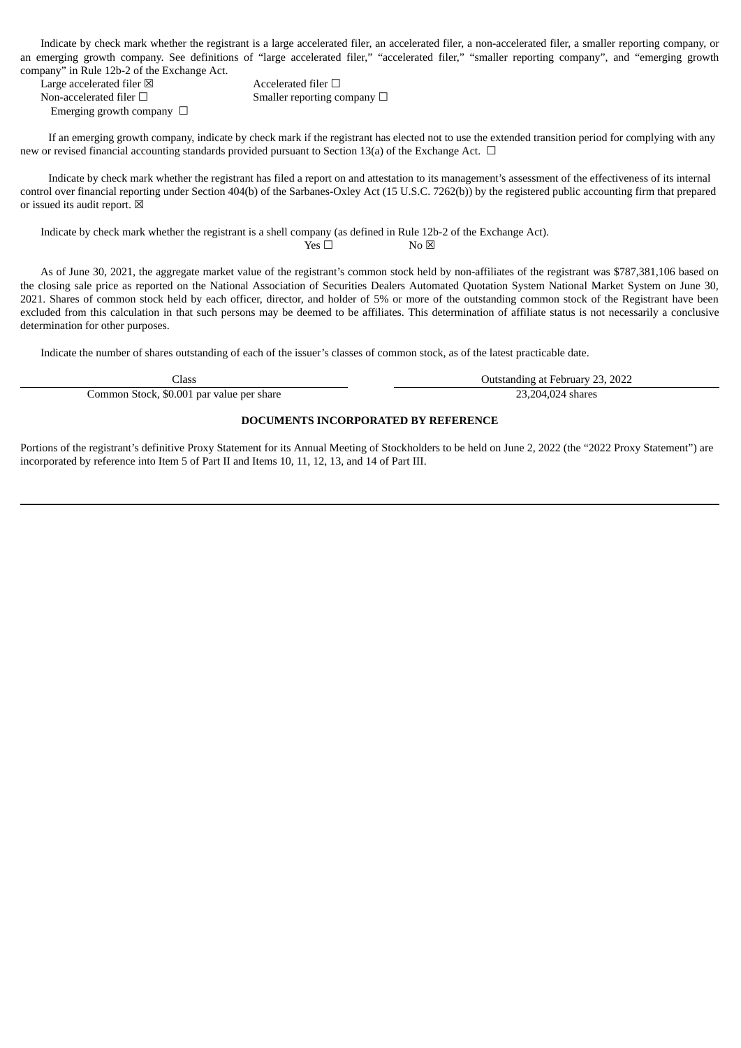Indicate by check mark whether the registrant is a large accelerated filer, an accelerated filer, a non-accelerated filer, a smaller reporting company, or an emerging growth company. See definitions of "large accelerated filer," "accelerated filer," "smaller reporting company", and "emerging growth company" in Rule 12b-2 of the Exchange Act.

| | |
|---|---|
| Large accelerated filer ☒ | Accelerated filer ☐ |
| Non-accelerated filer ☐ | Smaller reporting company ☐ |
| Emerging growth company ☐ | |

If an emerging growth company, indicate by check mark if the registrant has elected not to use the extended transition period for complying with any new or revised financial accounting standards provided pursuant to Section 13(a) of the Exchange Act. ☐

Indicate by check mark whether the registrant has filed a report on and attestation to its management's assessment of the effectiveness of its internal control over financial reporting under Section 404(b) of the Sarbanes-Oxley Act (15 U.S.C. 7262(b)) by the registered public accounting firm that prepared or issued its audit report. ☒

Indicate by check mark whether the registrant is a shell company (as defined in Rule 12b-2 of the Exchange Act).
Yes ☐ No ☒

As of June 30, 2021, the aggregate market value of the registrant's common stock held by non-affiliates of the registrant was $787,381,106 based on the closing sale price as reported on the National Association of Securities Dealers Automated Quotation System National Market System on June 30, 2021. Shares of common stock held by each officer, director, and holder of 5% or more of the outstanding common stock of the Registrant have been excluded from this calculation in that such persons may be deemed to be affiliates. This determination of affiliate status is not necessarily a conclusive determination for other purposes.

Indicate the number of shares outstanding of each of the issuer's classes of common stock, as of the latest practicable date.

| Class | Outstanding at February 23, 2022 |
|---|---|
| Common Stock, $0.001 par value per share | 23,204,024 shares |

**DOCUMENTS INCORPORATED BY REFERENCE**

Portions of the registrant's definitive Proxy Statement for its Annual Meeting of Stockholders to be held on June 2, 2022 (the "2022 Proxy Statement") are incorporated by reference into Item 5 of Part II and Items 10, 11, 12, 13, and 14 of Part III.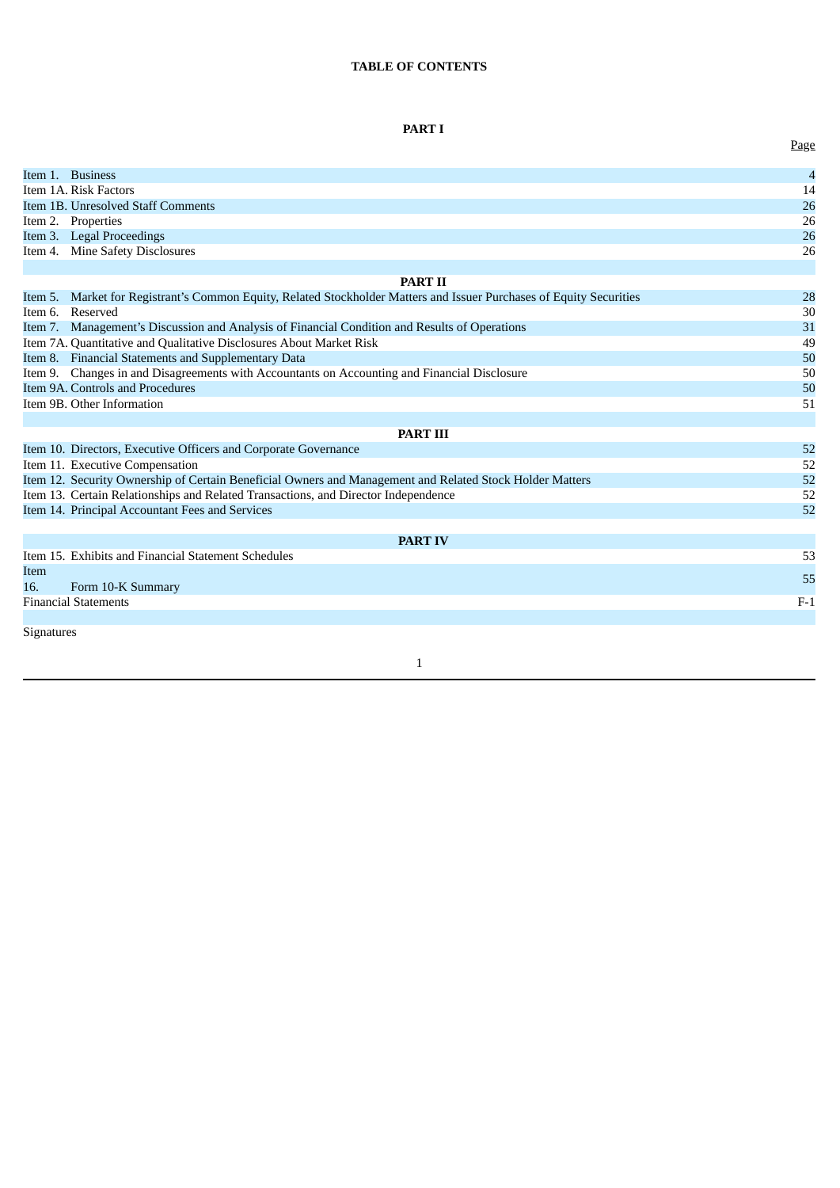**TABLE OF CONTENTS**

| **PART I** | Page |
|---|---|
| Item 1. Business | 4 |
| Item 1A. Risk Factors | 14 |
| Item 1B. Unresolved Staff Comments | 26 |
| Item 2. Properties | 26 |
| Item 3. Legal Proceedings | 26 |
| Item 4. Mine Safety Disclosures | 26 |
| **PART II** | |
| Item 5. Market for Registrant's Common Equity, Related Stockholder Matters and Issuer Purchases of Equity Securities | 28 |
| Item 6. Reserved | 30 |
| Item 7. Management's Discussion and Analysis of Financial Condition and Results of Operations | 31 |
| Item 7A. Quantitative and Qualitative Disclosures About Market Risk | 49 |
| Item 8. Financial Statements and Supplementary Data | 50 |
| Item 9. Changes in and Disagreements with Accountants on Accounting and Financial Disclosure | 50 |
| Item 9A. Controls and Procedures | 50 |
| Item 9B. Other Information | 51 |
| **PART III** | |
| Item 10. Directors, Executive Officers and Corporate Governance | 52 |
| Item 11. Executive Compensation | 52 |
| Item 12. Security Ownership of Certain Beneficial Owners and Management and Related Stock Holder Matters | 52 |
| Item 13. Certain Relationships and Related Transactions, and Director Independence | 52 |
| Item 14. Principal Accountant Fees and Services | 52 |
| **PART IV** | |
| Item 15. Exhibits and Financial Statement Schedules | 53 |
| Item 16. Form 10-K Summary | 55 |
| Financial Statements | F-1 |
| Signatures | |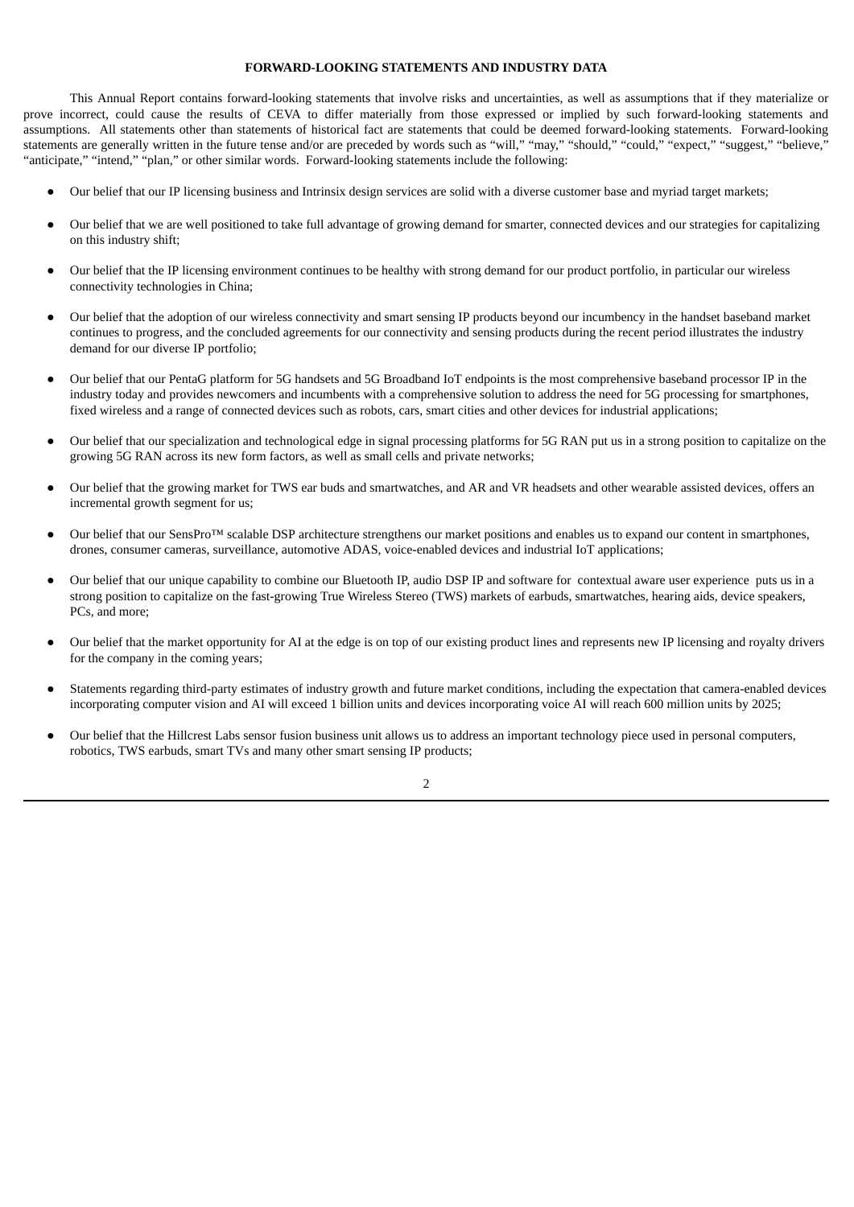**FORWARD-LOOKING STATEMENTS AND INDUSTRY DATA**

This Annual Report contains forward-looking statements that involve risks and uncertainties, as well as assumptions that if they materialize or prove incorrect, could cause the results of CEVA to differ materially from those expressed or implied by such forward-looking statements and assumptions. All statements other than statements of historical fact are statements that could be deemed forward-looking statements. Forward-looking statements are generally written in the future tense and/or are preceded by words such as “will,” “may,” “should,” “could,” “expect,” “suggest,” “believe,” “anticipate,” “intend,” “plan,” or other similar words. Forward-looking statements include the following:

- Our belief that our IP licensing business and Intrinsix design services are solid with a diverse customer base and myriad target markets;
- Our belief that we are well positioned to take full advantage of growing demand for smarter, connected devices and our strategies for capitalizing on this industry shift;
- Our belief that the IP licensing environment continues to be healthy with strong demand for our product portfolio, in particular our wireless connectivity technologies in China;
- Our belief that the adoption of our wireless connectivity and smart sensing IP products beyond our incumbency in the handset baseband market continues to progress, and the concluded agreements for our connectivity and sensing products during the recent period illustrates the industry demand for our diverse IP portfolio;
- Our belief that our PentaG platform for 5G handsets and 5G Broadband IoT endpoints is the most comprehensive baseband processor IP in the industry today and provides newcomers and incumbents with a comprehensive solution to address the need for 5G processing for smartphones, fixed wireless and a range of connected devices such as robots, cars, smart cities and other devices for industrial applications;
- Our belief that our specialization and technological edge in signal processing platforms for 5G RAN put us in a strong position to capitalize on the growing 5G RAN across its new form factors, as well as small cells and private networks;
- Our belief that the growing market for TWS ear buds and smartwatches, and AR and VR headsets and other wearable assisted devices, offers an incremental growth segment for us;
- Our belief that our SensPro™ scalable DSP architecture strengthens our market positions and enables us to expand our content in smartphones, drones, consumer cameras, surveillance, automotive ADAS, voice-enabled devices and industrial IoT applications;
- Our belief that our unique capability to combine our Bluetooth IP, audio DSP IP and software for contextual aware user experience puts us in a strong position to capitalize on the fast-growing True Wireless Stereo (TWS) markets of earbuds, smartwatches, hearing aids, device speakers, PCs, and more;
- Our belief that the market opportunity for AI at the edge is on top of our existing product lines and represents new IP licensing and royalty drivers for the company in the coming years;
- Statements regarding third-party estimates of industry growth and future market conditions, including the expectation that camera-enabled devices incorporating computer vision and AI will exceed 1 billion units and devices incorporating voice AI will reach 600 million units by 2025;
- Our belief that the Hillcrest Labs sensor fusion business unit allows us to address an important technology piece used in personal computers, robotics, TWS earbuds, smart TVs and many other smart sensing IP products;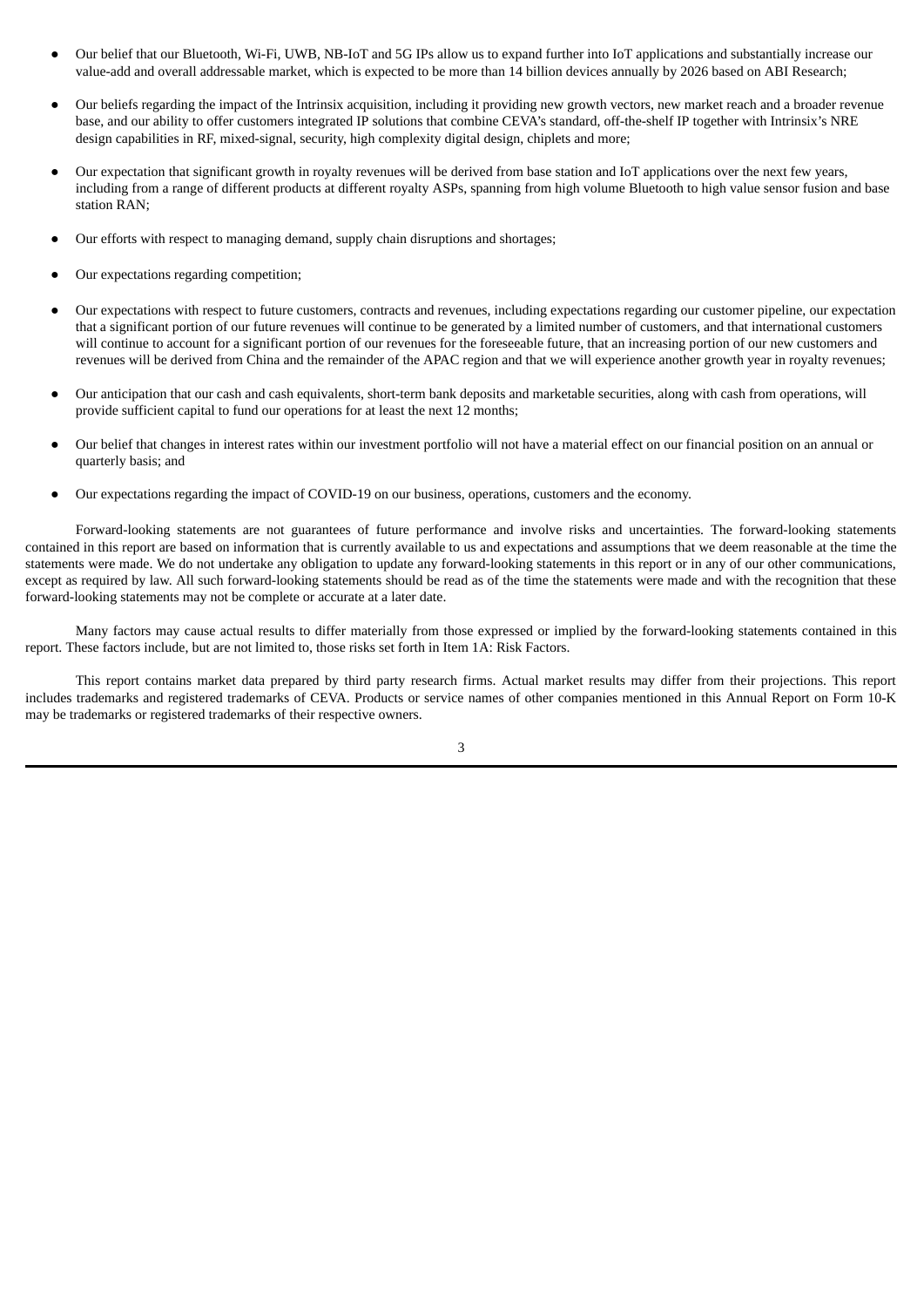- Our belief that our Bluetooth, Wi-Fi, UWB, NB-IoT and 5G IPs allow us to expand further into IoT applications and substantially increase our value-add and overall addressable market, which is expected to be more than 14 billion devices annually by 2026 based on ABI Research;
- Our beliefs regarding the impact of the Intrinsix acquisition, including it providing new growth vectors, new market reach and a broader revenue base, and our ability to offer customers integrated IP solutions that combine CEVA's standard, off-the-shelf IP together with Intrinsix's NRE design capabilities in RF, mixed-signal, security, high complexity digital design, chiplets and more;
- Our expectation that significant growth in royalty revenues will be derived from base station and IoT applications over the next few years, including from a range of different products at different royalty ASPs, spanning from high volume Bluetooth to high value sensor fusion and base station RAN;
- Our efforts with respect to managing demand, supply chain disruptions and shortages;
- Our expectations regarding competition;
- Our expectations with respect to future customers, contracts and revenues, including expectations regarding our customer pipeline, our expectation that a significant portion of our future revenues will continue to be generated by a limited number of customers, and that international customers will continue to account for a significant portion of our revenues for the foreseeable future, that an increasing portion of our new customers and revenues will be derived from China and the remainder of the APAC region and that we will experience another growth year in royalty revenues;
- Our anticipation that our cash and cash equivalents, short-term bank deposits and marketable securities, along with cash from operations, will provide sufficient capital to fund our operations for at least the next 12 months;
- Our belief that changes in interest rates within our investment portfolio will not have a material effect on our financial position on an annual or quarterly basis; and
- Our expectations regarding the impact of COVID-19 on our business, operations, customers and the economy.

Forward-looking statements are not guarantees of future performance and involve risks and uncertainties. The forward-looking statements contained in this report are based on information that is currently available to us and expectations and assumptions that we deem reasonable at the time the statements were made. We do not undertake any obligation to update any forward-looking statements in this report or in any of our other communications, except as required by law. All such forward-looking statements should be read as of the time the statements were made and with the recognition that these forward-looking statements may not be complete or accurate at a later date.

Many factors may cause actual results to differ materially from those expressed or implied by the forward-looking statements contained in this report. These factors include, but are not limited to, those risks set forth in Item 1A: Risk Factors.

This report contains market data prepared by third party research firms. Actual market results may differ from their projections. This report includes trademarks and registered trademarks of CEVA. Products or service names of other companies mentioned in this Annual Report on Form 10-K may be trademarks or registered trademarks of their respective owners.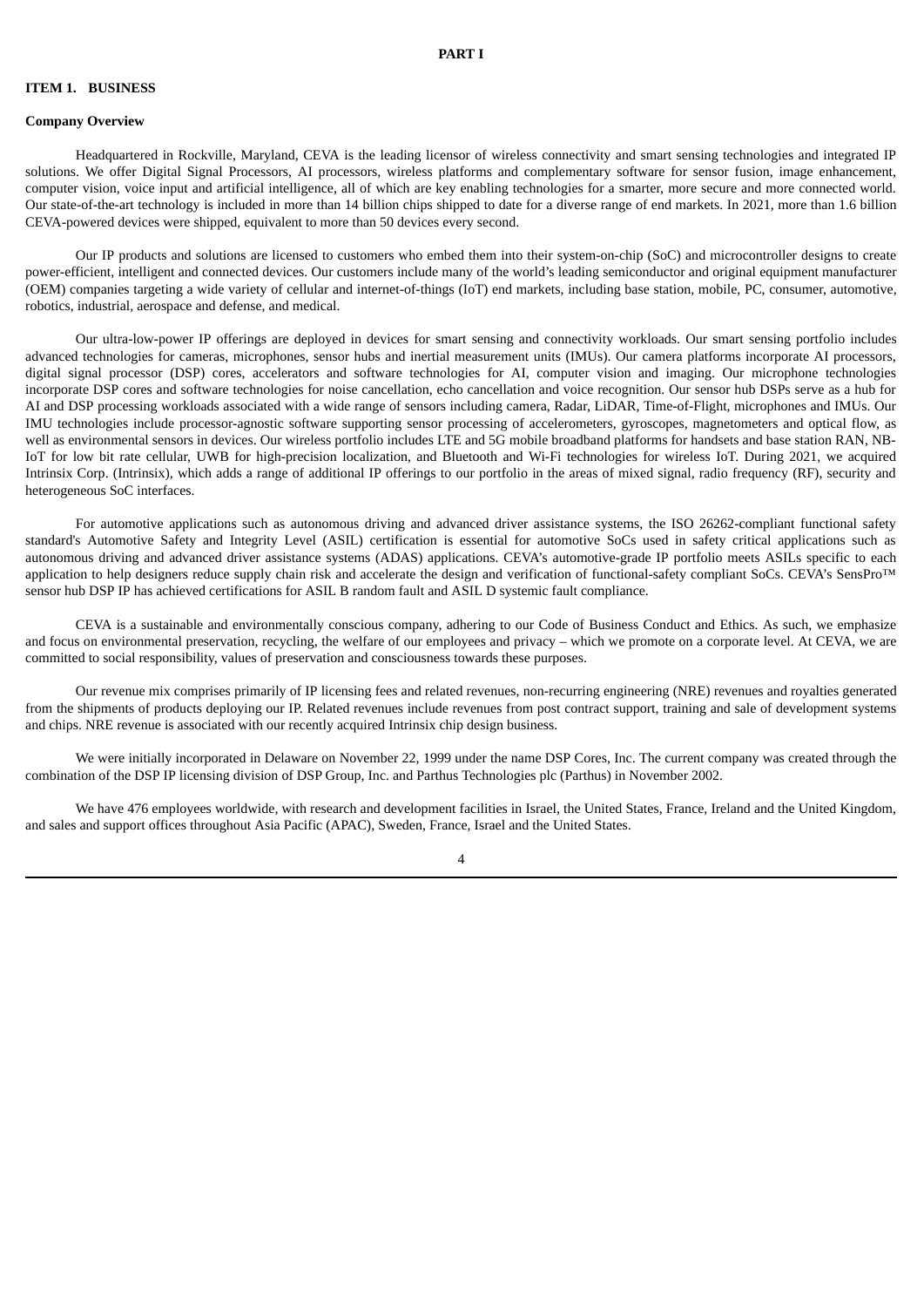# PART I

## ITEM 1. BUSINESS

### Company Overview

Headquartered in Rockville, Maryland, CEVA is the leading licensor of wireless connectivity and smart sensing technologies and integrated IP solutions. We offer Digital Signal Processors, AI processors, wireless platforms and complementary software for sensor fusion, image enhancement, computer vision, voice input and artificial intelligence, all of which are key enabling technologies for a smarter, more secure and more connected world. Our state-of-the-art technology is included in more than 14 billion chips shipped to date for a diverse range of end markets. In 2021, more than 1.6 billion CEVA-powered devices were shipped, equivalent to more than 50 devices every second.

Our IP products and solutions are licensed to customers who embed them into their system-on-chip (SoC) and microcontroller designs to create power-efficient, intelligent and connected devices. Our customers include many of the world's leading semiconductor and original equipment manufacturer (OEM) companies targeting a wide variety of cellular and internet-of-things (IoT) end markets, including base station, mobile, PC, consumer, automotive, robotics, industrial, aerospace and defense, and medical.

Our ultra-low-power IP offerings are deployed in devices for smart sensing and connectivity workloads. Our smart sensing portfolio includes advanced technologies for cameras, microphones, sensor hubs and inertial measurement units (IMUs). Our camera platforms incorporate AI processors, digital signal processor (DSP) cores, accelerators and software technologies for AI, computer vision and imaging. Our microphone technologies incorporate DSP cores and software technologies for noise cancellation, echo cancellation and voice recognition. Our sensor hub DSPs serve as a hub for AI and DSP processing workloads associated with a wide range of sensors including camera, Radar, LiDAR, Time-of-Flight, microphones and IMUs. Our IMU technologies include processor-agnostic software supporting sensor processing of accelerometers, gyroscopes, magnetometers and optical flow, as well as environmental sensors in devices. Our wireless portfolio includes LTE and 5G mobile broadband platforms for handsets and base station RAN, NB-IoT for low bit rate cellular, UWB for high-precision localization, and Bluetooth and Wi-Fi technologies for wireless IoT. During 2021, we acquired Intrinsix Corp. (Intrinsix), which adds a range of additional IP offerings to our portfolio in the areas of mixed signal, radio frequency (RF), security and heterogeneous SoC interfaces.

For automotive applications such as autonomous driving and advanced driver assistance systems, the ISO 26262-compliant functional safety standard's Automotive Safety and Integrity Level (ASIL) certification is essential for automotive SoCs used in safety critical applications such as autonomous driving and advanced driver assistance systems (ADAS) applications. CEVA's automotive-grade IP portfolio meets ASILs specific to each application to help designers reduce supply chain risk and accelerate the design and verification of functional-safety compliant SoCs. CEVA's SensPro™ sensor hub DSP IP has achieved certifications for ASIL B random fault and ASIL D systemic fault compliance.

CEVA is a sustainable and environmentally conscious company, adhering to our Code of Business Conduct and Ethics. As such, we emphasize and focus on environmental preservation, recycling, the welfare of our employees and privacy – which we promote on a corporate level. At CEVA, we are committed to social responsibility, values of preservation and consciousness towards these purposes.

Our revenue mix comprises primarily of IP licensing fees and related revenues, non-recurring engineering (NRE) revenues and royalties generated from the shipments of products deploying our IP. Related revenues include revenues from post contract support, training and sale of development systems and chips. NRE revenue is associated with our recently acquired Intrinsix chip design business.

We were initially incorporated in Delaware on November 22, 1999 under the name DSP Cores, Inc. The current company was created through the combination of the DSP IP licensing division of DSP Group, Inc. and Parthus Technologies plc (Parthus) in November 2002.

We have 476 employees worldwide, with research and development facilities in Israel, the United States, France, Ireland and the United Kingdom, and sales and support offices throughout Asia Pacific (APAC), Sweden, France, Israel and the United States.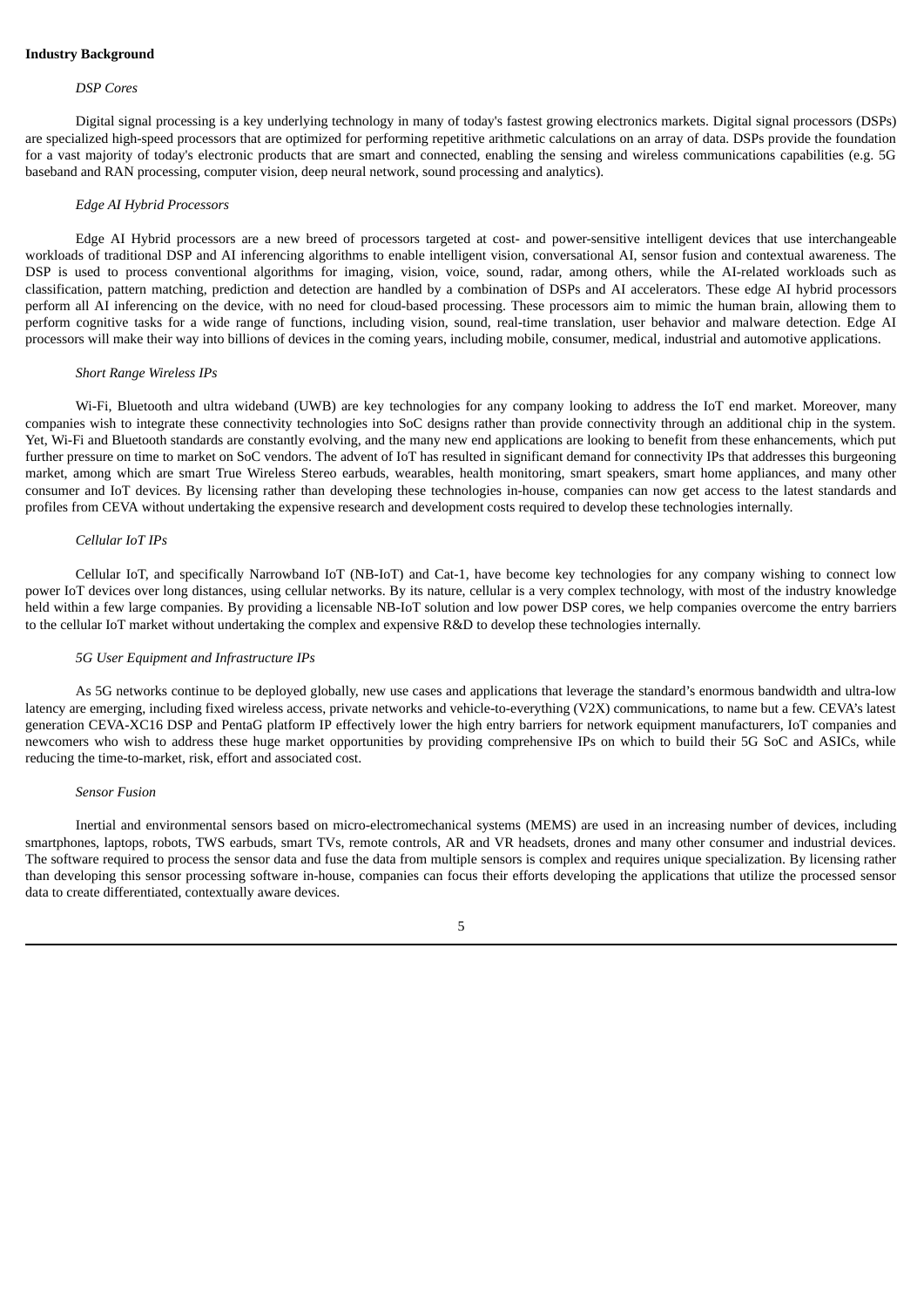**Industry Background**

*DSP Cores*

Digital signal processing is a key underlying technology in many of today's fastest growing electronics markets. Digital signal processors (DSPs) are specialized high-speed processors that are optimized for performing repetitive arithmetic calculations on an array of data. DSPs provide the foundation for a vast majority of today's electronic products that are smart and connected, enabling the sensing and wireless communications capabilities (e.g. 5G baseband and RAN processing, computer vision, deep neural network, sound processing and analytics).

*Edge AI Hybrid Processors*

Edge AI Hybrid processors are a new breed of processors targeted at cost- and power-sensitive intelligent devices that use interchangeable workloads of traditional DSP and AI inferencing algorithms to enable intelligent vision, conversational AI, sensor fusion and contextual awareness. The DSP is used to process conventional algorithms for imaging, vision, voice, sound, radar, among others, while the AI-related workloads such as classification, pattern matching, prediction and detection are handled by a combination of DSPs and AI accelerators. These edge AI hybrid processors perform all AI inferencing on the device, with no need for cloud-based processing. These processors aim to mimic the human brain, allowing them to perform cognitive tasks for a wide range of functions, including vision, sound, real-time translation, user behavior and malware detection. Edge AI processors will make their way into billions of devices in the coming years, including mobile, consumer, medical, industrial and automotive applications.

*Short Range Wireless IPs*

Wi-Fi, Bluetooth and ultra wideband (UWB) are key technologies for any company looking to address the IoT end market. Moreover, many companies wish to integrate these connectivity technologies into SoC designs rather than provide connectivity through an additional chip in the system. Yet, Wi-Fi and Bluetooth standards are constantly evolving, and the many new end applications are looking to benefit from these enhancements, which put further pressure on time to market on SoC vendors. The advent of IoT has resulted in significant demand for connectivity IPs that addresses this burgeoning market, among which are smart True Wireless Stereo earbuds, wearables, health monitoring, smart speakers, smart home appliances, and many other consumer and IoT devices. By licensing rather than developing these technologies in-house, companies can now get access to the latest standards and profiles from CEVA without undertaking the expensive research and development costs required to develop these technologies internally.

*Cellular IoT IPs*

Cellular IoT, and specifically Narrowband IoT (NB-IoT) and Cat-1, have become key technologies for any company wishing to connect low power IoT devices over long distances, using cellular networks. By its nature, cellular is a very complex technology, with most of the industry knowledge held within a few large companies. By providing a licensable NB-IoT solution and low power DSP cores, we help companies overcome the entry barriers to the cellular IoT market without undertaking the complex and expensive R&D to develop these technologies internally.

*5G User Equipment and Infrastructure IPs*

As 5G networks continue to be deployed globally, new use cases and applications that leverage the standard's enormous bandwidth and ultra-low latency are emerging, including fixed wireless access, private networks and vehicle-to-everything (V2X) communications, to name but a few. CEVA's latest generation CEVA-XC16 DSP and PentaG platform IP effectively lower the high entry barriers for network equipment manufacturers, IoT companies and newcomers who wish to address these huge market opportunities by providing comprehensive IPs on which to build their 5G SoC and ASICs, while reducing the time-to-market, risk, effort and associated cost.

*Sensor Fusion*

Inertial and environmental sensors based on micro-electromechanical systems (MEMS) are used in an increasing number of devices, including smartphones, laptops, robots, TWS earbuds, smart TVs, remote controls, AR and VR headsets, drones and many other consumer and industrial devices. The software required to process the sensor data and fuse the data from multiple sensors is complex and requires unique specialization. By licensing rather than developing this sensor processing software in-house, companies can focus their efforts developing the applications that utilize the processed sensor data to create differentiated, contextually aware devices.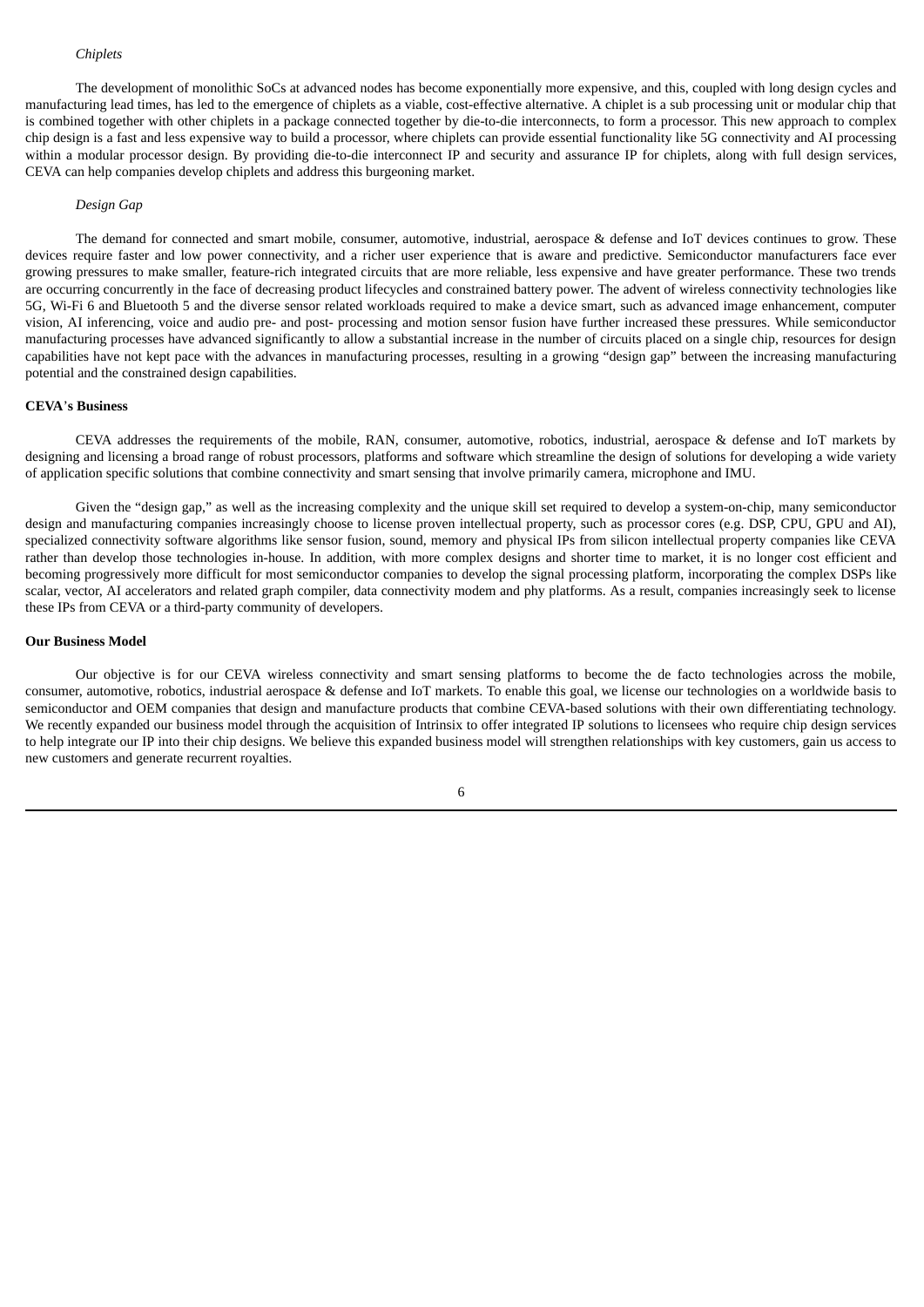*Chiplets*

The development of monolithic SoCs at advanced nodes has become exponentially more expensive, and this, coupled with long design cycles and manufacturing lead times, has led to the emergence of chiplets as a viable, cost-effective alternative. A chiplet is a sub processing unit or modular chip that is combined together with other chiplets in a package connected together by die-to-die interconnects, to form a processor. This new approach to complex chip design is a fast and less expensive way to build a processor, where chiplets can provide essential functionality like 5G connectivity and AI processing within a modular processor design. By providing die-to-die interconnect IP and security and assurance IP for chiplets, along with full design services, CEVA can help companies develop chiplets and address this burgeoning market.

*Design Gap*

The demand for connected and smart mobile, consumer, automotive, industrial, aerospace & defense and IoT devices continues to grow. These devices require faster and low power connectivity, and a richer user experience that is aware and predictive. Semiconductor manufacturers face ever growing pressures to make smaller, feature-rich integrated circuits that are more reliable, less expensive and have greater performance. These two trends are occurring concurrently in the face of decreasing product lifecycles and constrained battery power. The advent of wireless connectivity technologies like 5G, Wi-Fi 6 and Bluetooth 5 and the diverse sensor related workloads required to make a device smart, such as advanced image enhancement, computer vision, AI inferencing, voice and audio pre- and post- processing and motion sensor fusion have further increased these pressures. While semiconductor manufacturing processes have advanced significantly to allow a substantial increase in the number of circuits placed on a single chip, resources for design capabilities have not kept pace with the advances in manufacturing processes, resulting in a growing "design gap" between the increasing manufacturing potential and the constrained design capabilities.

**CEVA's Business**

CEVA addresses the requirements of the mobile, RAN, consumer, automotive, robotics, industrial, aerospace & defense and IoT markets by designing and licensing a broad range of robust processors, platforms and software which streamline the design of solutions for developing a wide variety of application specific solutions that combine connectivity and smart sensing that involve primarily camera, microphone and IMU.

Given the "design gap," as well as the increasing complexity and the unique skill set required to develop a system-on-chip, many semiconductor design and manufacturing companies increasingly choose to license proven intellectual property, such as processor cores (e.g. DSP, CPU, GPU and AI), specialized connectivity software algorithms like sensor fusion, sound, memory and physical IPs from silicon intellectual property companies like CEVA rather than develop those technologies in-house. In addition, with more complex designs and shorter time to market, it is no longer cost efficient and becoming progressively more difficult for most semiconductor companies to develop the signal processing platform, incorporating the complex DSPs like scalar, vector, AI accelerators and related graph compiler, data connectivity modem and phy platforms. As a result, companies increasingly seek to license these IPs from CEVA or a third-party community of developers.

**Our Business Model**

Our objective is for our CEVA wireless connectivity and smart sensing platforms to become the de facto technologies across the mobile, consumer, automotive, robotics, industrial aerospace & defense and IoT markets. To enable this goal, we license our technologies on a worldwide basis to semiconductor and OEM companies that design and manufacture products that combine CEVA-based solutions with their own differentiating technology. We recently expanded our business model through the acquisition of Intrinsix to offer integrated IP solutions to licensees who require chip design services to help integrate our IP into their chip designs. We believe this expanded business model will strengthen relationships with key customers, gain us access to new customers and generate recurrent royalties.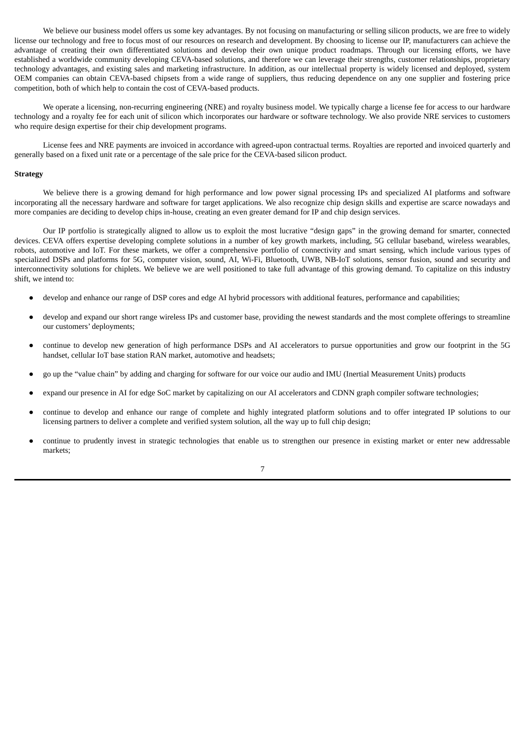We believe our business model offers us some key advantages. By not focusing on manufacturing or selling silicon products, we are free to widely license our technology and free to focus most of our resources on research and development. By choosing to license our IP, manufacturers can achieve the advantage of creating their own differentiated solutions and develop their own unique product roadmaps. Through our licensing efforts, we have established a worldwide community developing CEVA-based solutions, and therefore we can leverage their strengths, customer relationships, proprietary technology advantages, and existing sales and marketing infrastructure. In addition, as our intellectual property is widely licensed and deployed, system OEM companies can obtain CEVA-based chipsets from a wide range of suppliers, thus reducing dependence on any one supplier and fostering price competition, both of which help to contain the cost of CEVA-based products.

We operate a licensing, non-recurring engineering (NRE) and royalty business model. We typically charge a license fee for access to our hardware technology and a royalty fee for each unit of silicon which incorporates our hardware or software technology. We also provide NRE services to customers who require design expertise for their chip development programs.

License fees and NRE payments are invoiced in accordance with agreed-upon contractual terms. Royalties are reported and invoiced quarterly and generally based on a fixed unit rate or a percentage of the sale price for the CEVA-based silicon product.

**Strategy**

We believe there is a growing demand for high performance and low power signal processing IPs and specialized AI platforms and software incorporating all the necessary hardware and software for target applications. We also recognize chip design skills and expertise are scarce nowadays and more companies are deciding to develop chips in-house, creating an even greater demand for IP and chip design services.

Our IP portfolio is strategically aligned to allow us to exploit the most lucrative "design gaps" in the growing demand for smarter, connected devices. CEVA offers expertise developing complete solutions in a number of key growth markets, including, 5G cellular baseband, wireless wearables, robots, automotive and IoT. For these markets, we offer a comprehensive portfolio of connectivity and smart sensing, which include various types of specialized DSPs and platforms for 5G, computer vision, sound, AI, Wi-Fi, Bluetooth, UWB, NB-IoT solutions, sensor fusion, sound and security and interconnectivity solutions for chiplets. We believe we are well positioned to take full advantage of this growing demand. To capitalize on this industry shift, we intend to:

- develop and enhance our range of DSP cores and edge AI hybrid processors with additional features, performance and capabilities;
- develop and expand our short range wireless IPs and customer base, providing the newest standards and the most complete offerings to streamline our customers' deployments;
- continue to develop new generation of high performance DSPs and AI accelerators to pursue opportunities and grow our footprint in the 5G handset, cellular IoT base station RAN market, automotive and headsets;
- go up the "value chain" by adding and charging for software for our voice our audio and IMU (Inertial Measurement Units) products
- expand our presence in AI for edge SoC market by capitalizing on our AI accelerators and CDNN graph compiler software technologies;
- continue to develop and enhance our range of complete and highly integrated platform solutions and to offer integrated IP solutions to our licensing partners to deliver a complete and verified system solution, all the way up to full chip design;
- continue to prudently invest in strategic technologies that enable us to strengthen our presence in existing market or enter new addressable markets;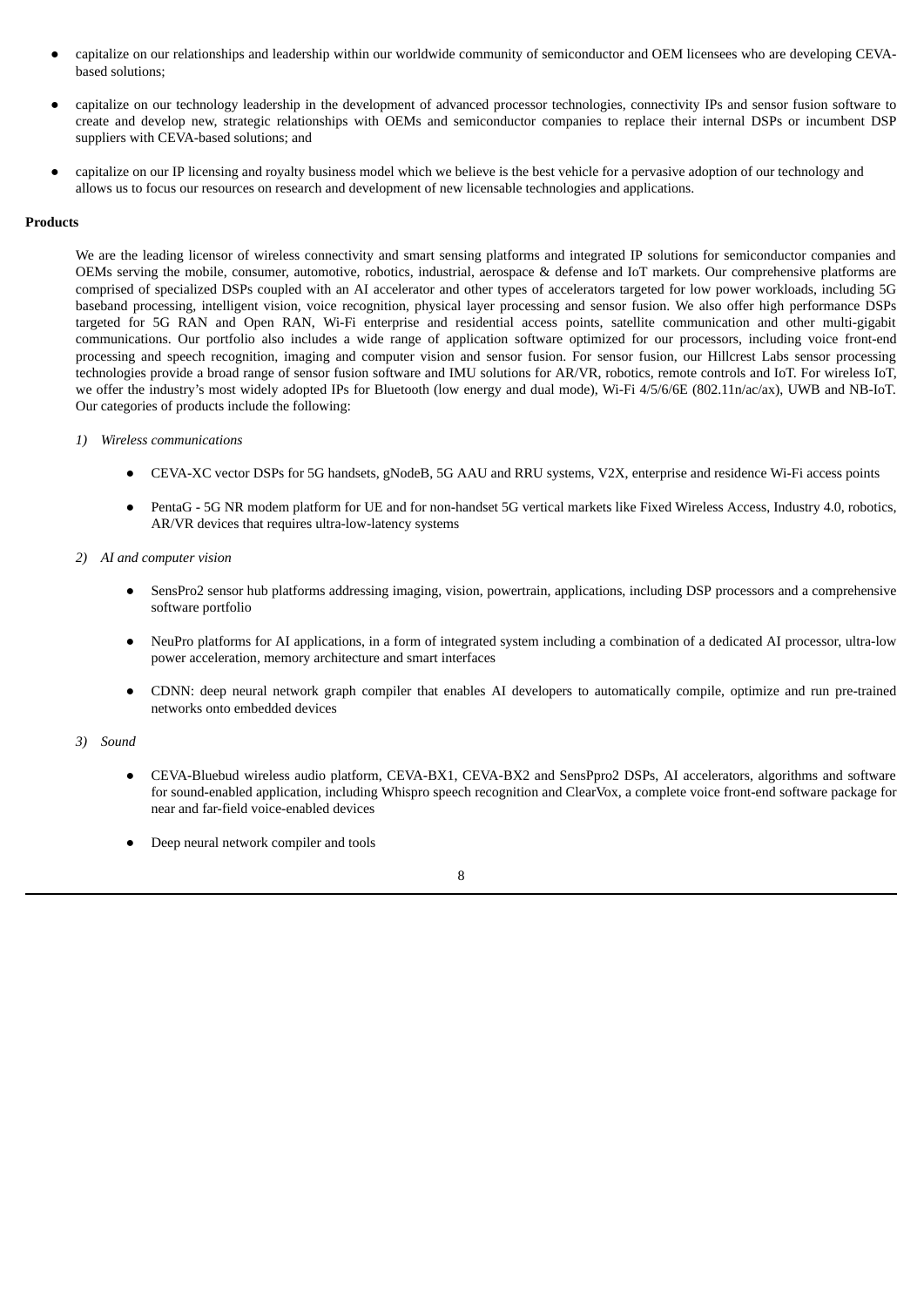- capitalize on our relationships and leadership within our worldwide community of semiconductor and OEM licensees who are developing CEVA-based solutions;
- capitalize on our technology leadership in the development of advanced processor technologies, connectivity IPs and sensor fusion software to create and develop new, strategic relationships with OEMs and semiconductor companies to replace their internal DSPs or incumbent DSP suppliers with CEVA-based solutions; and
- capitalize on our IP licensing and royalty business model which we believe is the best vehicle for a pervasive adoption of our technology and allows us to focus our resources on research and development of new licensable technologies and applications.

**Products**

We are the leading licensor of wireless connectivity and smart sensing platforms and integrated IP solutions for semiconductor companies and OEMs serving the mobile, consumer, automotive, robotics, industrial, aerospace & defense and IoT markets. Our comprehensive platforms are comprised of specialized DSPs coupled with an AI accelerator and other types of accelerators targeted for low power workloads, including 5G baseband processing, intelligent vision, voice recognition, physical layer processing and sensor fusion. We also offer high performance DSPs targeted for 5G RAN and Open RAN, Wi-Fi enterprise and residential access points, satellite communication and other multi-gigabit communications. Our portfolio also includes a wide range of application software optimized for our processors, including voice front-end processing and speech recognition, imaging and computer vision and sensor fusion. For sensor fusion, our Hillcrest Labs sensor processing technologies provide a broad range of sensor fusion software and IMU solutions for AR/VR, robotics, remote controls and IoT. For wireless IoT, we offer the industry's most widely adopted IPs for Bluetooth (low energy and dual mode), Wi-Fi 4/5/6/6E (802.11n/ac/ax), UWB and NB-IoT. Our categories of products include the following:

*1) Wireless communications*

- CEVA-XC vector DSPs for 5G handsets, gNodeB, 5G AAU and RRU systems, V2X, enterprise and residence Wi-Fi access points
- PentaG - 5G NR modem platform for UE and for non-handset 5G vertical markets like Fixed Wireless Access, Industry 4.0, robotics, AR/VR devices that requires ultra-low-latency systems

*2) AI and computer vision*

- SensPro2 sensor hub platforms addressing imaging, vision, powertrain, applications, including DSP processors and a comprehensive software portfolio
- NeuPro platforms for AI applications, in a form of integrated system including a combination of a dedicated AI processor, ultra-low power acceleration, memory architecture and smart interfaces
- CDNN: deep neural network graph compiler that enables AI developers to automatically compile, optimize and run pre-trained networks onto embedded devices

*3) Sound*

- CEVA-Bluebud wireless audio platform, CEVA-BX1, CEVA-BX2 and SensPpro2 DSPs, AI accelerators, algorithms and software for sound-enabled application, including Whispro speech recognition and ClearVox, a complete voice front-end software package for near and far-field voice-enabled devices
- Deep neural network compiler and tools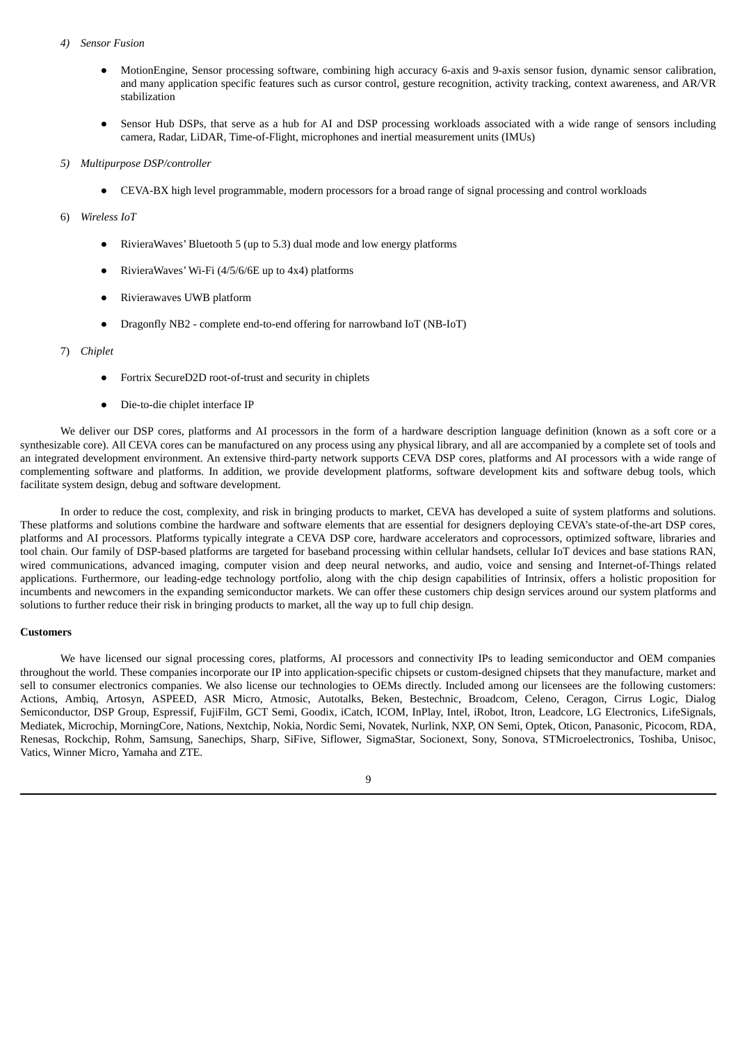*4) Sensor Fusion*

- MotionEngine, Sensor processing software, combining high accuracy 6-axis and 9-axis sensor fusion, dynamic sensor calibration, and many application specific features such as cursor control, gesture recognition, activity tracking, context awareness, and AR/VR stabilization
- Sensor Hub DSPs, that serve as a hub for AI and DSP processing workloads associated with a wide range of sensors including camera, Radar, LiDAR, Time-of-Flight, microphones and inertial measurement units (IMUs)

*5) Multipurpose DSP/controller*

- CEVA-BX high level programmable, modern processors for a broad range of signal processing and control workloads

6) *Wireless IoT*

- RivieraWaves' Bluetooth 5 (up to 5.3) dual mode and low energy platforms
- RivieraWaves' Wi-Fi (4/5/6/6E up to 4x4) platforms
- Rivierawaves UWB platform
- Dragonfly NB2 - complete end-to-end offering for narrowband IoT (NB-IoT)

7) *Chiplet*

- Fortrix SecureD2D root-of-trust and security in chiplets
- Die-to-die chiplet interface IP

We deliver our DSP cores, platforms and AI processors in the form of a hardware description language definition (known as a soft core or a synthesizable core). All CEVA cores can be manufactured on any process using any physical library, and all are accompanied by a complete set of tools and an integrated development environment. An extensive third-party network supports CEVA DSP cores, platforms and AI processors with a wide range of complementing software and platforms. In addition, we provide development platforms, software development kits and software debug tools, which facilitate system design, debug and software development.

In order to reduce the cost, complexity, and risk in bringing products to market, CEVA has developed a suite of system platforms and solutions. These platforms and solutions combine the hardware and software elements that are essential for designers deploying CEVA's state-of-the-art DSP cores, platforms and AI processors. Platforms typically integrate a CEVA DSP core, hardware accelerators and coprocessors, optimized software, libraries and tool chain. Our family of DSP-based platforms are targeted for baseband processing within cellular handsets, cellular IoT devices and base stations RAN, wired communications, advanced imaging, computer vision and deep neural networks, and audio, voice and sensing and Internet-of-Things related applications. Furthermore, our leading-edge technology portfolio, along with the chip design capabilities of Intrinsix, offers a holistic proposition for incumbents and newcomers in the expanding semiconductor markets. We can offer these customers chip design services around our system platforms and solutions to further reduce their risk in bringing products to market, all the way up to full chip design.

**Customers**

We have licensed our signal processing cores, platforms, AI processors and connectivity IPs to leading semiconductor and OEM companies throughout the world. These companies incorporate our IP into application-specific chipsets or custom-designed chipsets that they manufacture, market and sell to consumer electronics companies. We also license our technologies to OEMs directly. Included among our licensees are the following customers: Actions, Ambiq, Artosyn, ASPEED, ASR Micro, Atmosic, Autotalks, Beken, Bestechnic, Broadcom, Celeno, Ceragon, Cirrus Logic, Dialog Semiconductor, DSP Group, Espressif, FujiFilm, GCT Semi, Goodix, iCatch, ICOM, InPlay, Intel, iRobot, Itron, Leadcore, LG Electronics, LifeSignals, Mediatek, Microchip, MorningCore, Nations, Nextchip, Nokia, Nordic Semi, Novatek, Nurlink, NXP, ON Semi, Optek, Oticon, Panasonic, Picocom, RDA, Renesas, Rockchip, Rohm, Samsung, Sanechips, Sharp, SiFive, Siflower, SigmaStar, Socionext, Sony, Sonova, STMicroelectronics, Toshiba, Unisoc, Vatics, Winner Micro, Yamaha and ZTE.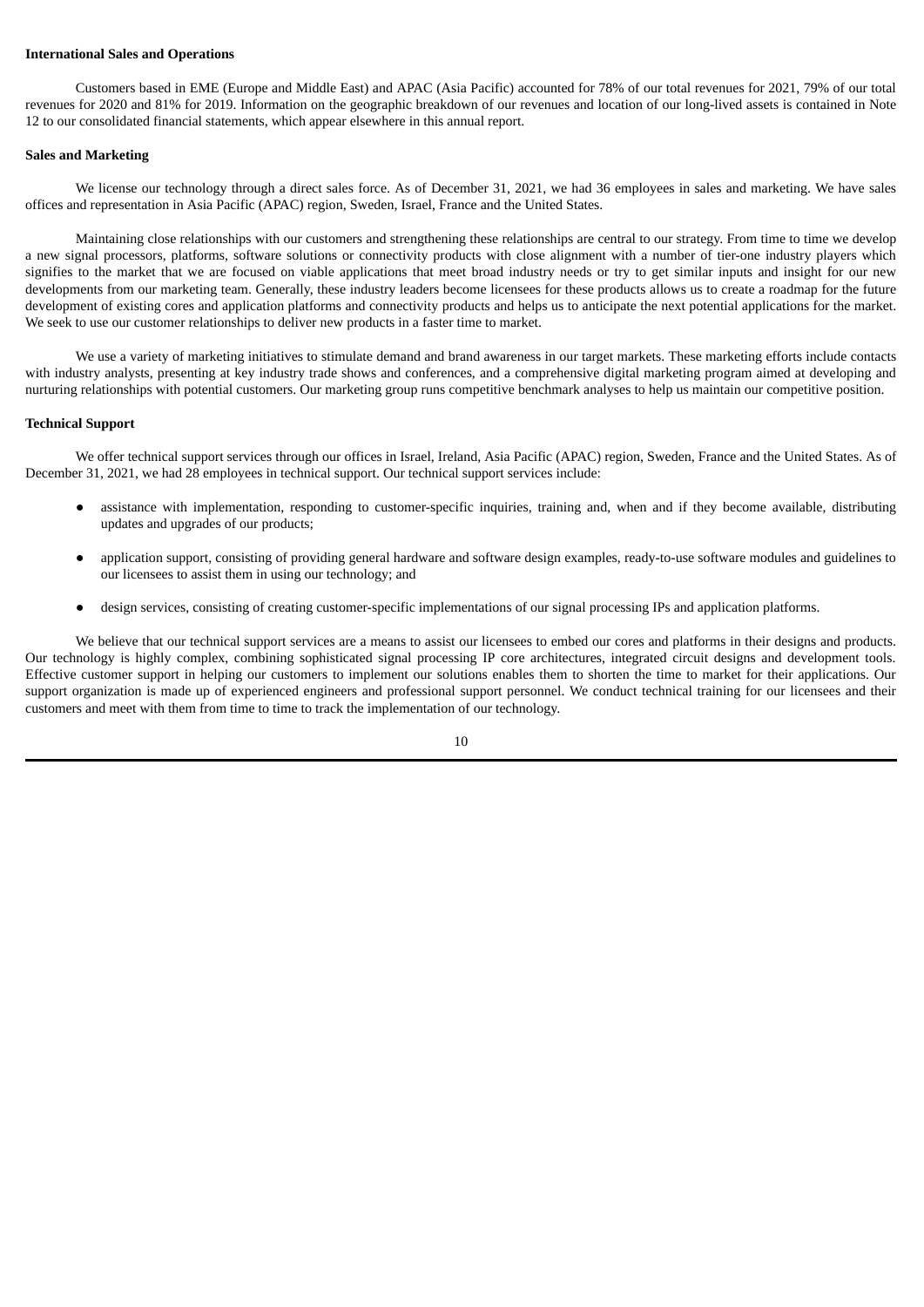**International Sales and Operations**

Customers based in EME (Europe and Middle East) and APAC (Asia Pacific) accounted for 78% of our total revenues for 2021, 79% of our total revenues for 2020 and 81% for 2019. Information on the geographic breakdown of our revenues and location of our long-lived assets is contained in Note 12 to our consolidated financial statements, which appear elsewhere in this annual report.

**Sales and Marketing**

We license our technology through a direct sales force. As of December 31, 2021, we had 36 employees in sales and marketing. We have sales offices and representation in Asia Pacific (APAC) region, Sweden, Israel, France and the United States.

Maintaining close relationships with our customers and strengthening these relationships are central to our strategy. From time to time we develop a new signal processors, platforms, software solutions or connectivity products with close alignment with a number of tier-one industry players which signifies to the market that we are focused on viable applications that meet broad industry needs or try to get similar inputs and insight for our new developments from our marketing team. Generally, these industry leaders become licensees for these products allows us to create a roadmap for the future development of existing cores and application platforms and connectivity products and helps us to anticipate the next potential applications for the market. We seek to use our customer relationships to deliver new products in a faster time to market.

We use a variety of marketing initiatives to stimulate demand and brand awareness in our target markets. These marketing efforts include contacts with industry analysts, presenting at key industry trade shows and conferences, and a comprehensive digital marketing program aimed at developing and nurturing relationships with potential customers. Our marketing group runs competitive benchmark analyses to help us maintain our competitive position.

**Technical Support**

We offer technical support services through our offices in Israel, Ireland, Asia Pacific (APAC) region, Sweden, France and the United States. As of December 31, 2021, we had 28 employees in technical support. Our technical support services include:

- assistance with implementation, responding to customer-specific inquiries, training and, when and if they become available, distributing updates and upgrades of our products;
- application support, consisting of providing general hardware and software design examples, ready-to-use software modules and guidelines to our licensees to assist them in using our technology; and
- design services, consisting of creating customer-specific implementations of our signal processing IPs and application platforms.

We believe that our technical support services are a means to assist our licensees to embed our cores and platforms in their designs and products. Our technology is highly complex, combining sophisticated signal processing IP core architectures, integrated circuit designs and development tools. Effective customer support in helping our customers to implement our solutions enables them to shorten the time to market for their applications. Our support organization is made up of experienced engineers and professional support personnel. We conduct technical training for our licensees and their customers and meet with them from time to time to track the implementation of our technology.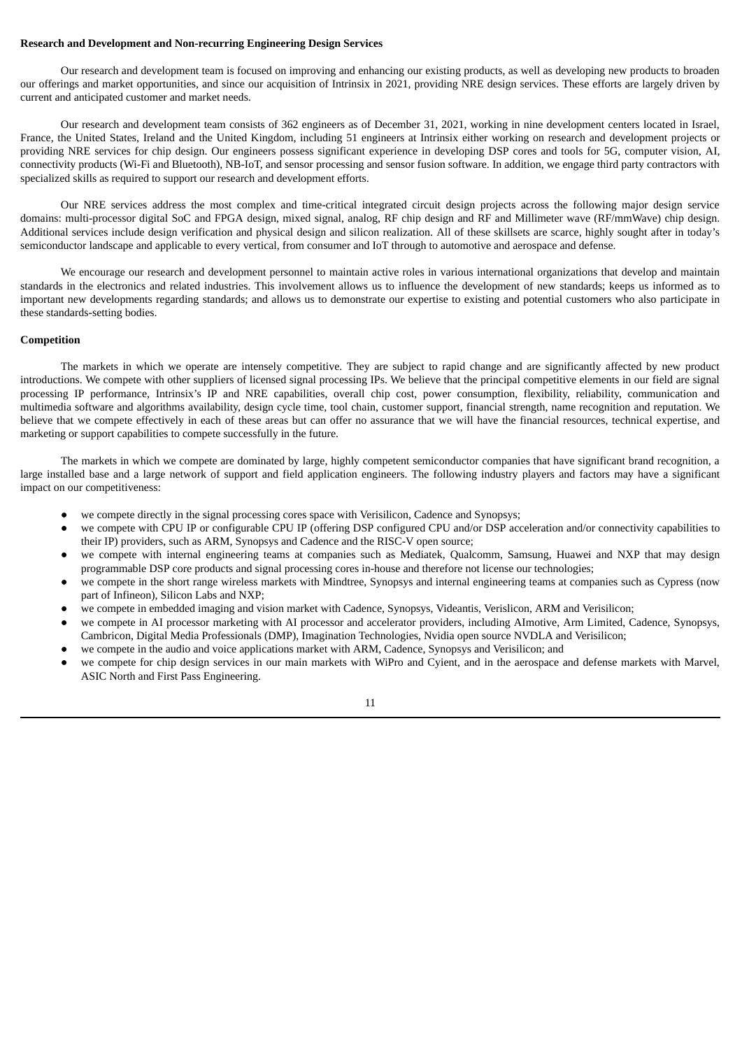**Research and Development and Non-recurring Engineering Design Services**

Our research and development team is focused on improving and enhancing our existing products, as well as developing new products to broaden our offerings and market opportunities, and since our acquisition of Intrinsix in 2021, providing NRE design services. These efforts are largely driven by current and anticipated customer and market needs.

Our research and development team consists of 362 engineers as of December 31, 2021, working in nine development centers located in Israel, France, the United States, Ireland and the United Kingdom, including 51 engineers at Intrinsix either working on research and development projects or providing NRE services for chip design. Our engineers possess significant experience in developing DSP cores and tools for 5G, computer vision, AI, connectivity products (Wi-Fi and Bluetooth), NB-IoT, and sensor processing and sensor fusion software. In addition, we engage third party contractors with specialized skills as required to support our research and development efforts.

Our NRE services address the most complex and time-critical integrated circuit design projects across the following major design service domains: multi-processor digital SoC and FPGA design, mixed signal, analog, RF chip design and RF and Millimeter wave (RF/mmWave) chip design. Additional services include design verification and physical design and silicon realization. All of these skillsets are scarce, highly sought after in today's semiconductor landscape and applicable to every vertical, from consumer and IoT through to automotive and aerospace and defense.

We encourage our research and development personnel to maintain active roles in various international organizations that develop and maintain standards in the electronics and related industries. This involvement allows us to influence the development of new standards; keeps us informed as to important new developments regarding standards; and allows us to demonstrate our expertise to existing and potential customers who also participate in these standards-setting bodies.

**Competition**

The markets in which we operate are intensely competitive. They are subject to rapid change and are significantly affected by new product introductions. We compete with other suppliers of licensed signal processing IPs. We believe that the principal competitive elements in our field are signal processing IP performance, Intrinsix's IP and NRE capabilities, overall chip cost, power consumption, flexibility, reliability, communication and multimedia software and algorithms availability, design cycle time, tool chain, customer support, financial strength, name recognition and reputation. We believe that we compete effectively in each of these areas but can offer no assurance that we will have the financial resources, technical expertise, and marketing or support capabilities to compete successfully in the future.

The markets in which we compete are dominated by large, highly competent semiconductor companies that have significant brand recognition, a large installed base and a large network of support and field application engineers. The following industry players and factors may have a significant impact on our competitiveness:

- we compete directly in the signal processing cores space with Verisilicon, Cadence and Synopsys;
- we compete with CPU IP or configurable CPU IP (offering DSP configured CPU and/or DSP acceleration and/or connectivity capabilities to their IP) providers, such as ARM, Synopsys and Cadence and the RISC-V open source;
- we compete with internal engineering teams at companies such as Mediatek, Qualcomm, Samsung, Huawei and NXP that may design programmable DSP core products and signal processing cores in-house and therefore not license our technologies;
- we compete in the short range wireless markets with Mindtree, Synopsys and internal engineering teams at companies such as Cypress (now part of Infineon), Silicon Labs and NXP;
- we compete in embedded imaging and vision market with Cadence, Synopsys, Videantis, Verislicon, ARM and Verisilicon;
- we compete in AI processor marketing with AI processor and accelerator providers, including AImotive, Arm Limited, Cadence, Synopsys, Cambricon, Digital Media Professionals (DMP), Imagination Technologies, Nvidia open source NVDLA and Verisilicon;
- we compete in the audio and voice applications market with ARM, Cadence, Synopsys and Verisilicon; and
- we compete for chip design services in our main markets with WiPro and Cyient, and in the aerospace and defense markets with Marvel, ASIC North and First Pass Engineering.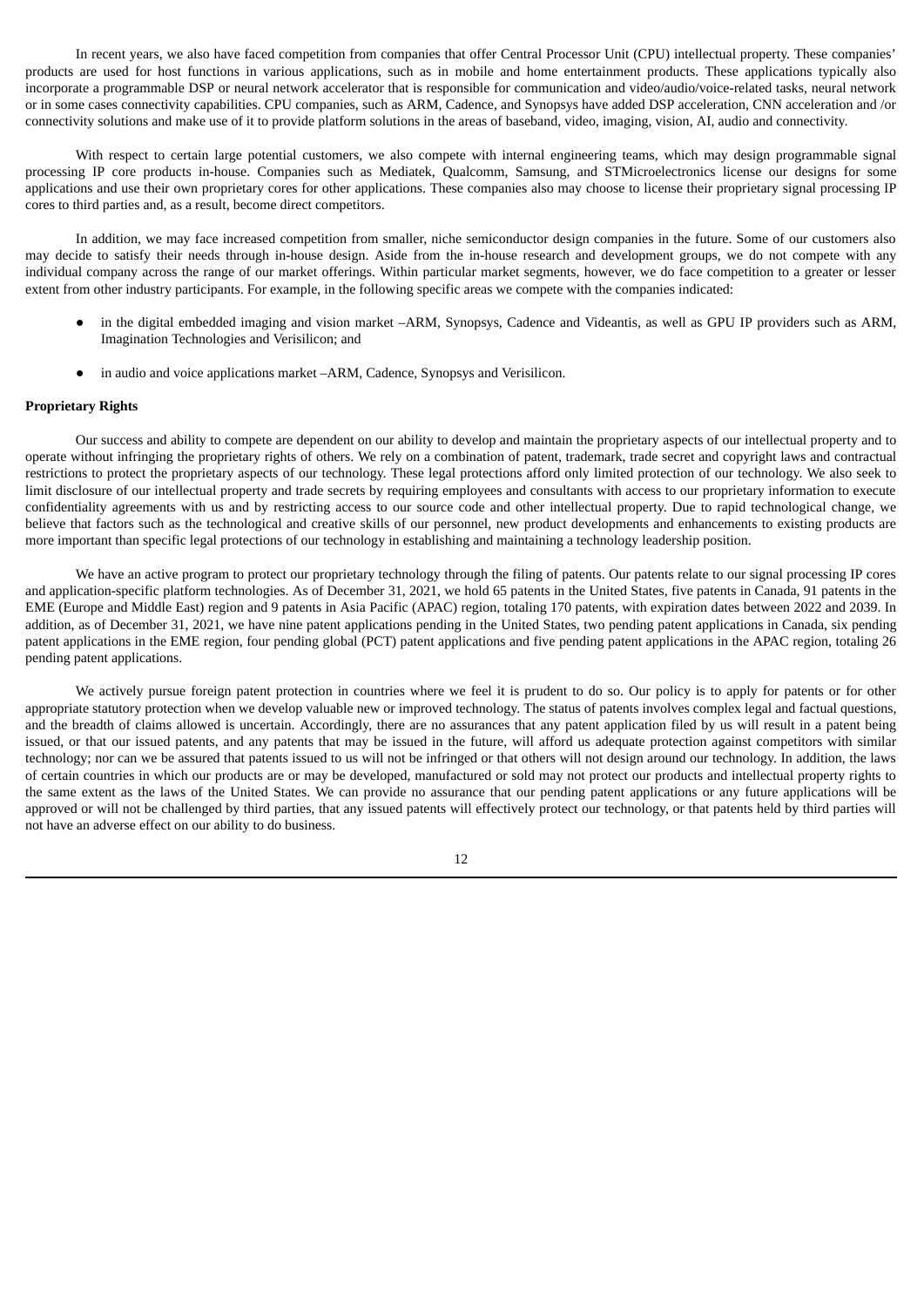In recent years, we also have faced competition from companies that offer Central Processor Unit (CPU) intellectual property. These companies' products are used for host functions in various applications, such as in mobile and home entertainment products. These applications typically also incorporate a programmable DSP or neural network accelerator that is responsible for communication and video/audio/voice-related tasks, neural network or in some cases connectivity capabilities. CPU companies, such as ARM, Cadence, and Synopsys have added DSP acceleration, CNN acceleration and /or connectivity solutions and make use of it to provide platform solutions in the areas of baseband, video, imaging, vision, AI, audio and connectivity.

With respect to certain large potential customers, we also compete with internal engineering teams, which may design programmable signal processing IP core products in-house. Companies such as Mediatek, Qualcomm, Samsung, and STMicroelectronics license our designs for some applications and use their own proprietary cores for other applications. These companies also may choose to license their proprietary signal processing IP cores to third parties and, as a result, become direct competitors.

In addition, we may face increased competition from smaller, niche semiconductor design companies in the future. Some of our customers also may decide to satisfy their needs through in-house design. Aside from the in-house research and development groups, we do not compete with any individual company across the range of our market offerings. Within particular market segments, however, we do face competition to a greater or lesser extent from other industry participants. For example, in the following specific areas we compete with the companies indicated:

- in the digital embedded imaging and vision market –ARM, Synopsys, Cadence and Videantis, as well as GPU IP providers such as ARM, Imagination Technologies and Verisilicon; and
- in audio and voice applications market –ARM, Cadence, Synopsys and Verisilicon.

**Proprietary Rights**

Our success and ability to compete are dependent on our ability to develop and maintain the proprietary aspects of our intellectual property and to operate without infringing the proprietary rights of others. We rely on a combination of patent, trademark, trade secret and copyright laws and contractual restrictions to protect the proprietary aspects of our technology. These legal protections afford only limited protection of our technology. We also seek to limit disclosure of our intellectual property and trade secrets by requiring employees and consultants with access to our proprietary information to execute confidentiality agreements with us and by restricting access to our source code and other intellectual property. Due to rapid technological change, we believe that factors such as the technological and creative skills of our personnel, new product developments and enhancements to existing products are more important than specific legal protections of our technology in establishing and maintaining a technology leadership position.

We have an active program to protect our proprietary technology through the filing of patents. Our patents relate to our signal processing IP cores and application-specific platform technologies. As of December 31, 2021, we hold 65 patents in the United States, five patents in Canada, 91 patents in the EME (Europe and Middle East) region and 9 patents in Asia Pacific (APAC) region, totaling 170 patents, with expiration dates between 2022 and 2039. In addition, as of December 31, 2021, we have nine patent applications pending in the United States, two pending patent applications in Canada, six pending patent applications in the EME region, four pending global (PCT) patent applications and five pending patent applications in the APAC region, totaling 26 pending patent applications.

We actively pursue foreign patent protection in countries where we feel it is prudent to do so. Our policy is to apply for patents or for other appropriate statutory protection when we develop valuable new or improved technology. The status of patents involves complex legal and factual questions, and the breadth of claims allowed is uncertain. Accordingly, there are no assurances that any patent application filed by us will result in a patent being issued, or that our issued patents, and any patents that may be issued in the future, will afford us adequate protection against competitors with similar technology; nor can we be assured that patents issued to us will not be infringed or that others will not design around our technology. In addition, the laws of certain countries in which our products are or may be developed, manufactured or sold may not protect our products and intellectual property rights to the same extent as the laws of the United States. We can provide no assurance that our pending patent applications or any future applications will be approved or will not be challenged by third parties, that any issued patents will effectively protect our technology, or that patents held by third parties will not have an adverse effect on our ability to do business.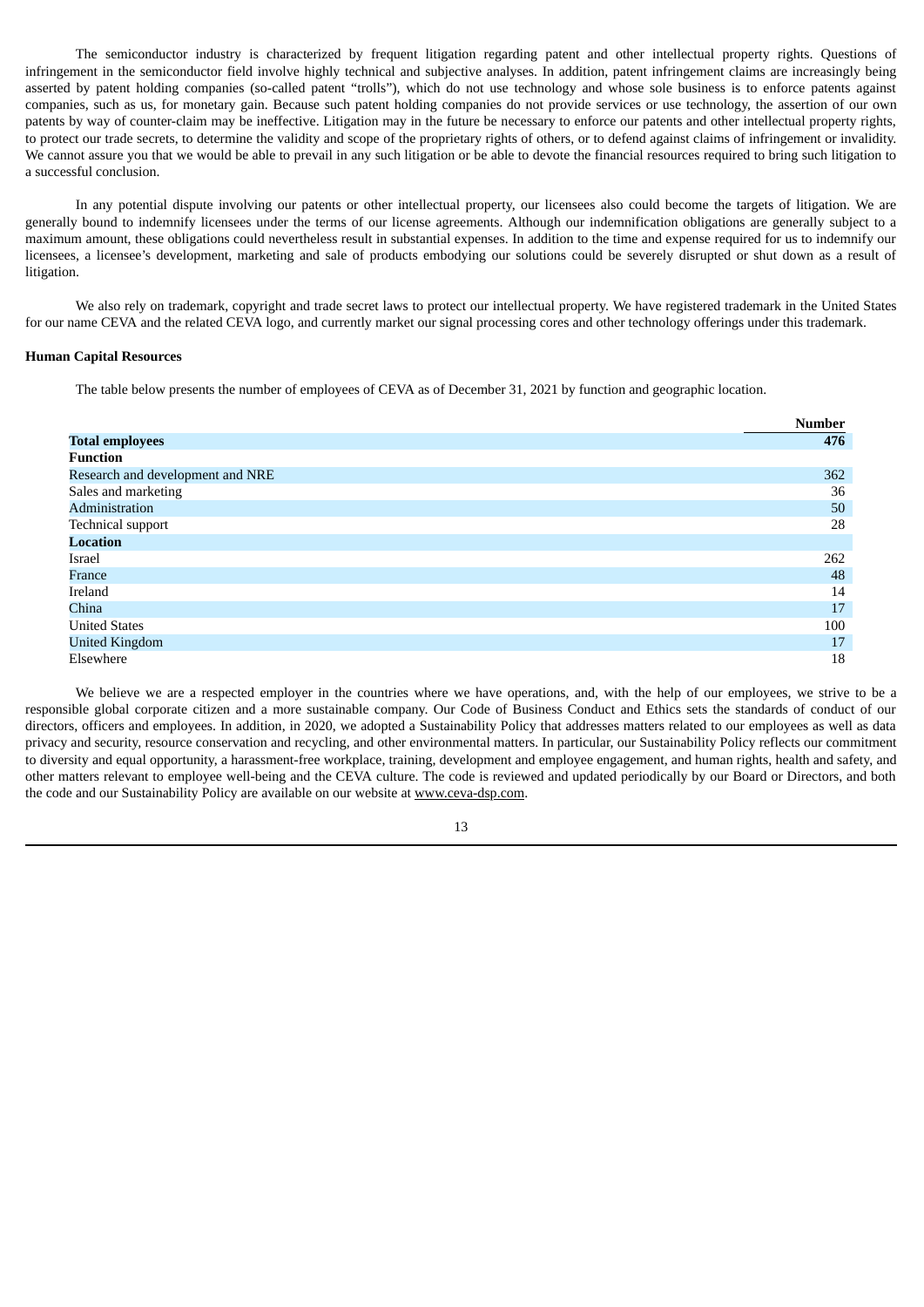The semiconductor industry is characterized by frequent litigation regarding patent and other intellectual property rights. Questions of infringement in the semiconductor field involve highly technical and subjective analyses. In addition, patent infringement claims are increasingly being asserted by patent holding companies (so-called patent "trolls"), which do not use technology and whose sole business is to enforce patents against companies, such as us, for monetary gain. Because such patent holding companies do not provide services or use technology, the assertion of our own patents by way of counter-claim may be ineffective. Litigation may in the future be necessary to enforce our patents and other intellectual property rights, to protect our trade secrets, to determine the validity and scope of the proprietary rights of others, or to defend against claims of infringement or invalidity. We cannot assure you that we would be able to prevail in any such litigation or be able to devote the financial resources required to bring such litigation to a successful conclusion.

In any potential dispute involving our patents or other intellectual property, our licensees also could become the targets of litigation. We are generally bound to indemnify licensees under the terms of our license agreements. Although our indemnification obligations are generally subject to a maximum amount, these obligations could nevertheless result in substantial expenses. In addition to the time and expense required for us to indemnify our licensees, a licensee's development, marketing and sale of products embodying our solutions could be severely disrupted or shut down as a result of litigation.

We also rely on trademark, copyright and trade secret laws to protect our intellectual property. We have registered trademark in the United States for our name CEVA and the related CEVA logo, and currently market our signal processing cores and other technology offerings under this trademark.

**Human Capital Resources**

The table below presents the number of employees of CEVA as of December 31, 2021 by function and geographic location.

| | Number |
|---|---|
| **Total employees** | **476** |
| **Function** | |
| Research and development and NRE | 362 |
| Sales and marketing | 36 |
| Administration | 50 |
| Technical support | 28 |
| **Location** | |
| Israel | 262 |
| France | 48 |
| Ireland | 14 |
| China | 17 |
| United States | 100 |
| United Kingdom | 17 |
| Elsewhere | 18 |

We believe we are a respected employer in the countries where we have operations, and, with the help of our employees, we strive to be a responsible global corporate citizen and a more sustainable company. Our Code of Business Conduct and Ethics sets the standards of conduct of our directors, officers and employees. In addition, in 2020, we adopted a Sustainability Policy that addresses matters related to our employees as well as data privacy and security, resource conservation and recycling, and other environmental matters. In particular, our Sustainability Policy reflects our commitment to diversity and equal opportunity, a harassment-free workplace, training, development and employee engagement, and human rights, health and safety, and other matters relevant to employee well-being and the CEVA culture. The code is reviewed and updated periodically by our Board or Directors, and both the code and our Sustainability Policy are available on our website at www.ceva-dsp.com.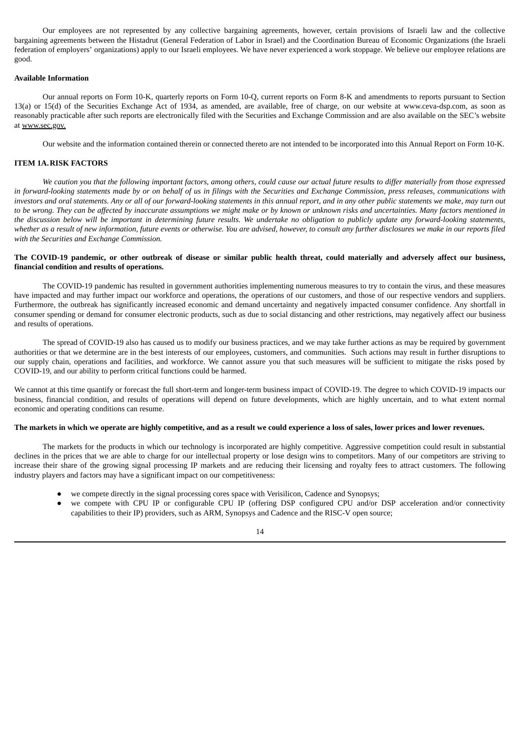Our employees are not represented by any collective bargaining agreements, however, certain provisions of Israeli law and the collective bargaining agreements between the Histadrut (General Federation of Labor in Israel) and the Coordination Bureau of Economic Organizations (the Israeli federation of employers' organizations) apply to our Israeli employees. We have never experienced a work stoppage. We believe our employee relations are good.

**Available Information**

Our annual reports on Form 10-K, quarterly reports on Form 10-Q, current reports on Form 8-K and amendments to reports pursuant to Section 13(a) or 15(d) of the Securities Exchange Act of 1934, as amended, are available, free of charge, on our website at www.ceva-dsp.com, as soon as reasonably practicable after such reports are electronically filed with the Securities and Exchange Commission and are also available on the SEC's website at www.sec.gov.

Our website and the information contained therein or connected thereto are not intended to be incorporated into this Annual Report on Form 10-K.

## ITEM 1A. RISK FACTORS

*We caution you that the following important factors, among others, could cause our actual future results to differ materially from those expressed in forward-looking statements made by or on behalf of us in filings with the Securities and Exchange Commission, press releases, communications with investors and oral statements. Any or all of our forward-looking statements in this annual report, and in any other public statements we make, may turn out to be wrong. They can be affected by inaccurate assumptions we might make or by known or unknown risks and uncertainties. Many factors mentioned in the discussion below will be important in determining future results. We undertake no obligation to publicly update any forward-looking statements, whether as a result of new information, future events or otherwise. You are advised, however, to consult any further disclosures we make in our reports filed with the Securities and Exchange Commission.*

**The COVID-19 pandemic, or other outbreak of disease or similar public health threat, could materially and adversely affect our business, financial condition and results of operations.**

The COVID-19 pandemic has resulted in government authorities implementing numerous measures to try to contain the virus, and these measures have impacted and may further impact our workforce and operations, the operations of our customers, and those of our respective vendors and suppliers. Furthermore, the outbreak has significantly increased economic and demand uncertainty and negatively impacted consumer confidence. Any shortfall in consumer spending or demand for consumer electronic products, such as due to social distancing and other restrictions, may negatively affect our business and results of operations.

The spread of COVID-19 also has caused us to modify our business practices, and we may take further actions as may be required by government authorities or that we determine are in the best interests of our employees, customers, and communities. Such actions may result in further disruptions to our supply chain, operations and facilities, and workforce. We cannot assure you that such measures will be sufficient to mitigate the risks posed by COVID-19, and our ability to perform critical functions could be harmed.

We cannot at this time quantify or forecast the full short-term and longer-term business impact of COVID-19. The degree to which COVID-19 impacts our business, financial condition, and results of operations will depend on future developments, which are highly uncertain, and to what extent normal economic and operating conditions can resume.

**The markets in which we operate are highly competitive, and as a result we could experience a loss of sales, lower prices and lower revenues.**

The markets for the products in which our technology is incorporated are highly competitive. Aggressive competition could result in substantial declines in the prices that we are able to charge for our intellectual property or lose design wins to competitors. Many of our competitors are striving to increase their share of the growing signal processing IP markets and are reducing their licensing and royalty fees to attract customers. The following industry players and factors may have a significant impact on our competitiveness:

- we compete directly in the signal processing cores space with Verisilicon, Cadence and Synopsys;
- we compete with CPU IP or configurable CPU IP (offering DSP configured CPU and/or DSP acceleration and/or connectivity capabilities to their IP) providers, such as ARM, Synopsys and Cadence and the RISC-V open source;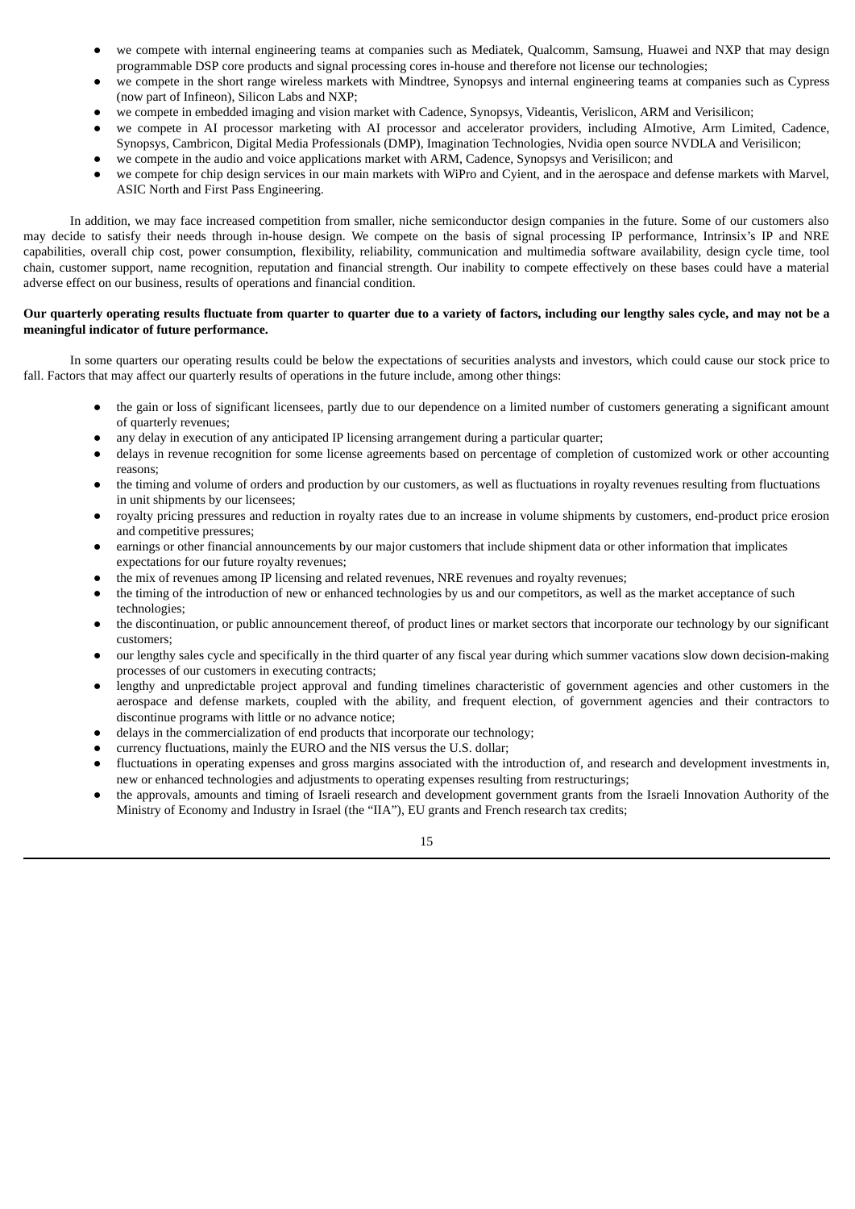- we compete with internal engineering teams at companies such as Mediatek, Qualcomm, Samsung, Huawei and NXP that may design programmable DSP core products and signal processing cores in-house and therefore not license our technologies;
- we compete in the short range wireless markets with Mindtree, Synopsys and internal engineering teams at companies such as Cypress (now part of Infineon), Silicon Labs and NXP;
- we compete in embedded imaging and vision market with Cadence, Synopsys, Videantis, Verislicon, ARM and Verisilicon;
- we compete in AI processor marketing with AI processor and accelerator providers, including AImotive, Arm Limited, Cadence, Synopsys, Cambricon, Digital Media Professionals (DMP), Imagination Technologies, Nvidia open source NVDLA and Verisilicon;
- we compete in the audio and voice applications market with ARM, Cadence, Synopsys and Verisilicon; and
- we compete for chip design services in our main markets with WiPro and Cyient, and in the aerospace and defense markets with Marvel, ASIC North and First Pass Engineering.

In addition, we may face increased competition from smaller, niche semiconductor design companies in the future. Some of our customers also may decide to satisfy their needs through in-house design. We compete on the basis of signal processing IP performance, Intrinsix's IP and NRE capabilities, overall chip cost, power consumption, flexibility, reliability, communication and multimedia software availability, design cycle time, tool chain, customer support, name recognition, reputation and financial strength. Our inability to compete effectively on these bases could have a material adverse effect on our business, results of operations and financial condition.

**Our quarterly operating results fluctuate from quarter to quarter due to a variety of factors, including our lengthy sales cycle, and may not be a meaningful indicator of future performance.**

In some quarters our operating results could be below the expectations of securities analysts and investors, which could cause our stock price to fall. Factors that may affect our quarterly results of operations in the future include, among other things:

- the gain or loss of significant licensees, partly due to our dependence on a limited number of customers generating a significant amount of quarterly revenues;
- any delay in execution of any anticipated IP licensing arrangement during a particular quarter;
- delays in revenue recognition for some license agreements based on percentage of completion of customized work or other accounting reasons;
- the timing and volume of orders and production by our customers, as well as fluctuations in royalty revenues resulting from fluctuations in unit shipments by our licensees;
- royalty pricing pressures and reduction in royalty rates due to an increase in volume shipments by customers, end-product price erosion and competitive pressures;
- earnings or other financial announcements by our major customers that include shipment data or other information that implicates expectations for our future royalty revenues;
- the mix of revenues among IP licensing and related revenues, NRE revenues and royalty revenues;
- the timing of the introduction of new or enhanced technologies by us and our competitors, as well as the market acceptance of such technologies;
- the discontinuation, or public announcement thereof, of product lines or market sectors that incorporate our technology by our significant customers;
- our lengthy sales cycle and specifically in the third quarter of any fiscal year during which summer vacations slow down decision-making processes of our customers in executing contracts;
- lengthy and unpredictable project approval and funding timelines characteristic of government agencies and other customers in the aerospace and defense markets, coupled with the ability, and frequent election, of government agencies and their contractors to discontinue programs with little or no advance notice;
- delays in the commercialization of end products that incorporate our technology;
- currency fluctuations, mainly the EURO and the NIS versus the U.S. dollar;
- fluctuations in operating expenses and gross margins associated with the introduction of, and research and development investments in, new or enhanced technologies and adjustments to operating expenses resulting from restructurings;
- the approvals, amounts and timing of Israeli research and development government grants from the Israeli Innovation Authority of the Ministry of Economy and Industry in Israel (the "IIA"), EU grants and French research tax credits;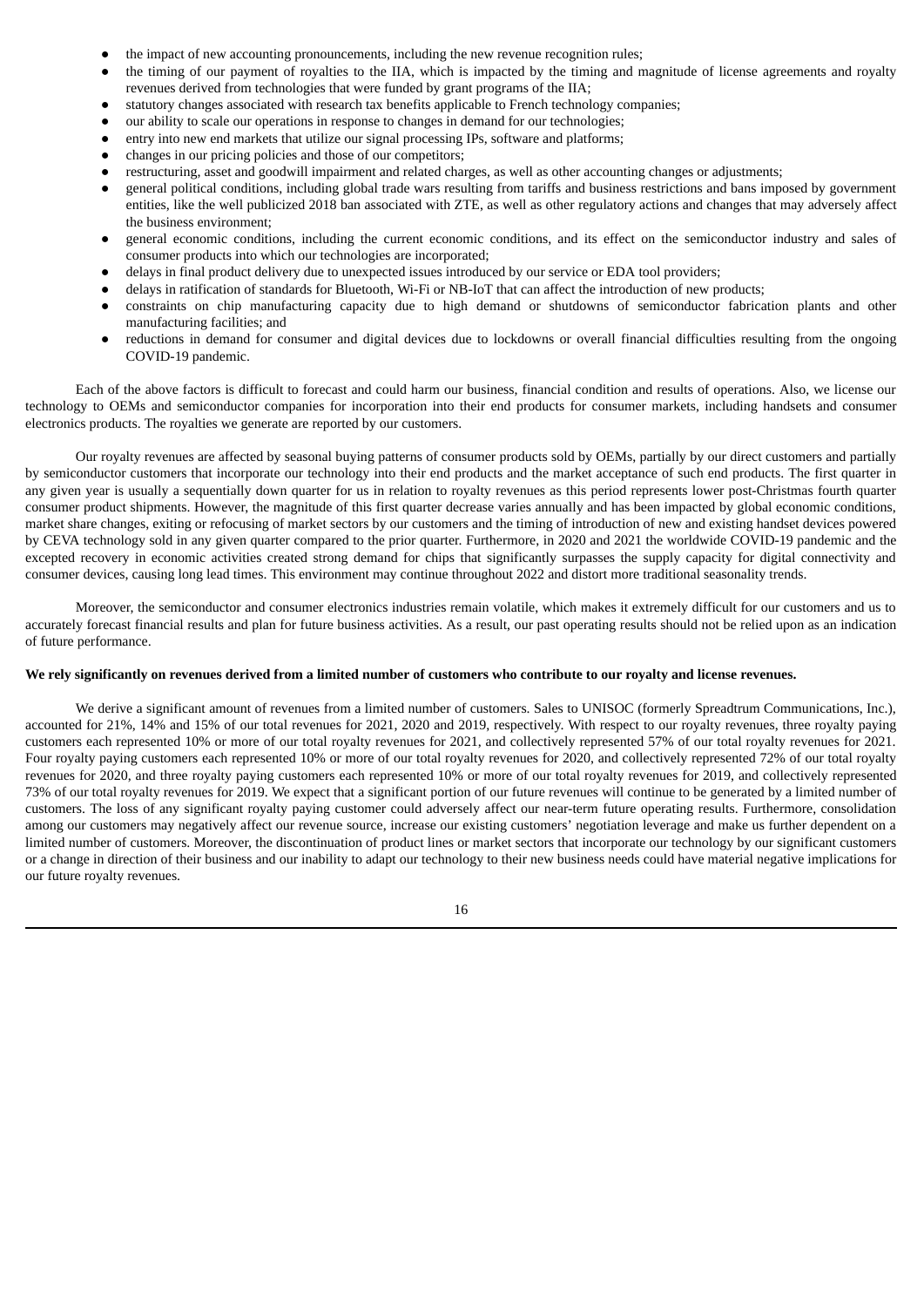- the impact of new accounting pronouncements, including the new revenue recognition rules;
- the timing of our payment of royalties to the IIA, which is impacted by the timing and magnitude of license agreements and royalty revenues derived from technologies that were funded by grant programs of the IIA;
- statutory changes associated with research tax benefits applicable to French technology companies;
- our ability to scale our operations in response to changes in demand for our technologies;
- entry into new end markets that utilize our signal processing IPs, software and platforms;
- changes in our pricing policies and those of our competitors;
- restructuring, asset and goodwill impairment and related charges, as well as other accounting changes or adjustments;
- general political conditions, including global trade wars resulting from tariffs and business restrictions and bans imposed by government entities, like the well publicized 2018 ban associated with ZTE, as well as other regulatory actions and changes that may adversely affect the business environment;
- general economic conditions, including the current economic conditions, and its effect on the semiconductor industry and sales of consumer products into which our technologies are incorporated;
- delays in final product delivery due to unexpected issues introduced by our service or EDA tool providers;
- delays in ratification of standards for Bluetooth, Wi-Fi or NB-IoT that can affect the introduction of new products;
- constraints on chip manufacturing capacity due to high demand or shutdowns of semiconductor fabrication plants and other manufacturing facilities; and
- reductions in demand for consumer and digital devices due to lockdowns or overall financial difficulties resulting from the ongoing COVID-19 pandemic.

Each of the above factors is difficult to forecast and could harm our business, financial condition and results of operations. Also, we license our technology to OEMs and semiconductor companies for incorporation into their end products for consumer markets, including handsets and consumer electronics products. The royalties we generate are reported by our customers.

Our royalty revenues are affected by seasonal buying patterns of consumer products sold by OEMs, partially by our direct customers and partially by semiconductor customers that incorporate our technology into their end products and the market acceptance of such end products. The first quarter in any given year is usually a sequentially down quarter for us in relation to royalty revenues as this period represents lower post-Christmas fourth quarter consumer product shipments. However, the magnitude of this first quarter decrease varies annually and has been impacted by global economic conditions, market share changes, exiting or refocusing of market sectors by our customers and the timing of introduction of new and existing handset devices powered by CEVA technology sold in any given quarter compared to the prior quarter. Furthermore, in 2020 and 2021 the worldwide COVID-19 pandemic and the excepted recovery in economic activities created strong demand for chips that significantly surpasses the supply capacity for digital connectivity and consumer devices, causing long lead times. This environment may continue throughout 2022 and distort more traditional seasonality trends.

Moreover, the semiconductor and consumer electronics industries remain volatile, which makes it extremely difficult for our customers and us to accurately forecast financial results and plan for future business activities. As a result, our past operating results should not be relied upon as an indication of future performance.

**We rely significantly on revenues derived from a limited number of customers who contribute to our royalty and license revenues.**

We derive a significant amount of revenues from a limited number of customers. Sales to UNISOC (formerly Spreadtrum Communications, Inc.), accounted for 21%, 14% and 15% of our total revenues for 2021, 2020 and 2019, respectively. With respect to our royalty revenues, three royalty paying customers each represented 10% or more of our total royalty revenues for 2021, and collectively represented 57% of our total royalty revenues for 2021. Four royalty paying customers each represented 10% or more of our total royalty revenues for 2020, and collectively represented 72% of our total royalty revenues for 2020, and three royalty paying customers each represented 10% or more of our total royalty revenues for 2019, and collectively represented 73% of our total royalty revenues for 2019. We expect that a significant portion of our future revenues will continue to be generated by a limited number of customers. The loss of any significant royalty paying customer could adversely affect our near-term future operating results. Furthermore, consolidation among our customers may negatively affect our revenue source, increase our existing customers' negotiation leverage and make us further dependent on a limited number of customers. Moreover, the discontinuation of product lines or market sectors that incorporate our technology by our significant customers or a change in direction of their business and our inability to adapt our technology to their new business needs could have material negative implications for our future royalty revenues.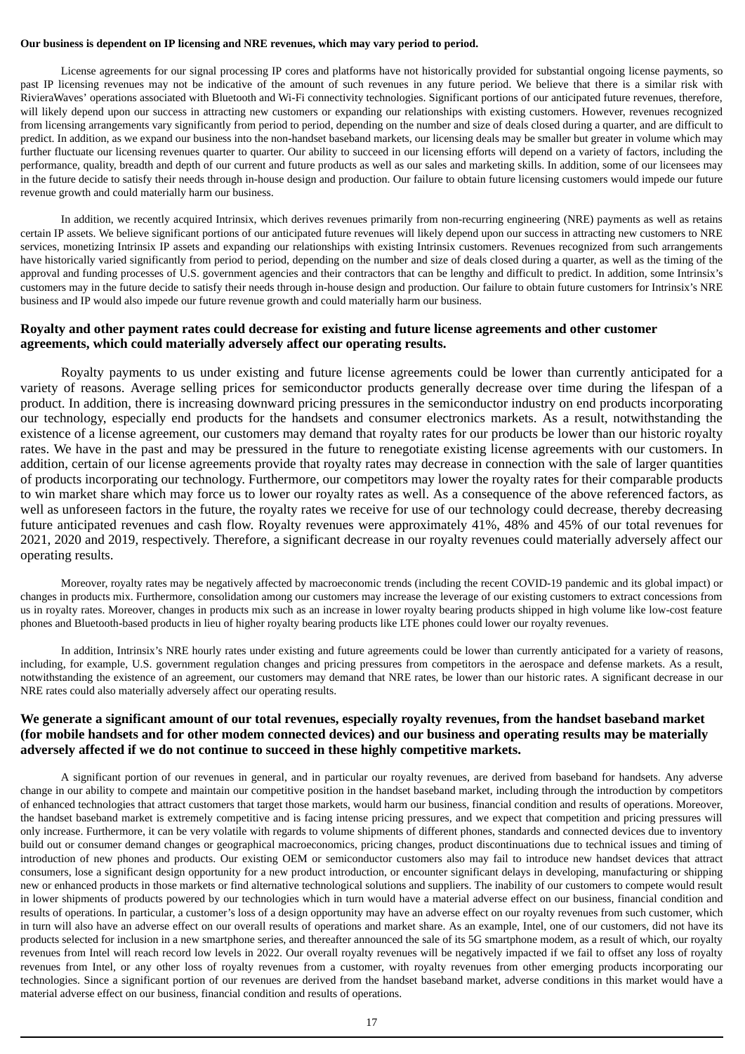**Our business is dependent on IP licensing and NRE revenues, which may vary period to period.**

License agreements for our signal processing IP cores and platforms have not historically provided for substantial ongoing license payments, so past IP licensing revenues may not be indicative of the amount of such revenues in any future period. We believe that there is a similar risk with RivieraWaves' operations associated with Bluetooth and Wi-Fi connectivity technologies. Significant portions of our anticipated future revenues, therefore, will likely depend upon our success in attracting new customers or expanding our relationships with existing customers. However, revenues recognized from licensing arrangements vary significantly from period to period, depending on the number and size of deals closed during a quarter, and are difficult to predict. In addition, as we expand our business into the non-handset baseband markets, our licensing deals may be smaller but greater in volume which may further fluctuate our licensing revenues quarter to quarter. Our ability to succeed in our licensing efforts will depend on a variety of factors, including the performance, quality, breadth and depth of our current and future products as well as our sales and marketing skills. In addition, some of our licensees may in the future decide to satisfy their needs through in-house design and production. Our failure to obtain future licensing customers would impede our future revenue growth and could materially harm our business.

In addition, we recently acquired Intrinsix, which derives revenues primarily from non-recurring engineering (NRE) payments as well as retains certain IP assets. We believe significant portions of our anticipated future revenues will likely depend upon our success in attracting new customers to NRE services, monetizing Intrinsix IP assets and expanding our relationships with existing Intrinsix customers. Revenues recognized from such arrangements have historically varied significantly from period to period, depending on the number and size of deals closed during a quarter, as well as the timing of the approval and funding processes of U.S. government agencies and their contractors that can be lengthy and difficult to predict. In addition, some Intrinsix's customers may in the future decide to satisfy their needs through in-house design and production. Our failure to obtain future customers for Intrinsix's NRE business and IP would also impede our future revenue growth and could materially harm our business.

**Royalty and other payment rates could decrease for existing and future license agreements and other customer agreements, which could materially adversely affect our operating results.**

Royalty payments to us under existing and future license agreements could be lower than currently anticipated for a variety of reasons. Average selling prices for semiconductor products generally decrease over time during the lifespan of a product. In addition, there is increasing downward pricing pressures in the semiconductor industry on end products incorporating our technology, especially end products for the handsets and consumer electronics markets. As a result, notwithstanding the existence of a license agreement, our customers may demand that royalty rates for our products be lower than our historic royalty rates. We have in the past and may be pressured in the future to renegotiate existing license agreements with our customers. In addition, certain of our license agreements provide that royalty rates may decrease in connection with the sale of larger quantities of products incorporating our technology. Furthermore, our competitors may lower the royalty rates for their comparable products to win market share which may force us to lower our royalty rates as well. As a consequence of the above referenced factors, as well as unforeseen factors in the future, the royalty rates we receive for use of our technology could decrease, thereby decreasing future anticipated revenues and cash flow. Royalty revenues were approximately 41%, 48% and 45% of our total revenues for 2021, 2020 and 2019, respectively. Therefore, a significant decrease in our royalty revenues could materially adversely affect our operating results.

Moreover, royalty rates may be negatively affected by macroeconomic trends (including the recent COVID-19 pandemic and its global impact) or changes in products mix. Furthermore, consolidation among our customers may increase the leverage of our existing customers to extract concessions from us in royalty rates. Moreover, changes in products mix such as an increase in lower royalty bearing products shipped in high volume like low-cost feature phones and Bluetooth-based products in lieu of higher royalty bearing products like LTE phones could lower our royalty revenues.

In addition, Intrinsix's NRE hourly rates under existing and future agreements could be lower than currently anticipated for a variety of reasons, including, for example, U.S. government regulation changes and pricing pressures from competitors in the aerospace and defense markets. As a result, notwithstanding the existence of an agreement, our customers may demand that NRE rates, be lower than our historic rates. A significant decrease in our NRE rates could also materially adversely affect our operating results.

**We generate a significant amount of our total revenues, especially royalty revenues, from the handset baseband market (for mobile handsets and for other modem connected devices) and our business and operating results may be materially adversely affected if we do not continue to succeed in these highly competitive markets.**

A significant portion of our revenues in general, and in particular our royalty revenues, are derived from baseband for handsets. Any adverse change in our ability to compete and maintain our competitive position in the handset baseband market, including through the introduction by competitors of enhanced technologies that attract customers that target those markets, would harm our business, financial condition and results of operations. Moreover, the handset baseband market is extremely competitive and is facing intense pricing pressures, and we expect that competition and pricing pressures will only increase. Furthermore, it can be very volatile with regards to volume shipments of different phones, standards and connected devices due to inventory build out or consumer demand changes or geographical macroeconomics, pricing changes, product discontinuations due to technical issues and timing of introduction of new phones and products. Our existing OEM or semiconductor customers also may fail to introduce new handset devices that attract consumers, lose a significant design opportunity for a new product introduction, or encounter significant delays in developing, manufacturing or shipping new or enhanced products in those markets or find alternative technological solutions and suppliers. The inability of our customers to compete would result in lower shipments of products powered by our technologies which in turn would have a material adverse effect on our business, financial condition and results of operations. In particular, a customer's loss of a design opportunity may have an adverse effect on our royalty revenues from such customer, which in turn will also have an adverse effect on our overall results of operations and market share. As an example, Intel, one of our customers, did not have its products selected for inclusion in a new smartphone series, and thereafter announced the sale of its 5G smartphone modem, as a result of which, our royalty revenues from Intel will reach record low levels in 2022. Our overall royalty revenues will be negatively impacted if we fail to offset any loss of royalty revenues from Intel, or any other loss of royalty revenues from a customer, with royalty revenues from other emerging products incorporating our technologies. Since a significant portion of our revenues are derived from the handset baseband market, adverse conditions in this market would have a material adverse effect on our business, financial condition and results of operations.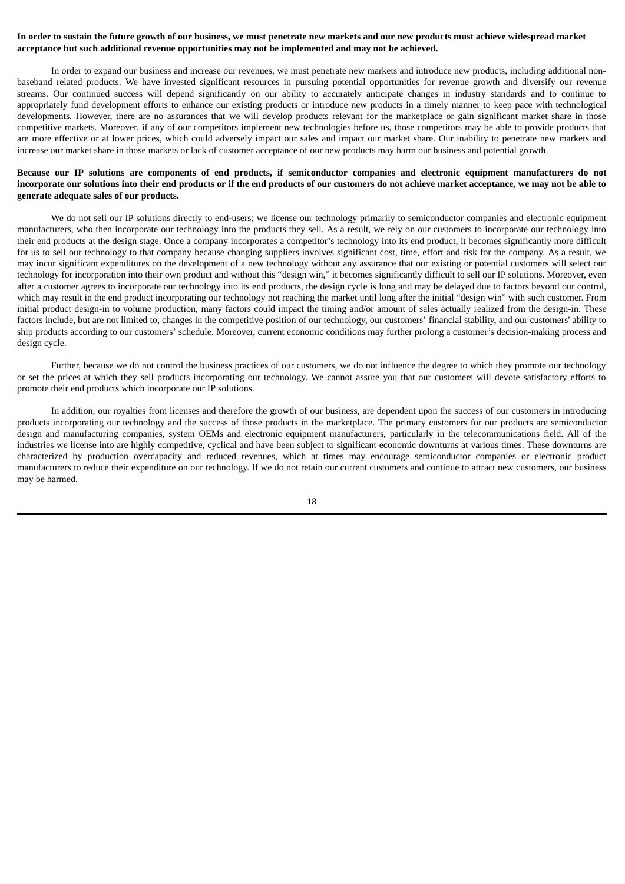**In order to sustain the future growth of our business, we must penetrate new markets and our new products must achieve widespread market acceptance but such additional revenue opportunities may not be implemented and may not be achieved.**

In order to expand our business and increase our revenues, we must penetrate new markets and introduce new products, including additional non-baseband related products. We have invested significant resources in pursuing potential opportunities for revenue growth and diversify our revenue streams. Our continued success will depend significantly on our ability to accurately anticipate changes in industry standards and to continue to appropriately fund development efforts to enhance our existing products or introduce new products in a timely manner to keep pace with technological developments. However, there are no assurances that we will develop products relevant for the marketplace or gain significant market share in those competitive markets. Moreover, if any of our competitors implement new technologies before us, those competitors may be able to provide products that are more effective or at lower prices, which could adversely impact our sales and impact our market share. Our inability to penetrate new markets and increase our market share in those markets or lack of customer acceptance of our new products may harm our business and potential growth.

**Because our IP solutions are components of end products, if semiconductor companies and electronic equipment manufacturers do not incorporate our solutions into their end products or if the end products of our customers do not achieve market acceptance, we may not be able to generate adequate sales of our products.**

We do not sell our IP solutions directly to end-users; we license our technology primarily to semiconductor companies and electronic equipment manufacturers, who then incorporate our technology into the products they sell. As a result, we rely on our customers to incorporate our technology into their end products at the design stage. Once a company incorporates a competitor's technology into its end product, it becomes significantly more difficult for us to sell our technology to that company because changing suppliers involves significant cost, time, effort and risk for the company. As a result, we may incur significant expenditures on the development of a new technology without any assurance that our existing or potential customers will select our technology for incorporation into their own product and without this "design win," it becomes significantly difficult to sell our IP solutions. Moreover, even after a customer agrees to incorporate our technology into its end products, the design cycle is long and may be delayed due to factors beyond our control, which may result in the end product incorporating our technology not reaching the market until long after the initial "design win" with such customer. From initial product design-in to volume production, many factors could impact the timing and/or amount of sales actually realized from the design-in. These factors include, but are not limited to, changes in the competitive position of our technology, our customers' financial stability, and our customers' ability to ship products according to our customers' schedule. Moreover, current economic conditions may further prolong a customer's decision-making process and design cycle.

Further, because we do not control the business practices of our customers, we do not influence the degree to which they promote our technology or set the prices at which they sell products incorporating our technology. We cannot assure you that our customers will devote satisfactory efforts to promote their end products which incorporate our IP solutions.

In addition, our royalties from licenses and therefore the growth of our business, are dependent upon the success of our customers in introducing products incorporating our technology and the success of those products in the marketplace. The primary customers for our products are semiconductor design and manufacturing companies, system OEMs and electronic equipment manufacturers, particularly in the telecommunications field. All of the industries we license into are highly competitive, cyclical and have been subject to significant economic downturns at various times. These downturns are characterized by production overcapacity and reduced revenues, which at times may encourage semiconductor companies or electronic product manufacturers to reduce their expenditure on our technology. If we do not retain our current customers and continue to attract new customers, our business may be harmed.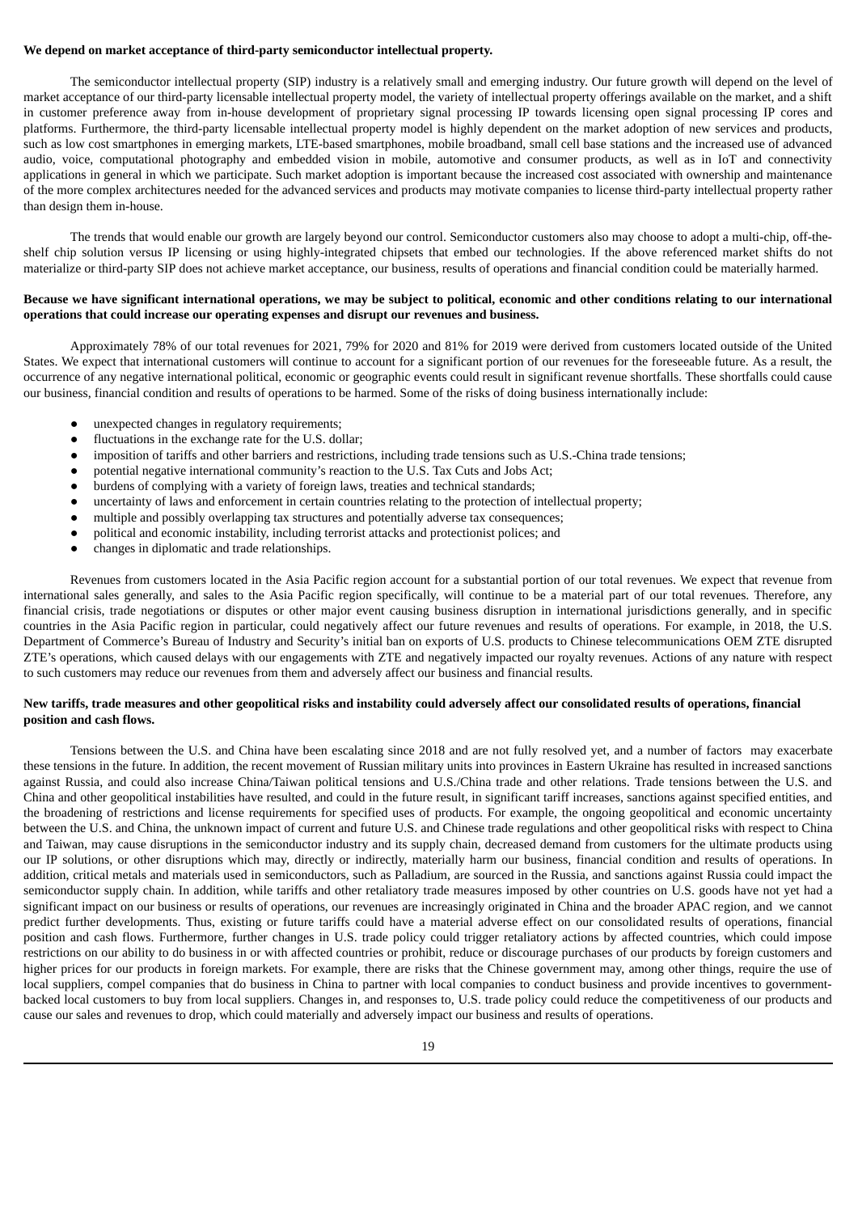**We depend on market acceptance of third-party semiconductor intellectual property.**

The semiconductor intellectual property (SIP) industry is a relatively small and emerging industry. Our future growth will depend on the level of market acceptance of our third-party licensable intellectual property model, the variety of intellectual property offerings available on the market, and a shift in customer preference away from in-house development of proprietary signal processing IP towards licensing open signal processing IP cores and platforms. Furthermore, the third-party licensable intellectual property model is highly dependent on the market adoption of new services and products, such as low cost smartphones in emerging markets, LTE-based smartphones, mobile broadband, small cell base stations and the increased use of advanced audio, voice, computational photography and embedded vision in mobile, automotive and consumer products, as well as in IoT and connectivity applications in general in which we participate. Such market adoption is important because the increased cost associated with ownership and maintenance of the more complex architectures needed for the advanced services and products may motivate companies to license third-party intellectual property rather than design them in-house.

The trends that would enable our growth are largely beyond our control. Semiconductor customers also may choose to adopt a multi-chip, off-the-shelf chip solution versus IP licensing or using highly-integrated chipsets that embed our technologies. If the above referenced market shifts do not materialize or third-party SIP does not achieve market acceptance, our business, results of operations and financial condition could be materially harmed.

**Because we have significant international operations, we may be subject to political, economic and other conditions relating to our international operations that could increase our operating expenses and disrupt our revenues and business.**

Approximately 78% of our total revenues for 2021, 79% for 2020 and 81% for 2019 were derived from customers located outside of the United States. We expect that international customers will continue to account for a significant portion of our revenues for the foreseeable future. As a result, the occurrence of any negative international political, economic or geographic events could result in significant revenue shortfalls. These shortfalls could cause our business, financial condition and results of operations to be harmed. Some of the risks of doing business internationally include:

- unexpected changes in regulatory requirements;
- fluctuations in the exchange rate for the U.S. dollar;
- imposition of tariffs and other barriers and restrictions, including trade tensions such as U.S.-China trade tensions;
- potential negative international community's reaction to the U.S. Tax Cuts and Jobs Act;
- burdens of complying with a variety of foreign laws, treaties and technical standards;
- uncertainty of laws and enforcement in certain countries relating to the protection of intellectual property;
- multiple and possibly overlapping tax structures and potentially adverse tax consequences;
- political and economic instability, including terrorist attacks and protectionist polices; and
- changes in diplomatic and trade relationships.

Revenues from customers located in the Asia Pacific region account for a substantial portion of our total revenues. We expect that revenue from international sales generally, and sales to the Asia Pacific region specifically, will continue to be a material part of our total revenues. Therefore, any financial crisis, trade negotiations or disputes or other major event causing business disruption in international jurisdictions generally, and in specific countries in the Asia Pacific region in particular, could negatively affect our future revenues and results of operations. For example, in 2018, the U.S. Department of Commerce's Bureau of Industry and Security's initial ban on exports of U.S. products to Chinese telecommunications OEM ZTE disrupted ZTE's operations, which caused delays with our engagements with ZTE and negatively impacted our royalty revenues. Actions of any nature with respect to such customers may reduce our revenues from them and adversely affect our business and financial results.

**New tariffs, trade measures and other geopolitical risks and instability could adversely affect our consolidated results of operations, financial position and cash flows.**

Tensions between the U.S. and China have been escalating since 2018 and are not fully resolved yet, and a number of factors may exacerbate these tensions in the future. In addition, the recent movement of Russian military units into provinces in Eastern Ukraine has resulted in increased sanctions against Russia, and could also increase China/Taiwan political tensions and U.S./China trade and other relations. Trade tensions between the U.S. and China and other geopolitical instabilities have resulted, and could in the future result, in significant tariff increases, sanctions against specified entities, and the broadening of restrictions and license requirements for specified uses of products. For example, the ongoing geopolitical and economic uncertainty between the U.S. and China, the unknown impact of current and future U.S. and Chinese trade regulations and other geopolitical risks with respect to China and Taiwan, may cause disruptions in the semiconductor industry and its supply chain, decreased demand from customers for the ultimate products using our IP solutions, or other disruptions which may, directly or indirectly, materially harm our business, financial condition and results of operations. In addition, critical metals and materials used in semiconductors, such as Palladium, are sourced in the Russia, and sanctions against Russia could impact the semiconductor supply chain. In addition, while tariffs and other retaliatory trade measures imposed by other countries on U.S. goods have not yet had a significant impact on our business or results of operations, our revenues are increasingly originated in China and the broader APAC region, and we cannot predict further developments. Thus, existing or future tariffs could have a material adverse effect on our consolidated results of operations, financial position and cash flows. Furthermore, further changes in U.S. trade policy could trigger retaliatory actions by affected countries, which could impose restrictions on our ability to do business in or with affected countries or prohibit, reduce or discourage purchases of our products by foreign customers and higher prices for our products in foreign markets. For example, there are risks that the Chinese government may, among other things, require the use of local suppliers, compel companies that do business in China to partner with local companies to conduct business and provide incentives to government-backed local customers to buy from local suppliers. Changes in, and responses to, U.S. trade policy could reduce the competitiveness of our products and cause our sales and revenues to drop, which could materially and adversely impact our business and results of operations.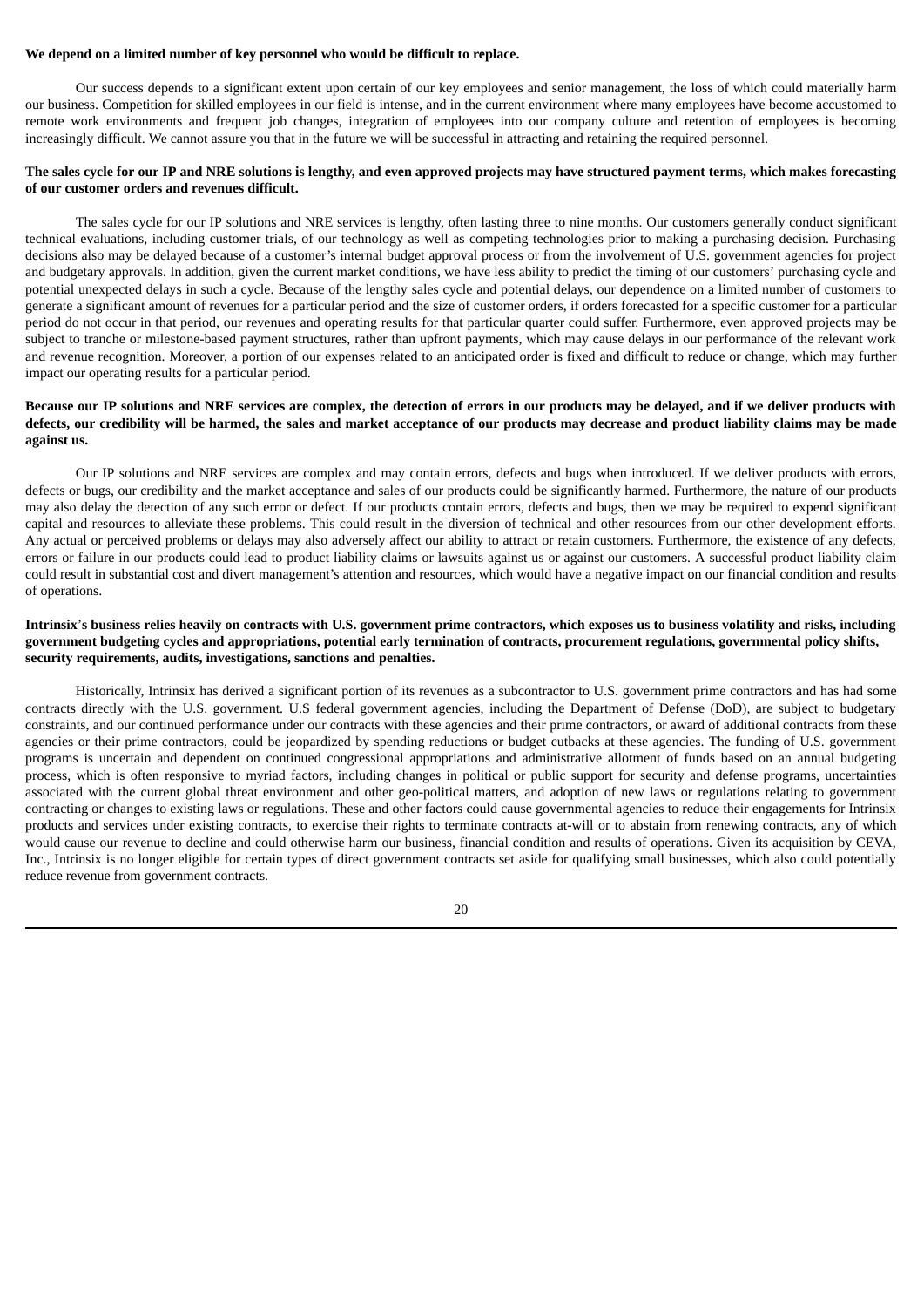**We depend on a limited number of key personnel who would be difficult to replace.**

Our success depends to a significant extent upon certain of our key employees and senior management, the loss of which could materially harm our business. Competition for skilled employees in our field is intense, and in the current environment where many employees have become accustomed to remote work environments and frequent job changes, integration of employees into our company culture and retention of employees is becoming increasingly difficult. We cannot assure you that in the future we will be successful in attracting and retaining the required personnel.

**The sales cycle for our IP and NRE solutions is lengthy, and even approved projects may have structured payment terms, which makes forecasting of our customer orders and revenues difficult.**

The sales cycle for our IP solutions and NRE services is lengthy, often lasting three to nine months. Our customers generally conduct significant technical evaluations, including customer trials, of our technology as well as competing technologies prior to making a purchasing decision. Purchasing decisions also may be delayed because of a customer's internal budget approval process or from the involvement of U.S. government agencies for project and budgetary approvals. In addition, given the current market conditions, we have less ability to predict the timing of our customers' purchasing cycle and potential unexpected delays in such a cycle. Because of the lengthy sales cycle and potential delays, our dependence on a limited number of customers to generate a significant amount of revenues for a particular period and the size of customer orders, if orders forecasted for a specific customer for a particular period do not occur in that period, our revenues and operating results for that particular quarter could suffer. Furthermore, even approved projects may be subject to tranche or milestone-based payment structures, rather than upfront payments, which may cause delays in our performance of the relevant work and revenue recognition. Moreover, a portion of our expenses related to an anticipated order is fixed and difficult to reduce or change, which may further impact our operating results for a particular period.

**Because our IP solutions and NRE services are complex, the detection of errors in our products may be delayed, and if we deliver products with defects, our credibility will be harmed, the sales and market acceptance of our products may decrease and product liability claims may be made against us.**

Our IP solutions and NRE services are complex and may contain errors, defects and bugs when introduced. If we deliver products with errors, defects or bugs, our credibility and the market acceptance and sales of our products could be significantly harmed. Furthermore, the nature of our products may also delay the detection of any such error or defect. If our products contain errors, defects and bugs, then we may be required to expend significant capital and resources to alleviate these problems. This could result in the diversion of technical and other resources from our other development efforts. Any actual or perceived problems or delays may also adversely affect our ability to attract or retain customers. Furthermore, the existence of any defects, errors or failure in our products could lead to product liability claims or lawsuits against us or against our customers. A successful product liability claim could result in substantial cost and divert management's attention and resources, which would have a negative impact on our financial condition and results of operations.

**Intrinsix's business relies heavily on contracts with U.S. government prime contractors, which exposes us to business volatility and risks, including government budgeting cycles and appropriations, potential early termination of contracts, procurement regulations, governmental policy shifts, security requirements, audits, investigations, sanctions and penalties.**

Historically, Intrinsix has derived a significant portion of its revenues as a subcontractor to U.S. government prime contractors and has had some contracts directly with the U.S. government. U.S federal government agencies, including the Department of Defense (DoD), are subject to budgetary constraints, and our continued performance under our contracts with these agencies and their prime contractors, or award of additional contracts from these agencies or their prime contractors, could be jeopardized by spending reductions or budget cutbacks at these agencies. The funding of U.S. government programs is uncertain and dependent on continued congressional appropriations and administrative allotment of funds based on an annual budgeting process, which is often responsive to myriad factors, including changes in political or public support for security and defense programs, uncertainties associated with the current global threat environment and other geo-political matters, and adoption of new laws or regulations relating to government contracting or changes to existing laws or regulations. These and other factors could cause governmental agencies to reduce their engagements for Intrinsix products and services under existing contracts, to exercise their rights to terminate contracts at-will or to abstain from renewing contracts, any of which would cause our revenue to decline and could otherwise harm our business, financial condition and results of operations. Given its acquisition by CEVA, Inc., Intrinsix is no longer eligible for certain types of direct government contracts set aside for qualifying small businesses, which also could potentially reduce revenue from government contracts.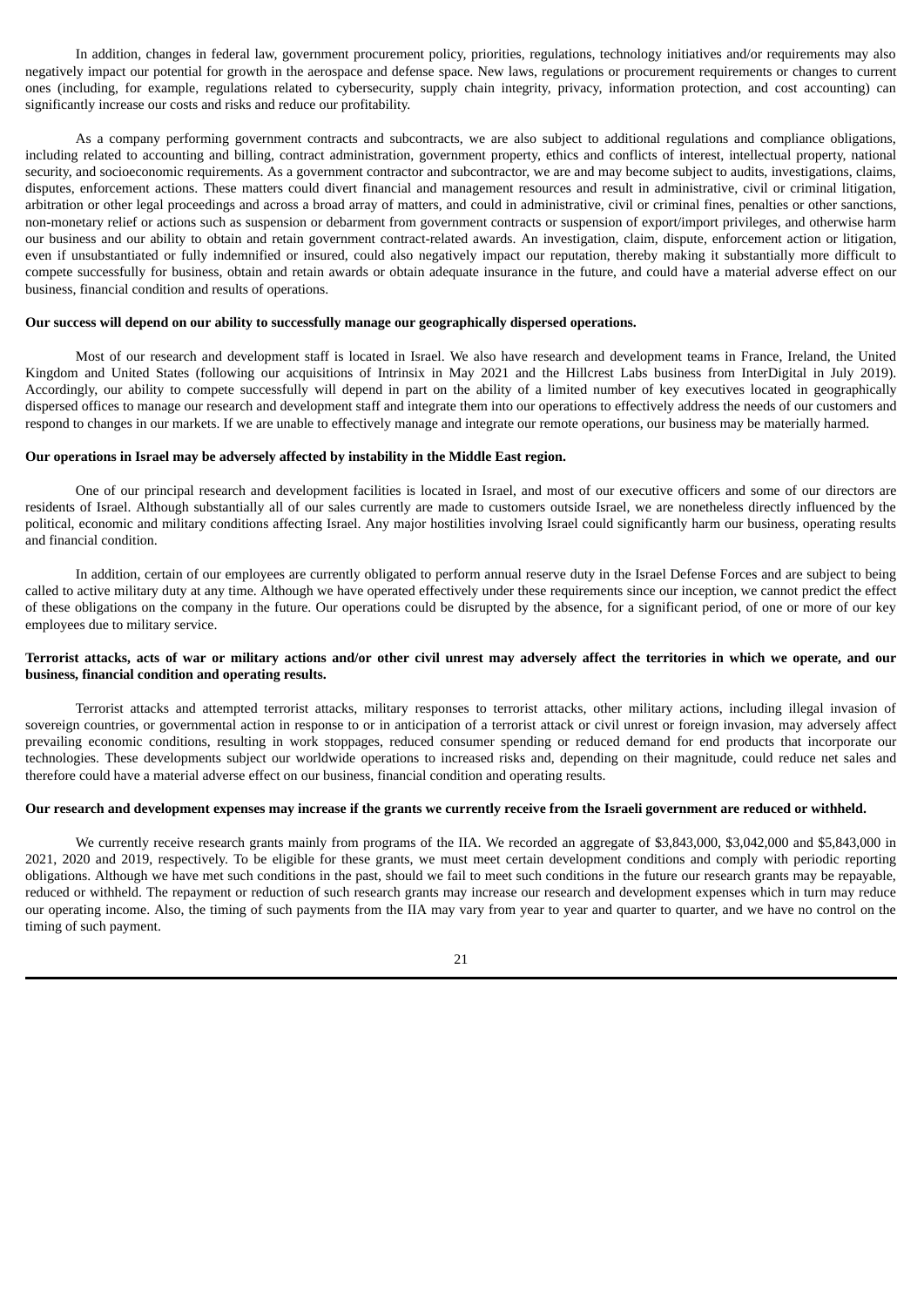In addition, changes in federal law, government procurement policy, priorities, regulations, technology initiatives and/or requirements may also negatively impact our potential for growth in the aerospace and defense space. New laws, regulations or procurement requirements or changes to current ones (including, for example, regulations related to cybersecurity, supply chain integrity, privacy, information protection, and cost accounting) can significantly increase our costs and risks and reduce our profitability.

As a company performing government contracts and subcontracts, we are also subject to additional regulations and compliance obligations, including related to accounting and billing, contract administration, government property, ethics and conflicts of interest, intellectual property, national security, and socioeconomic requirements. As a government contractor and subcontractor, we are and may become subject to audits, investigations, claims, disputes, enforcement actions. These matters could divert financial and management resources and result in administrative, civil or criminal litigation, arbitration or other legal proceedings and across a broad array of matters, and could in administrative, civil or criminal fines, penalties or other sanctions, non-monetary relief or actions such as suspension or debarment from government contracts or suspension of export/import privileges, and otherwise harm our business and our ability to obtain and retain government contract-related awards. An investigation, claim, dispute, enforcement action or litigation, even if unsubstantiated or fully indemnified or insured, could also negatively impact our reputation, thereby making it substantially more difficult to compete successfully for business, obtain and retain awards or obtain adequate insurance in the future, and could have a material adverse effect on our business, financial condition and results of operations.

**Our success will depend on our ability to successfully manage our geographically dispersed operations.**

Most of our research and development staff is located in Israel. We also have research and development teams in France, Ireland, the United Kingdom and United States (following our acquisitions of Intrinsix in May 2021 and the Hillcrest Labs business from InterDigital in July 2019). Accordingly, our ability to compete successfully will depend in part on the ability of a limited number of key executives located in geographically dispersed offices to manage our research and development staff and integrate them into our operations to effectively address the needs of our customers and respond to changes in our markets. If we are unable to effectively manage and integrate our remote operations, our business may be materially harmed.

**Our operations in Israel may be adversely affected by instability in the Middle East region.**

One of our principal research and development facilities is located in Israel, and most of our executive officers and some of our directors are residents of Israel. Although substantially all of our sales currently are made to customers outside Israel, we are nonetheless directly influenced by the political, economic and military conditions affecting Israel. Any major hostilities involving Israel could significantly harm our business, operating results and financial condition.

In addition, certain of our employees are currently obligated to perform annual reserve duty in the Israel Defense Forces and are subject to being called to active military duty at any time. Although we have operated effectively under these requirements since our inception, we cannot predict the effect of these obligations on the company in the future. Our operations could be disrupted by the absence, for a significant period, of one or more of our key employees due to military service.

**Terrorist attacks, acts of war or military actions and/or other civil unrest may adversely affect the territories in which we operate, and our business, financial condition and operating results.**

Terrorist attacks and attempted terrorist attacks, military responses to terrorist attacks, other military actions, including illegal invasion of sovereign countries, or governmental action in response to or in anticipation of a terrorist attack or civil unrest or foreign invasion, may adversely affect prevailing economic conditions, resulting in work stoppages, reduced consumer spending or reduced demand for end products that incorporate our technologies. These developments subject our worldwide operations to increased risks and, depending on their magnitude, could reduce net sales and therefore could have a material adverse effect on our business, financial condition and operating results.

**Our research and development expenses may increase if the grants we currently receive from the Israeli government are reduced or withheld.**

We currently receive research grants mainly from programs of the IIA. We recorded an aggregate of $3,843,000, $3,042,000 and $5,843,000 in 2021, 2020 and 2019, respectively. To be eligible for these grants, we must meet certain development conditions and comply with periodic reporting obligations. Although we have met such conditions in the past, should we fail to meet such conditions in the future our research grants may be repayable, reduced or withheld. The repayment or reduction of such research grants may increase our research and development expenses which in turn may reduce our operating income. Also, the timing of such payments from the IIA may vary from year to year and quarter to quarter, and we have no control on the timing of such payment.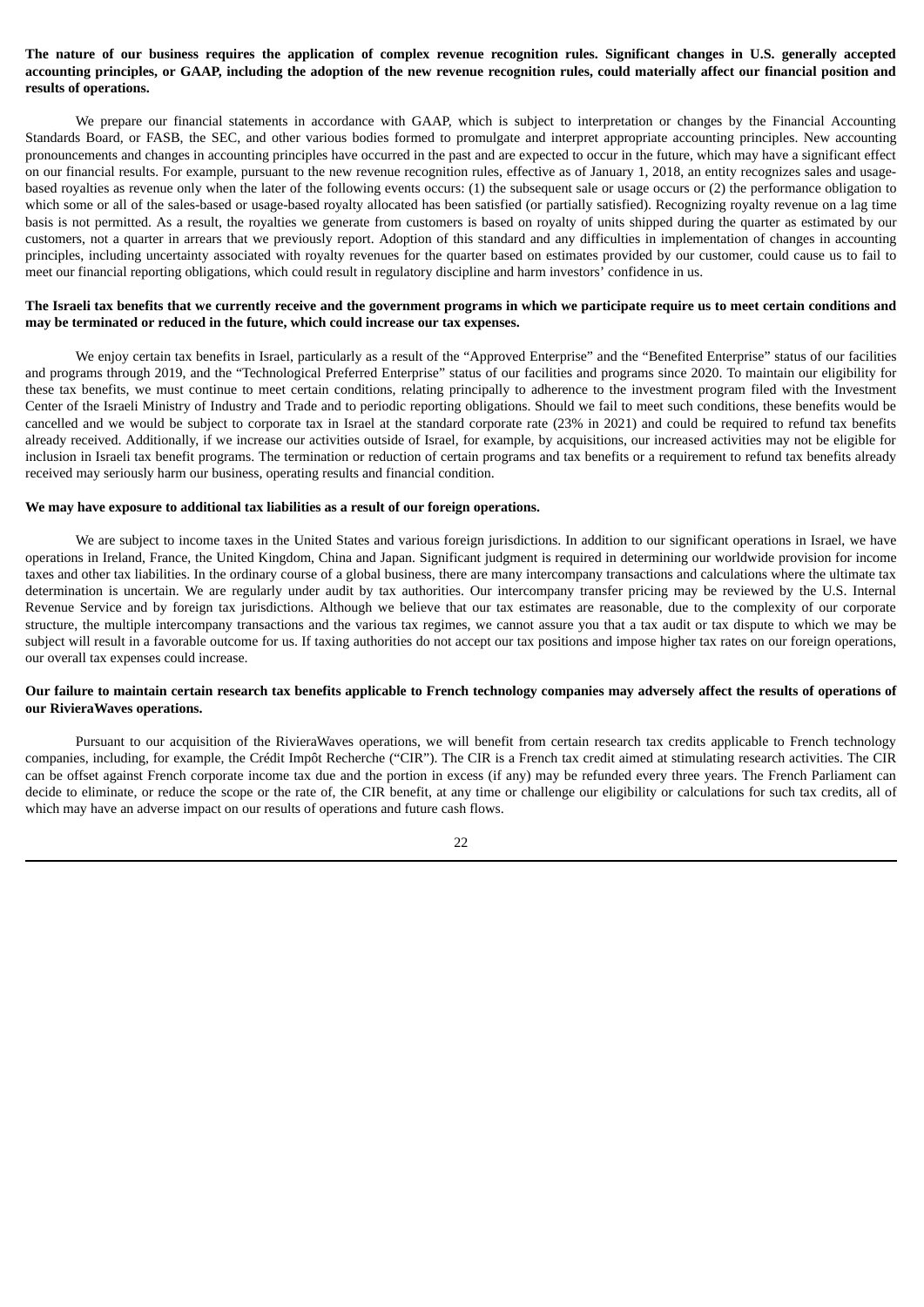**The nature of our business requires the application of complex revenue recognition rules. Significant changes in U.S. generally accepted accounting principles, or GAAP, including the adoption of the new revenue recognition rules, could materially affect our financial position and results of operations.**

We prepare our financial statements in accordance with GAAP, which is subject to interpretation or changes by the Financial Accounting Standards Board, or FASB, the SEC, and other various bodies formed to promulgate and interpret appropriate accounting principles. New accounting pronouncements and changes in accounting principles have occurred in the past and are expected to occur in the future, which may have a significant effect on our financial results. For example, pursuant to the new revenue recognition rules, effective as of January 1, 2018, an entity recognizes sales and usage-based royalties as revenue only when the later of the following events occurs: (1) the subsequent sale or usage occurs or (2) the performance obligation to which some or all of the sales-based or usage-based royalty allocated has been satisfied (or partially satisfied). Recognizing royalty revenue on a lag time basis is not permitted. As a result, the royalties we generate from customers is based on royalty of units shipped during the quarter as estimated by our customers, not a quarter in arrears that we previously report. Adoption of this standard and any difficulties in implementation of changes in accounting principles, including uncertainty associated with royalty revenues for the quarter based on estimates provided by our customer, could cause us to fail to meet our financial reporting obligations, which could result in regulatory discipline and harm investors' confidence in us.

**The Israeli tax benefits that we currently receive and the government programs in which we participate require us to meet certain conditions and may be terminated or reduced in the future, which could increase our tax expenses.**

We enjoy certain tax benefits in Israel, particularly as a result of the "Approved Enterprise" and the "Benefited Enterprise" status of our facilities and programs through 2019, and the "Technological Preferred Enterprise" status of our facilities and programs since 2020. To maintain our eligibility for these tax benefits, we must continue to meet certain conditions, relating principally to adherence to the investment program filed with the Investment Center of the Israeli Ministry of Industry and Trade and to periodic reporting obligations. Should we fail to meet such conditions, these benefits would be cancelled and we would be subject to corporate tax in Israel at the standard corporate rate (23% in 2021) and could be required to refund tax benefits already received. Additionally, if we increase our activities outside of Israel, for example, by acquisitions, our increased activities may not be eligible for inclusion in Israeli tax benefit programs. The termination or reduction of certain programs and tax benefits or a requirement to refund tax benefits already received may seriously harm our business, operating results and financial condition.

**We may have exposure to additional tax liabilities as a result of our foreign operations.**

We are subject to income taxes in the United States and various foreign jurisdictions. In addition to our significant operations in Israel, we have operations in Ireland, France, the United Kingdom, China and Japan. Significant judgment is required in determining our worldwide provision for income taxes and other tax liabilities. In the ordinary course of a global business, there are many intercompany transactions and calculations where the ultimate tax determination is uncertain. We are regularly under audit by tax authorities. Our intercompany transfer pricing may be reviewed by the U.S. Internal Revenue Service and by foreign tax jurisdictions. Although we believe that our tax estimates are reasonable, due to the complexity of our corporate structure, the multiple intercompany transactions and the various tax regimes, we cannot assure you that a tax audit or tax dispute to which we may be subject will result in a favorable outcome for us. If taxing authorities do not accept our tax positions and impose higher tax rates on our foreign operations, our overall tax expenses could increase.

**Our failure to maintain certain research tax benefits applicable to French technology companies may adversely affect the results of operations of our RivieraWaves operations.**

Pursuant to our acquisition of the RivieraWaves operations, we will benefit from certain research tax credits applicable to French technology companies, including, for example, the Crédit Impôt Recherche ("CIR"). The CIR is a French tax credit aimed at stimulating research activities. The CIR can be offset against French corporate income tax due and the portion in excess (if any) may be refunded every three years. The French Parliament can decide to eliminate, or reduce the scope or the rate of, the CIR benefit, at any time or challenge our eligibility or calculations for such tax credits, all of which may have an adverse impact on our results of operations and future cash flows.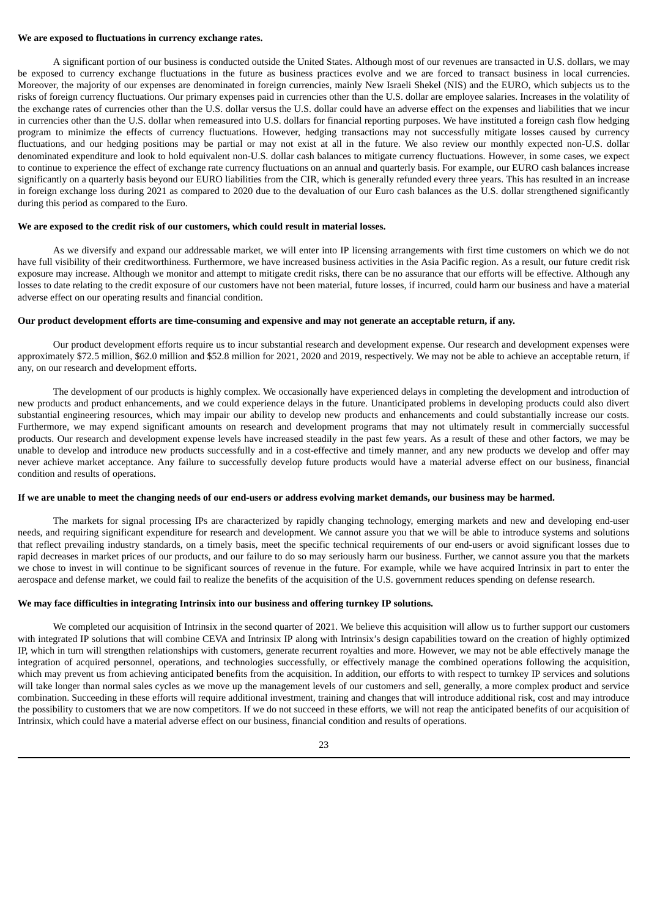**We are exposed to fluctuations in currency exchange rates.**

A significant portion of our business is conducted outside the United States. Although most of our revenues are transacted in U.S. dollars, we may be exposed to currency exchange fluctuations in the future as business practices evolve and we are forced to transact business in local currencies. Moreover, the majority of our expenses are denominated in foreign currencies, mainly New Israeli Shekel (NIS) and the EURO, which subjects us to the risks of foreign currency fluctuations. Our primary expenses paid in currencies other than the U.S. dollar are employee salaries. Increases in the volatility of the exchange rates of currencies other than the U.S. dollar versus the U.S. dollar could have an adverse effect on the expenses and liabilities that we incur in currencies other than the U.S. dollar when remeasured into U.S. dollars for financial reporting purposes. We have instituted a foreign cash flow hedging program to minimize the effects of currency fluctuations. However, hedging transactions may not successfully mitigate losses caused by currency fluctuations, and our hedging positions may be partial or may not exist at all in the future. We also review our monthly expected non-U.S. dollar denominated expenditure and look to hold equivalent non-U.S. dollar cash balances to mitigate currency fluctuations. However, in some cases, we expect to continue to experience the effect of exchange rate currency fluctuations on an annual and quarterly basis. For example, our EURO cash balances increase significantly on a quarterly basis beyond our EURO liabilities from the CIR, which is generally refunded every three years. This has resulted in an increase in foreign exchange loss during 2021 as compared to 2020 due to the devaluation of our Euro cash balances as the U.S. dollar strengthened significantly during this period as compared to the Euro.

**We are exposed to the credit risk of our customers, which could result in material losses.**

As we diversify and expand our addressable market, we will enter into IP licensing arrangements with first time customers on which we do not have full visibility of their creditworthiness. Furthermore, we have increased business activities in the Asia Pacific region. As a result, our future credit risk exposure may increase. Although we monitor and attempt to mitigate credit risks, there can be no assurance that our efforts will be effective. Although any losses to date relating to the credit exposure of our customers have not been material, future losses, if incurred, could harm our business and have a material adverse effect on our operating results and financial condition.

**Our product development efforts are time-consuming and expensive and may not generate an acceptable return, if any.**

Our product development efforts require us to incur substantial research and development expense. Our research and development expenses were approximately $72.5 million, $62.0 million and $52.8 million for 2021, 2020 and 2019, respectively. We may not be able to achieve an acceptable return, if any, on our research and development efforts.

The development of our products is highly complex. We occasionally have experienced delays in completing the development and introduction of new products and product enhancements, and we could experience delays in the future. Unanticipated problems in developing products could also divert substantial engineering resources, which may impair our ability to develop new products and enhancements and could substantially increase our costs. Furthermore, we may expend significant amounts on research and development programs that may not ultimately result in commercially successful products. Our research and development expense levels have increased steadily in the past few years. As a result of these and other factors, we may be unable to develop and introduce new products successfully and in a cost-effective and timely manner, and any new products we develop and offer may never achieve market acceptance. Any failure to successfully develop future products would have a material adverse effect on our business, financial condition and results of operations.

**If we are unable to meet the changing needs of our end-users or address evolving market demands, our business may be harmed.**

The markets for signal processing IPs are characterized by rapidly changing technology, emerging markets and new and developing end-user needs, and requiring significant expenditure for research and development. We cannot assure you that we will be able to introduce systems and solutions that reflect prevailing industry standards, on a timely basis, meet the specific technical requirements of our end-users or avoid significant losses due to rapid decreases in market prices of our products, and our failure to do so may seriously harm our business. Further, we cannot assure you that the markets we chose to invest in will continue to be significant sources of revenue in the future. For example, while we have acquired Intrinsix in part to enter the aerospace and defense market, we could fail to realize the benefits of the acquisition of the U.S. government reduces spending on defense research.

**We may face difficulties in integrating Intrinsix into our business and offering turnkey IP solutions.**

We completed our acquisition of Intrinsix in the second quarter of 2021. We believe this acquisition will allow us to further support our customers with integrated IP solutions that will combine CEVA and Intrinsix IP along with Intrinsix's design capabilities toward on the creation of highly optimized IP, which in turn will strengthen relationships with customers, generate recurrent royalties and more. However, we may not be able effectively manage the integration of acquired personnel, operations, and technologies successfully, or effectively manage the combined operations following the acquisition, which may prevent us from achieving anticipated benefits from the acquisition. In addition, our efforts to with respect to turnkey IP services and solutions will take longer than normal sales cycles as we move up the management levels of our customers and sell, generally, a more complex product and service combination. Succeeding in these efforts will require additional investment, training and changes that will introduce additional risk, cost and may introduce the possibility to customers that we are now competitors. If we do not succeed in these efforts, we will not reap the anticipated benefits of our acquisition of Intrinsix, which could have a material adverse effect on our business, financial condition and results of operations.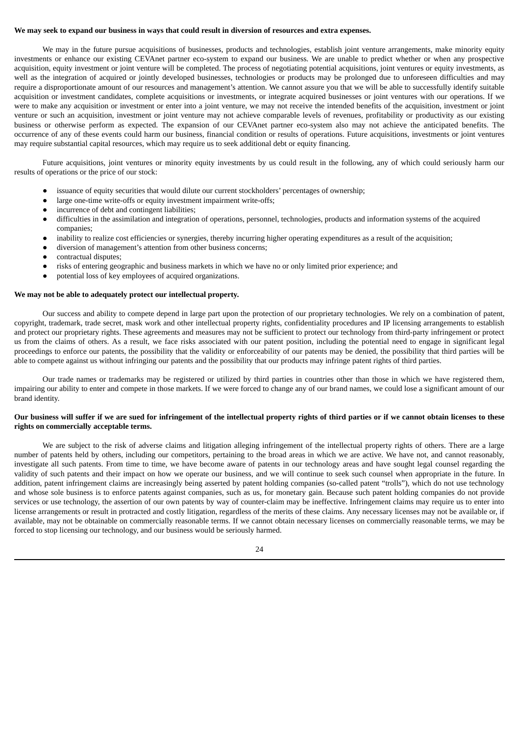**We may seek to expand our business in ways that could result in diversion of resources and extra expenses.**

We may in the future pursue acquisitions of businesses, products and technologies, establish joint venture arrangements, make minority equity investments or enhance our existing CEVAnet partner eco-system to expand our business. We are unable to predict whether or when any prospective acquisition, equity investment or joint venture will be completed. The process of negotiating potential acquisitions, joint ventures or equity investments, as well as the integration of acquired or jointly developed businesses, technologies or products may be prolonged due to unforeseen difficulties and may require a disproportionate amount of our resources and management's attention. We cannot assure you that we will be able to successfully identify suitable acquisition or investment candidates, complete acquisitions or investments, or integrate acquired businesses or joint ventures with our operations. If we were to make any acquisition or investment or enter into a joint venture, we may not receive the intended benefits of the acquisition, investment or joint venture or such an acquisition, investment or joint venture may not achieve comparable levels of revenues, profitability or productivity as our existing business or otherwise perform as expected. The expansion of our CEVAnet partner eco-system also may not achieve the anticipated benefits. The occurrence of any of these events could harm our business, financial condition or results of operations. Future acquisitions, investments or joint ventures may require substantial capital resources, which may require us to seek additional debt or equity financing.

Future acquisitions, joint ventures or minority equity investments by us could result in the following, any of which could seriously harm our results of operations or the price of our stock:

- issuance of equity securities that would dilute our current stockholders' percentages of ownership;
- large one-time write-offs or equity investment impairment write-offs;
- incurrence of debt and contingent liabilities;
- difficulties in the assimilation and integration of operations, personnel, technologies, products and information systems of the acquired companies;
- inability to realize cost efficiencies or synergies, thereby incurring higher operating expenditures as a result of the acquisition;
- diversion of management's attention from other business concerns;
- contractual disputes;
- risks of entering geographic and business markets in which we have no or only limited prior experience; and
- potential loss of key employees of acquired organizations.

**We may not be able to adequately protect our intellectual property.**

Our success and ability to compete depend in large part upon the protection of our proprietary technologies. We rely on a combination of patent, copyright, trademark, trade secret, mask work and other intellectual property rights, confidentiality procedures and IP licensing arrangements to establish and protect our proprietary rights. These agreements and measures may not be sufficient to protect our technology from third-party infringement or protect us from the claims of others. As a result, we face risks associated with our patent position, including the potential need to engage in significant legal proceedings to enforce our patents, the possibility that the validity or enforceability of our patents may be denied, the possibility that third parties will be able to compete against us without infringing our patents and the possibility that our products may infringe patent rights of third parties.

Our trade names or trademarks may be registered or utilized by third parties in countries other than those in which we have registered them, impairing our ability to enter and compete in those markets. If we were forced to change any of our brand names, we could lose a significant amount of our brand identity.

**Our business will suffer if we are sued for infringement of the intellectual property rights of third parties or if we cannot obtain licenses to these rights on commercially acceptable terms.**

We are subject to the risk of adverse claims and litigation alleging infringement of the intellectual property rights of others. There are a large number of patents held by others, including our competitors, pertaining to the broad areas in which we are active. We have not, and cannot reasonably, investigate all such patents. From time to time, we have become aware of patents in our technology areas and have sought legal counsel regarding the validity of such patents and their impact on how we operate our business, and we will continue to seek such counsel when appropriate in the future. In addition, patent infringement claims are increasingly being asserted by patent holding companies (so-called patent "trolls"), which do not use technology and whose sole business is to enforce patents against companies, such as us, for monetary gain. Because such patent holding companies do not provide services or use technology, the assertion of our own patents by way of counter-claim may be ineffective. Infringement claims may require us to enter into license arrangements or result in protracted and costly litigation, regardless of the merits of these claims. Any necessary licenses may not be available or, if available, may not be obtainable on commercially reasonable terms. If we cannot obtain necessary licenses on commercially reasonable terms, we may be forced to stop licensing our technology, and our business would be seriously harmed.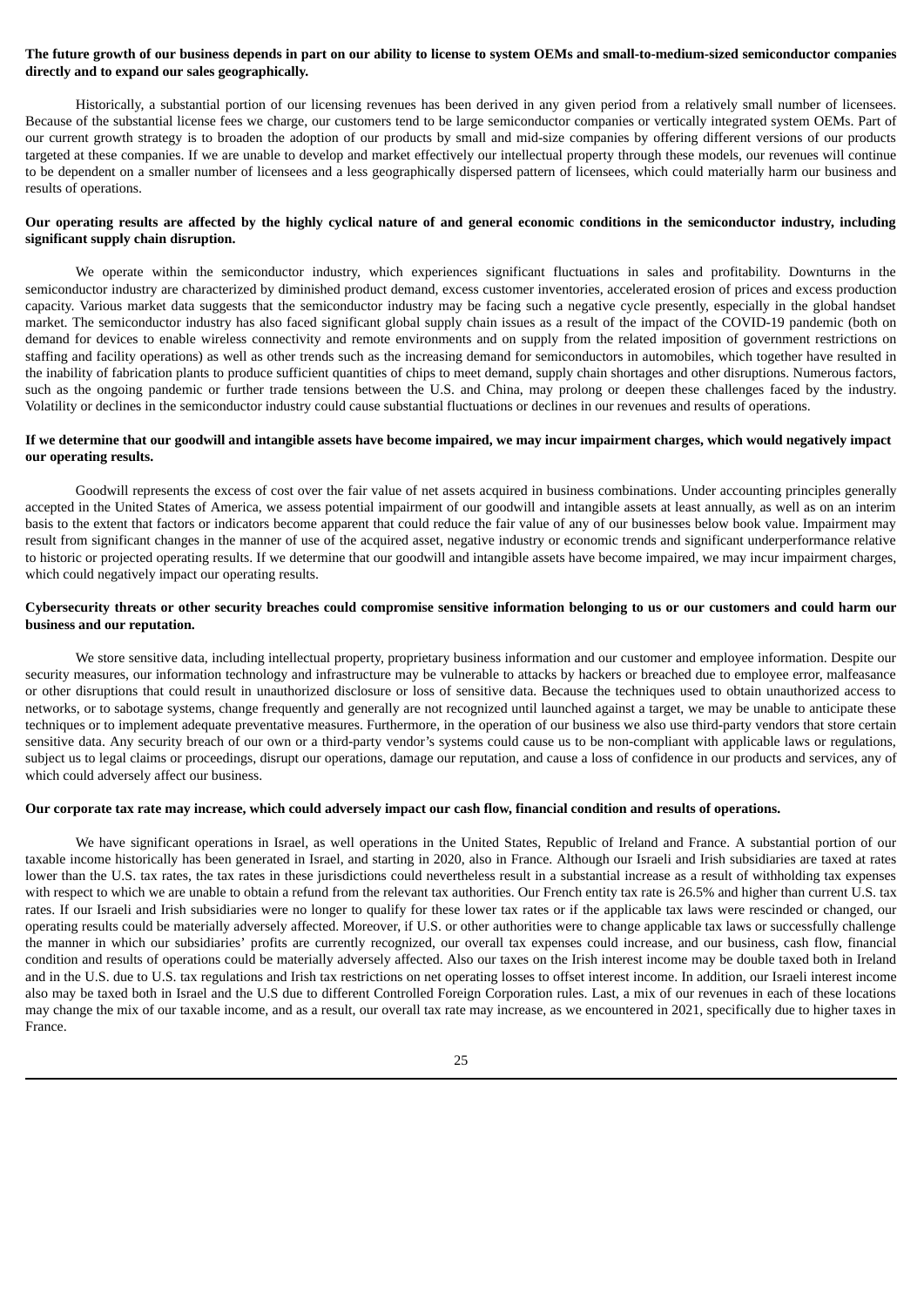**The future growth of our business depends in part on our ability to license to system OEMs and small-to-medium-sized semiconductor companies directly and to expand our sales geographically.**

Historically, a substantial portion of our licensing revenues has been derived in any given period from a relatively small number of licensees. Because of the substantial license fees we charge, our customers tend to be large semiconductor companies or vertically integrated system OEMs. Part of our current growth strategy is to broaden the adoption of our products by small and mid-size companies by offering different versions of our products targeted at these companies. If we are unable to develop and market effectively our intellectual property through these models, our revenues will continue to be dependent on a smaller number of licensees and a less geographically dispersed pattern of licensees, which could materially harm our business and results of operations.

**Our operating results are affected by the highly cyclical nature of and general economic conditions in the semiconductor industry, including significant supply chain disruption.**

We operate within the semiconductor industry, which experiences significant fluctuations in sales and profitability. Downturns in the semiconductor industry are characterized by diminished product demand, excess customer inventories, accelerated erosion of prices and excess production capacity. Various market data suggests that the semiconductor industry may be facing such a negative cycle presently, especially in the global handset market. The semiconductor industry has also faced significant global supply chain issues as a result of the impact of the COVID-19 pandemic (both on demand for devices to enable wireless connectivity and remote environments and on supply from the related imposition of government restrictions on staffing and facility operations) as well as other trends such as the increasing demand for semiconductors in automobiles, which together have resulted in the inability of fabrication plants to produce sufficient quantities of chips to meet demand, supply chain shortages and other disruptions. Numerous factors, such as the ongoing pandemic or further trade tensions between the U.S. and China, may prolong or deepen these challenges faced by the industry. Volatility or declines in the semiconductor industry could cause substantial fluctuations or declines in our revenues and results of operations.

**If we determine that our goodwill and intangible assets have become impaired, we may incur impairment charges, which would negatively impact our operating results.**

Goodwill represents the excess of cost over the fair value of net assets acquired in business combinations. Under accounting principles generally accepted in the United States of America, we assess potential impairment of our goodwill and intangible assets at least annually, as well as on an interim basis to the extent that factors or indicators become apparent that could reduce the fair value of any of our businesses below book value. Impairment may result from significant changes in the manner of use of the acquired asset, negative industry or economic trends and significant underperformance relative to historic or projected operating results. If we determine that our goodwill and intangible assets have become impaired, we may incur impairment charges, which could negatively impact our operating results.

**Cybersecurity threats or other security breaches could compromise sensitive information belonging to us or our customers and could harm our business and our reputation.**

We store sensitive data, including intellectual property, proprietary business information and our customer and employee information. Despite our security measures, our information technology and infrastructure may be vulnerable to attacks by hackers or breached due to employee error, malfeasance or other disruptions that could result in unauthorized disclosure or loss of sensitive data. Because the techniques used to obtain unauthorized access to networks, or to sabotage systems, change frequently and generally are not recognized until launched against a target, we may be unable to anticipate these techniques or to implement adequate preventative measures. Furthermore, in the operation of our business we also use third-party vendors that store certain sensitive data. Any security breach of our own or a third-party vendor's systems could cause us to be non-compliant with applicable laws or regulations, subject us to legal claims or proceedings, disrupt our operations, damage our reputation, and cause a loss of confidence in our products and services, any of which could adversely affect our business.

**Our corporate tax rate may increase, which could adversely impact our cash flow, financial condition and results of operations.**

We have significant operations in Israel, as well operations in the United States, Republic of Ireland and France. A substantial portion of our taxable income historically has been generated in Israel, and starting in 2020, also in France. Although our Israeli and Irish subsidiaries are taxed at rates lower than the U.S. tax rates, the tax rates in these jurisdictions could nevertheless result in a substantial increase as a result of withholding tax expenses with respect to which we are unable to obtain a refund from the relevant tax authorities. Our French entity tax rate is 26.5% and higher than current U.S. tax rates. If our Israeli and Irish subsidiaries were no longer to qualify for these lower tax rates or if the applicable tax laws were rescinded or changed, our operating results could be materially adversely affected. Moreover, if U.S. or other authorities were to change applicable tax laws or successfully challenge the manner in which our subsidiaries' profits are currently recognized, our overall tax expenses could increase, and our business, cash flow, financial condition and results of operations could be materially adversely affected. Also our taxes on the Irish interest income may be double taxed both in Ireland and in the U.S. due to U.S. tax regulations and Irish tax restrictions on net operating losses to offset interest income. In addition, our Israeli interest income also may be taxed both in Israel and the U.S due to different Controlled Foreign Corporation rules. Last, a mix of our revenues in each of these locations may change the mix of our taxable income, and as a result, our overall tax rate may increase, as we encountered in 2021, specifically due to higher taxes in France.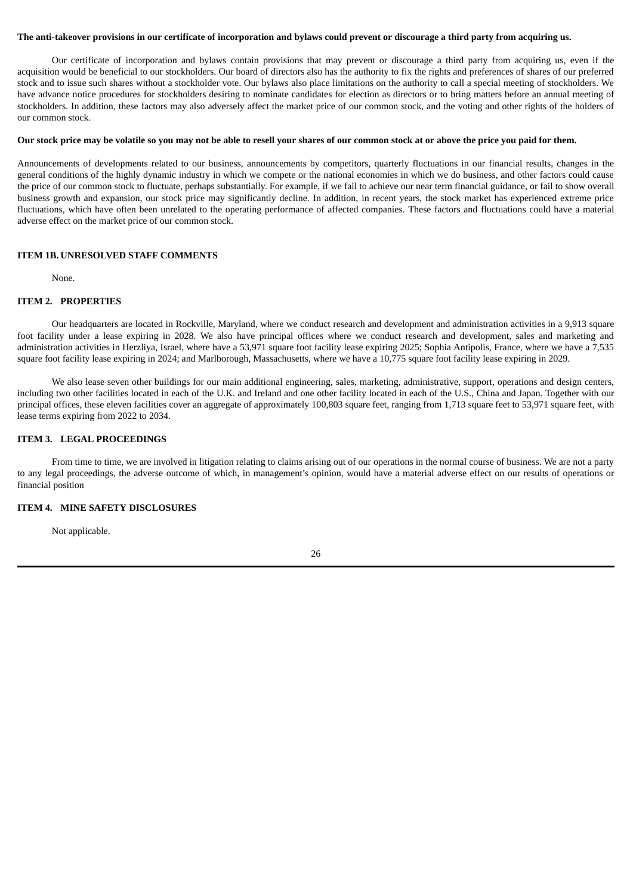**The anti-takeover provisions in our certificate of incorporation and bylaws could prevent or discourage a third party from acquiring us.**

Our certificate of incorporation and bylaws contain provisions that may prevent or discourage a third party from acquiring us, even if the acquisition would be beneficial to our stockholders. Our board of directors also has the authority to fix the rights and preferences of shares of our preferred stock and to issue such shares without a stockholder vote. Our bylaws also place limitations on the authority to call a special meeting of stockholders. We have advance notice procedures for stockholders desiring to nominate candidates for election as directors or to bring matters before an annual meeting of stockholders. In addition, these factors may also adversely affect the market price of our common stock, and the voting and other rights of the holders of our common stock.

**Our stock price may be volatile so you may not be able to resell your shares of our common stock at or above the price you paid for them.**

Announcements of developments related to our business, announcements by competitors, quarterly fluctuations in our financial results, changes in the general conditions of the highly dynamic industry in which we compete or the national economies in which we do business, and other factors could cause the price of our common stock to fluctuate, perhaps substantially. For example, if we fail to achieve our near term financial guidance, or fail to show overall business growth and expansion, our stock price may significantly decline. In addition, in recent years, the stock market has experienced extreme price fluctuations, which have often been unrelated to the operating performance of affected companies. These factors and fluctuations could have a material adverse effect on the market price of our common stock.

## ITEM 1B. UNRESOLVED STAFF COMMENTS

None.

## ITEM 2. PROPERTIES

Our headquarters are located in Rockville, Maryland, where we conduct research and development and administration activities in a 9,913 square foot facility under a lease expiring in 2028. We also have principal offices where we conduct research and development, sales and marketing and administration activities in Herzliya, Israel, where have a 53,971 square foot facility lease expiring 2025; Sophia Antipolis, France, where we have a 7,535 square foot facility lease expiring in 2024; and Marlborough, Massachusetts, where we have a 10,775 square foot facility lease expiring in 2029.

We also lease seven other buildings for our main additional engineering, sales, marketing, administrative, support, operations and design centers, including two other facilities located in each of the U.K. and Ireland and one other facility located in each of the U.S., China and Japan. Together with our principal offices, these eleven facilities cover an aggregate of approximately 100,803 square feet, ranging from 1,713 square feet to 53,971 square feet, with lease terms expiring from 2022 to 2034.

## ITEM 3. LEGAL PROCEEDINGS

From time to time, we are involved in litigation relating to claims arising out of our operations in the normal course of business. We are not a party to any legal proceedings, the adverse outcome of which, in management's opinion, would have a material adverse effect on our results of operations or financial position

## ITEM 4. MINE SAFETY DISCLOSURES

Not applicable.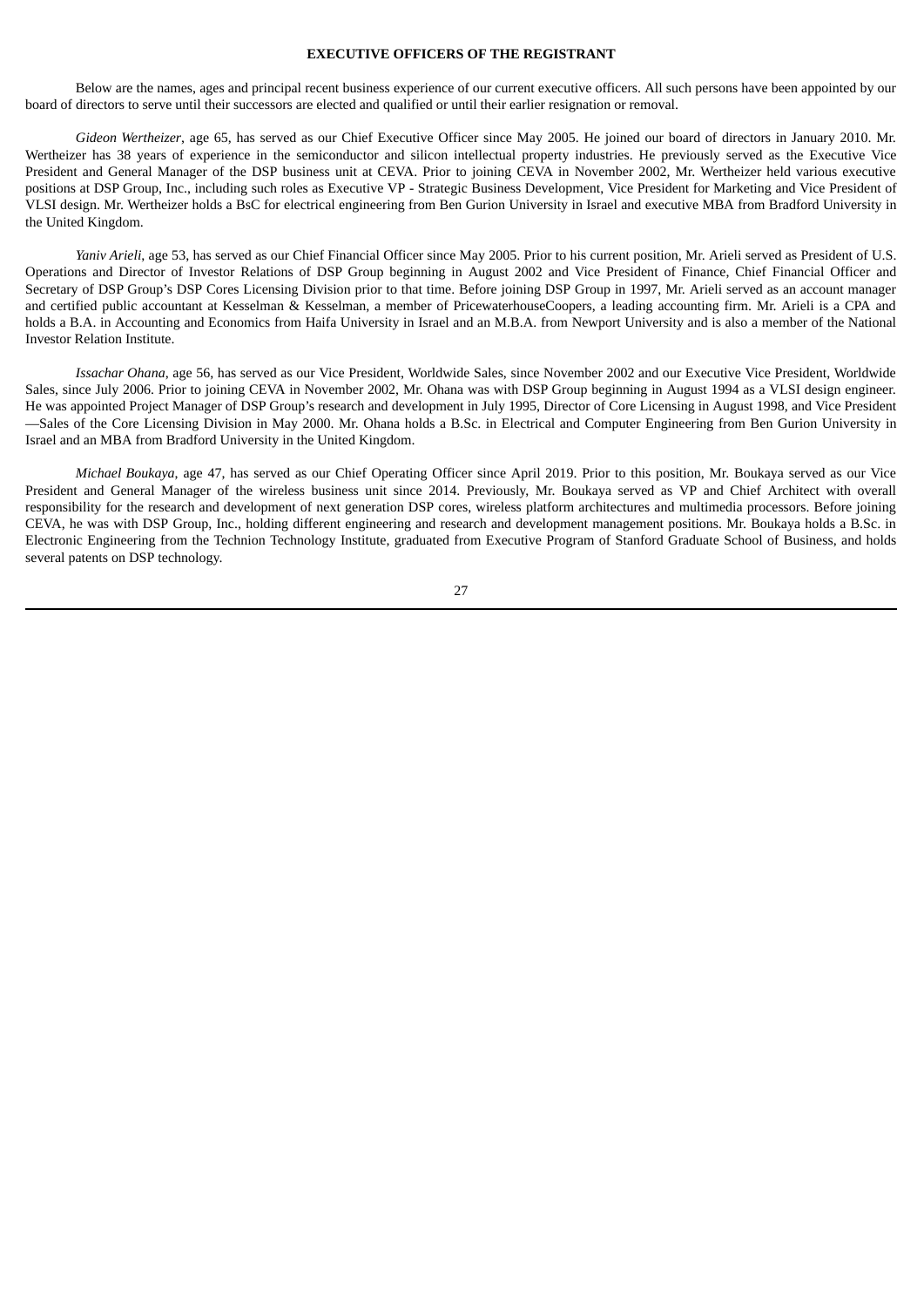## EXECUTIVE OFFICERS OF THE REGISTRANT

Below are the names, ages and principal recent business experience of our current executive officers. All such persons have been appointed by our board of directors to serve until their successors are elected and qualified or until their earlier resignation or removal.

*Gideon Wertheizer*, age 65, has served as our Chief Executive Officer since May 2005. He joined our board of directors in January 2010. Mr. Wertheizer has 38 years of experience in the semiconductor and silicon intellectual property industries. He previously served as the Executive Vice President and General Manager of the DSP business unit at CEVA. Prior to joining CEVA in November 2002, Mr. Wertheizer held various executive positions at DSP Group, Inc., including such roles as Executive VP - Strategic Business Development, Vice President for Marketing and Vice President of VLSI design. Mr. Wertheizer holds a BsC for electrical engineering from Ben Gurion University in Israel and executive MBA from Bradford University in the United Kingdom.

*Yaniv Arieli*, age 53, has served as our Chief Financial Officer since May 2005. Prior to his current position, Mr. Arieli served as President of U.S. Operations and Director of Investor Relations of DSP Group beginning in August 2002 and Vice President of Finance, Chief Financial Officer and Secretary of DSP Group's DSP Cores Licensing Division prior to that time. Before joining DSP Group in 1997, Mr. Arieli served as an account manager and certified public accountant at Kesselman & Kesselman, a member of PricewaterhouseCoopers, a leading accounting firm. Mr. Arieli is a CPA and holds a B.A. in Accounting and Economics from Haifa University in Israel and an M.B.A. from Newport University and is also a member of the National Investor Relation Institute.

*Issachar Ohana*, age 56, has served as our Vice President, Worldwide Sales, since November 2002 and our Executive Vice President, Worldwide Sales, since July 2006. Prior to joining CEVA in November 2002, Mr. Ohana was with DSP Group beginning in August 1994 as a VLSI design engineer. He was appointed Project Manager of DSP Group's research and development in July 1995, Director of Core Licensing in August 1998, and Vice President—Sales of the Core Licensing Division in May 2000. Mr. Ohana holds a B.Sc. in Electrical and Computer Engineering from Ben Gurion University in Israel and an MBA from Bradford University in the United Kingdom.

*Michael Boukaya*, age 47, has served as our Chief Operating Officer since April 2019. Prior to this position, Mr. Boukaya served as our Vice President and General Manager of the wireless business unit since 2014. Previously, Mr. Boukaya served as VP and Chief Architect with overall responsibility for the research and development of next generation DSP cores, wireless platform architectures and multimedia processors. Before joining CEVA, he was with DSP Group, Inc., holding different engineering and research and development management positions. Mr. Boukaya holds a B.Sc. in Electronic Engineering from the Technion Technology Institute, graduated from Executive Program of Stanford Graduate School of Business, and holds several patents on DSP technology.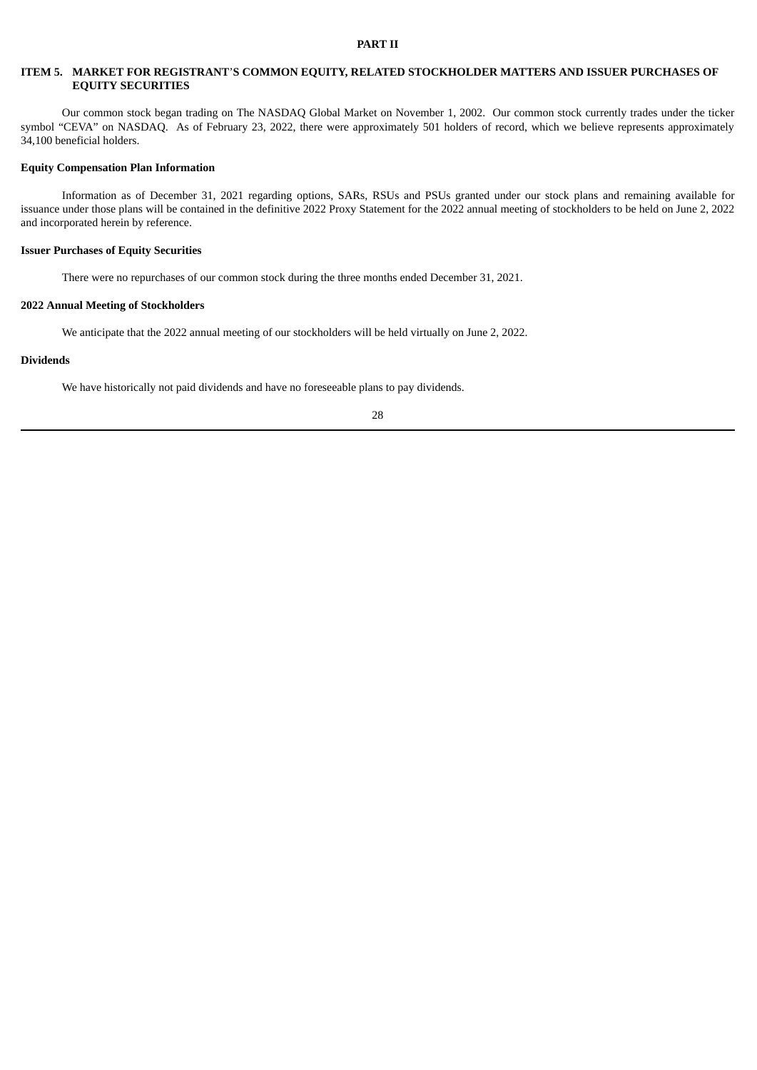# PART II

## ITEM 5. MARKET FOR REGISTRANT'S COMMON EQUITY, RELATED STOCKHOLDER MATTERS AND ISSUER PURCHASES OF EQUITY SECURITIES

Our common stock began trading on The NASDAQ Global Market on November 1, 2002. Our common stock currently trades under the ticker symbol "CEVA" on NASDAQ. As of February 23, 2022, there were approximately 501 holders of record, which we believe represents approximately 34,100 beneficial holders.

### Equity Compensation Plan Information

Information as of December 31, 2021 regarding options, SARs, RSUs and PSUs granted under our stock plans and remaining available for issuance under those plans will be contained in the definitive 2022 Proxy Statement for the 2022 annual meeting of stockholders to be held on June 2, 2022 and incorporated herein by reference.

### Issuer Purchases of Equity Securities

There were no repurchases of our common stock during the three months ended December 31, 2021.

### 2022 Annual Meeting of Stockholders

We anticipate that the 2022 annual meeting of our stockholders will be held virtually on June 2, 2022.

### Dividends

We have historically not paid dividends and have no foreseeable plans to pay dividends.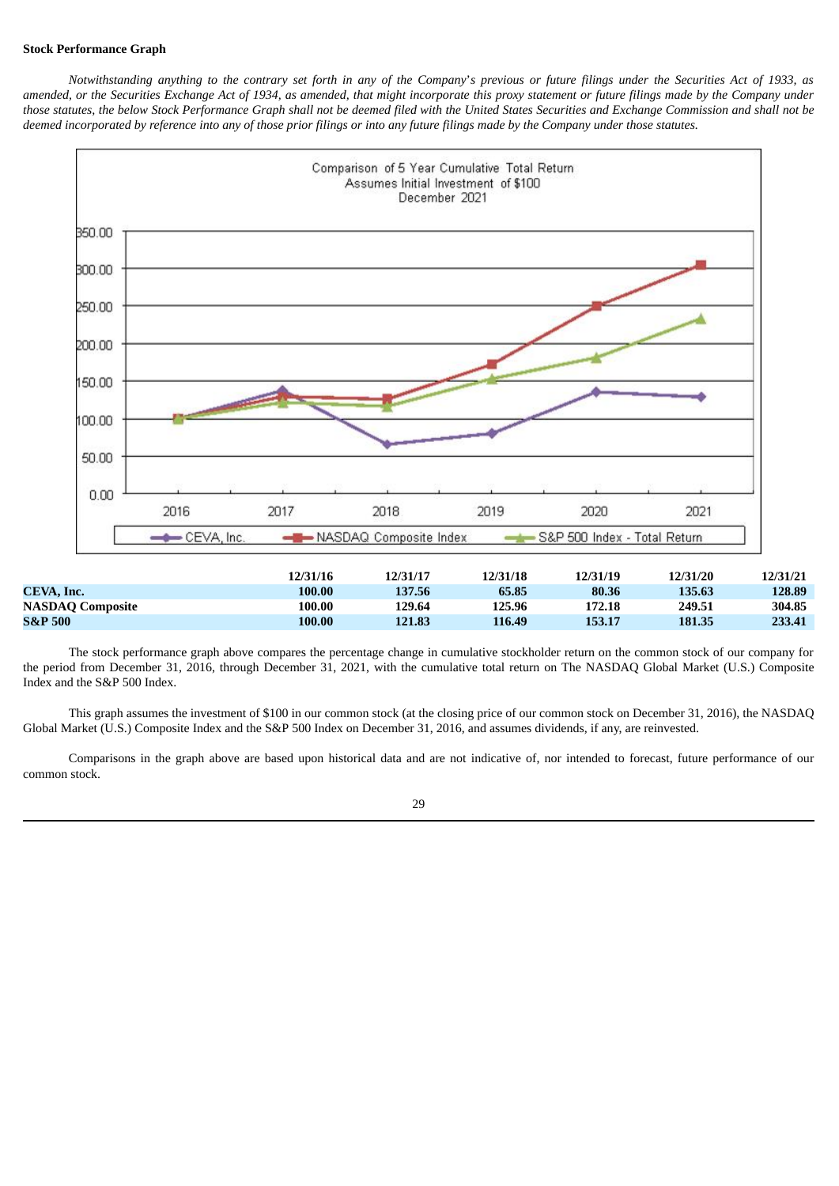**Stock Performance Graph**

*Notwithstanding anything to the contrary set forth in any of the Company's previous or future filings under the Securities Act of 1933, as amended, or the Securities Exchange Act of 1934, as amended, that might incorporate this proxy statement or future filings made by the Company under those statutes, the below Stock Performance Graph shall not be deemed filed with the United States Securities and Exchange Commission and shall not be deemed incorporated by reference into any of those prior filings or into any future filings made by the Company under those statutes.*

| | 12/31/16 | 12/31/17 | 12/31/18 | 12/31/19 | 12/31/20 | 12/31/21 |
|---|---|---|---|---|---|---|
| **CEVA, Inc.** | **100.00** | **137.56** | **65.85** | **80.36** | **135.63** | **128.89** |
| **NASDAQ Composite** | **100.00** | **129.64** | **125.96** | **172.18** | **249.51** | **304.85** |
| **S&P 500** | **100.00** | **121.83** | **116.49** | **153.17** | **181.35** | **233.41** |

The stock performance graph above compares the percentage change in cumulative stockholder return on the common stock of our company for the period from December 31, 2016, through December 31, 2021, with the cumulative total return on The NASDAQ Global Market (U.S.) Composite Index and the S&P 500 Index.

This graph assumes the investment of $100 in our common stock (at the closing price of our common stock on December 31, 2016), the NASDAQ Global Market (U.S.) Composite Index and the S&P 500 Index on December 31, 2016, and assumes dividends, if any, are reinvested.

Comparisons in the graph above are based upon historical data and are not indicative of, nor intended to forecast, future performance of our common stock.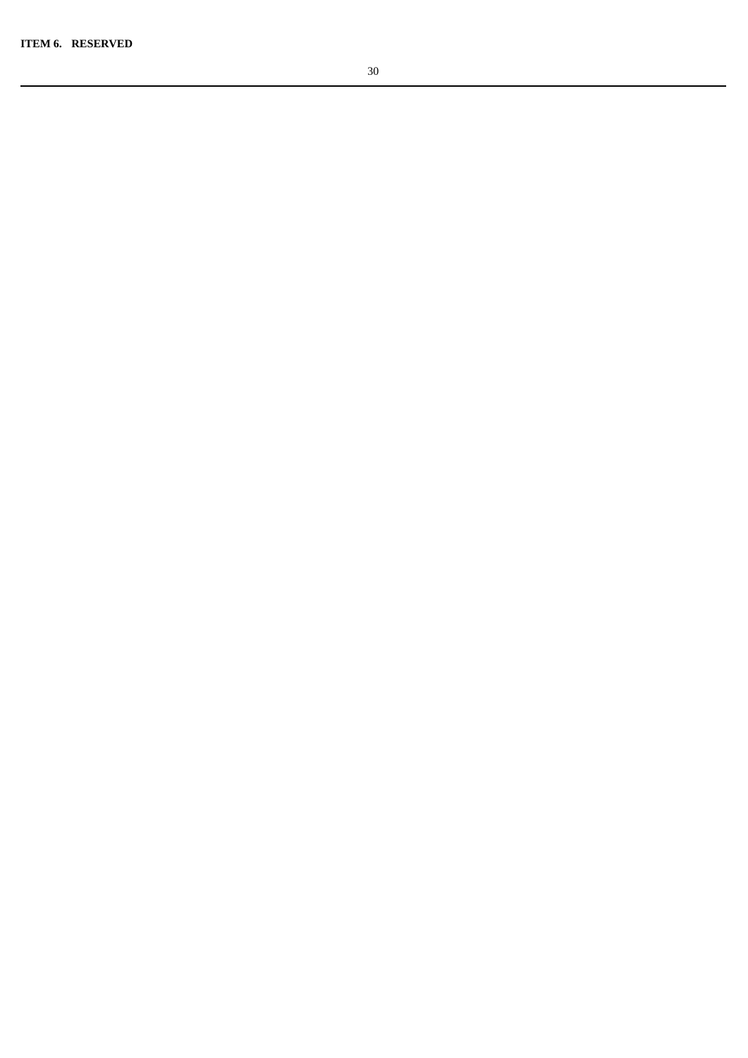**ITEM 6. RESERVED**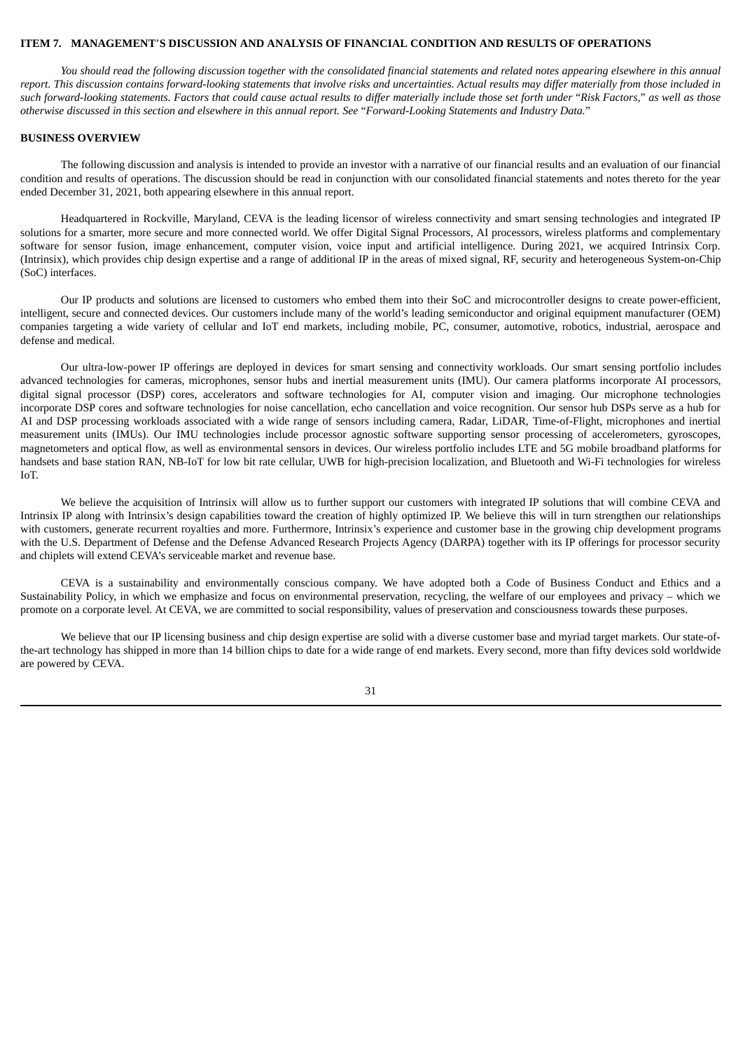**ITEM 7. MANAGEMENT'S DISCUSSION AND ANALYSIS OF FINANCIAL CONDITION AND RESULTS OF OPERATIONS**

*You should read the following discussion together with the consolidated financial statements and related notes appearing elsewhere in this annual report. This discussion contains forward-looking statements that involve risks and uncertainties. Actual results may differ materially from those included in such forward-looking statements. Factors that could cause actual results to differ materially include those set forth under "Risk Factors," as well as those otherwise discussed in this section and elsewhere in this annual report. See "Forward-Looking Statements and Industry Data."*

**BUSINESS OVERVIEW**

The following discussion and analysis is intended to provide an investor with a narrative of our financial results and an evaluation of our financial condition and results of operations. The discussion should be read in conjunction with our consolidated financial statements and notes thereto for the year ended December 31, 2021, both appearing elsewhere in this annual report.

Headquartered in Rockville, Maryland, CEVA is the leading licensor of wireless connectivity and smart sensing technologies and integrated IP solutions for a smarter, more secure and more connected world. We offer Digital Signal Processors, AI processors, wireless platforms and complementary software for sensor fusion, image enhancement, computer vision, voice input and artificial intelligence. During 2021, we acquired Intrinsix Corp. (Intrinsix), which provides chip design expertise and a range of additional IP in the areas of mixed signal, RF, security and heterogeneous System-on-Chip (SoC) interfaces.

Our IP products and solutions are licensed to customers who embed them into their SoC and microcontroller designs to create power-efficient, intelligent, secure and connected devices. Our customers include many of the world's leading semiconductor and original equipment manufacturer (OEM) companies targeting a wide variety of cellular and IoT end markets, including mobile, PC, consumer, automotive, robotics, industrial, aerospace and defense and medical.

Our ultra-low-power IP offerings are deployed in devices for smart sensing and connectivity workloads. Our smart sensing portfolio includes advanced technologies for cameras, microphones, sensor hubs and inertial measurement units (IMU). Our camera platforms incorporate AI processors, digital signal processor (DSP) cores, accelerators and software technologies for AI, computer vision and imaging. Our microphone technologies incorporate DSP cores and software technologies for noise cancellation, echo cancellation and voice recognition. Our sensor hub DSPs serve as a hub for AI and DSP processing workloads associated with a wide range of sensors including camera, Radar, LiDAR, Time-of-Flight, microphones and inertial measurement units (IMUs). Our IMU technologies include processor agnostic software supporting sensor processing of accelerometers, gyroscopes, magnetometers and optical flow, as well as environmental sensors in devices. Our wireless portfolio includes LTE and 5G mobile broadband platforms for handsets and base station RAN, NB-IoT for low bit rate cellular, UWB for high-precision localization, and Bluetooth and Wi-Fi technologies for wireless IoT.

We believe the acquisition of Intrinsix will allow us to further support our customers with integrated IP solutions that will combine CEVA and Intrinsix IP along with Intrinsix's design capabilities toward the creation of highly optimized IP. We believe this will in turn strengthen our relationships with customers, generate recurrent royalties and more. Furthermore, Intrinsix's experience and customer base in the growing chip development programs with the U.S. Department of Defense and the Defense Advanced Research Projects Agency (DARPA) together with its IP offerings for processor security and chiplets will extend CEVA's serviceable market and revenue base.

CEVA is a sustainability and environmentally conscious company. We have adopted both a Code of Business Conduct and Ethics and a Sustainability Policy, in which we emphasize and focus on environmental preservation, recycling, the welfare of our employees and privacy – which we promote on a corporate level. At CEVA, we are committed to social responsibility, values of preservation and consciousness towards these purposes.

We believe that our IP licensing business and chip design expertise are solid with a diverse customer base and myriad target markets. Our state-of-the-art technology has shipped in more than 14 billion chips to date for a wide range of end markets. Every second, more than fifty devices sold worldwide are powered by CEVA.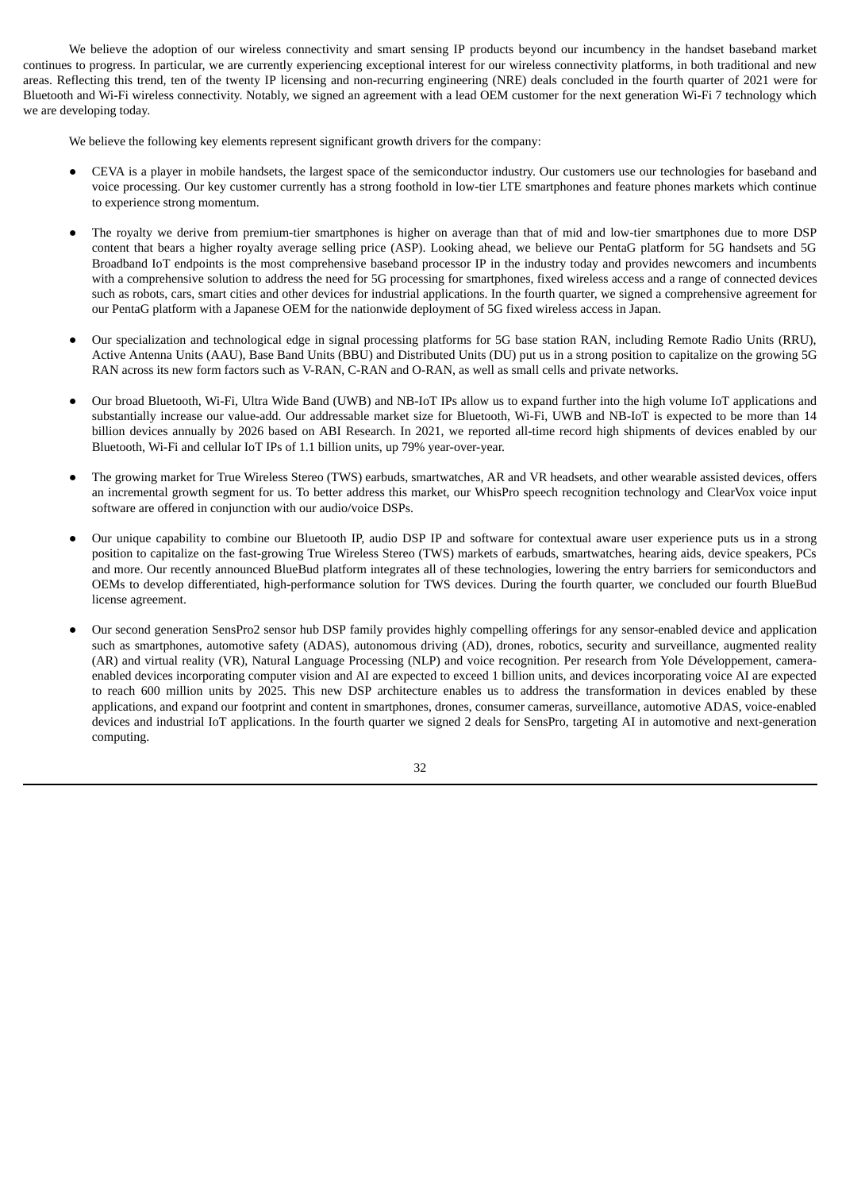We believe the adoption of our wireless connectivity and smart sensing IP products beyond our incumbency in the handset baseband market continues to progress. In particular, we are currently experiencing exceptional interest for our wireless connectivity platforms, in both traditional and new areas. Reflecting this trend, ten of the twenty IP licensing and non-recurring engineering (NRE) deals concluded in the fourth quarter of 2021 were for Bluetooth and Wi-Fi wireless connectivity. Notably, we signed an agreement with a lead OEM customer for the next generation Wi-Fi 7 technology which we are developing today.

We believe the following key elements represent significant growth drivers for the company:

- CEVA is a player in mobile handsets, the largest space of the semiconductor industry. Our customers use our technologies for baseband and voice processing. Our key customer currently has a strong foothold in low-tier LTE smartphones and feature phones markets which continue to experience strong momentum.

- The royalty we derive from premium-tier smartphones is higher on average than that of mid and low-tier smartphones due to more DSP content that bears a higher royalty average selling price (ASP). Looking ahead, we believe our PentaG platform for 5G handsets and 5G Broadband IoT endpoints is the most comprehensive baseband processor IP in the industry today and provides newcomers and incumbents with a comprehensive solution to address the need for 5G processing for smartphones, fixed wireless access and a range of connected devices such as robots, cars, smart cities and other devices for industrial applications. In the fourth quarter, we signed a comprehensive agreement for our PentaG platform with a Japanese OEM for the nationwide deployment of 5G fixed wireless access in Japan.

- Our specialization and technological edge in signal processing platforms for 5G base station RAN, including Remote Radio Units (RRU), Active Antenna Units (AAU), Base Band Units (BBU) and Distributed Units (DU) put us in a strong position to capitalize on the growing 5G RAN across its new form factors such as V-RAN, C-RAN and O-RAN, as well as small cells and private networks.

- Our broad Bluetooth, Wi-Fi, Ultra Wide Band (UWB) and NB-IoT IPs allow us to expand further into the high volume IoT applications and substantially increase our value-add. Our addressable market size for Bluetooth, Wi-Fi, UWB and NB-IoT is expected to be more than 14 billion devices annually by 2026 based on ABI Research. In 2021, we reported all-time record high shipments of devices enabled by our Bluetooth, Wi-Fi and cellular IoT IPs of 1.1 billion units, up 79% year-over-year.

- The growing market for True Wireless Stereo (TWS) earbuds, smartwatches, AR and VR headsets, and other wearable assisted devices, offers an incremental growth segment for us. To better address this market, our WhisPro speech recognition technology and ClearVox voice input software are offered in conjunction with our audio/voice DSPs.

- Our unique capability to combine our Bluetooth IP, audio DSP IP and software for contextual aware user experience puts us in a strong position to capitalize on the fast-growing True Wireless Stereo (TWS) markets of earbuds, smartwatches, hearing aids, device speakers, PCs and more. Our recently announced BlueBud platform integrates all of these technologies, lowering the entry barriers for semiconductors and OEMs to develop differentiated, high-performance solution for TWS devices. During the fourth quarter, we concluded our fourth BlueBud license agreement.

- Our second generation SensPro2 sensor hub DSP family provides highly compelling offerings for any sensor-enabled device and application such as smartphones, automotive safety (ADAS), autonomous driving (AD), drones, robotics, security and surveillance, augmented reality (AR) and virtual reality (VR), Natural Language Processing (NLP) and voice recognition. Per research from Yole Développement, camera-enabled devices incorporating computer vision and AI are expected to exceed 1 billion units, and devices incorporating voice AI are expected to reach 600 million units by 2025. This new DSP architecture enables us to address the transformation in devices enabled by these applications, and expand our footprint and content in smartphones, drones, consumer cameras, surveillance, automotive ADAS, voice-enabled devices and industrial IoT applications. In the fourth quarter we signed 2 deals for SensPro, targeting AI in automotive and next-generation computing.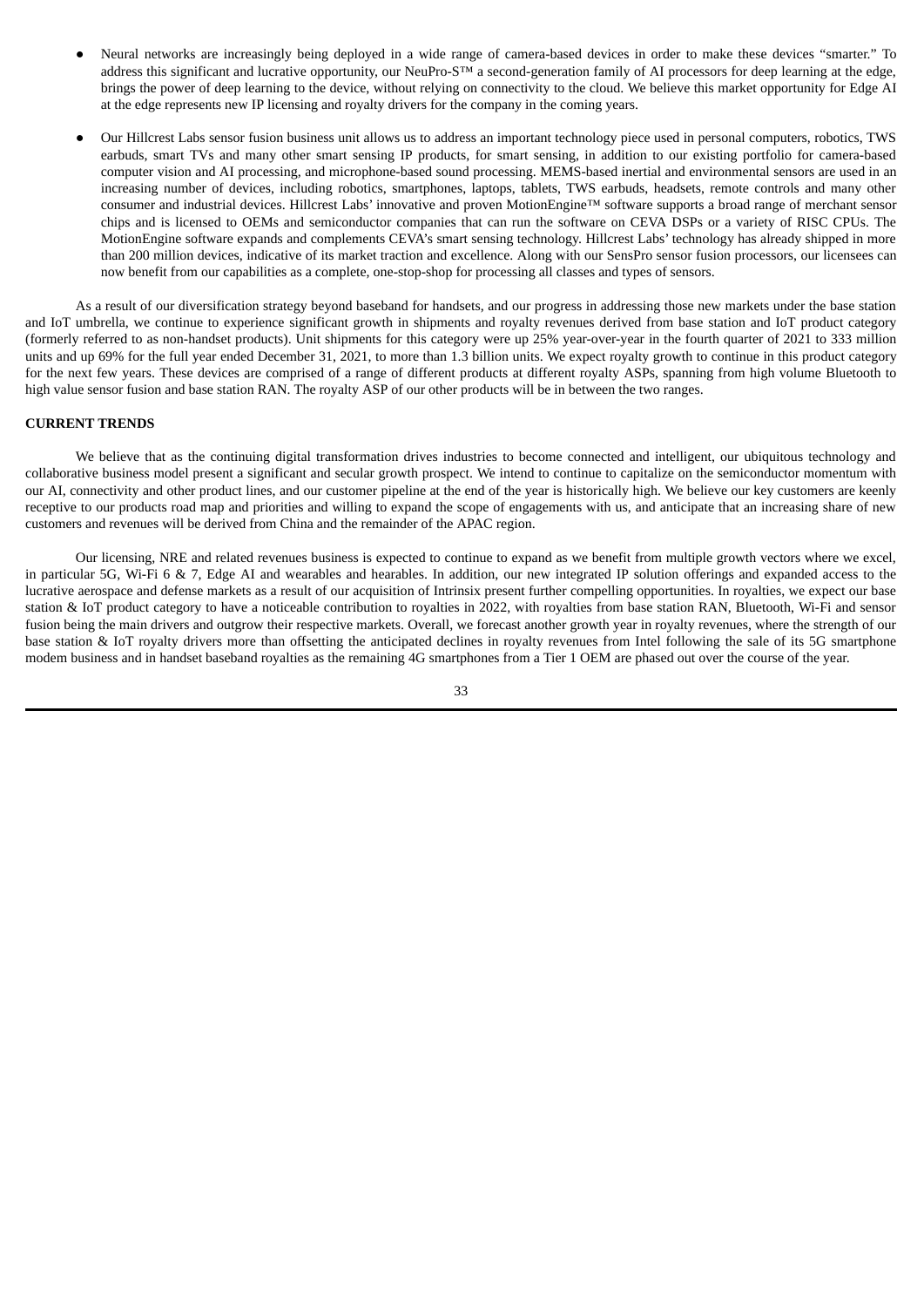- Neural networks are increasingly being deployed in a wide range of camera-based devices in order to make these devices "smarter." To address this significant and lucrative opportunity, our NeuPro-S™ a second-generation family of AI processors for deep learning at the edge, brings the power of deep learning to the device, without relying on connectivity to the cloud. We believe this market opportunity for Edge AI at the edge represents new IP licensing and royalty drivers for the company in the coming years.

- Our Hillcrest Labs sensor fusion business unit allows us to address an important technology piece used in personal computers, robotics, TWS earbuds, smart TVs and many other smart sensing IP products, for smart sensing, in addition to our existing portfolio for camera-based computer vision and AI processing, and microphone-based sound processing. MEMS-based inertial and environmental sensors are used in an increasing number of devices, including robotics, smartphones, laptops, tablets, TWS earbuds, headsets, remote controls and many other consumer and industrial devices. Hillcrest Labs' innovative and proven MotionEngine™ software supports a broad range of merchant sensor chips and is licensed to OEMs and semiconductor companies that can run the software on CEVA DSPs or a variety of RISC CPUs. The MotionEngine software expands and complements CEVA's smart sensing technology. Hillcrest Labs' technology has already shipped in more than 200 million devices, indicative of its market traction and excellence. Along with our SensPro sensor fusion processors, our licensees can now benefit from our capabilities as a complete, one-stop-shop for processing all classes and types of sensors.

As a result of our diversification strategy beyond baseband for handsets, and our progress in addressing those new markets under the base station and IoT umbrella, we continue to experience significant growth in shipments and royalty revenues derived from base station and IoT product category (formerly referred to as non-handset products). Unit shipments for this category were up 25% year-over-year in the fourth quarter of 2021 to 333 million units and up 69% for the full year ended December 31, 2021, to more than 1.3 billion units. We expect royalty growth to continue in this product category for the next few years. These devices are comprised of a range of different products at different royalty ASPs, spanning from high volume Bluetooth to high value sensor fusion and base station RAN. The royalty ASP of our other products will be in between the two ranges.

**CURRENT TRENDS**

We believe that as the continuing digital transformation drives industries to become connected and intelligent, our ubiquitous technology and collaborative business model present a significant and secular growth prospect. We intend to continue to capitalize on the semiconductor momentum with our AI, connectivity and other product lines, and our customer pipeline at the end of the year is historically high. We believe our key customers are keenly receptive to our products road map and priorities and willing to expand the scope of engagements with us, and anticipate that an increasing share of new customers and revenues will be derived from China and the remainder of the APAC region.

Our licensing, NRE and related revenues business is expected to continue to expand as we benefit from multiple growth vectors where we excel, in particular 5G, Wi-Fi 6 & 7, Edge AI and wearables and hearables. In addition, our new integrated IP solution offerings and expanded access to the lucrative aerospace and defense markets as a result of our acquisition of Intrinsix present further compelling opportunities. In royalties, we expect our base station & IoT product category to have a noticeable contribution to royalties in 2022, with royalties from base station RAN, Bluetooth, Wi-Fi and sensor fusion being the main drivers and outgrow their respective markets. Overall, we forecast another growth year in royalty revenues, where the strength of our base station & IoT royalty drivers more than offsetting the anticipated declines in royalty revenues from Intel following the sale of its 5G smartphone modem business and in handset baseband royalties as the remaining 4G smartphones from a Tier 1 OEM are phased out over the course of the year.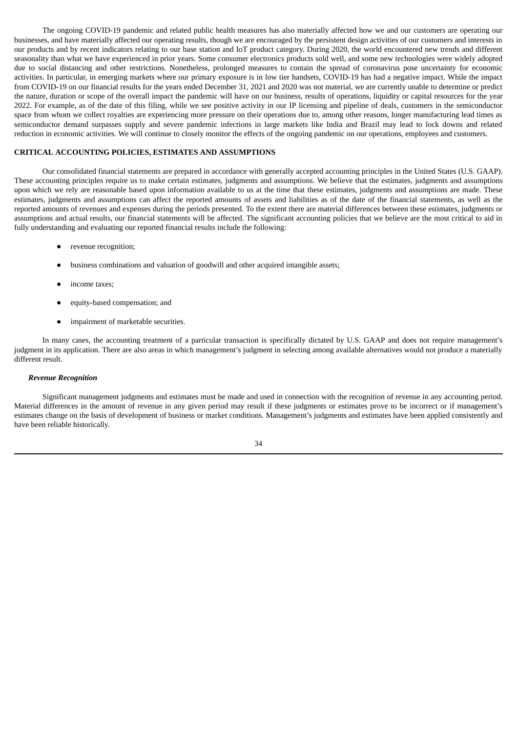The ongoing COVID-19 pandemic and related public health measures has also materially affected how we and our customers are operating our businesses, and have materially affected our operating results, though we are encouraged by the persistent design activities of our customers and interests in our products and by recent indicators relating to our base station and IoT product category. During 2020, the world encountered new trends and different seasonality than what we have experienced in prior years. Some consumer electronics products sold well, and some new technologies were widely adopted due to social distancing and other restrictions. Nonetheless, prolonged measures to contain the spread of coronavirus pose uncertainty for economic activities. In particular, in emerging markets where our primary exposure is in low tier handsets, COVID-19 has had a negative impact. While the impact from COVID-19 on our financial results for the years ended December 31, 2021 and 2020 was not material, we are currently unable to determine or predict the nature, duration or scope of the overall impact the pandemic will have on our business, results of operations, liquidity or capital resources for the year 2022. For example, as of the date of this filing, while we see positive activity in our IP licensing and pipeline of deals, customers in the semiconductor space from whom we collect royalties are experiencing more pressure on their operations due to, among other reasons, longer manufacturing lead times as semiconductor demand surpasses supply and severe pandemic infections in large markets like India and Brazil may lead to lock downs and related reduction in economic activities. We will continue to closely monitor the effects of the ongoing pandemic on our operations, employees and customers.

## CRITICAL ACCOUNTING POLICIES, ESTIMATES AND ASSUMPTIONS

Our consolidated financial statements are prepared in accordance with generally accepted accounting principles in the United States (U.S. GAAP). These accounting principles require us to make certain estimates, judgments and assumptions. We believe that the estimates, judgments and assumptions upon which we rely are reasonable based upon information available to us at the time that these estimates, judgments and assumptions are made. These estimates, judgments and assumptions can affect the reported amounts of assets and liabilities as of the date of the financial statements, as well as the reported amounts of revenues and expenses during the periods presented. To the extent there are material differences between these estimates, judgments or assumptions and actual results, our financial statements will be affected. The significant accounting policies that we believe are the most critical to aid in fully understanding and evaluating our reported financial results include the following:

- revenue recognition;
- business combinations and valuation of goodwill and other acquired intangible assets;
- income taxes;
- equity-based compensation; and
- impairment of marketable securities.

In many cases, the accounting treatment of a particular transaction is specifically dictated by U.S. GAAP and does not require management's judgment in its application. There are also areas in which management's judgment in selecting among available alternatives would not produce a materially different result.

### *Revenue Recognition*

Significant management judgments and estimates must be made and used in connection with the recognition of revenue in any accounting period. Material differences in the amount of revenue in any given period may result if these judgments or estimates prove to be incorrect or if management's estimates change on the basis of development of business or market conditions. Management's judgments and estimates have been applied consistently and have been reliable historically.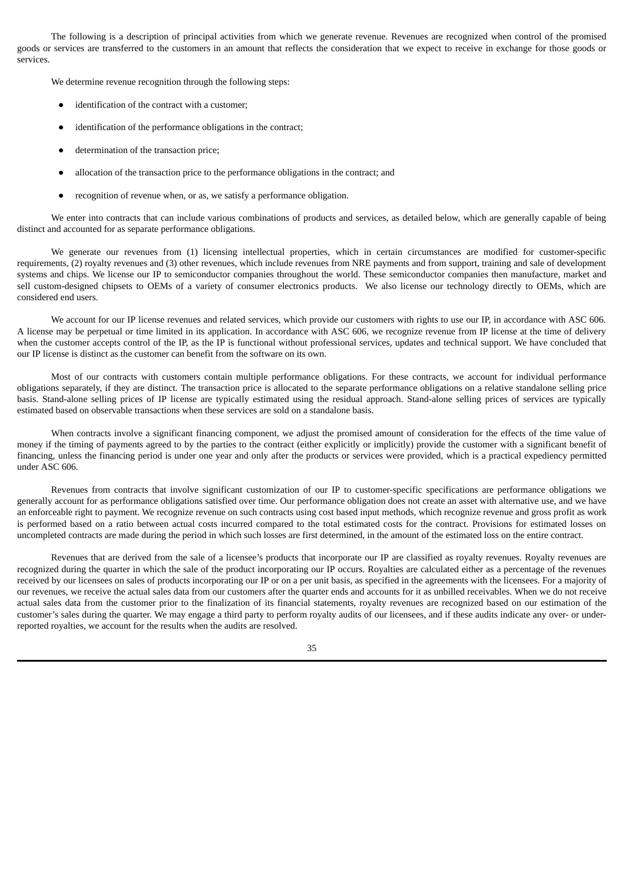The following is a description of principal activities from which we generate revenue. Revenues are recognized when control of the promised goods or services are transferred to the customers in an amount that reflects the consideration that we expect to receive in exchange for those goods or services.

We determine revenue recognition through the following steps:

- identification of the contract with a customer;
- identification of the performance obligations in the contract;
- determination of the transaction price;
- allocation of the transaction price to the performance obligations in the contract; and
- recognition of revenue when, or as, we satisfy a performance obligation.

We enter into contracts that can include various combinations of products and services, as detailed below, which are generally capable of being distinct and accounted for as separate performance obligations.

We generate our revenues from (1) licensing intellectual properties, which in certain circumstances are modified for customer-specific requirements, (2) royalty revenues and (3) other revenues, which include revenues from NRE payments and from support, training and sale of development systems and chips. We license our IP to semiconductor companies throughout the world. These semiconductor companies then manufacture, market and sell custom-designed chipsets to OEMs of a variety of consumer electronics products. We also license our technology directly to OEMs, which are considered end users.

We account for our IP license revenues and related services, which provide our customers with rights to use our IP, in accordance with ASC 606. A license may be perpetual or time limited in its application. In accordance with ASC 606, we recognize revenue from IP license at the time of delivery when the customer accepts control of the IP, as the IP is functional without professional services, updates and technical support. We have concluded that our IP license is distinct as the customer can benefit from the software on its own.

Most of our contracts with customers contain multiple performance obligations. For these contracts, we account for individual performance obligations separately, if they are distinct. The transaction price is allocated to the separate performance obligations on a relative standalone selling price basis. Stand-alone selling prices of IP license are typically estimated using the residual approach. Stand-alone selling prices of services are typically estimated based on observable transactions when these services are sold on a standalone basis.

When contracts involve a significant financing component, we adjust the promised amount of consideration for the effects of the time value of money if the timing of payments agreed to by the parties to the contract (either explicitly or implicitly) provide the customer with a significant benefit of financing, unless the financing period is under one year and only after the products or services were provided, which is a practical expediency permitted under ASC 606.

Revenues from contracts that involve significant customization of our IP to customer-specific specifications are performance obligations we generally account for as performance obligations satisfied over time. Our performance obligation does not create an asset with alternative use, and we have an enforceable right to payment. We recognize revenue on such contracts using cost based input methods, which recognize revenue and gross profit as work is performed based on a ratio between actual costs incurred compared to the total estimated costs for the contract. Provisions for estimated losses on uncompleted contracts are made during the period in which such losses are first determined, in the amount of the estimated loss on the entire contract.

Revenues that are derived from the sale of a licensee's products that incorporate our IP are classified as royalty revenues. Royalty revenues are recognized during the quarter in which the sale of the product incorporating our IP occurs. Royalties are calculated either as a percentage of the revenues received by our licensees on sales of products incorporating our IP or on a per unit basis, as specified in the agreements with the licensees. For a majority of our revenues, we receive the actual sales data from our customers after the quarter ends and accounts for it as unbilled receivables. When we do not receive actual sales data from the customer prior to the finalization of its financial statements, royalty revenues are recognized based on our estimation of the customer's sales during the quarter. We may engage a third party to perform royalty audits of our licensees, and if these audits indicate any over- or under-reported royalties, we account for the results when the audits are resolved.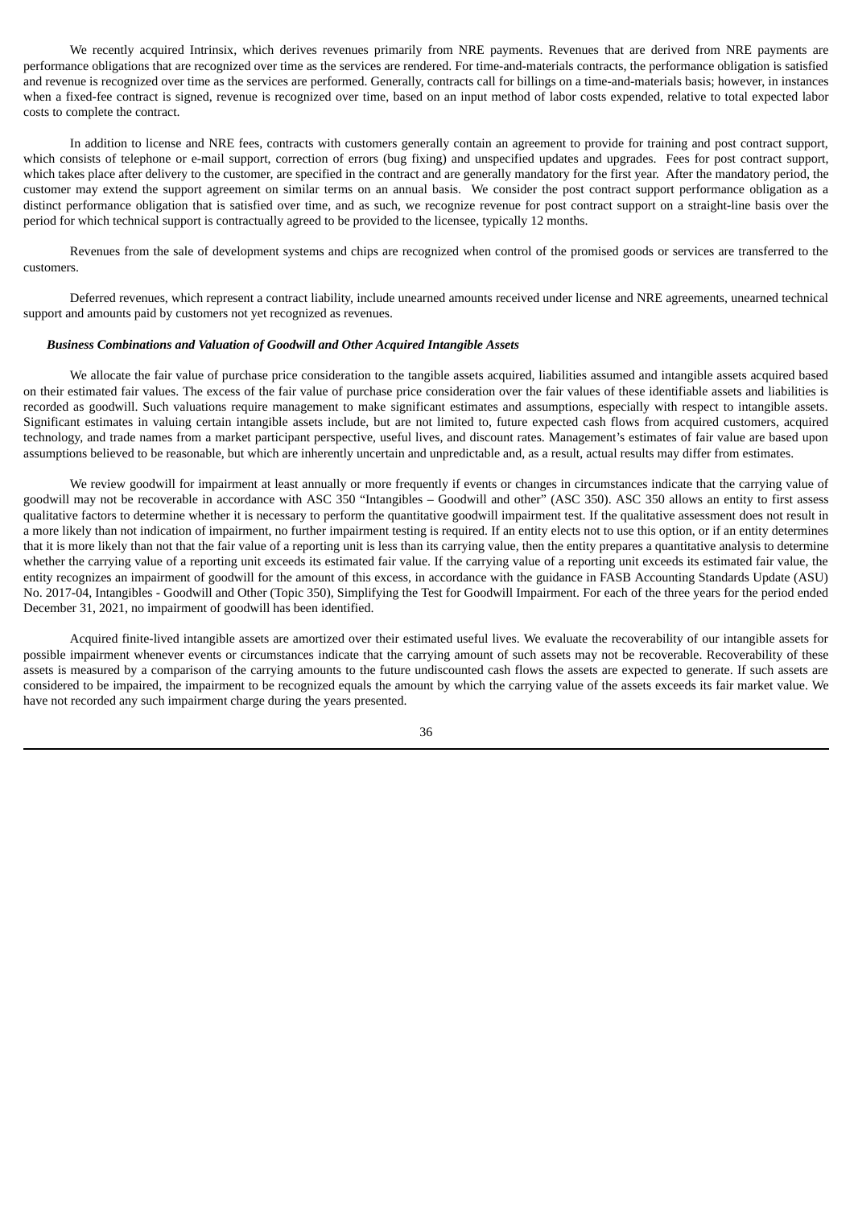We recently acquired Intrinsix, which derives revenues primarily from NRE payments. Revenues that are derived from NRE payments are performance obligations that are recognized over time as the services are rendered. For time-and-materials contracts, the performance obligation is satisfied and revenue is recognized over time as the services are performed. Generally, contracts call for billings on a time-and-materials basis; however, in instances when a fixed-fee contract is signed, revenue is recognized over time, based on an input method of labor costs expended, relative to total expected labor costs to complete the contract.

In addition to license and NRE fees, contracts with customers generally contain an agreement to provide for training and post contract support, which consists of telephone or e-mail support, correction of errors (bug fixing) and unspecified updates and upgrades. Fees for post contract support, which takes place after delivery to the customer, are specified in the contract and are generally mandatory for the first year. After the mandatory period, the customer may extend the support agreement on similar terms on an annual basis. We consider the post contract support performance obligation as a distinct performance obligation that is satisfied over time, and as such, we recognize revenue for post contract support on a straight-line basis over the period for which technical support is contractually agreed to be provided to the licensee, typically 12 months.

Revenues from the sale of development systems and chips are recognized when control of the promised goods or services are transferred to the customers.

Deferred revenues, which represent a contract liability, include unearned amounts received under license and NRE agreements, unearned technical support and amounts paid by customers not yet recognized as revenues.

***Business Combinations and Valuation of Goodwill and Other Acquired Intangible Assets***

We allocate the fair value of purchase price consideration to the tangible assets acquired, liabilities assumed and intangible assets acquired based on their estimated fair values. The excess of the fair value of purchase price consideration over the fair values of these identifiable assets and liabilities is recorded as goodwill. Such valuations require management to make significant estimates and assumptions, especially with respect to intangible assets. Significant estimates in valuing certain intangible assets include, but are not limited to, future expected cash flows from acquired customers, acquired technology, and trade names from a market participant perspective, useful lives, and discount rates. Management's estimates of fair value are based upon assumptions believed to be reasonable, but which are inherently uncertain and unpredictable and, as a result, actual results may differ from estimates.

We review goodwill for impairment at least annually or more frequently if events or changes in circumstances indicate that the carrying value of goodwill may not be recoverable in accordance with ASC 350 "Intangibles – Goodwill and other" (ASC 350). ASC 350 allows an entity to first assess qualitative factors to determine whether it is necessary to perform the quantitative goodwill impairment test. If the qualitative assessment does not result in a more likely than not indication of impairment, no further impairment testing is required. If an entity elects not to use this option, or if an entity determines that it is more likely than not that the fair value of a reporting unit is less than its carrying value, then the entity prepares a quantitative analysis to determine whether the carrying value of a reporting unit exceeds its estimated fair value. If the carrying value of a reporting unit exceeds its estimated fair value, the entity recognizes an impairment of goodwill for the amount of this excess, in accordance with the guidance in FASB Accounting Standards Update (ASU) No. 2017-04, Intangibles - Goodwill and Other (Topic 350), Simplifying the Test for Goodwill Impairment. For each of the three years for the period ended December 31, 2021, no impairment of goodwill has been identified.

Acquired finite-lived intangible assets are amortized over their estimated useful lives. We evaluate the recoverability of our intangible assets for possible impairment whenever events or circumstances indicate that the carrying amount of such assets may not be recoverable. Recoverability of these assets is measured by a comparison of the carrying amounts to the future undiscounted cash flows the assets are expected to generate. If such assets are considered to be impaired, the impairment to be recognized equals the amount by which the carrying value of the assets exceeds its fair market value. We have not recorded any such impairment charge during the years presented.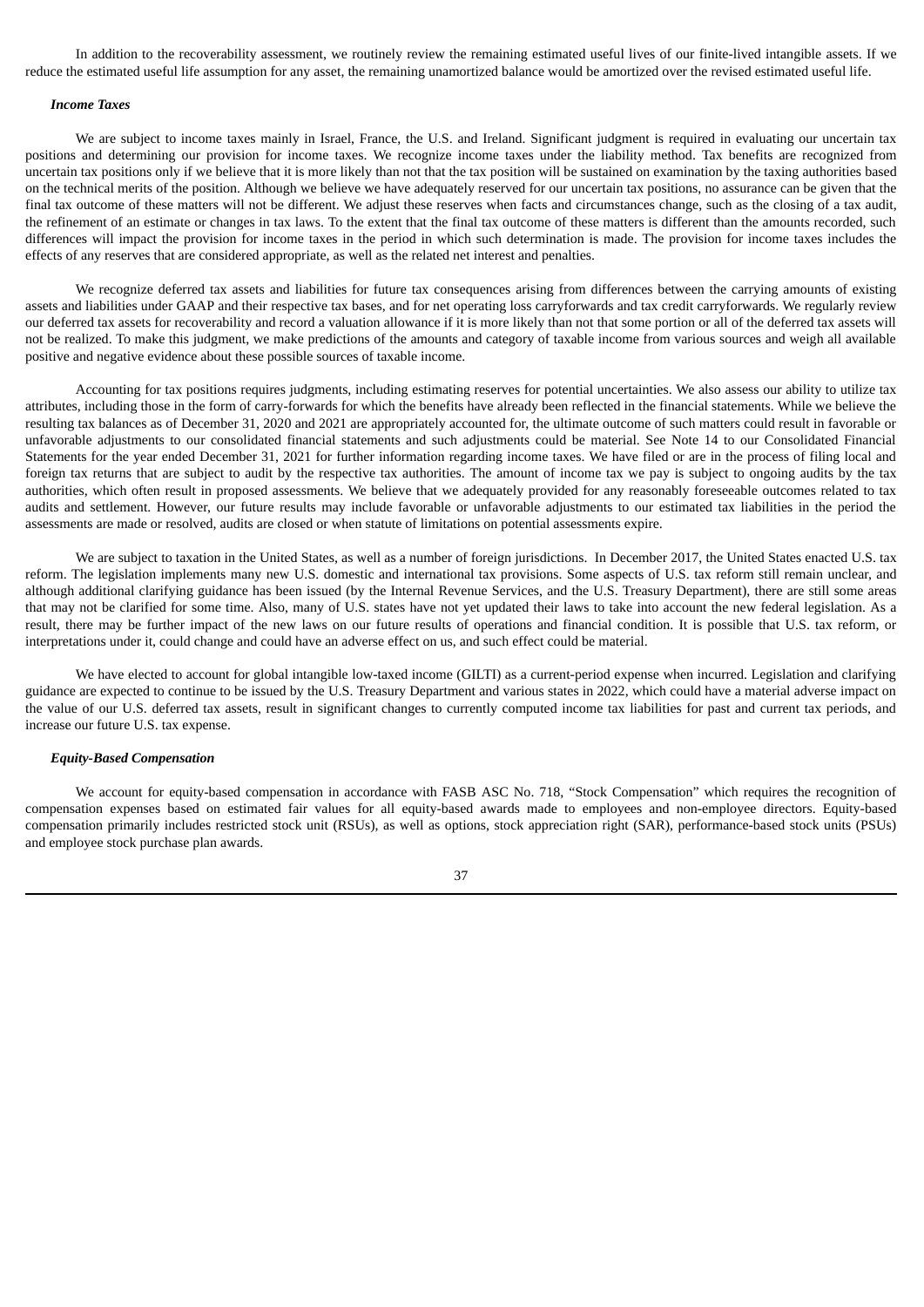In addition to the recoverability assessment, we routinely review the remaining estimated useful lives of our finite-lived intangible assets. If we reduce the estimated useful life assumption for any asset, the remaining unamortized balance would be amortized over the revised estimated useful life.

***Income Taxes***

We are subject to income taxes mainly in Israel, France, the U.S. and Ireland. Significant judgment is required in evaluating our uncertain tax positions and determining our provision for income taxes. We recognize income taxes under the liability method. Tax benefits are recognized from uncertain tax positions only if we believe that it is more likely than not that the tax position will be sustained on examination by the taxing authorities based on the technical merits of the position. Although we believe we have adequately reserved for our uncertain tax positions, no assurance can be given that the final tax outcome of these matters will not be different. We adjust these reserves when facts and circumstances change, such as the closing of a tax audit, the refinement of an estimate or changes in tax laws. To the extent that the final tax outcome of these matters is different than the amounts recorded, such differences will impact the provision for income taxes in the period in which such determination is made. The provision for income taxes includes the effects of any reserves that are considered appropriate, as well as the related net interest and penalties.

We recognize deferred tax assets and liabilities for future tax consequences arising from differences between the carrying amounts of existing assets and liabilities under GAAP and their respective tax bases, and for net operating loss carryforwards and tax credit carryforwards. We regularly review our deferred tax assets for recoverability and record a valuation allowance if it is more likely than not that some portion or all of the deferred tax assets will not be realized. To make this judgment, we make predictions of the amounts and category of taxable income from various sources and weigh all available positive and negative evidence about these possible sources of taxable income.

Accounting for tax positions requires judgments, including estimating reserves for potential uncertainties. We also assess our ability to utilize tax attributes, including those in the form of carry-forwards for which the benefits have already been reflected in the financial statements. While we believe the resulting tax balances as of December 31, 2020 and 2021 are appropriately accounted for, the ultimate outcome of such matters could result in favorable or unfavorable adjustments to our consolidated financial statements and such adjustments could be material. See Note 14 to our Consolidated Financial Statements for the year ended December 31, 2021 for further information regarding income taxes. We have filed or are in the process of filing local and foreign tax returns that are subject to audit by the respective tax authorities. The amount of income tax we pay is subject to ongoing audits by the tax authorities, which often result in proposed assessments. We believe that we adequately provided for any reasonably foreseeable outcomes related to tax audits and settlement. However, our future results may include favorable or unfavorable adjustments to our estimated tax liabilities in the period the assessments are made or resolved, audits are closed or when statute of limitations on potential assessments expire.

We are subject to taxation in the United States, as well as a number of foreign jurisdictions. In December 2017, the United States enacted U.S. tax reform. The legislation implements many new U.S. domestic and international tax provisions. Some aspects of U.S. tax reform still remain unclear, and although additional clarifying guidance has been issued (by the Internal Revenue Services, and the U.S. Treasury Department), there are still some areas that may not be clarified for some time. Also, many of U.S. states have not yet updated their laws to take into account the new federal legislation. As a result, there may be further impact of the new laws on our future results of operations and financial condition. It is possible that U.S. tax reform, or interpretations under it, could change and could have an adverse effect on us, and such effect could be material.

We have elected to account for global intangible low-taxed income (GILTI) as a current-period expense when incurred. Legislation and clarifying guidance are expected to continue to be issued by the U.S. Treasury Department and various states in 2022, which could have a material adverse impact on the value of our U.S. deferred tax assets, result in significant changes to currently computed income tax liabilities for past and current tax periods, and increase our future U.S. tax expense.

***Equity-Based Compensation***

We account for equity-based compensation in accordance with FASB ASC No. 718, "Stock Compensation" which requires the recognition of compensation expenses based on estimated fair values for all equity-based awards made to employees and non-employee directors. Equity-based compensation primarily includes restricted stock unit (RSUs), as well as options, stock appreciation right (SAR), performance-based stock units (PSUs) and employee stock purchase plan awards.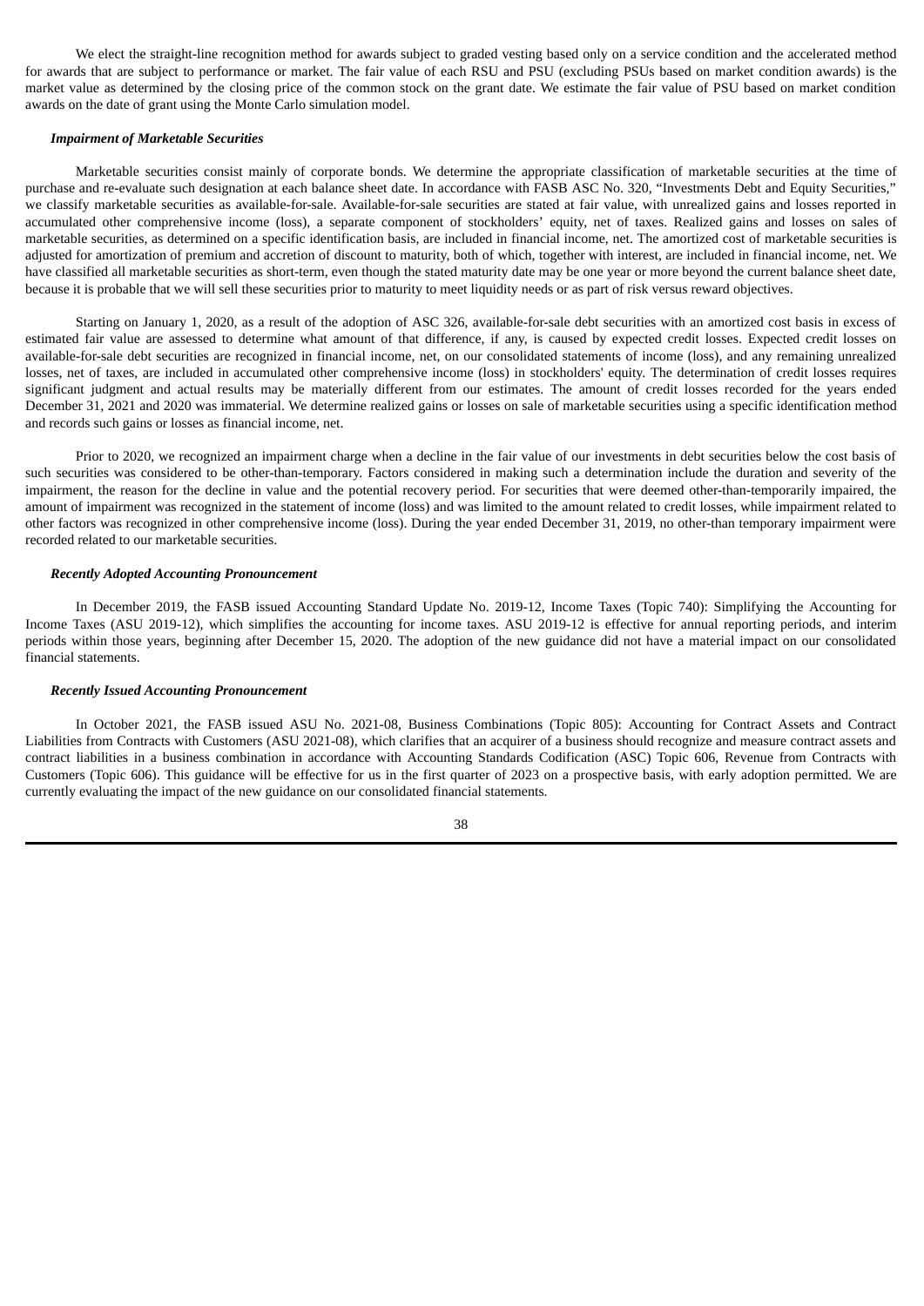We elect the straight-line recognition method for awards subject to graded vesting based only on a service condition and the accelerated method for awards that are subject to performance or market. The fair value of each RSU and PSU (excluding PSUs based on market condition awards) is the market value as determined by the closing price of the common stock on the grant date. We estimate the fair value of PSU based on market condition awards on the date of grant using the Monte Carlo simulation model.

***Impairment of Marketable Securities***

Marketable securities consist mainly of corporate bonds. We determine the appropriate classification of marketable securities at the time of purchase and re-evaluate such designation at each balance sheet date. In accordance with FASB ASC No. 320, "Investments Debt and Equity Securities," we classify marketable securities as available-for-sale. Available-for-sale securities are stated at fair value, with unrealized gains and losses reported in accumulated other comprehensive income (loss), a separate component of stockholders' equity, net of taxes. Realized gains and losses on sales of marketable securities, as determined on a specific identification basis, are included in financial income, net. The amortized cost of marketable securities is adjusted for amortization of premium and accretion of discount to maturity, both of which, together with interest, are included in financial income, net. We have classified all marketable securities as short-term, even though the stated maturity date may be one year or more beyond the current balance sheet date, because it is probable that we will sell these securities prior to maturity to meet liquidity needs or as part of risk versus reward objectives.

Starting on January 1, 2020, as a result of the adoption of ASC 326, available-for-sale debt securities with an amortized cost basis in excess of estimated fair value are assessed to determine what amount of that difference, if any, is caused by expected credit losses. Expected credit losses on available-for-sale debt securities are recognized in financial income, net, on our consolidated statements of income (loss), and any remaining unrealized losses, net of taxes, are included in accumulated other comprehensive income (loss) in stockholders' equity. The determination of credit losses requires significant judgment and actual results may be materially different from our estimates. The amount of credit losses recorded for the years ended December 31, 2021 and 2020 was immaterial. We determine realized gains or losses on sale of marketable securities using a specific identification method and records such gains or losses as financial income, net.

Prior to 2020, we recognized an impairment charge when a decline in the fair value of our investments in debt securities below the cost basis of such securities was considered to be other-than-temporary. Factors considered in making such a determination include the duration and severity of the impairment, the reason for the decline in value and the potential recovery period. For securities that were deemed other-than-temporarily impaired, the amount of impairment was recognized in the statement of income (loss) and was limited to the amount related to credit losses, while impairment related to other factors was recognized in other comprehensive income (loss). During the year ended December 31, 2019, no other-than temporary impairment were recorded related to our marketable securities.

***Recently Adopted Accounting Pronouncement***

In December 2019, the FASB issued Accounting Standard Update No. 2019-12, Income Taxes (Topic 740): Simplifying the Accounting for Income Taxes (ASU 2019-12), which simplifies the accounting for income taxes. ASU 2019-12 is effective for annual reporting periods, and interim periods within those years, beginning after December 15, 2020. The adoption of the new guidance did not have a material impact on our consolidated financial statements.

***Recently Issued Accounting Pronouncement***

In October 2021, the FASB issued ASU No. 2021-08, Business Combinations (Topic 805): Accounting for Contract Assets and Contract Liabilities from Contracts with Customers (ASU 2021-08), which clarifies that an acquirer of a business should recognize and measure contract assets and contract liabilities in a business combination in accordance with Accounting Standards Codification (ASC) Topic 606, Revenue from Contracts with Customers (Topic 606). This guidance will be effective for us in the first quarter of 2023 on a prospective basis, with early adoption permitted. We are currently evaluating the impact of the new guidance on our consolidated financial statements.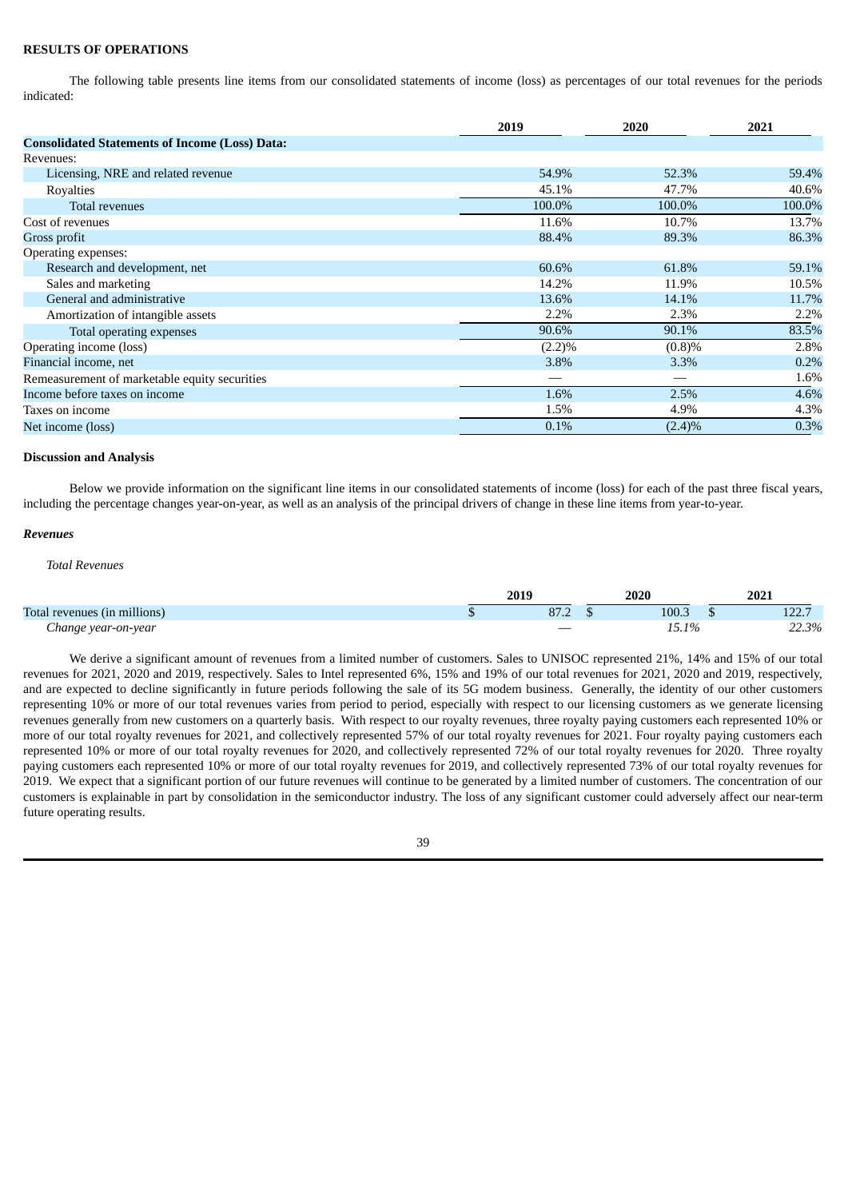**RESULTS OF OPERATIONS**

The following table presents line items from our consolidated statements of income (loss) as percentages of our total revenues for the periods indicated:

| | 2019 | 2020 | 2021 |
|---|---|---|---|
| **Consolidated Statements of Income (Loss) Data:** | | | |
| Revenues: | | | |
| Licensing, NRE and related revenue | 54.9% | 52.3% | 59.4% |
| Royalties | 45.1% | 47.7% | 40.6% |
| Total revenues | 100.0% | 100.0% | 100.0% |
| Cost of revenues | 11.6% | 10.7% | 13.7% |
| Gross profit | 88.4% | 89.3% | 86.3% |
| Operating expenses: | | | |
| Research and development, net | 60.6% | 61.8% | 59.1% |
| Sales and marketing | 14.2% | 11.9% | 10.5% |
| General and administrative | 13.6% | 14.1% | 11.7% |
| Amortization of intangible assets | 2.2% | 2.3% | 2.2% |
| Total operating expenses | 90.6% | 90.1% | 83.5% |
| Operating income (loss) | (2.2)% | (0.8)% | 2.8% |
| Financial income, net | 3.8% | 3.3% | 0.2% |
| Remeasurement of marketable equity securities | — | — | 1.6% |
| Income before taxes on income | 1.6% | 2.5% | 4.6% |
| Taxes on income | 1.5% | 4.9% | 4.3% |
| Net income (loss) | 0.1% | (2.4)% | 0.3% |

**Discussion and Analysis**

Below we provide information on the significant line items in our consolidated statements of income (loss) for each of the past three fiscal years, including the percentage changes year-on-year, as well as an analysis of the principal drivers of change in these line items from year-to-year.

***Revenues***

*Total Revenues*

| | 2019 | 2020 | 2021 |
|---|---|---|---|
| Total revenues (in millions) | $ 87.2 | $ 100.3 | $ 122.7 |
| *Change year-on-year* | — | *15.1%* | *22.3%* |

We derive a significant amount of revenues from a limited number of customers. Sales to UNISOC represented 21%, 14% and 15% of our total revenues for 2021, 2020 and 2019, respectively. Sales to Intel represented 6%, 15% and 19% of our total revenues for 2021, 2020 and 2019, respectively, and are expected to decline significantly in future periods following the sale of its 5G modem business. Generally, the identity of our other customers representing 10% or more of our total revenues varies from period to period, especially with respect to our licensing customers as we generate licensing revenues generally from new customers on a quarterly basis. With respect to our royalty revenues, three royalty paying customers each represented 10% or more of our total royalty revenues for 2021, and collectively represented 57% of our total royalty revenues for 2021. Four royalty paying customers each represented 10% or more of our total royalty revenues for 2020, and collectively represented 72% of our total royalty revenues for 2020. Three royalty paying customers each represented 10% or more of our total royalty revenues for 2019, and collectively represented 73% of our total royalty revenues for 2019. We expect that a significant portion of our future revenues will continue to be generated by a limited number of customers. The concentration of our customers is explainable in part by consolidation in the semiconductor industry. The loss of any significant customer could adversely affect our near-term future operating results.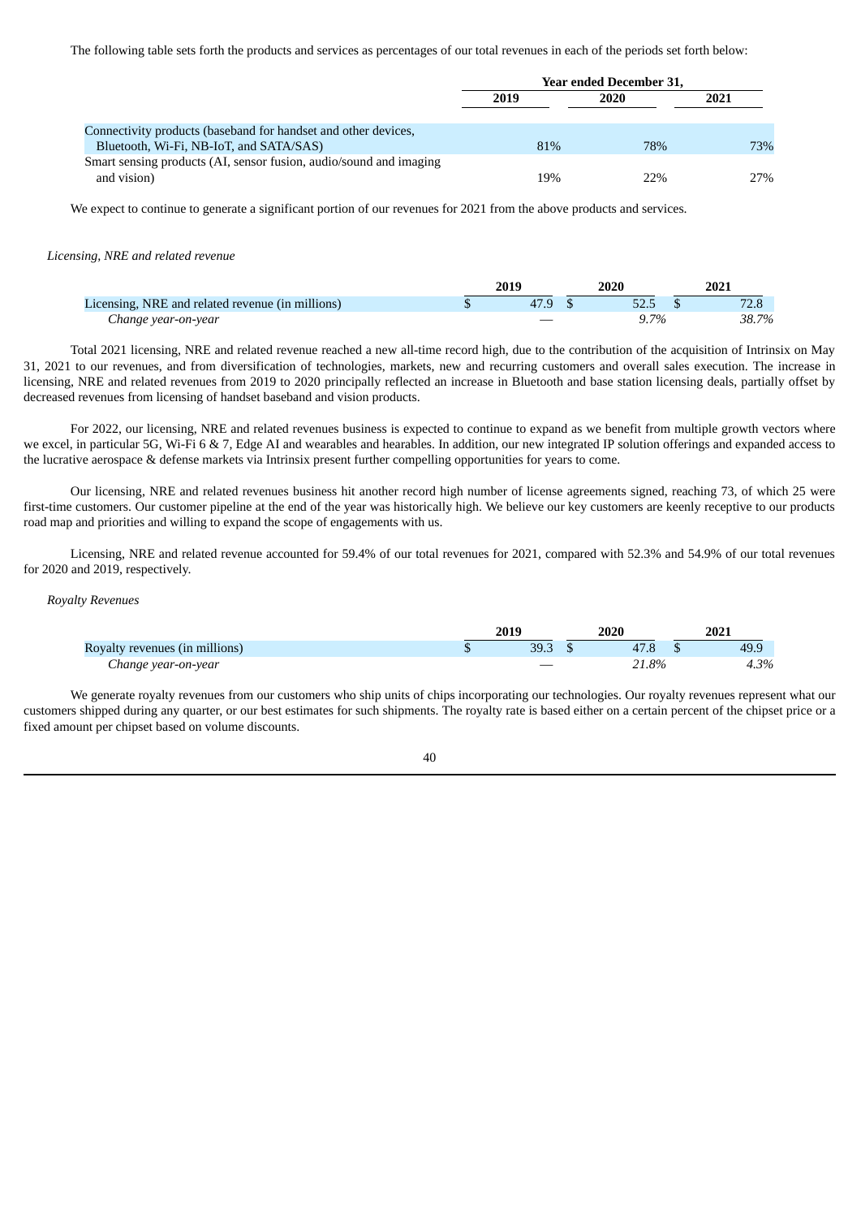The following table sets forth the products and services as percentages of our total revenues in each of the periods set forth below:

| | Year ended December 31, | | |
|---|---|---|---|
| | 2019 | 2020 | 2021 |
| Connectivity products (baseband for handset and other devices, Bluetooth, Wi-Fi, NB-IoT, and SATA/SAS) | 81% | 78% | 73% |
| Smart sensing products (AI, sensor fusion, audio/sound and imaging and vision) | 19% | 22% | 27% |

We expect to continue to generate a significant portion of our revenues for 2021 from the above products and services.

*Licensing, NRE and related revenue*

| | 2019 | 2020 | 2021 |
|---|---|---|---|
| Licensing, NRE and related revenue (in millions) | $ 47.9 | $ 52.5 | $ 72.8 |
| *Change year-on-year* | — | *9.7%* | *38.7%* |

Total 2021 licensing, NRE and related revenue reached a new all-time record high, due to the contribution of the acquisition of Intrinsix on May 31, 2021 to our revenues, and from diversification of technologies, markets, new and recurring customers and overall sales execution. The increase in licensing, NRE and related revenues from 2019 to 2020 principally reflected an increase in Bluetooth and base station licensing deals, partially offset by decreased revenues from licensing of handset baseband and vision products.

For 2022, our licensing, NRE and related revenues business is expected to continue to expand as we benefit from multiple growth vectors where we excel, in particular 5G, Wi-Fi 6 & 7, Edge AI and wearables and hearables. In addition, our new integrated IP solution offerings and expanded access to the lucrative aerospace & defense markets via Intrinsix present further compelling opportunities for years to come.

Our licensing, NRE and related revenues business hit another record high number of license agreements signed, reaching 73, of which 25 were first-time customers. Our customer pipeline at the end of the year was historically high. We believe our key customers are keenly receptive to our products road map and priorities and willing to expand the scope of engagements with us.

Licensing, NRE and related revenue accounted for 59.4% of our total revenues for 2021, compared with 52.3% and 54.9% of our total revenues for 2020 and 2019, respectively.

*Royalty Revenues*

| | 2019 | 2020 | 2021 |
|---|---|---|---|
| Royalty revenues (in millions) | $ 39.3 | $ 47.8 | $ 49.9 |
| *Change year-on-year* | — | *21.8%* | *4.3%* |

We generate royalty revenues from our customers who ship units of chips incorporating our technologies. Our royalty revenues represent what our customers shipped during any quarter, or our best estimates for such shipments. The royalty rate is based either on a certain percent of the chipset price or a fixed amount per chipset based on volume discounts.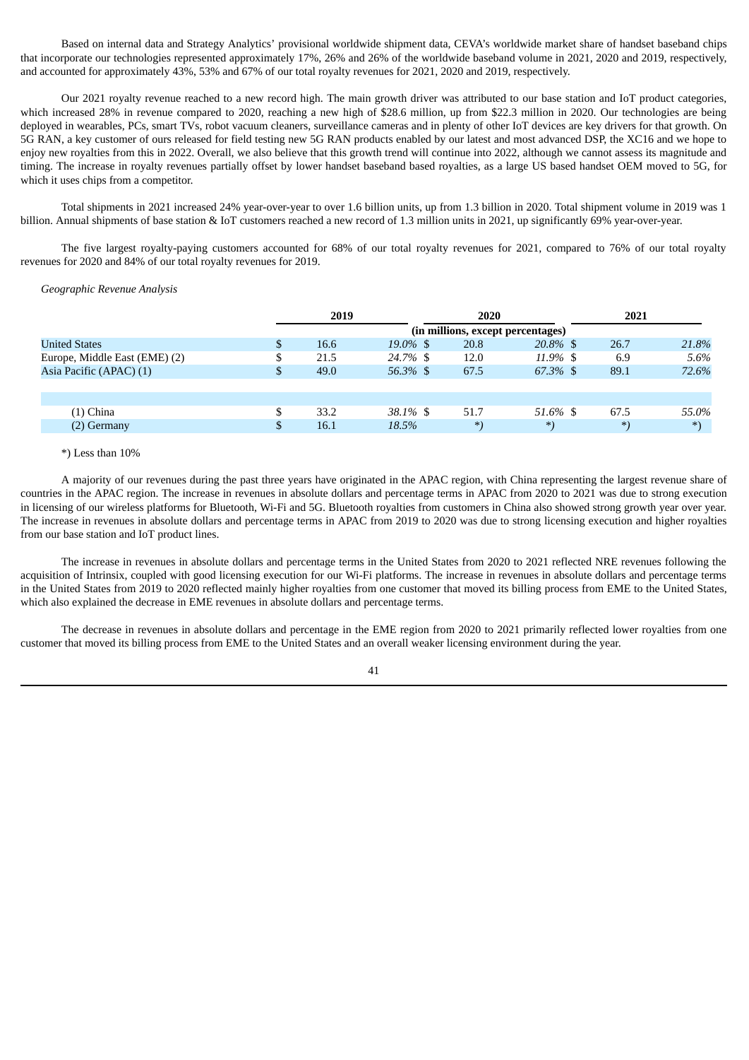Based on internal data and Strategy Analytics' provisional worldwide shipment data, CEVA's worldwide market share of handset baseband chips that incorporate our technologies represented approximately 17%, 26% and 26% of the worldwide baseband volume in 2021, 2020 and 2019, respectively, and accounted for approximately 43%, 53% and 67% of our total royalty revenues for 2021, 2020 and 2019, respectively.

Our 2021 royalty revenue reached to a new record high. The main growth driver was attributed to our base station and IoT product categories, which increased 28% in revenue compared to 2020, reaching a new high of $28.6 million, up from $22.3 million in 2020. Our technologies are being deployed in wearables, PCs, smart TVs, robot vacuum cleaners, surveillance cameras and in plenty of other IoT devices are key drivers for that growth. On 5G RAN, a key customer of ours released for field testing new 5G RAN products enabled by our latest and most advanced DSP, the XC16 and we hope to enjoy new royalties from this in 2022. Overall, we also believe that this growth trend will continue into 2022, although we cannot assess its magnitude and timing. The increase in royalty revenues partially offset by lower handset baseband based royalties, as a large US based handset OEM moved to 5G, for which it uses chips from a competitor.

Total shipments in 2021 increased 24% year-over-year to over 1.6 billion units, up from 1.3 billion in 2020. Total shipment volume in 2019 was 1 billion. Annual shipments of base station & IoT customers reached a new record of 1.3 million units in 2021, up significantly 69% year-over-year.

The five largest royalty-paying customers accounted for 68% of our total royalty revenues for 2021, compared to 76% of our total royalty revenues for 2020 and 84% of our total royalty revenues for 2019.

*Geographic Revenue Analysis*

| | 2019 | | 2020 | | 2021 | |
|---|---|---|---|---|---|---|
| | (in millions, except percentages) | | | | | |
| United States | $ 16.6 | *19.0%* | $ 20.8 | *20.8%* | $ 26.7 | *21.8%* |
| Europe, Middle East (EME) (2) | $ 21.5 | *24.7%* | $ 12.0 | *11.9%* | $ 6.9 | *5.6%* |
| Asia Pacific (APAC) (1) | $ 49.0 | *56.3%* | $ 67.5 | *67.3%* | $ 89.1 | *72.6%* |
| | | | | | | |
| (1) China | $ 33.2 | *38.1%* | $ 51.7 | *51.6%* | $ 67.5 | *55.0%* |
| (2) Germany | $ 16.1 | *18.5%* | *) | *) | *) | *) |

*) Less than 10%

A majority of our revenues during the past three years have originated in the APAC region, with China representing the largest revenue share of countries in the APAC region. The increase in revenues in absolute dollars and percentage terms in APAC from 2020 to 2021 was due to strong execution in licensing of our wireless platforms for Bluetooth, Wi-Fi and 5G. Bluetooth royalties from customers in China also showed strong growth year over year. The increase in revenues in absolute dollars and percentage terms in APAC from 2019 to 2020 was due to strong licensing execution and higher royalties from our base station and IoT product lines.

The increase in revenues in absolute dollars and percentage terms in the United States from 2020 to 2021 reflected NRE revenues following the acquisition of Intrinsix, coupled with good licensing execution for our Wi-Fi platforms. The increase in revenues in absolute dollars and percentage terms in the United States from 2019 to 2020 reflected mainly higher royalties from one customer that moved its billing process from EME to the United States, which also explained the decrease in EME revenues in absolute dollars and percentage terms.

The decrease in revenues in absolute dollars and percentage in the EME region from 2020 to 2021 primarily reflected lower royalties from one customer that moved its billing process from EME to the United States and an overall weaker licensing environment during the year.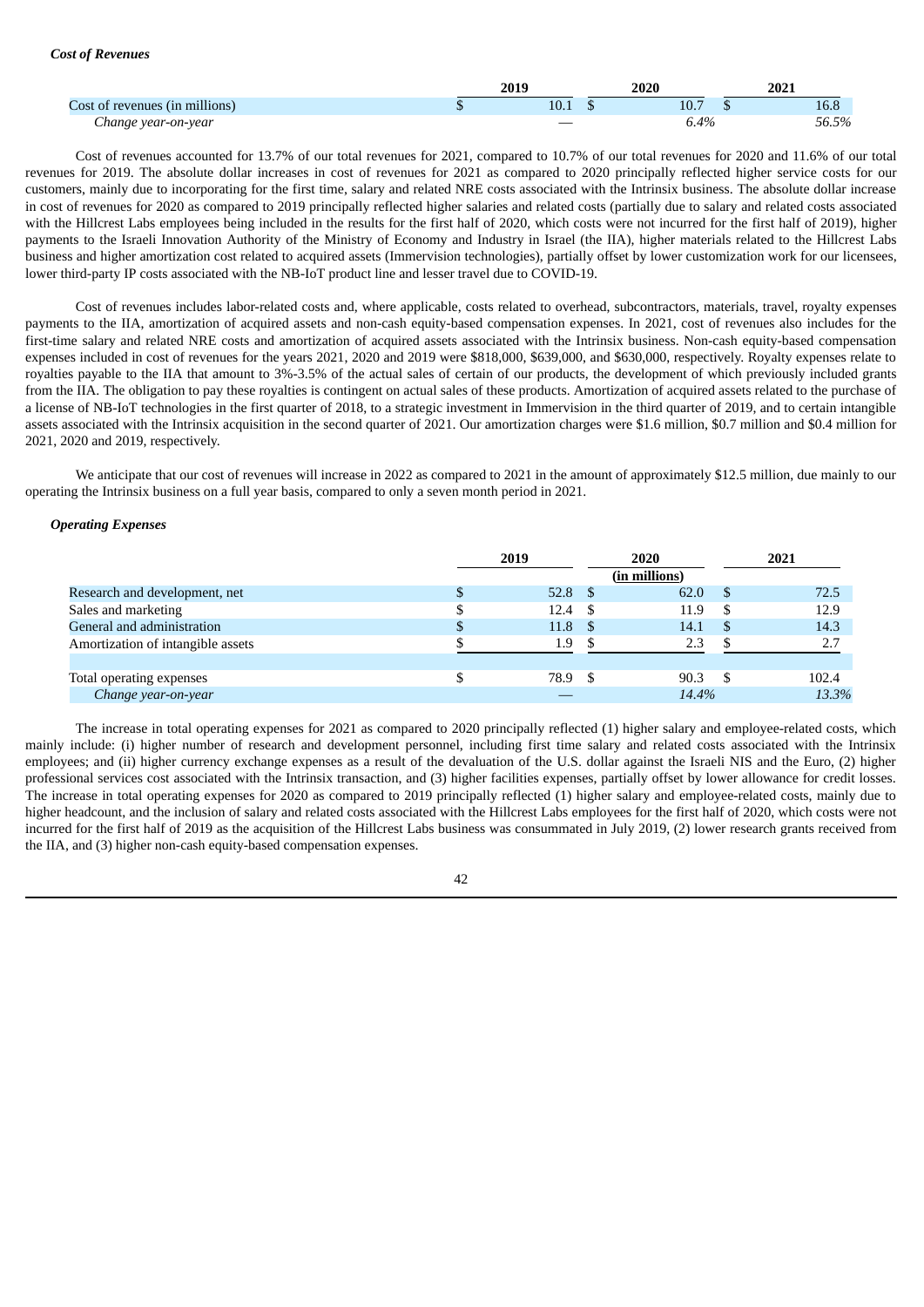***Cost of Revenues***

| | 2019 | 2020 | 2021 |
|---|---|---|---|
| Cost of revenues (in millions) | $ 10.1 | $ 10.7 | $ 16.8 |
| *Change year-on-year* | — | *6.4%* | *56.5%* |

Cost of revenues accounted for 13.7% of our total revenues for 2021, compared to 10.7% of our total revenues for 2020 and 11.6% of our total revenues for 2019. The absolute dollar increases in cost of revenues for 2021 as compared to 2020 principally reflected higher service costs for our customers, mainly due to incorporating for the first time, salary and related NRE costs associated with the Intrinsix business. The absolute dollar increase in cost of revenues for 2020 as compared to 2019 principally reflected higher salaries and related costs (partially due to salary and related costs associated with the Hillcrest Labs employees being included in the results for the first half of 2020, which costs were not incurred for the first half of 2019), higher payments to the Israeli Innovation Authority of the Ministry of Economy and Industry in Israel (the IIA), higher materials related to the Hillcrest Labs business and higher amortization cost related to acquired assets (Immervision technologies), partially offset by lower customization work for our licensees, lower third-party IP costs associated with the NB-IoT product line and lesser travel due to COVID-19.

Cost of revenues includes labor-related costs and, where applicable, costs related to overhead, subcontractors, materials, travel, royalty expenses payments to the IIA, amortization of acquired assets and non-cash equity-based compensation expenses. In 2021, cost of revenues also includes for the first-time salary and related NRE costs and amortization of acquired assets associated with the Intrinsix business. Non-cash equity-based compensation expenses included in cost of revenues for the years 2021, 2020 and 2019 were $818,000, $639,000, and $630,000, respectively. Royalty expenses relate to royalties payable to the IIA that amount to 3%-3.5% of the actual sales of certain of our products, the development of which previously included grants from the IIA. The obligation to pay these royalties is contingent on actual sales of these products. Amortization of acquired assets related to the purchase of a license of NB-IoT technologies in the first quarter of 2018, to a strategic investment in Immervision in the third quarter of 2019, and to certain intangible assets associated with the Intrinsix acquisition in the second quarter of 2021. Our amortization charges were $1.6 million, $0.7 million and $0.4 million for 2021, 2020 and 2019, respectively.

We anticipate that our cost of revenues will increase in 2022 as compared to 2021 in the amount of approximately $12.5 million, due mainly to our operating the Intrinsix business on a full year basis, compared to only a seven month period in 2021.

***Operating Expenses***

| | 2019 | 2020 | 2021 |
|---|---|---|---|
| | | (in millions) | |
| Research and development, net | $ 52.8 | $ 62.0 | $ 72.5 |
| Sales and marketing | $ 12.4 | $ 11.9 | $ 12.9 |
| General and administration | $ 11.8 | $ 14.1 | $ 14.3 |
| Amortization of intangible assets | $ 1.9 | $ 2.3 | $ 2.7 |
| | | | |
| Total operating expenses | $ 78.9 | $ 90.3 | $ 102.4 |
| *Change year-on-year* | — | *14.4%* | *13.3%* |

The increase in total operating expenses for 2021 as compared to 2020 principally reflected (1) higher salary and employee-related costs, which mainly include: (i) higher number of research and development personnel, including first time salary and related costs associated with the Intrinsix employees; and (ii) higher currency exchange expenses as a result of the devaluation of the U.S. dollar against the Israeli NIS and the Euro, (2) higher professional services cost associated with the Intrinsix transaction, and (3) higher facilities expenses, partially offset by lower allowance for credit losses. The increase in total operating expenses for 2020 as compared to 2019 principally reflected (1) higher salary and employee-related costs, mainly due to higher headcount, and the inclusion of salary and related costs associated with the Hillcrest Labs employees for the first half of 2020, which costs were not incurred for the first half of 2019 as the acquisition of the Hillcrest Labs business was consummated in July 2019, (2) lower research grants received from the IIA, and (3) higher non-cash equity-based compensation expenses.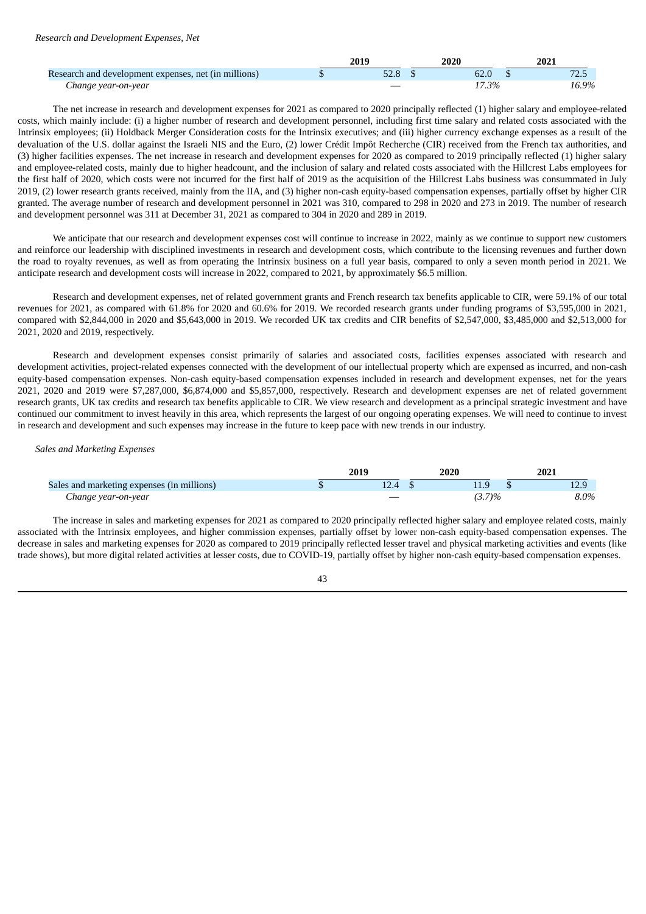*Research and Development Expenses, Net*

| | 2019 | 2020 | 2021 |
|---|---|---|---|
| Research and development expenses, net (in millions) | $ 52.8 | $ 62.0 | $ 72.5 |
| *Change year-on-year* | — | *17.3%* | *16.9%* |

The net increase in research and development expenses for 2021 as compared to 2020 principally reflected (1) higher salary and employee-related costs, which mainly include: (i) a higher number of research and development personnel, including first time salary and related costs associated with the Intrinsix employees; (ii) Holdback Merger Consideration costs for the Intrinsix executives; and (iii) higher currency exchange expenses as a result of the devaluation of the U.S. dollar against the Israeli NIS and the Euro, (2) lower Crédit Impôt Recherche (CIR) received from the French tax authorities, and (3) higher facilities expenses. The net increase in research and development expenses for 2020 as compared to 2019 principally reflected (1) higher salary and employee-related costs, mainly due to higher headcount, and the inclusion of salary and related costs associated with the Hillcrest Labs employees for the first half of 2020, which costs were not incurred for the first half of 2019 as the acquisition of the Hillcrest Labs business was consummated in July 2019, (2) lower research grants received, mainly from the IIA, and (3) higher non-cash equity-based compensation expenses, partially offset by higher CIR granted. The average number of research and development personnel in 2021 was 310, compared to 298 in 2020 and 273 in 2019. The number of research and development personnel was 311 at December 31, 2021 as compared to 304 in 2020 and 289 in 2019.

We anticipate that our research and development expenses cost will continue to increase in 2022, mainly as we continue to support new customers and reinforce our leadership with disciplined investments in research and development costs, which contribute to the licensing revenues and further down the road to royalty revenues, as well as from operating the Intrinsix business on a full year basis, compared to only a seven month period in 2021. We anticipate research and development costs will increase in 2022, compared to 2021, by approximately $6.5 million.

Research and development expenses, net of related government grants and French research tax benefits applicable to CIR, were 59.1% of our total revenues for 2021, as compared with 61.8% for 2020 and 60.6% for 2019. We recorded research grants under funding programs of $3,595,000 in 2021, compared with $2,844,000 in 2020 and $5,643,000 in 2019. We recorded UK tax credits and CIR benefits of $2,547,000, $3,485,000 and $2,513,000 for 2021, 2020 and 2019, respectively.

Research and development expenses consist primarily of salaries and associated costs, facilities expenses associated with research and development activities, project-related expenses connected with the development of our intellectual property which are expensed as incurred, and non-cash equity-based compensation expenses. Non-cash equity-based compensation expenses included in research and development expenses, net for the years 2021, 2020 and 2019 were $7,287,000, $6,874,000 and $5,857,000, respectively. Research and development expenses are net of related government research grants, UK tax credits and research tax benefits applicable to CIR. We view research and development as a principal strategic investment and have continued our commitment to invest heavily in this area, which represents the largest of our ongoing operating expenses. We will need to continue to invest in research and development and such expenses may increase in the future to keep pace with new trends in our industry.

*Sales and Marketing Expenses*

| | 2019 | 2020 | 2021 |
|---|---|---|---|
| Sales and marketing expenses (in millions) | $ 12.4 | $ 11.9 | $ 12.9 |
| *Change year-on-year* | — | *(3.7)%* | *8.0%* |

The increase in sales and marketing expenses for 2021 as compared to 2020 principally reflected higher salary and employee related costs, mainly associated with the Intrinsix employees, and higher commission expenses, partially offset by lower non-cash equity-based compensation expenses. The decrease in sales and marketing expenses for 2020 as compared to 2019 principally reflected lesser travel and physical marketing activities and events (like trade shows), but more digital related activities at lesser costs, due to COVID-19, partially offset by higher non-cash equity-based compensation expenses.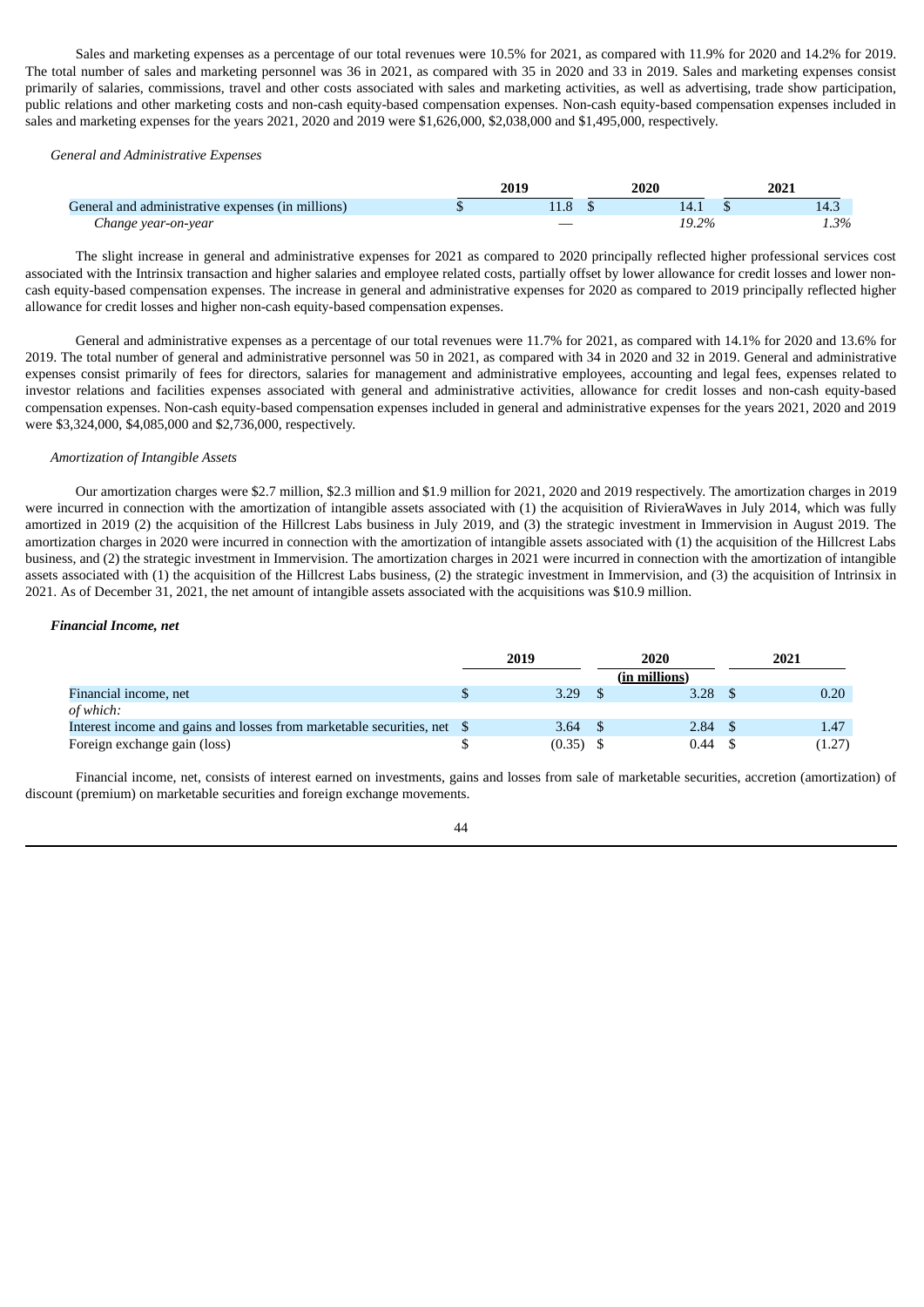Sales and marketing expenses as a percentage of our total revenues were 10.5% for 2021, as compared with 11.9% for 2020 and 14.2% for 2019. The total number of sales and marketing personnel was 36 in 2021, as compared with 35 in 2020 and 33 in 2019. Sales and marketing expenses consist primarily of salaries, commissions, travel and other costs associated with sales and marketing activities, as well as advertising, trade show participation, public relations and other marketing costs and non-cash equity-based compensation expenses. Non-cash equity-based compensation expenses included in sales and marketing expenses for the years 2021, 2020 and 2019 were $1,626,000, $2,038,000 and $1,495,000, respectively.

*General and Administrative Expenses*

| | 2019 | 2020 | 2021 |
|---|---|---|---|
| General and administrative expenses (in millions) | $ 11.8 | $ 14.1 | $ 14.3 |
| *Change year-on-year* | — | *19.2%* | *1.3%* |

The slight increase in general and administrative expenses for 2021 as compared to 2020 principally reflected higher professional services cost associated with the Intrinsix transaction and higher salaries and employee related costs, partially offset by lower allowance for credit losses and lower non-cash equity-based compensation expenses. The increase in general and administrative expenses for 2020 as compared to 2019 principally reflected higher allowance for credit losses and higher non-cash equity-based compensation expenses.

General and administrative expenses as a percentage of our total revenues were 11.7% for 2021, as compared with 14.1% for 2020 and 13.6% for 2019. The total number of general and administrative personnel was 50 in 2021, as compared with 34 in 2020 and 32 in 2019. General and administrative expenses consist primarily of fees for directors, salaries for management and administrative employees, accounting and legal fees, expenses related to investor relations and facilities expenses associated with general and administrative activities, allowance for credit losses and non-cash equity-based compensation expenses. Non-cash equity-based compensation expenses included in general and administrative expenses for the years 2021, 2020 and 2019 were $3,324,000, $4,085,000 and $2,736,000, respectively.

*Amortization of Intangible Assets*

Our amortization charges were $2.7 million, $2.3 million and $1.9 million for 2021, 2020 and 2019 respectively. The amortization charges in 2019 were incurred in connection with the amortization of intangible assets associated with (1) the acquisition of RivieraWaves in July 2014, which was fully amortized in 2019 (2) the acquisition of the Hillcrest Labs business in July 2019, and (3) the strategic investment in Immervision in August 2019. The amortization charges in 2020 were incurred in connection with the amortization of intangible assets associated with (1) the acquisition of the Hillcrest Labs business, and (2) the strategic investment in Immervision. The amortization charges in 2021 were incurred in connection with the amortization of intangible assets associated with (1) the acquisition of the Hillcrest Labs business, (2) the strategic investment in Immervision, and (3) the acquisition of Intrinsix in 2021. As of December 31, 2021, the net amount of intangible assets associated with the acquisitions was $10.9 million.

***Financial Income, net***

| | 2019 | 2020 | 2021 |
|---|---|---|---|
| | | (in millions) | |
| Financial income, net | $ 3.29 | $ 3.28 | $ 0.20 |
| *of which:* | | | |
| Interest income and gains and losses from marketable securities, net | $ 3.64 | $ 2.84 | $ 1.47 |
| Foreign exchange gain (loss) | $ (0.35) | $ 0.44 | $ (1.27) |

Financial income, net, consists of interest earned on investments, gains and losses from sale of marketable securities, accretion (amortization) of discount (premium) on marketable securities and foreign exchange movements.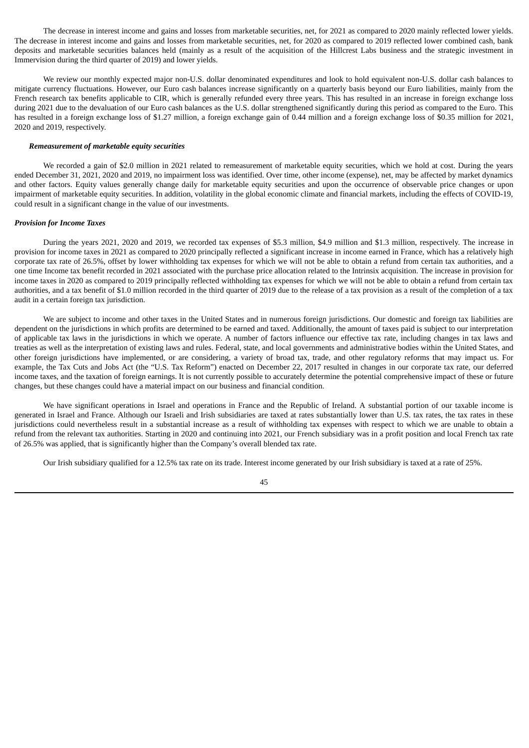The decrease in interest income and gains and losses from marketable securities, net, for 2021 as compared to 2020 mainly reflected lower yields. The decrease in interest income and gains and losses from marketable securities, net, for 2020 as compared to 2019 reflected lower combined cash, bank deposits and marketable securities balances held (mainly as a result of the acquisition of the Hillcrest Labs business and the strategic investment in Immervision during the third quarter of 2019) and lower yields.

We review our monthly expected major non-U.S. dollar denominated expenditures and look to hold equivalent non-U.S. dollar cash balances to mitigate currency fluctuations. However, our Euro cash balances increase significantly on a quarterly basis beyond our Euro liabilities, mainly from the French research tax benefits applicable to CIR, which is generally refunded every three years. This has resulted in an increase in foreign exchange loss during 2021 due to the devaluation of our Euro cash balances as the U.S. dollar strengthened significantly during this period as compared to the Euro. This has resulted in a foreign exchange loss of $1.27 million, a foreign exchange gain of 0.44 million and a foreign exchange loss of $0.35 million for 2021, 2020 and 2019, respectively.

***Remeasurement of marketable equity securities***

We recorded a gain of $2.0 million in 2021 related to remeasurement of marketable equity securities, which we hold at cost. During the years ended December 31, 2021, 2020 and 2019, no impairment loss was identified. Over time, other income (expense), net, may be affected by market dynamics and other factors. Equity values generally change daily for marketable equity securities and upon the occurrence of observable price changes or upon impairment of marketable equity securities. In addition, volatility in the global economic climate and financial markets, including the effects of COVID-19, could result in a significant change in the value of our investments.

***Provision for Income Taxes***

During the years 2021, 2020 and 2019, we recorded tax expenses of $5.3 million, $4.9 million and $1.3 million, respectively. The increase in provision for income taxes in 2021 as compared to 2020 principally reflected a significant increase in income earned in France, which has a relatively high corporate tax rate of 26.5%, offset by lower withholding tax expenses for which we will not be able to obtain a refund from certain tax authorities, and a one time Income tax benefit recorded in 2021 associated with the purchase price allocation related to the Intrinsix acquisition. The increase in provision for income taxes in 2020 as compared to 2019 principally reflected withholding tax expenses for which we will not be able to obtain a refund from certain tax authorities, and a tax benefit of $1.0 million recorded in the third quarter of 2019 due to the release of a tax provision as a result of the completion of a tax audit in a certain foreign tax jurisdiction.

We are subject to income and other taxes in the United States and in numerous foreign jurisdictions. Our domestic and foreign tax liabilities are dependent on the jurisdictions in which profits are determined to be earned and taxed. Additionally, the amount of taxes paid is subject to our interpretation of applicable tax laws in the jurisdictions in which we operate. A number of factors influence our effective tax rate, including changes in tax laws and treaties as well as the interpretation of existing laws and rules. Federal, state, and local governments and administrative bodies within the United States, and other foreign jurisdictions have implemented, or are considering, a variety of broad tax, trade, and other regulatory reforms that may impact us. For example, the Tax Cuts and Jobs Act (the "U.S. Tax Reform") enacted on December 22, 2017 resulted in changes in our corporate tax rate, our deferred income taxes, and the taxation of foreign earnings. It is not currently possible to accurately determine the potential comprehensive impact of these or future changes, but these changes could have a material impact on our business and financial condition.

We have significant operations in Israel and operations in France and the Republic of Ireland. A substantial portion of our taxable income is generated in Israel and France. Although our Israeli and Irish subsidiaries are taxed at rates substantially lower than U.S. tax rates, the tax rates in these jurisdictions could nevertheless result in a substantial increase as a result of withholding tax expenses with respect to which we are unable to obtain a refund from the relevant tax authorities. Starting in 2020 and continuing into 2021, our French subsidiary was in a profit position and local French tax rate of 26.5% was applied, that is significantly higher than the Company's overall blended tax rate.

Our Irish subsidiary qualified for a 12.5% tax rate on its trade. Interest income generated by our Irish subsidiary is taxed at a rate of 25%.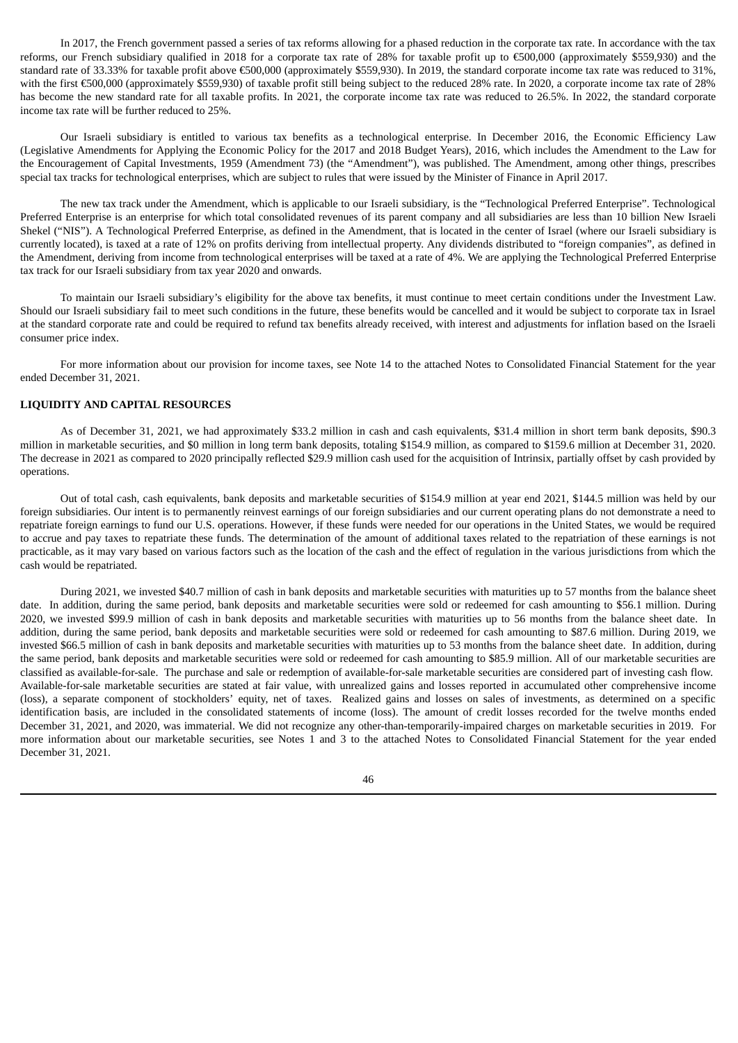In 2017, the French government passed a series of tax reforms allowing for a phased reduction in the corporate tax rate. In accordance with the tax reforms, our French subsidiary qualified in 2018 for a corporate tax rate of 28% for taxable profit up to €500,000 (approximately $559,930) and the standard rate of 33.33% for taxable profit above €500,000 (approximately $559,930). In 2019, the standard corporate income tax rate was reduced to 31%, with the first €500,000 (approximately $559,930) of taxable profit still being subject to the reduced 28% rate. In 2020, a corporate income tax rate of 28% has become the new standard rate for all taxable profits. In 2021, the corporate income tax rate was reduced to 26.5%. In 2022, the standard corporate income tax rate will be further reduced to 25%.

Our Israeli subsidiary is entitled to various tax benefits as a technological enterprise. In December 2016, the Economic Efficiency Law (Legislative Amendments for Applying the Economic Policy for the 2017 and 2018 Budget Years), 2016, which includes the Amendment to the Law for the Encouragement of Capital Investments, 1959 (Amendment 73) (the "Amendment"), was published. The Amendment, among other things, prescribes special tax tracks for technological enterprises, which are subject to rules that were issued by the Minister of Finance in April 2017.

The new tax track under the Amendment, which is applicable to our Israeli subsidiary, is the "Technological Preferred Enterprise". Technological Preferred Enterprise is an enterprise for which total consolidated revenues of its parent company and all subsidiaries are less than 10 billion New Israeli Shekel ("NIS"). A Technological Preferred Enterprise, as defined in the Amendment, that is located in the center of Israel (where our Israeli subsidiary is currently located), is taxed at a rate of 12% on profits deriving from intellectual property. Any dividends distributed to "foreign companies", as defined in the Amendment, deriving from income from technological enterprises will be taxed at a rate of 4%. We are applying the Technological Preferred Enterprise tax track for our Israeli subsidiary from tax year 2020 and onwards.

To maintain our Israeli subsidiary's eligibility for the above tax benefits, it must continue to meet certain conditions under the Investment Law. Should our Israeli subsidiary fail to meet such conditions in the future, these benefits would be cancelled and it would be subject to corporate tax in Israel at the standard corporate rate and could be required to refund tax benefits already received, with interest and adjustments for inflation based on the Israeli consumer price index.

For more information about our provision for income taxes, see Note 14 to the attached Notes to Consolidated Financial Statement for the year ended December 31, 2021.

**LIQUIDITY AND CAPITAL RESOURCES**

As of December 31, 2021, we had approximately $33.2 million in cash and cash equivalents, $31.4 million in short term bank deposits, $90.3 million in marketable securities, and $0 million in long term bank deposits, totaling $154.9 million, as compared to $159.6 million at December 31, 2020. The decrease in 2021 as compared to 2020 principally reflected $29.9 million cash used for the acquisition of Intrinsix, partially offset by cash provided by operations.

Out of total cash, cash equivalents, bank deposits and marketable securities of $154.9 million at year end 2021, $144.5 million was held by our foreign subsidiaries. Our intent is to permanently reinvest earnings of our foreign subsidiaries and our current operating plans do not demonstrate a need to repatriate foreign earnings to fund our U.S. operations. However, if these funds were needed for our operations in the United States, we would be required to accrue and pay taxes to repatriate these funds. The determination of the amount of additional taxes related to the repatriation of these earnings is not practicable, as it may vary based on various factors such as the location of the cash and the effect of regulation in the various jurisdictions from which the cash would be repatriated.

During 2021, we invested $40.7 million of cash in bank deposits and marketable securities with maturities up to 57 months from the balance sheet date. In addition, during the same period, bank deposits and marketable securities were sold or redeemed for cash amounting to $56.1 million. During 2020, we invested $99.9 million of cash in bank deposits and marketable securities with maturities up to 56 months from the balance sheet date. In addition, during the same period, bank deposits and marketable securities were sold or redeemed for cash amounting to $87.6 million. During 2019, we invested $66.5 million of cash in bank deposits and marketable securities with maturities up to 53 months from the balance sheet date. In addition, during the same period, bank deposits and marketable securities were sold or redeemed for cash amounting to $85.9 million. All of our marketable securities are classified as available-for-sale. The purchase and sale or redemption of available-for-sale marketable securities are considered part of investing cash flow. Available-for-sale marketable securities are stated at fair value, with unrealized gains and losses reported in accumulated other comprehensive income (loss), a separate component of stockholders' equity, net of taxes. Realized gains and losses on sales of investments, as determined on a specific identification basis, are included in the consolidated statements of income (loss). The amount of credit losses recorded for the twelve months ended December 31, 2021, and 2020, was immaterial. We did not recognize any other-than-temporarily-impaired charges on marketable securities in 2019. For more information about our marketable securities, see Notes 1 and 3 to the attached Notes to Consolidated Financial Statement for the year ended December 31, 2021.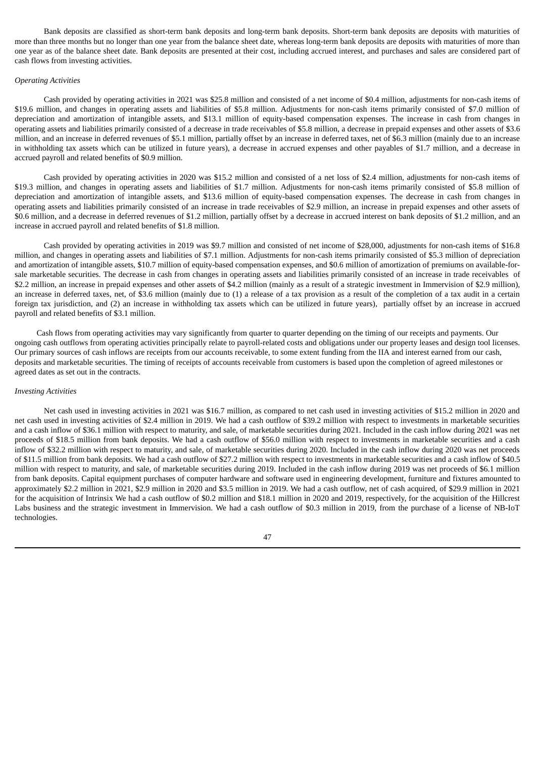Bank deposits are classified as short-term bank deposits and long-term bank deposits. Short-term bank deposits are deposits with maturities of more than three months but no longer than one year from the balance sheet date, whereas long-term bank deposits are deposits with maturities of more than one year as of the balance sheet date. Bank deposits are presented at their cost, including accrued interest, and purchases and sales are considered part of cash flows from investing activities.

*Operating Activities*

Cash provided by operating activities in 2021 was $25.8 million and consisted of a net income of $0.4 million, adjustments for non-cash items of $19.6 million, and changes in operating assets and liabilities of $5.8 million. Adjustments for non-cash items primarily consisted of $7.0 million of depreciation and amortization of intangible assets, and $13.1 million of equity-based compensation expenses. The increase in cash from changes in operating assets and liabilities primarily consisted of a decrease in trade receivables of $5.8 million, a decrease in prepaid expenses and other assets of $3.6 million, and an increase in deferred revenues of $5.1 million, partially offset by an increase in deferred taxes, net of $6.3 million (mainly due to an increase in withholding tax assets which can be utilized in future years), a decrease in accrued expenses and other payables of $1.7 million, and a decrease in accrued payroll and related benefits of $0.9 million.

Cash provided by operating activities in 2020 was $15.2 million and consisted of a net loss of $2.4 million, adjustments for non-cash items of $19.3 million, and changes in operating assets and liabilities of $1.7 million. Adjustments for non-cash items primarily consisted of $5.8 million of depreciation and amortization of intangible assets, and $13.6 million of equity-based compensation expenses. The decrease in cash from changes in operating assets and liabilities primarily consisted of an increase in trade receivables of $2.9 million, an increase in prepaid expenses and other assets of $0.6 million, and a decrease in deferred revenues of $1.2 million, partially offset by a decrease in accrued interest on bank deposits of $1.2 million, and an increase in accrued payroll and related benefits of $1.8 million.

Cash provided by operating activities in 2019 was $9.7 million and consisted of net income of $28,000, adjustments for non-cash items of $16.8 million, and changes in operating assets and liabilities of $7.1 million. Adjustments for non-cash items primarily consisted of $5.3 million of depreciation and amortization of intangible assets, $10.7 million of equity-based compensation expenses, and $0.6 million of amortization of premiums on available-for-sale marketable securities. The decrease in cash from changes in operating assets and liabilities primarily consisted of an increase in trade receivables of $2.2 million, an increase in prepaid expenses and other assets of $4.2 million (mainly as a result of a strategic investment in Immervision of $2.9 million), an increase in deferred taxes, net, of $3.6 million (mainly due to (1) a release of a tax provision as a result of the completion of a tax audit in a certain foreign tax jurisdiction, and (2) an increase in withholding tax assets which can be utilized in future years), partially offset by an increase in accrued payroll and related benefits of $3.1 million.

Cash flows from operating activities may vary significantly from quarter to quarter depending on the timing of our receipts and payments. Our ongoing cash outflows from operating activities principally relate to payroll-related costs and obligations under our property leases and design tool licenses. Our primary sources of cash inflows are receipts from our accounts receivable, to some extent funding from the IIA and interest earned from our cash, deposits and marketable securities. The timing of receipts of accounts receivable from customers is based upon the completion of agreed milestones or agreed dates as set out in the contracts.

*Investing Activities*

Net cash used in investing activities in 2021 was $16.7 million, as compared to net cash used in investing activities of $15.2 million in 2020 and net cash used in investing activities of $2.4 million in 2019. We had a cash outflow of $39.2 million with respect to investments in marketable securities and a cash inflow of $36.1 million with respect to maturity, and sale, of marketable securities during 2021. Included in the cash inflow during 2021 was net proceeds of $18.5 million from bank deposits. We had a cash outflow of $56.0 million with respect to investments in marketable securities and a cash inflow of $32.2 million with respect to maturity, and sale, of marketable securities during 2020. Included in the cash inflow during 2020 was net proceeds of $11.5 million from bank deposits. We had a cash outflow of $27.2 million with respect to investments in marketable securities and a cash inflow of $40.5 million with respect to maturity, and sale, of marketable securities during 2019. Included in the cash inflow during 2019 was net proceeds of $6.1 million from bank deposits. Capital equipment purchases of computer hardware and software used in engineering development, furniture and fixtures amounted to approximately $2.2 million in 2021, $2.9 million in 2020 and $3.5 million in 2019. We had a cash outflow, net of cash acquired, of $29.9 million in 2021 for the acquisition of Intrinsix We had a cash outflow of $0.2 million and $18.1 million in 2020 and 2019, respectively, for the acquisition of the Hillcrest Labs business and the strategic investment in Immervision. We had a cash outflow of $0.3 million in 2019, from the purchase of a license of NB-IoT technologies.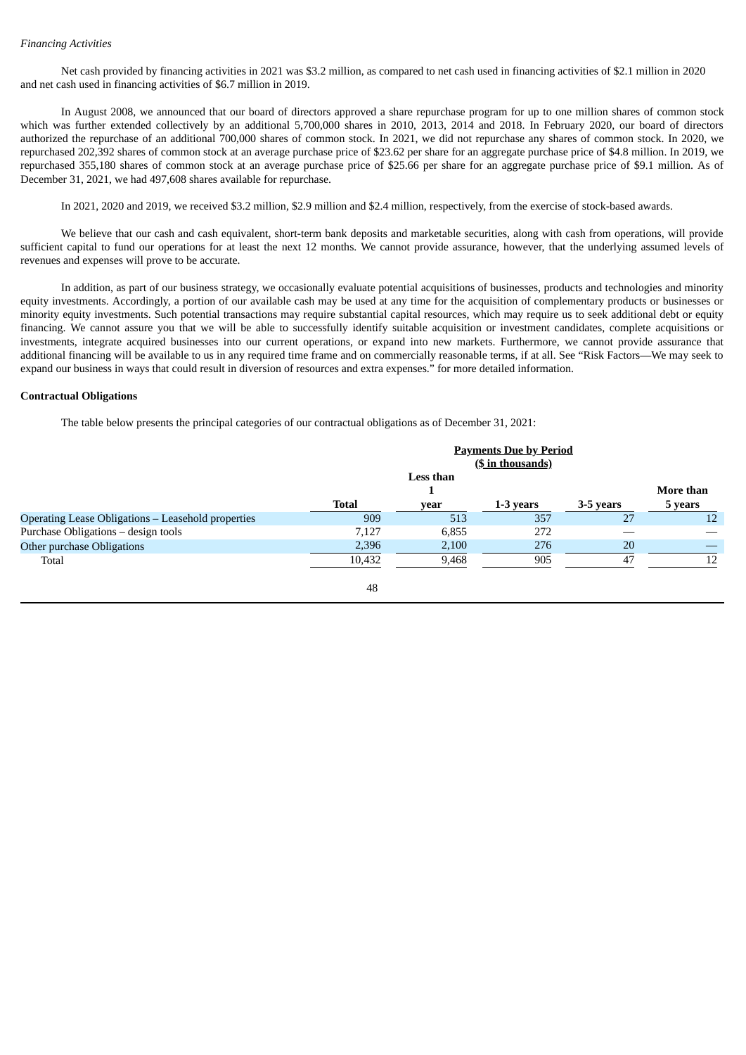*Financing Activities*

Net cash provided by financing activities in 2021 was $3.2 million, as compared to net cash used in financing activities of $2.1 million in 2020 and net cash used in financing activities of $6.7 million in 2019.

In August 2008, we announced that our board of directors approved a share repurchase program for up to one million shares of common stock which was further extended collectively by an additional 5,700,000 shares in 2010, 2013, 2014 and 2018. In February 2020, our board of directors authorized the repurchase of an additional 700,000 shares of common stock. In 2021, we did not repurchase any shares of common stock. In 2020, we repurchased 202,392 shares of common stock at an average purchase price of $23.62 per share for an aggregate purchase price of $4.8 million. In 2019, we repurchased 355,180 shares of common stock at an average purchase price of $25.66 per share for an aggregate purchase price of $9.1 million. As of December 31, 2021, we had 497,608 shares available for repurchase.

In 2021, 2020 and 2019, we received $3.2 million, $2.9 million and $2.4 million, respectively, from the exercise of stock-based awards.

We believe that our cash and cash equivalent, short-term bank deposits and marketable securities, along with cash from operations, will provide sufficient capital to fund our operations for at least the next 12 months. We cannot provide assurance, however, that the underlying assumed levels of revenues and expenses will prove to be accurate.

In addition, as part of our business strategy, we occasionally evaluate potential acquisitions of businesses, products and technologies and minority equity investments. Accordingly, a portion of our available cash may be used at any time for the acquisition of complementary products or businesses or minority equity investments. Such potential transactions may require substantial capital resources, which may require us to seek additional debt or equity financing. We cannot assure you that we will be able to successfully identify suitable acquisition or investment candidates, complete acquisitions or investments, integrate acquired businesses into our current operations, or expand into new markets. Furthermore, we cannot provide assurance that additional financing will be available to us in any required time frame and on commercially reasonable terms, if at all. See "Risk Factors—We may seek to expand our business in ways that could result in diversion of resources and extra expenses." for more detailed information.

**Contractual Obligations**

The table below presents the principal categories of our contractual obligations as of December 31, 2021:

| | Payments Due by Period ($ in thousands) | | | | |
|---|---|---|---|---|---|
| | **Total** | **Less than 1 year** | **1-3 years** | **3-5 years** | **More than 5 years** |
| Operating Lease Obligations – Leasehold properties | 909 | 513 | 357 | 27 | 12 |
| Purchase Obligations – design tools | 7,127 | 6,855 | 272 | — | — |
| Other purchase Obligations | 2,396 | 2,100 | 276 | 20 | — |
| Total | 10,432 | 9,468 | 905 | 47 | 12 |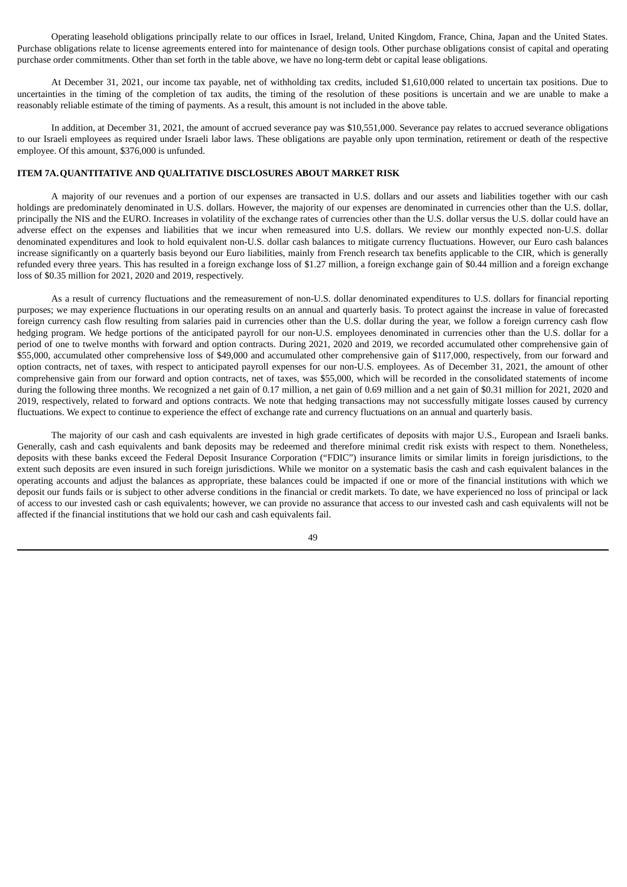Operating leasehold obligations principally relate to our offices in Israel, Ireland, United Kingdom, France, China, Japan and the United States. Purchase obligations relate to license agreements entered into for maintenance of design tools. Other purchase obligations consist of capital and operating purchase order commitments. Other than set forth in the table above, we have no long-term debt or capital lease obligations.

At December 31, 2021, our income tax payable, net of withholding tax credits, included $1,610,000 related to uncertain tax positions. Due to uncertainties in the timing of the completion of tax audits, the timing of the resolution of these positions is uncertain and we are unable to make a reasonably reliable estimate of the timing of payments. As a result, this amount is not included in the above table.

In addition, at December 31, 2021, the amount of accrued severance pay was $10,551,000. Severance pay relates to accrued severance obligations to our Israeli employees as required under Israeli labor laws. These obligations are payable only upon termination, retirement or death of the respective employee. Of this amount, $376,000 is unfunded.

### ITEM 7A. QUANTITATIVE AND QUALITATIVE DISCLOSURES ABOUT MARKET RISK

A majority of our revenues and a portion of our expenses are transacted in U.S. dollars and our assets and liabilities together with our cash holdings are predominately denominated in U.S. dollars. However, the majority of our expenses are denominated in currencies other than the U.S. dollar, principally the NIS and the EURO. Increases in volatility of the exchange rates of currencies other than the U.S. dollar versus the U.S. dollar could have an adverse effect on the expenses and liabilities that we incur when remeasured into U.S. dollars. We review our monthly expected non-U.S. dollar denominated expenditures and look to hold equivalent non-U.S. dollar cash balances to mitigate currency fluctuations. However, our Euro cash balances increase significantly on a quarterly basis beyond our Euro liabilities, mainly from French research tax benefits applicable to the CIR, which is generally refunded every three years. This has resulted in a foreign exchange loss of $1.27 million, a foreign exchange gain of $0.44 million and a foreign exchange loss of $0.35 million for 2021, 2020 and 2019, respectively.

As a result of currency fluctuations and the remeasurement of non-U.S. dollar denominated expenditures to U.S. dollars for financial reporting purposes; we may experience fluctuations in our operating results on an annual and quarterly basis. To protect against the increase in value of forecasted foreign currency cash flow resulting from salaries paid in currencies other than the U.S. dollar during the year, we follow a foreign currency cash flow hedging program. We hedge portions of the anticipated payroll for our non-U.S. employees denominated in currencies other than the U.S. dollar for a period of one to twelve months with forward and option contracts. During 2021, 2020 and 2019, we recorded accumulated other comprehensive gain of $55,000, accumulated other comprehensive loss of $49,000 and accumulated other comprehensive gain of $117,000, respectively, from our forward and option contracts, net of taxes, with respect to anticipated payroll expenses for our non-U.S. employees. As of December 31, 2021, the amount of other comprehensive gain from our forward and option contracts, net of taxes, was $55,000, which will be recorded in the consolidated statements of income during the following three months. We recognized a net gain of 0.17 million, a net gain of 0.69 million and a net gain of $0.31 million for 2021, 2020 and 2019, respectively, related to forward and options contracts. We note that hedging transactions may not successfully mitigate losses caused by currency fluctuations. We expect to continue to experience the effect of exchange rate and currency fluctuations on an annual and quarterly basis.

The majority of our cash and cash equivalents are invested in high grade certificates of deposits with major U.S., European and Israeli banks. Generally, cash and cash equivalents and bank deposits may be redeemed and therefore minimal credit risk exists with respect to them. Nonetheless, deposits with these banks exceed the Federal Deposit Insurance Corporation ("FDIC") insurance limits or similar limits in foreign jurisdictions, to the extent such deposits are even insured in such foreign jurisdictions. While we monitor on a systematic basis the cash and cash equivalent balances in the operating accounts and adjust the balances as appropriate, these balances could be impacted if one or more of the financial institutions with which we deposit our funds fails or is subject to other adverse conditions in the financial or credit markets. To date, we have experienced no loss of principal or lack of access to our invested cash or cash equivalents; however, we can provide no assurance that access to our invested cash and cash equivalents will not be affected if the financial institutions that we hold our cash and cash equivalents fail.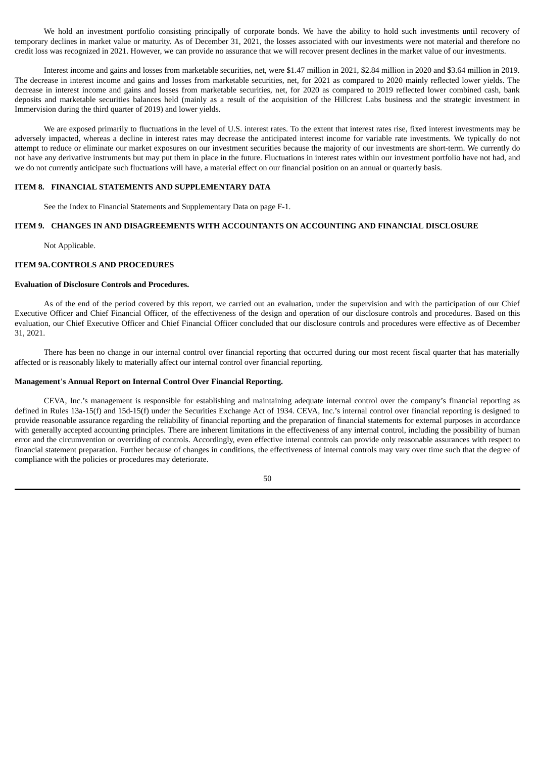We hold an investment portfolio consisting principally of corporate bonds. We have the ability to hold such investments until recovery of temporary declines in market value or maturity. As of December 31, 2021, the losses associated with our investments were not material and therefore no credit loss was recognized in 2021. However, we can provide no assurance that we will recover present declines in the market value of our investments.

Interest income and gains and losses from marketable securities, net, were $1.47 million in 2021, $2.84 million in 2020 and $3.64 million in 2019. The decrease in interest income and gains and losses from marketable securities, net, for 2021 as compared to 2020 mainly reflected lower yields. The decrease in interest income and gains and losses from marketable securities, net, for 2020 as compared to 2019 reflected lower combined cash, bank deposits and marketable securities balances held (mainly as a result of the acquisition of the Hillcrest Labs business and the strategic investment in Immervision during the third quarter of 2019) and lower yields.

We are exposed primarily to fluctuations in the level of U.S. interest rates. To the extent that interest rates rise, fixed interest investments may be adversely impacted, whereas a decline in interest rates may decrease the anticipated interest income for variable rate investments. We typically do not attempt to reduce or eliminate our market exposures on our investment securities because the majority of our investments are short-term. We currently do not have any derivative instruments but may put them in place in the future. Fluctuations in interest rates within our investment portfolio have not had, and we do not currently anticipate such fluctuations will have, a material effect on our financial position on an annual or quarterly basis.

## ITEM 8. FINANCIAL STATEMENTS AND SUPPLEMENTARY DATA

See the Index to Financial Statements and Supplementary Data on page F-1.

## ITEM 9. CHANGES IN AND DISAGREEMENTS WITH ACCOUNTANTS ON ACCOUNTING AND FINANCIAL DISCLOSURE

Not Applicable.

## ITEM 9A. CONTROLS AND PROCEDURES

**Evaluation of Disclosure Controls and Procedures.**

As of the end of the period covered by this report, we carried out an evaluation, under the supervision and with the participation of our Chief Executive Officer and Chief Financial Officer, of the effectiveness of the design and operation of our disclosure controls and procedures. Based on this evaluation, our Chief Executive Officer and Chief Financial Officer concluded that our disclosure controls and procedures were effective as of December 31, 2021.

There has been no change in our internal control over financial reporting that occurred during our most recent fiscal quarter that has materially affected or is reasonably likely to materially affect our internal control over financial reporting.

**Management's Annual Report on Internal Control Over Financial Reporting.**

CEVA, Inc.'s management is responsible for establishing and maintaining adequate internal control over the company's financial reporting as defined in Rules 13a-15(f) and 15d-15(f) under the Securities Exchange Act of 1934. CEVA, Inc.'s internal control over financial reporting is designed to provide reasonable assurance regarding the reliability of financial reporting and the preparation of financial statements for external purposes in accordance with generally accepted accounting principles. There are inherent limitations in the effectiveness of any internal control, including the possibility of human error and the circumvention or overriding of controls. Accordingly, even effective internal controls can provide only reasonable assurances with respect to financial statement preparation. Further because of changes in conditions, the effectiveness of internal controls may vary over time such that the degree of compliance with the policies or procedures may deteriorate.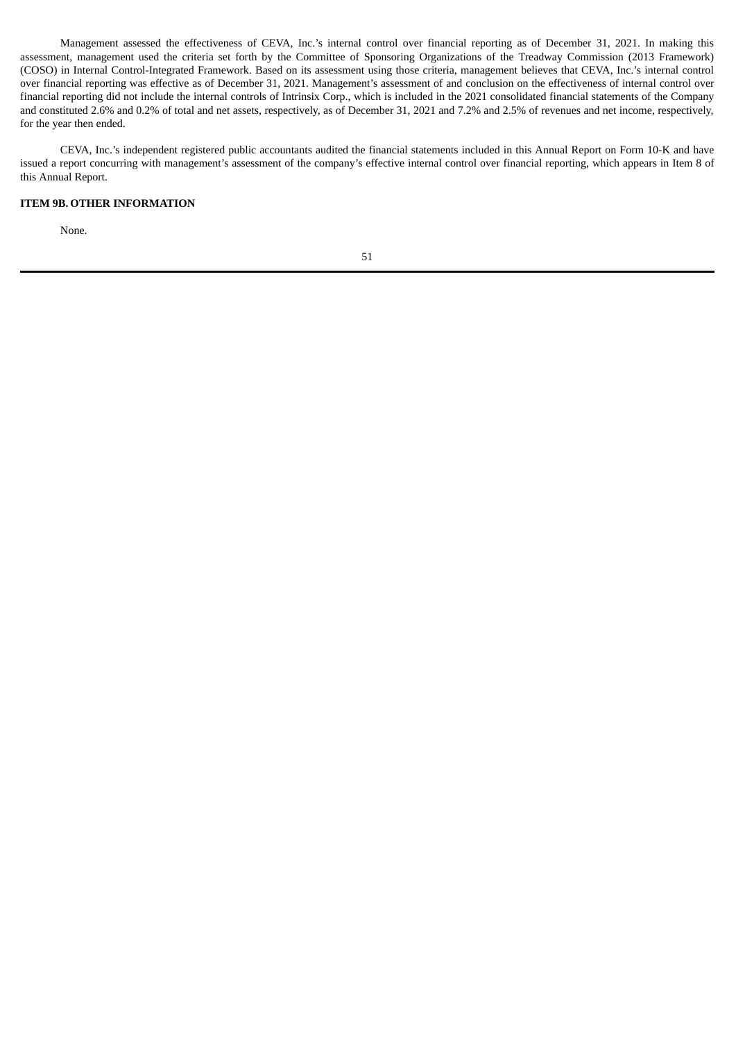Management assessed the effectiveness of CEVA, Inc.'s internal control over financial reporting as of December 31, 2021. In making this assessment, management used the criteria set forth by the Committee of Sponsoring Organizations of the Treadway Commission (2013 Framework) (COSO) in Internal Control-Integrated Framework. Based on its assessment using those criteria, management believes that CEVA, Inc.'s internal control over financial reporting was effective as of December 31, 2021. Management's assessment of and conclusion on the effectiveness of internal control over financial reporting did not include the internal controls of Intrinsix Corp., which is included in the 2021 consolidated financial statements of the Company and constituted 2.6% and 0.2% of total and net assets, respectively, as of December 31, 2021 and 7.2% and 2.5% of revenues and net income, respectively, for the year then ended.

CEVA, Inc.'s independent registered public accountants audited the financial statements included in this Annual Report on Form 10-K and have issued a report concurring with management's assessment of the company's effective internal control over financial reporting, which appears in Item 8 of this Annual Report.

## ITEM 9B. OTHER INFORMATION

None.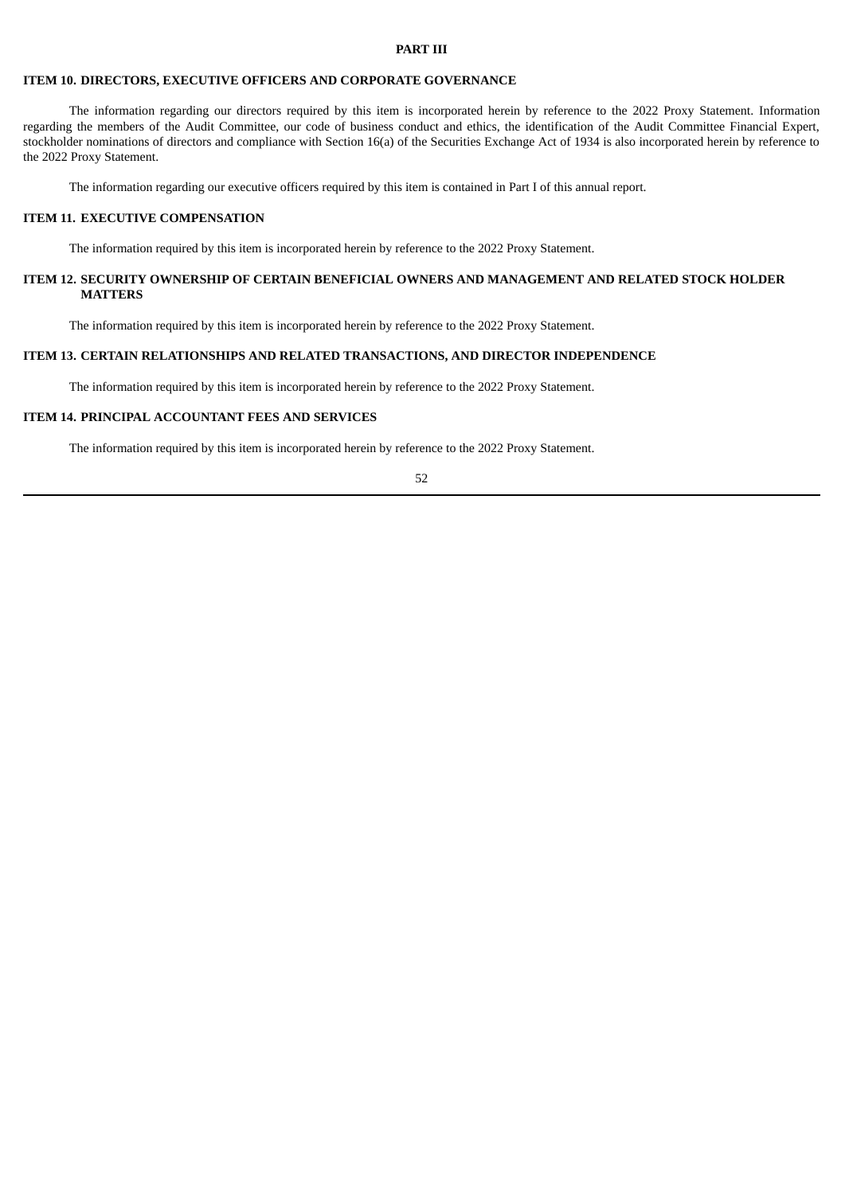# PART III

## ITEM 10. DIRECTORS, EXECUTIVE OFFICERS AND CORPORATE GOVERNANCE

The information regarding our directors required by this item is incorporated herein by reference to the 2022 Proxy Statement. Information regarding the members of the Audit Committee, our code of business conduct and ethics, the identification of the Audit Committee Financial Expert, stockholder nominations of directors and compliance with Section 16(a) of the Securities Exchange Act of 1934 is also incorporated herein by reference to the 2022 Proxy Statement.

The information regarding our executive officers required by this item is contained in Part I of this annual report.

## ITEM 11. EXECUTIVE COMPENSATION

The information required by this item is incorporated herein by reference to the 2022 Proxy Statement.

## ITEM 12. SECURITY OWNERSHIP OF CERTAIN BENEFICIAL OWNERS AND MANAGEMENT AND RELATED STOCK HOLDER MATTERS

The information required by this item is incorporated herein by reference to the 2022 Proxy Statement.

## ITEM 13. CERTAIN RELATIONSHIPS AND RELATED TRANSACTIONS, AND DIRECTOR INDEPENDENCE

The information required by this item is incorporated herein by reference to the 2022 Proxy Statement.

## ITEM 14. PRINCIPAL ACCOUNTANT FEES AND SERVICES

The information required by this item is incorporated herein by reference to the 2022 Proxy Statement.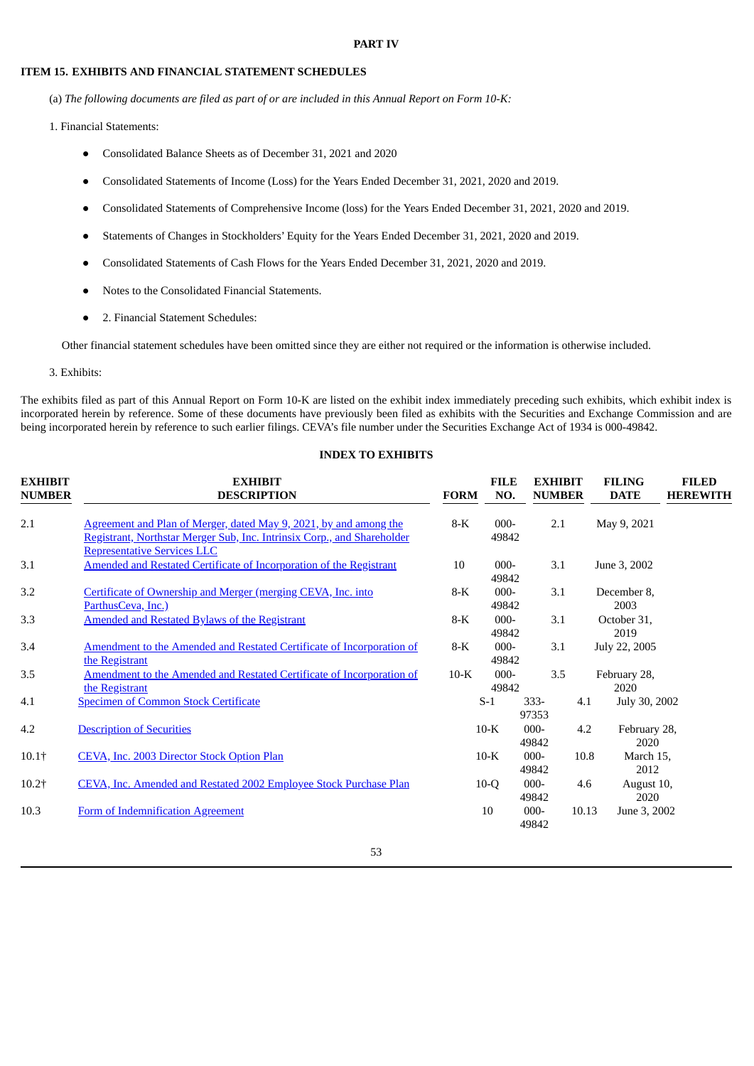**PART IV**

**ITEM 15. EXHIBITS AND FINANCIAL STATEMENT SCHEDULES**

(a) *The following documents are filed as part of or are included in this Annual Report on Form 10-K:*

1. Financial Statements:

- Consolidated Balance Sheets as of December 31, 2021 and 2020
- Consolidated Statements of Income (Loss) for the Years Ended December 31, 2021, 2020 and 2019.
- Consolidated Statements of Comprehensive Income (loss) for the Years Ended December 31, 2021, 2020 and 2019.
- Statements of Changes in Stockholders' Equity for the Years Ended December 31, 2021, 2020 and 2019.
- Consolidated Statements of Cash Flows for the Years Ended December 31, 2021, 2020 and 2019.
- Notes to the Consolidated Financial Statements.
- 2. Financial Statement Schedules:

Other financial statement schedules have been omitted since they are either not required or the information is otherwise included.

3. Exhibits:

The exhibits filed as part of this Annual Report on Form 10-K are listed on the exhibit index immediately preceding such exhibits, which exhibit index is incorporated herein by reference. Some of these documents have previously been filed as exhibits with the Securities and Exchange Commission and are being incorporated herein by reference to such earlier filings. CEVA's file number under the Securities Exchange Act of 1934 is 000-49842.

**INDEX TO EXHIBITS**

| EXHIBIT NUMBER | EXHIBIT DESCRIPTION | FORM | FILE NO. | EXHIBIT NUMBER | FILING DATE | FILED HEREWITH |
|---|---|---|---|---|---|---|
| 2.1 | Agreement and Plan of Merger, dated May 9, 2021, by and among the Registrant, Northstar Merger Sub, Inc. Intrinsix Corp., and Shareholder Representative Services LLC | 8-K | 000-49842 | 2.1 | May 9, 2021 | |
| 3.1 | Amended and Restated Certificate of Incorporation of the Registrant | 10 | 000-49842 | 3.1 | June 3, 2002 | |
| 3.2 | Certificate of Ownership and Merger (merging CEVA, Inc. into ParthusCeva, Inc.) | 8-K | 000-49842 | 3.1 | December 8, 2003 | |
| 3.3 | Amended and Restated Bylaws of the Registrant | 8-K | 000-49842 | 3.1 | October 31, 2019 | |
| 3.4 | Amendment to the Amended and Restated Certificate of Incorporation of the Registrant | 8-K | 000-49842 | 3.1 | July 22, 2005 | |
| 3.5 | Amendment to the Amended and Restated Certificate of Incorporation of the Registrant | 10-K | 000-49842 | 3.5 | February 28, 2020 | |
| 4.1 | Specimen of Common Stock Certificate | S-1 | 333-97353 | 4.1 | July 30, 2002 | |
| 4.2 | Description of Securities | 10-K | 000-49842 | 4.2 | February 28, 2020 | |
| 10.1† | CEVA, Inc. 2003 Director Stock Option Plan | 10-K | 000-49842 | 10.8 | March 15, 2012 | |
| 10.2† | CEVA, Inc. Amended and Restated 2002 Employee Stock Purchase Plan | 10-Q | 000-49842 | 4.6 | August 10, 2020 | |
| 10.3 | Form of Indemnification Agreement | 10 | 000-49842 | 10.13 | June 3, 2002 | |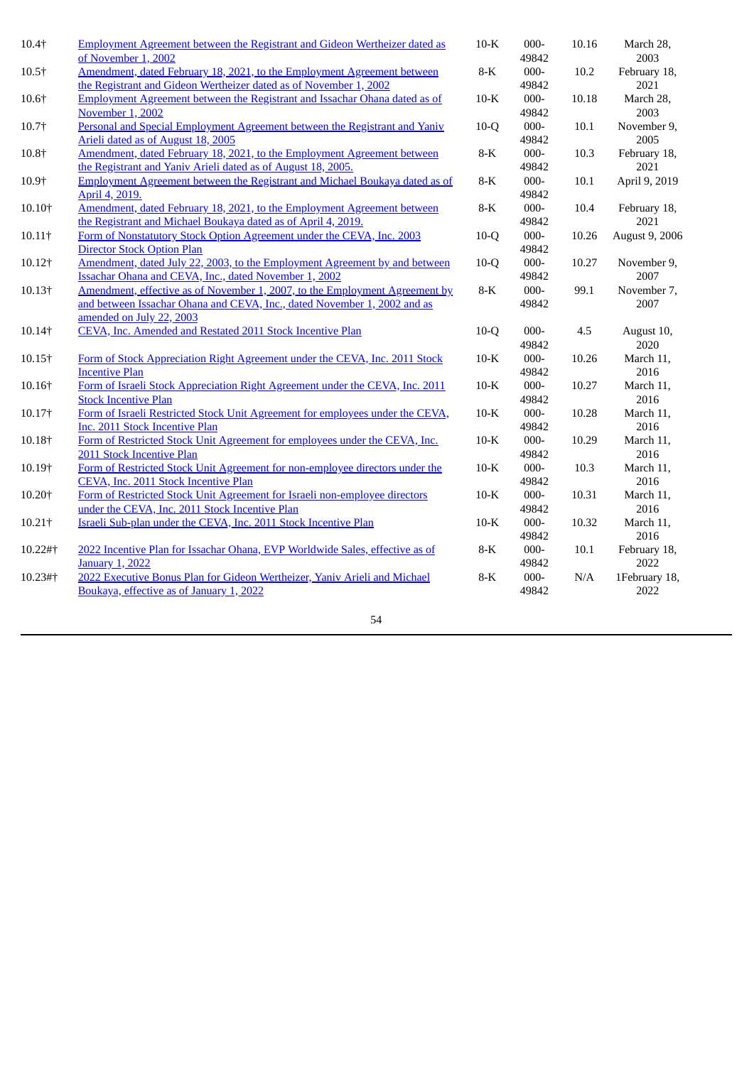| | | | | | |
|---|---|---|---|---|---|
| 10.4† | Employment Agreement between the Registrant and Gideon Wertheizer dated as of November 1, 2002 | 10-K | 000-49842 | 10.16 | March 28, 2003 |
| 10.5† | Amendment, dated February 18, 2021, to the Employment Agreement between the Registrant and Gideon Wertheizer dated as of November 1, 2002 | 8-K | 000-49842 | 10.2 | February 18, 2021 |
| 10.6† | Employment Agreement between the Registrant and Issachar Ohana dated as of November 1, 2002 | 10-K | 000-49842 | 10.18 | March 28, 2003 |
| 10.7† | Personal and Special Employment Agreement between the Registrant and Yaniv Arieli dated as of August 18, 2005 | 10-Q | 000-49842 | 10.1 | November 9, 2005 |
| 10.8† | Amendment, dated February 18, 2021, to the Employment Agreement between the Registrant and Yaniv Arieli dated as of August 18, 2005. | 8-K | 000-49842 | 10.3 | February 18, 2021 |
| 10.9† | Employment Agreement between the Registrant and Michael Boukaya dated as of April 4, 2019. | 8-K | 000-49842 | 10.1 | April 9, 2019 |
| 10.10† | Amendment, dated February 18, 2021, to the Employment Agreement between the Registrant and Michael Boukaya dated as of April 4, 2019. | 8-K | 000-49842 | 10.4 | February 18, 2021 |
| 10.11† | Form of Nonstatutory Stock Option Agreement under the CEVA, Inc. 2003 Director Stock Option Plan | 10-Q | 000-49842 | 10.26 | August 9, 2006 |
| 10.12† | Amendment, dated July 22, 2003, to the Employment Agreement by and between Issachar Ohana and CEVA, Inc., dated November 1, 2002 | 10-Q | 000-49842 | 10.27 | November 9, 2007 |
| 10.13† | Amendment, effective as of November 1, 2007, to the Employment Agreement by and between Issachar Ohana and CEVA, Inc., dated November 1, 2002 and as amended on July 22, 2003 | 8-K | 000-49842 | 99.1 | November 7, 2007 |
| 10.14† | CEVA, Inc. Amended and Restated 2011 Stock Incentive Plan | 10-Q | 000-49842 | 4.5 | August 10, 2020 |
| 10.15† | Form of Stock Appreciation Right Agreement under the CEVA, Inc. 2011 Stock Incentive Plan | 10-K | 000-49842 | 10.26 | March 11, 2016 |
| 10.16† | Form of Israeli Stock Appreciation Right Agreement under the CEVA, Inc. 2011 Stock Incentive Plan | 10-K | 000-49842 | 10.27 | March 11, 2016 |
| 10.17† | Form of Israeli Restricted Stock Unit Agreement for employees under the CEVA, Inc. 2011 Stock Incentive Plan | 10-K | 000-49842 | 10.28 | March 11, 2016 |
| 10.18† | Form of Restricted Stock Unit Agreement for employees under the CEVA, Inc. 2011 Stock Incentive Plan | 10-K | 000-49842 | 10.29 | March 11, 2016 |
| 10.19† | Form of Restricted Stock Unit Agreement for non-employee directors under the CEVA, Inc. 2011 Stock Incentive Plan | 10-K | 000-49842 | 10.3 | March 11, 2016 |
| 10.20† | Form of Restricted Stock Unit Agreement for Israeli non-employee directors under the CEVA, Inc. 2011 Stock Incentive Plan | 10-K | 000-49842 | 10.31 | March 11, 2016 |
| 10.21† | Israeli Sub-plan under the CEVA, Inc. 2011 Stock Incentive Plan | 10-K | 000-49842 | 10.32 | March 11, 2016 |
| 10.22#† | 2022 Incentive Plan for Issachar Ohana, EVP Worldwide Sales, effective as of January 1, 2022 | 8-K | 000-49842 | 10.1 | February 18, 2022 |
| 10.23#† | 2022 Executive Bonus Plan for Gideon Wertheizer, Yaniv Arieli and Michael Boukaya, effective as of January 1, 2022 | 8-K | 000-49842 | N/A | 1February 18, 2022 |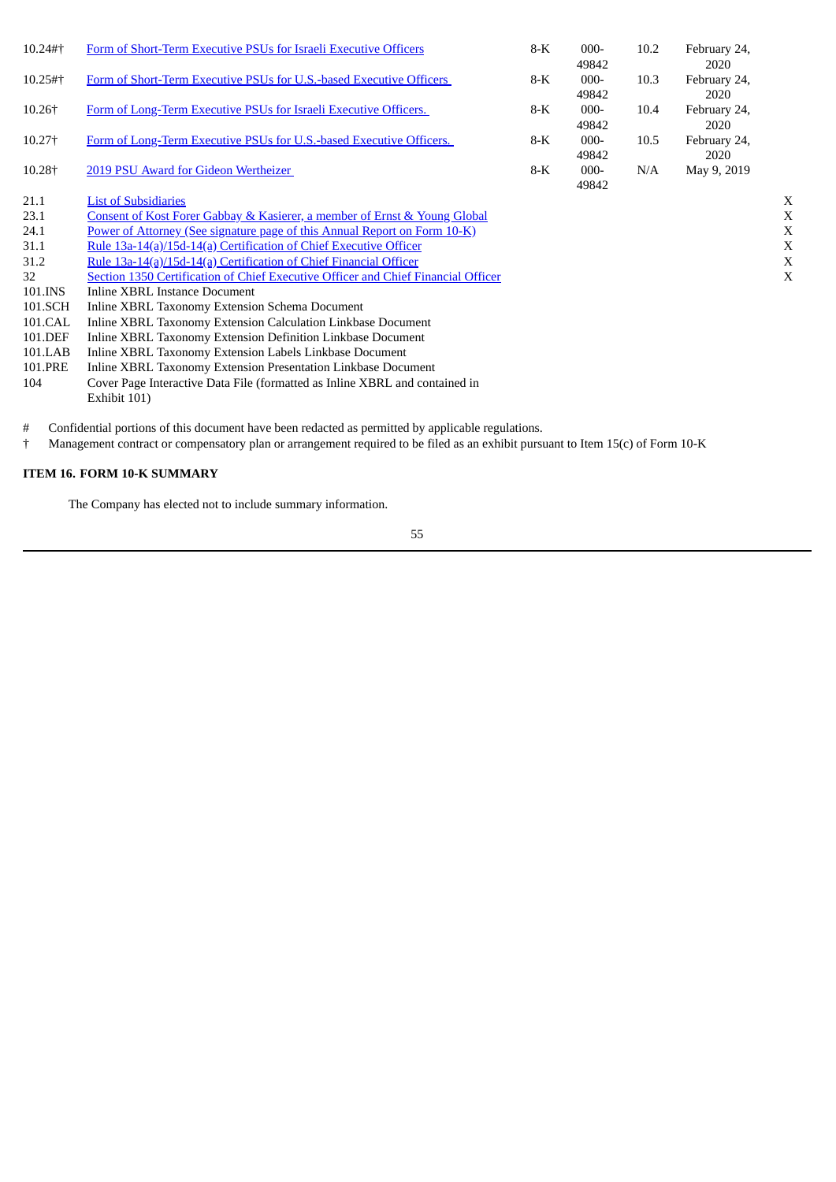| Exhibit | Description | Form | File No. | Exhibit | Filing Date | Filed Herewith |
|---|---|---|---|---|---|---|
| 10.24#† | Form of Short-Term Executive PSUs for Israeli Executive Officers | 8-K | 000-49842 | 10.2 | February 24, 2020 | |
| 10.25#† | Form of Short-Term Executive PSUs for U.S.-based Executive Officers | 8-K | 000-49842 | 10.3 | February 24, 2020 | |
| 10.26† | Form of Long-Term Executive PSUs for Israeli Executive Officers. | 8-K | 000-49842 | 10.4 | February 24, 2020 | |
| 10.27† | Form of Long-Term Executive PSUs for U.S.-based Executive Officers. | 8-K | 000-49842 | 10.5 | February 24, 2020 | |
| 10.28† | 2019 PSU Award for Gideon Wertheizer | 8-K | 000-49842 | N/A | May 9, 2019 | |
| 21.1 | List of Subsidiaries | | | | | X |
| 23.1 | Consent of Kost Forer Gabbay & Kasierer, a member of Ernst & Young Global | | | | | X |
| 24.1 | Power of Attorney (See signature page of this Annual Report on Form 10-K) | | | | | X |
| 31.1 | Rule 13a-14(a)/15d-14(a) Certification of Chief Executive Officer | | | | | X |
| 31.2 | Rule 13a-14(a)/15d-14(a) Certification of Chief Financial Officer | | | | | X |
| 32 | Section 1350 Certification of Chief Executive Officer and Chief Financial Officer | | | | | X |
| 101.INS | Inline XBRL Instance Document | | | | | |
| 101.SCH | Inline XBRL Taxonomy Extension Schema Document | | | | | |
| 101.CAL | Inline XBRL Taxonomy Extension Calculation Linkbase Document | | | | | |
| 101.DEF | Inline XBRL Taxonomy Extension Definition Linkbase Document | | | | | |
| 101.LAB | Inline XBRL Taxonomy Extension Labels Linkbase Document | | | | | |
| 101.PRE | Inline XBRL Taxonomy Extension Presentation Linkbase Document | | | | | |
| 104 | Cover Page Interactive Data File (formatted as Inline XBRL and contained in Exhibit 101) | | | | | |

\# Confidential portions of this document have been redacted as permitted by applicable regulations.

† Management contract or compensatory plan or arrangement required to be filed as an exhibit pursuant to Item 15(c) of Form 10-K

**ITEM 16. FORM 10-K SUMMARY**

The Company has elected not to include summary information.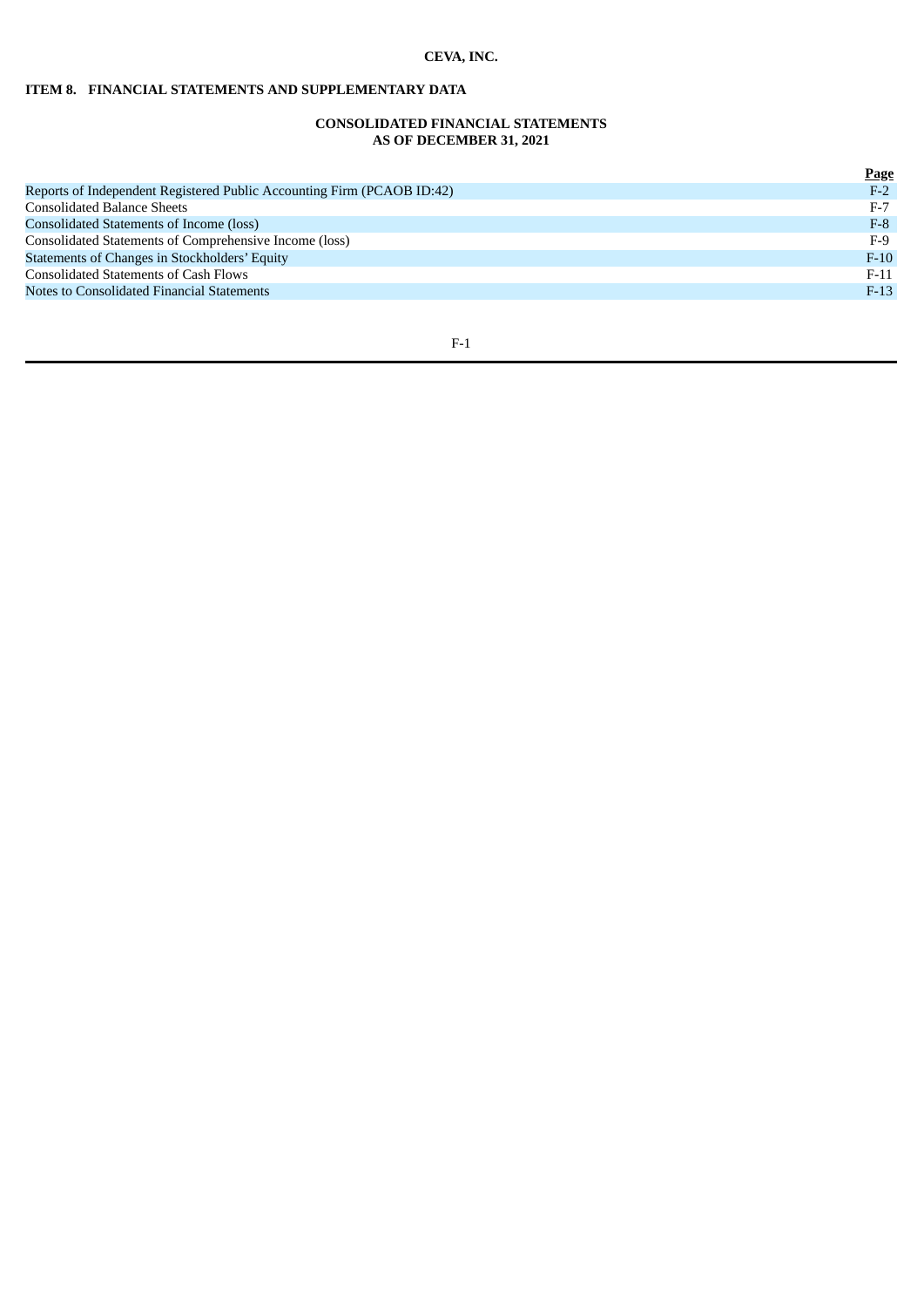**CEVA, INC.**

## ITEM 8. FINANCIAL STATEMENTS AND SUPPLEMENTARY DATA

### CONSOLIDATED FINANCIAL STATEMENTS
### AS OF DECEMBER 31, 2021

| | Page |
|---|---|
| Reports of Independent Registered Public Accounting Firm (PCAOB ID:42) | F-2 |
| Consolidated Balance Sheets | F-7 |
| Consolidated Statements of Income (loss) | F-8 |
| Consolidated Statements of Comprehensive Income (loss) | F-9 |
| Statements of Changes in Stockholders' Equity | F-10 |
| Consolidated Statements of Cash Flows | F-11 |
| Notes to Consolidated Financial Statements | F-13 |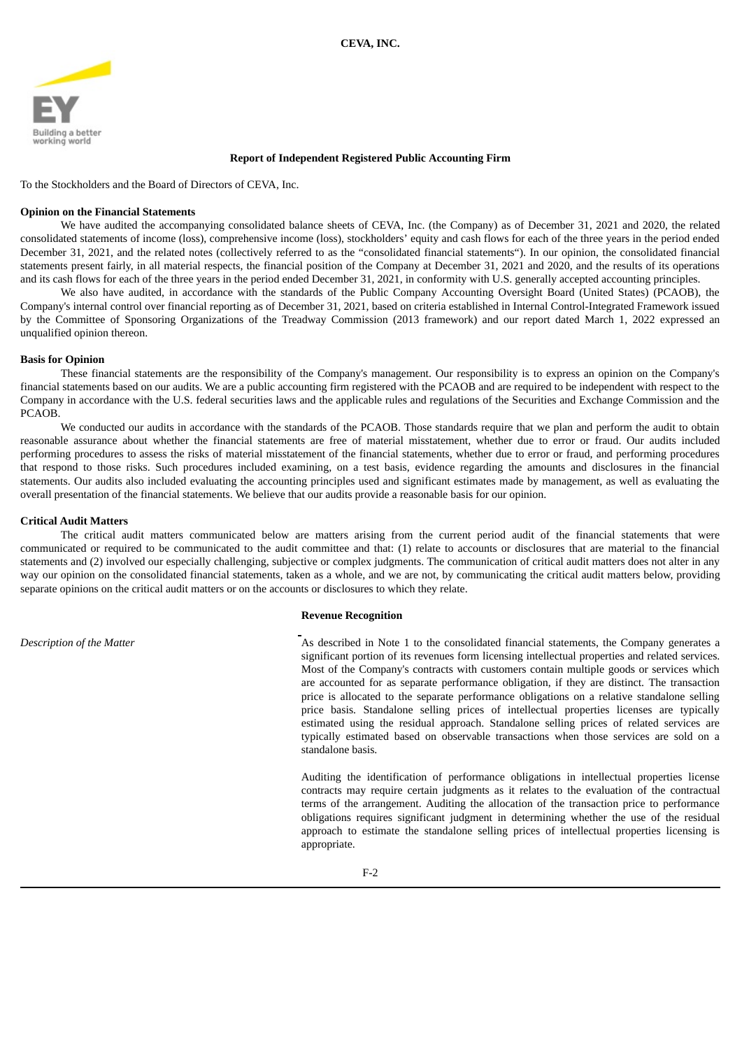**Report of Independent Registered Public Accounting Firm**

To the Stockholders and the Board of Directors of CEVA, Inc.

**Opinion on the Financial Statements**

We have audited the accompanying consolidated balance sheets of CEVA, Inc. (the Company) as of December 31, 2021 and 2020, the related consolidated statements of income (loss), comprehensive income (loss), stockholders' equity and cash flows for each of the three years in the period ended December 31, 2021, and the related notes (collectively referred to as the "consolidated financial statements"). In our opinion, the consolidated financial statements present fairly, in all material respects, the financial position of the Company at December 31, 2021 and 2020, and the results of its operations and its cash flows for each of the three years in the period ended December 31, 2021, in conformity with U.S. generally accepted accounting principles.

We also have audited, in accordance with the standards of the Public Company Accounting Oversight Board (United States) (PCAOB), the Company's internal control over financial reporting as of December 31, 2021, based on criteria established in Internal Control-Integrated Framework issued by the Committee of Sponsoring Organizations of the Treadway Commission (2013 framework) and our report dated March 1, 2022 expressed an unqualified opinion thereon.

**Basis for Opinion**

These financial statements are the responsibility of the Company's management. Our responsibility is to express an opinion on the Company's financial statements based on our audits. We are a public accounting firm registered with the PCAOB and are required to be independent with respect to the Company in accordance with the U.S. federal securities laws and the applicable rules and regulations of the Securities and Exchange Commission and the PCAOB.

We conducted our audits in accordance with the standards of the PCAOB. Those standards require that we plan and perform the audit to obtain reasonable assurance about whether the financial statements are free of material misstatement, whether due to error or fraud. Our audits included performing procedures to assess the risks of material misstatement of the financial statements, whether due to error or fraud, and performing procedures that respond to those risks. Such procedures included examining, on a test basis, evidence regarding the amounts and disclosures in the financial statements. Our audits also included evaluating the accounting principles used and significant estimates made by management, as well as evaluating the overall presentation of the financial statements. We believe that our audits provide a reasonable basis for our opinion.

**Critical Audit Matters**

The critical audit matters communicated below are matters arising from the current period audit of the financial statements that were communicated or required to be communicated to the audit committee and that: (1) relate to accounts or disclosures that are material to the financial statements and (2) involved our especially challenging, subjective or complex judgments. The communication of critical audit matters does not alter in any way our opinion on the consolidated financial statements, taken as a whole, and we are not, by communicating the critical audit matters below, providing separate opinions on the critical audit matters or on the accounts or disclosures to which they relate.

**Revenue Recognition**

*Description of the Matter*

As described in Note 1 to the consolidated financial statements, the Company generates a significant portion of its revenues form licensing intellectual properties and related services. Most of the Company's contracts with customers contain multiple goods or services which are accounted for as separate performance obligation, if they are distinct. The transaction price is allocated to the separate performance obligations on a relative standalone selling price basis. Standalone selling prices of intellectual properties licenses are typically estimated using the residual approach. Standalone selling prices of related services are typically estimated based on observable transactions when those services are sold on a standalone basis.

Auditing the identification of performance obligations in intellectual properties license contracts may require certain judgments as it relates to the evaluation of the contractual terms of the arrangement. Auditing the allocation of the transaction price to performance obligations requires significant judgment in determining whether the use of the residual approach to estimate the standalone selling prices of intellectual properties licensing is appropriate.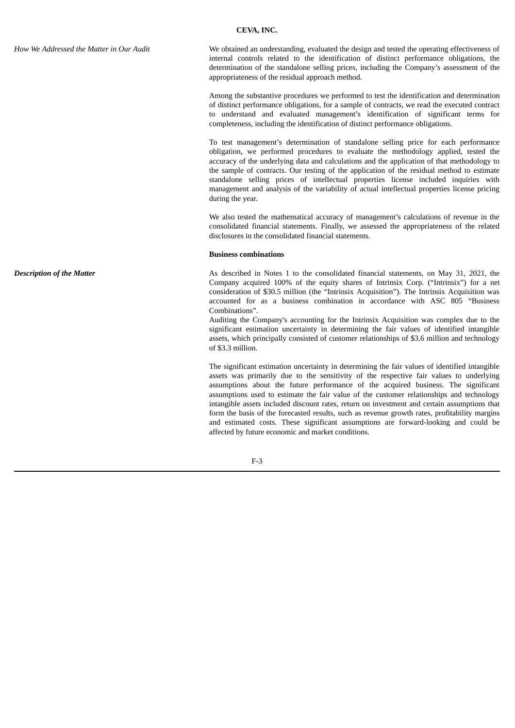*How We Addressed the Matter in Our Audit*

We obtained an understanding, evaluated the design and tested the operating effectiveness of internal controls related to the identification of distinct performance obligations, the determination of the standalone selling prices, including the Company's assessment of the appropriateness of the residual approach method.

Among the substantive procedures we performed to test the identification and determination of distinct performance obligations, for a sample of contracts, we read the executed contract to understand and evaluated management's identification of significant terms for completeness, including the identification of distinct performance obligations.

To test management's determination of standalone selling price for each performance obligation, we performed procedures to evaluate the methodology applied, tested the accuracy of the underlying data and calculations and the application of that methodology to the sample of contracts. Our testing of the application of the residual method to estimate standalone selling prices of intellectual properties license included inquiries with management and analysis of the variability of actual intellectual properties license pricing during the year.

We also tested the mathematical accuracy of management's calculations of revenue in the consolidated financial statements. Finally, we assessed the appropriateness of the related disclosures in the consolidated financial statements.

**Business combinations**

***Description of the Matter***

As described in Notes 1 to the consolidated financial statements, on May 31, 2021, the Company acquired 100% of the equity shares of Intrinsix Corp. ("Intrinsix") for a net consideration of $30.5 million (the "Intrinsix Acquisition"). The Intrinsix Acquisition was accounted for as a business combination in accordance with ASC 805 "Business Combinations".

Auditing the Company's accounting for the Intrinsix Acquisition was complex due to the significant estimation uncertainty in determining the fair values of identified intangible assets, which principally consisted of customer relationships of $3.6 million and technology of $3.3 million.

The significant estimation uncertainty in determining the fair values of identified intangible assets was primarily due to the sensitivity of the respective fair values to underlying assumptions about the future performance of the acquired business. The significant assumptions used to estimate the fair value of the customer relationships and technology intangible assets included discount rates, return on investment and certain assumptions that form the basis of the forecasted results, such as revenue growth rates, profitability margins and estimated costs. These significant assumptions are forward-looking and could be affected by future economic and market conditions.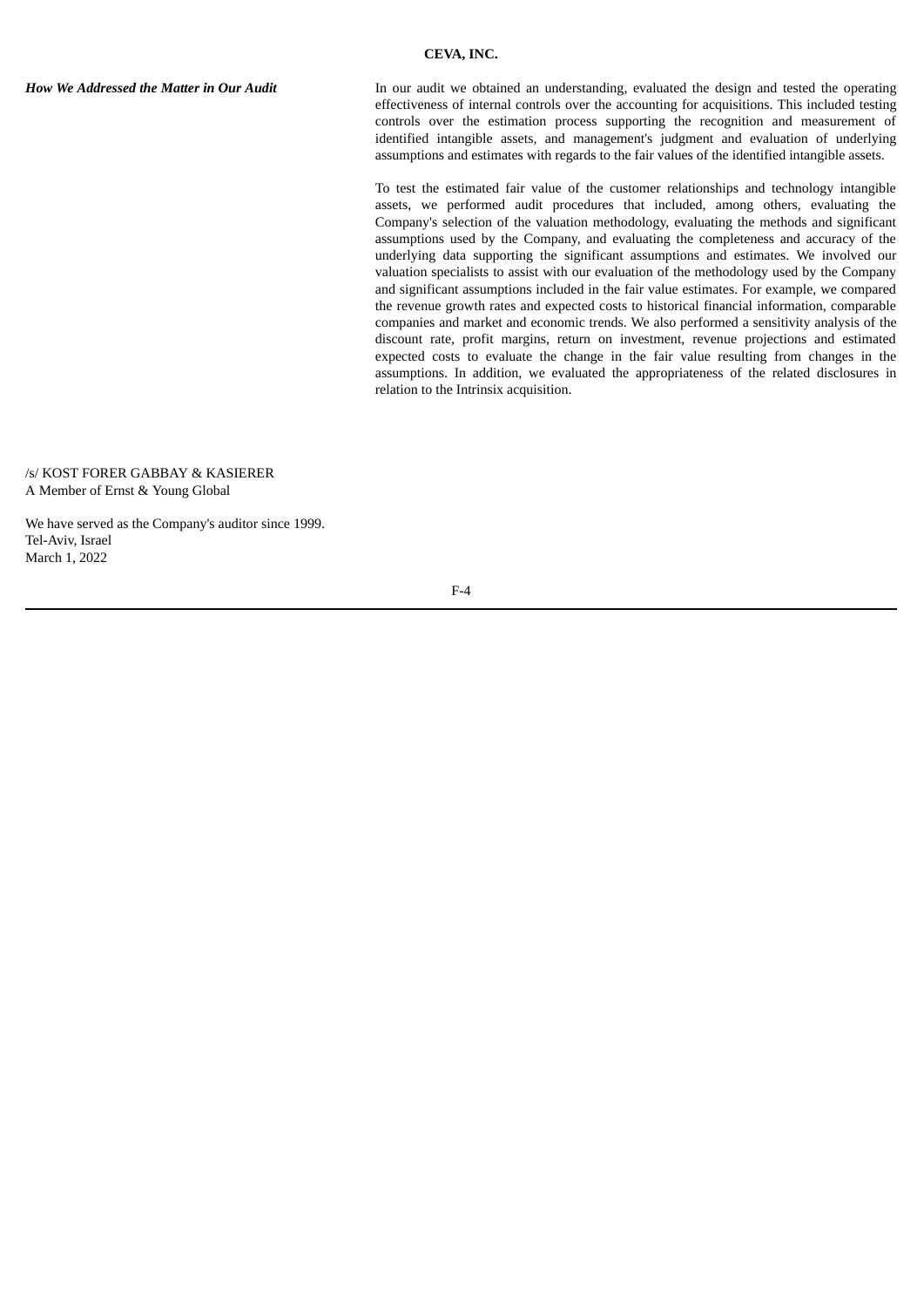***How We Addressed the Matter in Our Audit***

In our audit we obtained an understanding, evaluated the design and tested the operating effectiveness of internal controls over the accounting for acquisitions. This included testing controls over the estimation process supporting the recognition and measurement of identified intangible assets, and management's judgment and evaluation of underlying assumptions and estimates with regards to the fair values of the identified intangible assets.

To test the estimated fair value of the customer relationships and technology intangible assets, we performed audit procedures that included, among others, evaluating the Company's selection of the valuation methodology, evaluating the methods and significant assumptions used by the Company, and evaluating the completeness and accuracy of the underlying data supporting the significant assumptions and estimates. We involved our valuation specialists to assist with our evaluation of the methodology used by the Company and significant assumptions included in the fair value estimates. For example, we compared the revenue growth rates and expected costs to historical financial information, comparable companies and market and economic trends. We also performed a sensitivity analysis of the discount rate, profit margins, return on investment, revenue projections and estimated expected costs to evaluate the change in the fair value resulting from changes in the assumptions. In addition, we evaluated the appropriateness of the related disclosures in relation to the Intrinsix acquisition.

/s/ KOST FORER GABBAY & KASIERER
A Member of Ernst & Young Global

We have served as the Company's auditor since 1999.
Tel-Aviv, Israel
March 1, 2022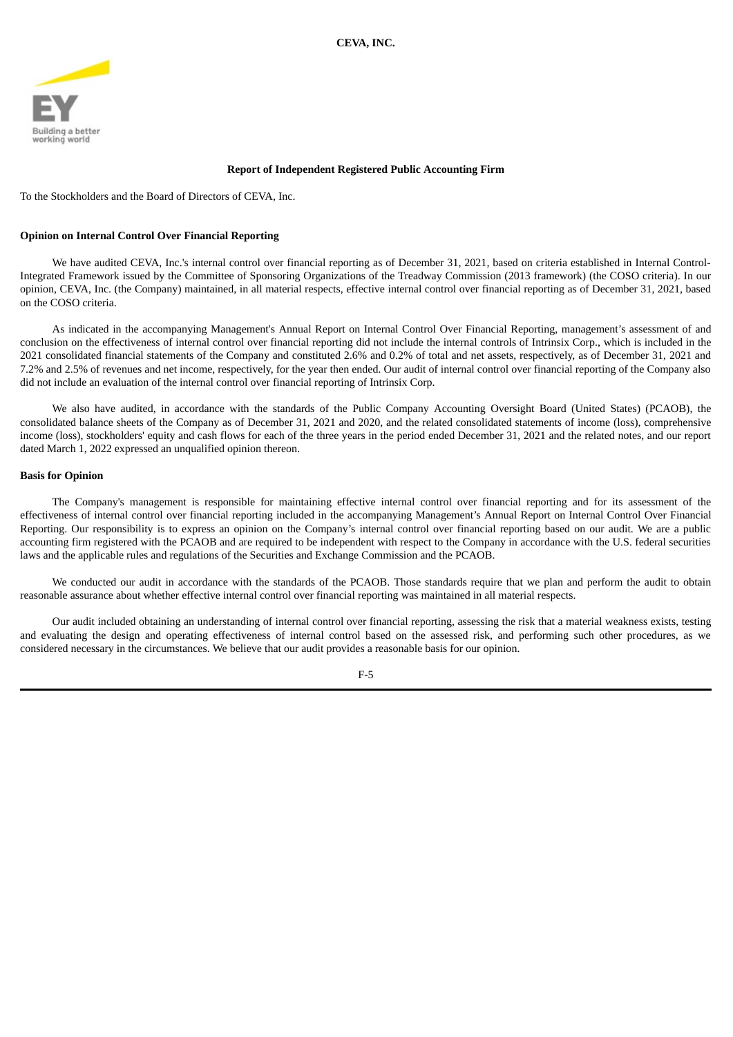**Report of Independent Registered Public Accounting Firm**

To the Stockholders and the Board of Directors of CEVA, Inc.

**Opinion on Internal Control Over Financial Reporting**

We have audited CEVA, Inc.'s internal control over financial reporting as of December 31, 2021, based on criteria established in Internal Control-Integrated Framework issued by the Committee of Sponsoring Organizations of the Treadway Commission (2013 framework) (the COSO criteria). In our opinion, CEVA, Inc. (the Company) maintained, in all material respects, effective internal control over financial reporting as of December 31, 2021, based on the COSO criteria.

As indicated in the accompanying Management's Annual Report on Internal Control Over Financial Reporting, management's assessment of and conclusion on the effectiveness of internal control over financial reporting did not include the internal controls of Intrinsix Corp., which is included in the 2021 consolidated financial statements of the Company and constituted 2.6% and 0.2% of total and net assets, respectively, as of December 31, 2021 and 7.2% and 2.5% of revenues and net income, respectively, for the year then ended. Our audit of internal control over financial reporting of the Company also did not include an evaluation of the internal control over financial reporting of Intrinsix Corp.

We also have audited, in accordance with the standards of the Public Company Accounting Oversight Board (United States) (PCAOB), the consolidated balance sheets of the Company as of December 31, 2021 and 2020, and the related consolidated statements of income (loss), comprehensive income (loss), stockholders' equity and cash flows for each of the three years in the period ended December 31, 2021 and the related notes, and our report dated March 1, 2022 expressed an unqualified opinion thereon.

**Basis for Opinion**

The Company's management is responsible for maintaining effective internal control over financial reporting and for its assessment of the effectiveness of internal control over financial reporting included in the accompanying Management's Annual Report on Internal Control Over Financial Reporting. Our responsibility is to express an opinion on the Company's internal control over financial reporting based on our audit. We are a public accounting firm registered with the PCAOB and are required to be independent with respect to the Company in accordance with the U.S. federal securities laws and the applicable rules and regulations of the Securities and Exchange Commission and the PCAOB.

We conducted our audit in accordance with the standards of the PCAOB. Those standards require that we plan and perform the audit to obtain reasonable assurance about whether effective internal control over financial reporting was maintained in all material respects.

Our audit included obtaining an understanding of internal control over financial reporting, assessing the risk that a material weakness exists, testing and evaluating the design and operating effectiveness of internal control based on the assessed risk, and performing such other procedures, as we considered necessary in the circumstances. We believe that our audit provides a reasonable basis for our opinion.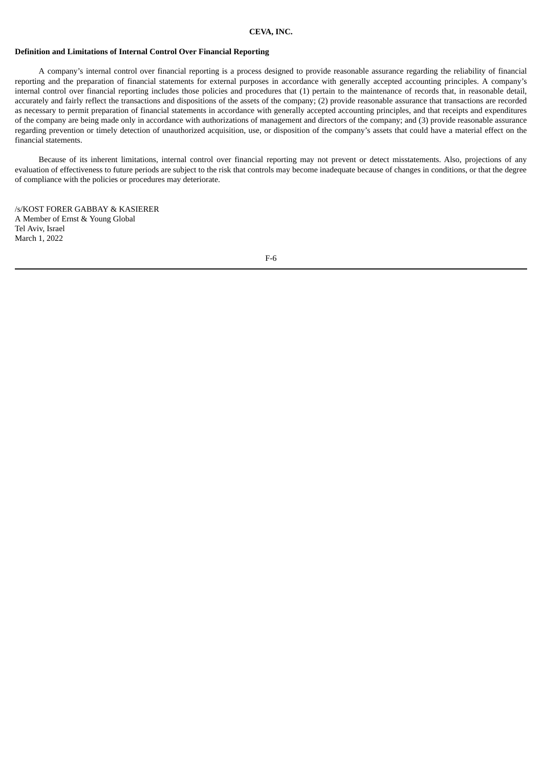**Definition and Limitations of Internal Control Over Financial Reporting**

A company's internal control over financial reporting is a process designed to provide reasonable assurance regarding the reliability of financial reporting and the preparation of financial statements for external purposes in accordance with generally accepted accounting principles. A company's internal control over financial reporting includes those policies and procedures that (1) pertain to the maintenance of records that, in reasonable detail, accurately and fairly reflect the transactions and dispositions of the assets of the company; (2) provide reasonable assurance that transactions are recorded as necessary to permit preparation of financial statements in accordance with generally accepted accounting principles, and that receipts and expenditures of the company are being made only in accordance with authorizations of management and directors of the company; and (3) provide reasonable assurance regarding prevention or timely detection of unauthorized acquisition, use, or disposition of the company's assets that could have a material effect on the financial statements.

Because of its inherent limitations, internal control over financial reporting may not prevent or detect misstatements. Also, projections of any evaluation of effectiveness to future periods are subject to the risk that controls may become inadequate because of changes in conditions, or that the degree of compliance with the policies or procedures may deteriorate.

/s/KOST FORER GABBAY & KASIERER
A Member of Ernst & Young Global
Tel Aviv, Israel
March 1, 2022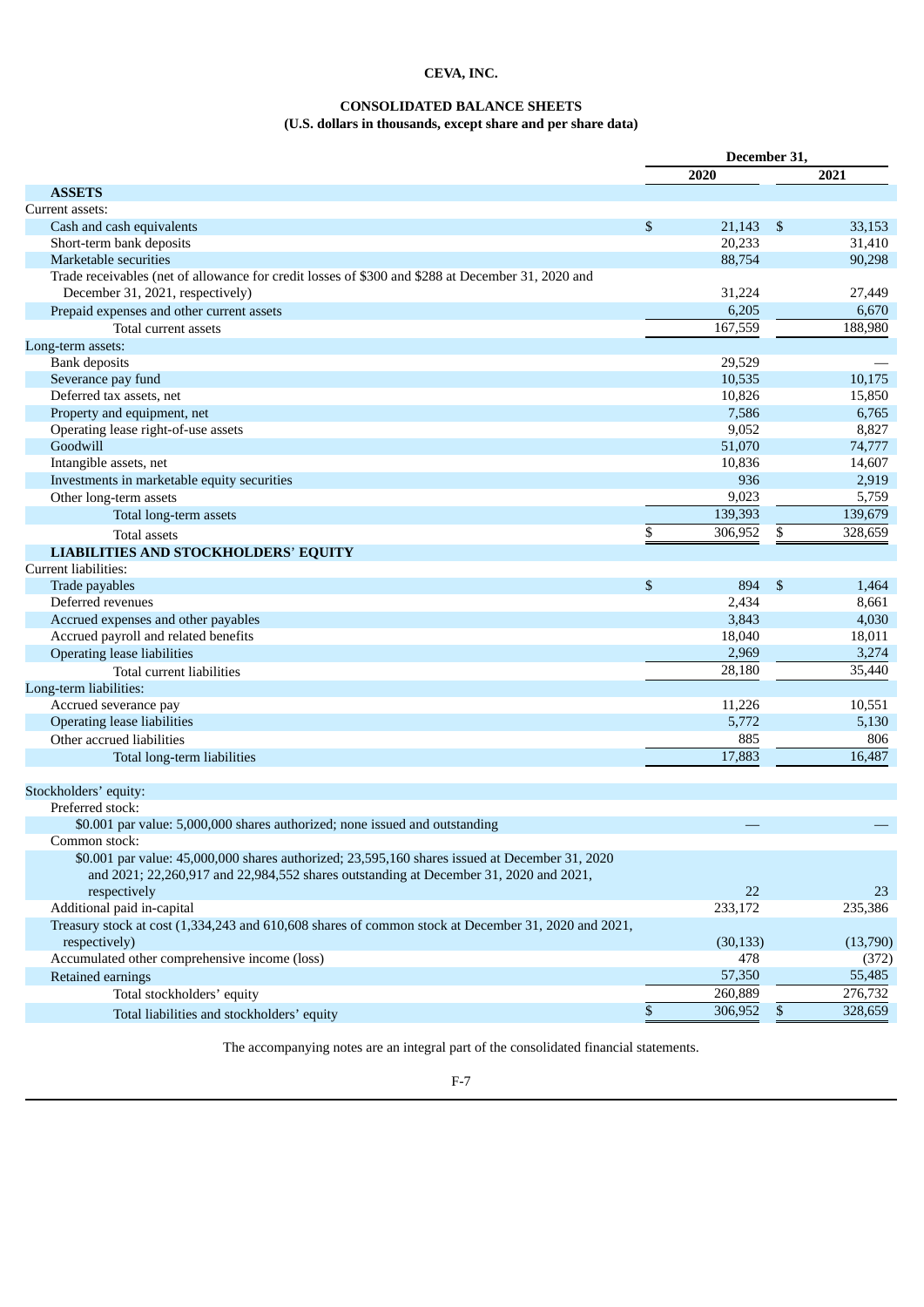# CEVA, INC.

## CONSOLIDATED BALANCE SHEETS
### (U.S. dollars in thousands, except share and per share data)

| | December 31, | |
|---|---|---|
| | 2020 | 2021 |
| **ASSETS** | | |
| Current assets: | | |
| Cash and cash equivalents | $ 21,143 | $ 33,153 |
| Short-term bank deposits | 20,233 | 31,410 |
| Marketable securities | 88,754 | 90,298 |
| Trade receivables (net of allowance for credit losses of $300 and $288 at December 31, 2020 and December 31, 2021, respectively) | 31,224 | 27,449 |
| Prepaid expenses and other current assets | 6,205 | 6,670 |
| Total current assets | 167,559 | 188,980 |
| Long-term assets: | | |
| Bank deposits | 29,529 | — |
| Severance pay fund | 10,535 | 10,175 |
| Deferred tax assets, net | 10,826 | 15,850 |
| Property and equipment, net | 7,586 | 6,765 |
| Operating lease right-of-use assets | 9,052 | 8,827 |
| Goodwill | 51,070 | 74,777 |
| Intangible assets, net | 10,836 | 14,607 |
| Investments in marketable equity securities | 936 | 2,919 |
| Other long-term assets | 9,023 | 5,759 |
| Total long-term assets | 139,393 | 139,679 |
| Total assets | $ 306,952 | $ 328,659 |
| **LIABILITIES AND STOCKHOLDERS' EQUITY** | | |
| Current liabilities: | | |
| Trade payables | $ 894 | $ 1,464 |
| Deferred revenues | 2,434 | 8,661 |
| Accrued expenses and other payables | 3,843 | 4,030 |
| Accrued payroll and related benefits | 18,040 | 18,011 |
| Operating lease liabilities | 2,969 | 3,274 |
| Total current liabilities | 28,180 | 35,440 |
| Long-term liabilities: | | |
| Accrued severance pay | 11,226 | 10,551 |
| Operating lease liabilities | 5,772 | 5,130 |
| Other accrued liabilities | 885 | 806 |
| Total long-term liabilities | 17,883 | 16,487 |
| | | |
| Stockholders' equity: | | |
| Preferred stock: | | |
| $0.001 par value: 5,000,000 shares authorized; none issued and outstanding | — | — |
| Common stock: | | |
| $0.001 par value: 45,000,000 shares authorized; 23,595,160 shares issued at December 31, 2020 and 2021; 22,260,917 and 22,984,552 shares outstanding at December 31, 2020 and 2021, respectively | 22 | 23 |
| Additional paid in-capital | 233,172 | 235,386 |
| Treasury stock at cost (1,334,243 and 610,608 shares of common stock at December 31, 2020 and 2021, respectively) | (30,133) | (13,790) |
| Accumulated other comprehensive income (loss) | 478 | (372) |
| Retained earnings | 57,350 | 55,485 |
| Total stockholders' equity | 260,889 | 276,732 |
| Total liabilities and stockholders' equity | $ 306,952 | $ 328,659 |

The accompanying notes are an integral part of the consolidated financial statements.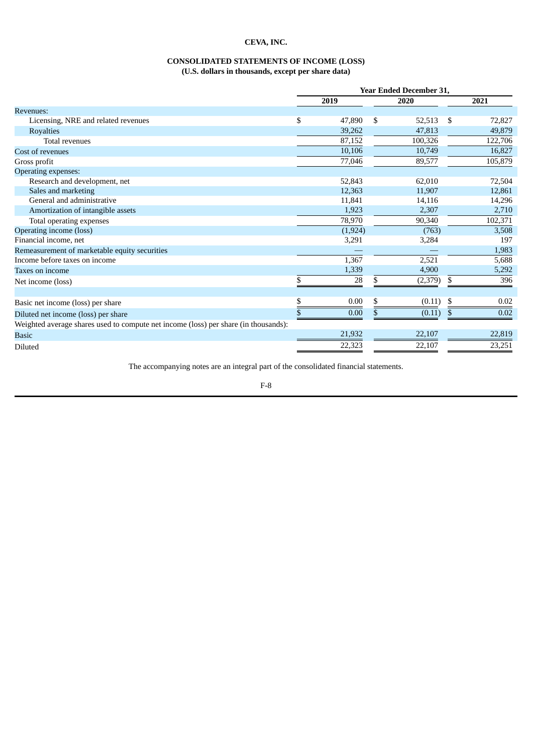# CEVA, INC.

## CONSOLIDATED STATEMENTS OF INCOME (LOSS)
**(U.S. dollars in thousands, except per share data)**

| | Year Ended December 31, | | |
|---|---|---|---|
| | 2019 | 2020 | 2021 |
| Revenues: | | | |
| Licensing, NRE and related revenues | $ 47,890 | $ 52,513 | $ 72,827 |
| Royalties | 39,262 | 47,813 | 49,879 |
| Total revenues | 87,152 | 100,326 | 122,706 |
| Cost of revenues | 10,106 | 10,749 | 16,827 |
| Gross profit | 77,046 | 89,577 | 105,879 |
| Operating expenses: | | | |
| Research and development, net | 52,843 | 62,010 | 72,504 |
| Sales and marketing | 12,363 | 11,907 | 12,861 |
| General and administrative | 11,841 | 14,116 | 14,296 |
| Amortization of intangible assets | 1,923 | 2,307 | 2,710 |
| Total operating expenses | 78,970 | 90,340 | 102,371 |
| Operating income (loss) | (1,924) | (763) | 3,508 |
| Financial income, net | 3,291 | 3,284 | 197 |
| Remeasurement of marketable equity securities | — | — | 1,983 |
| Income before taxes on income | 1,367 | 2,521 | 5,688 |
| Taxes on income | 1,339 | 4,900 | 5,292 |
| Net income (loss) | $ 28 | $ (2,379) | $ 396 |
| | | | |
| Basic net income (loss) per share | $ 0.00 | $ (0.11) | $ 0.02 |
| Diluted net income (loss) per share | $ 0.00 | $ (0.11) | $ 0.02 |
| Weighted average shares used to compute net income (loss) per share (in thousands): | | | |
| Basic | 21,932 | 22,107 | 22,819 |
| Diluted | 22,323 | 22,107 | 23,251 |

The accompanying notes are an integral part of the consolidated financial statements.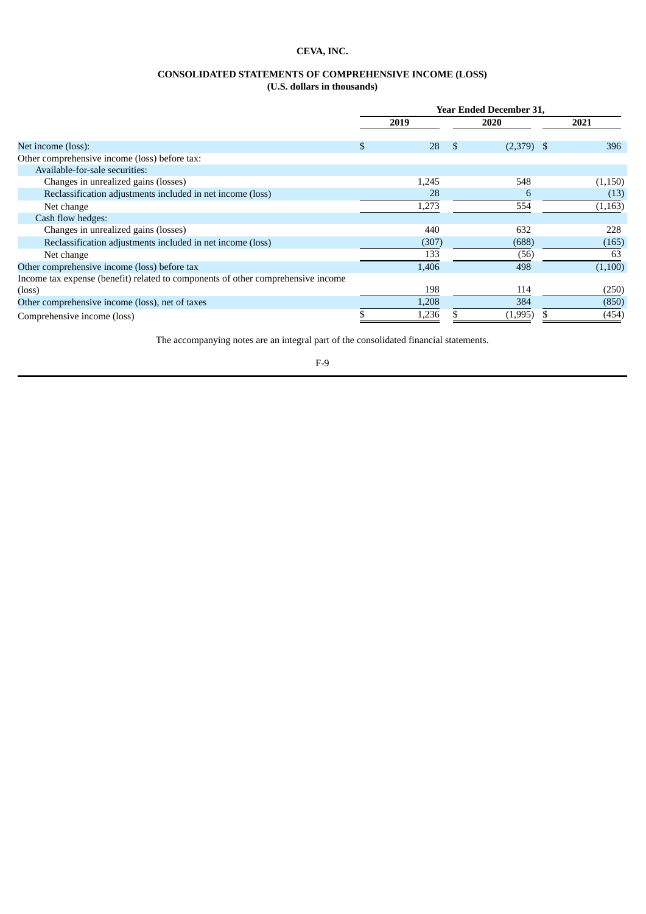**CEVA, INC.**

**CONSOLIDATED STATEMENTS OF COMPREHENSIVE INCOME (LOSS)**
**(U.S. dollars in thousands)**

| | Year Ended December 31, | | |
|---|---|---|---|
| | 2019 | 2020 | 2021 |
| Net income (loss): | $ 28 | $ (2,379) | $ 396 |
| Other comprehensive income (loss) before tax: | | | |
| Available-for-sale securities: | | | |
| Changes in unrealized gains (losses) | 1,245 | 548 | (1,150) |
| Reclassification adjustments included in net income (loss) | 28 | 6 | (13) |
| Net change | 1,273 | 554 | (1,163) |
| Cash flow hedges: | | | |
| Changes in unrealized gains (losses) | 440 | 632 | 228 |
| Reclassification adjustments included in net income (loss) | (307) | (688) | (165) |
| Net change | 133 | (56) | 63 |
| Other comprehensive income (loss) before tax | 1,406 | 498 | (1,100) |
| Income tax expense (benefit) related to components of other comprehensive income (loss) | 198 | 114 | (250) |
| Other comprehensive income (loss), net of taxes | 1,208 | 384 | (850) |
| Comprehensive income (loss) | $ 1,236 | $ (1,995) | $ (454) |

The accompanying notes are an integral part of the consolidated financial statements.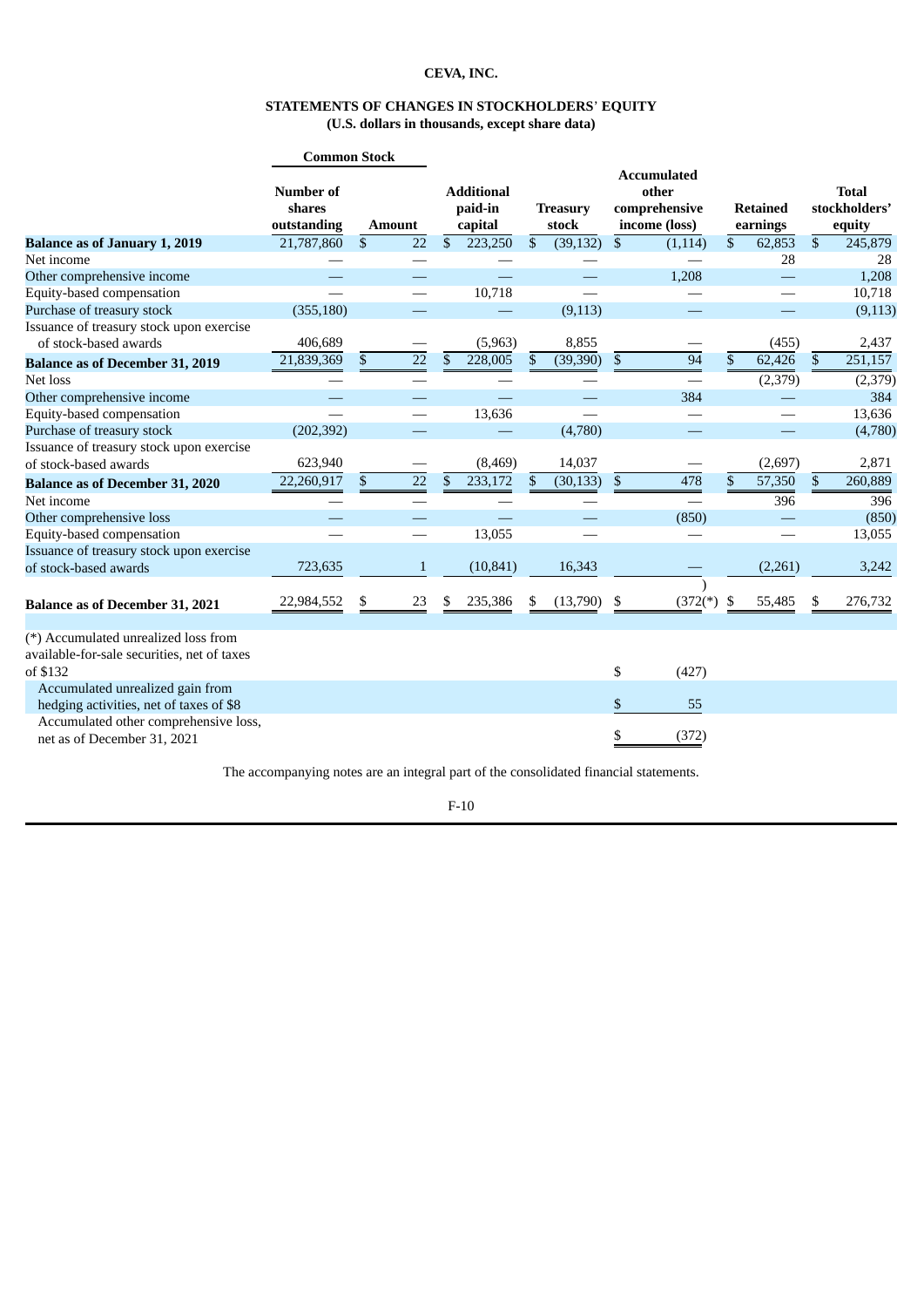**CEVA, INC.**

**STATEMENTS OF CHANGES IN STOCKHOLDERS' EQUITY**
**(U.S. dollars in thousands, except share data)**

| | Common Stock | | | | | | |
|---|---|---|---|---|---|---|---|
| | Number of shares outstanding | Amount | Additional paid-in capital | Treasury stock | Accumulated other comprehensive income (loss) | Retained earnings | Total stockholders' equity |
| **Balance as of January 1, 2019** | 21,787,860 | $ 22 | $ 223,250 | $ (39,132) | $ (1,114) | $ 62,853 | $ 245,879 |
| Net income | — | — | — | — | — | 28 | 28 |
| Other comprehensive income | — | — | — | — | 1,208 | — | 1,208 |
| Equity-based compensation | — | — | 10,718 | — | — | — | 10,718 |
| Purchase of treasury stock | (355,180) | — | — | (9,113) | — | — | (9,113) |
| Issuance of treasury stock upon exercise of stock-based awards | 406,689 | — | (5,963) | 8,855 | — | (455) | 2,437 |
| **Balance as of December 31, 2019** | 21,839,369 | $ 22 | $ 228,005 | $ (39,390) | $ 94 | $ 62,426 | $ 251,157 |
| Net loss | — | — | — | — | — | (2,379) | (2,379) |
| Other comprehensive income | — | — | — | — | 384 | — | 384 |
| Equity-based compensation | — | — | 13,636 | — | — | — | 13,636 |
| Purchase of treasury stock | (202,392) | — | — | (4,780) | — | — | (4,780) |
| Issuance of treasury stock upon exercise of stock-based awards | 623,940 | — | (8,469) | 14,037 | — | (2,697) | 2,871 |
| **Balance as of December 31, 2020** | 22,260,917 | $ 22 | $ 233,172 | $ (30,133) | $ 478 | $ 57,350 | $ 260,889 |
| Net income | — | — | — | — | — | 396 | 396 |
| Other comprehensive loss | — | — | — | — | (850) | — | (850) |
| Equity-based compensation | — | — | 13,055 | — | — | — | 13,055 |
| Issuance of treasury stock upon exercise of stock-based awards | 723,635 | 1 | (10,841) | 16,343 | — | (2,261) | 3,242 |
| **Balance as of December 31, 2021** | 22,984,552 | $ 23 | $ 235,386 | $ (13,790) | $ (372)(*) | $ 55,485 | $ 276,732 |
| | | | | | | | |
| (*) Accumulated unrealized loss from available-for-sale securities, net of taxes of $132 | | | | | $ (427) | | |
| Accumulated unrealized gain from hedging activities, net of taxes of $8 | | | | | $ 55 | | |
| Accumulated other comprehensive loss, net as of December 31, 2021 | | | | | $ (372) | | |

The accompanying notes are an integral part of the consolidated financial statements.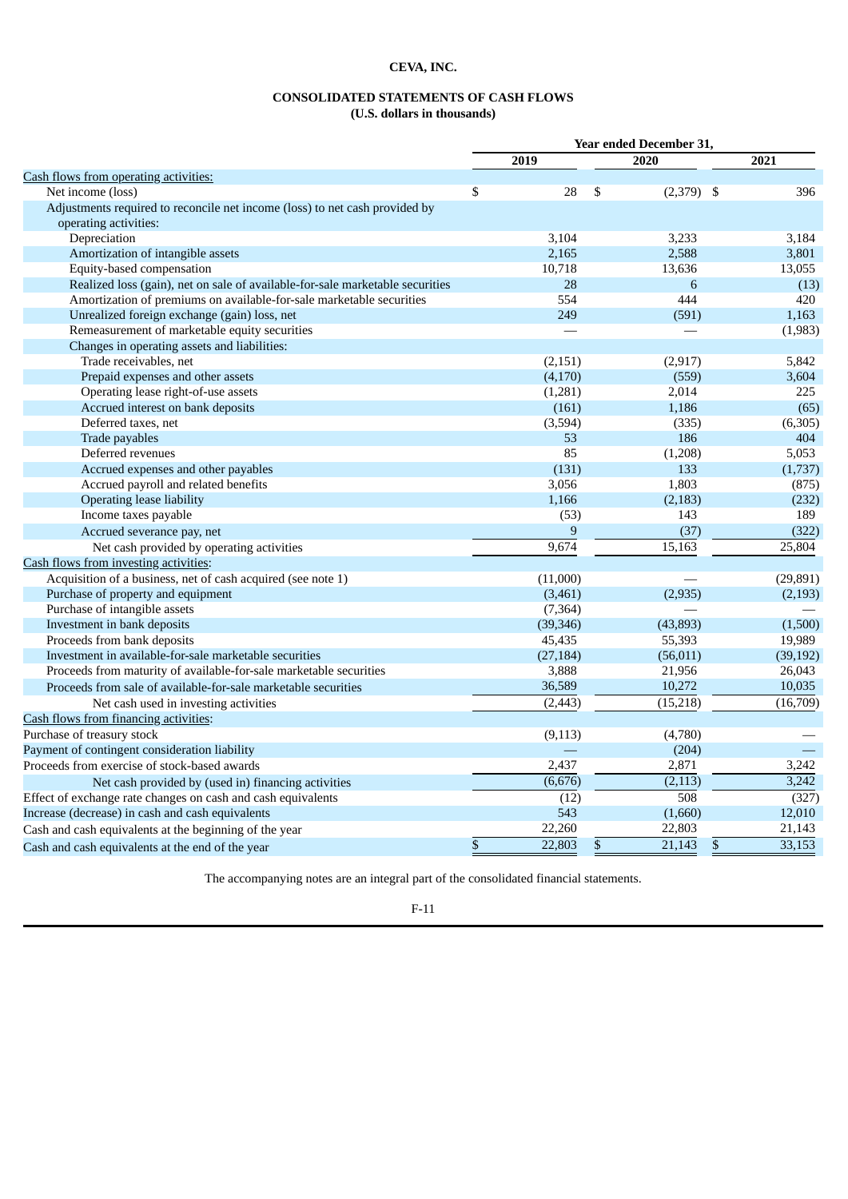**CEVA, INC.**

**CONSOLIDATED STATEMENTS OF CASH FLOWS**
**(U.S. dollars in thousands)**

| | Year ended December 31, | | |
|---|---|---|---|
| | 2019 | 2020 | 2021 |
| Cash flows from operating activities: | | | |
| Net income (loss) | $ 28 | $ (2,379) | $ 396 |
| Adjustments required to reconcile net income (loss) to net cash provided by operating activities: | | | |
| Depreciation | 3,104 | 3,233 | 3,184 |
| Amortization of intangible assets | 2,165 | 2,588 | 3,801 |
| Equity-based compensation | 10,718 | 13,636 | 13,055 |
| Realized loss (gain), net on sale of available-for-sale marketable securities | 28 | 6 | (13) |
| Amortization of premiums on available-for-sale marketable securities | 554 | 444 | 420 |
| Unrealized foreign exchange (gain) loss, net | 249 | (591) | 1,163 |
| Remeasurement of marketable equity securities | — | — | (1,983) |
| Changes in operating assets and liabilities: | | | |
| Trade receivables, net | (2,151) | (2,917) | 5,842 |
| Prepaid expenses and other assets | (4,170) | (559) | 3,604 |
| Operating lease right-of-use assets | (1,281) | 2,014 | 225 |
| Accrued interest on bank deposits | (161) | 1,186 | (65) |
| Deferred taxes, net | (3,594) | (335) | (6,305) |
| Trade payables | 53 | 186 | 404 |
| Deferred revenues | 85 | (1,208) | 5,053 |
| Accrued expenses and other payables | (131) | 133 | (1,737) |
| Accrued payroll and related benefits | 3,056 | 1,803 | (875) |
| Operating lease liability | 1,166 | (2,183) | (232) |
| Income taxes payable | (53) | 143 | 189 |
| Accrued severance pay, net | 9 | (37) | (322) |
| Net cash provided by operating activities | 9,674 | 15,163 | 25,804 |
| Cash flows from investing activities: | | | |
| Acquisition of a business, net of cash acquired (see note 1) | (11,000) | — | (29,891) |
| Purchase of property and equipment | (3,461) | (2,935) | (2,193) |
| Purchase of intangible assets | (7,364) | — | — |
| Investment in bank deposits | (39,346) | (43,893) | (1,500) |
| Proceeds from bank deposits | 45,435 | 55,393 | 19,989 |
| Investment in available-for-sale marketable securities | (27,184) | (56,011) | (39,192) |
| Proceeds from maturity of available-for-sale marketable securities | 3,888 | 21,956 | 26,043 |
| Proceeds from sale of available-for-sale marketable securities | 36,589 | 10,272 | 10,035 |
| Net cash used in investing activities | (2,443) | (15,218) | (16,709) |
| Cash flows from financing activities: | | | |
| Purchase of treasury stock | (9,113) | (4,780) | — |
| Payment of contingent consideration liability | — | (204) | — |
| Proceeds from exercise of stock-based awards | 2,437 | 2,871 | 3,242 |
| Net cash provided by (used in) financing activities | (6,676) | (2,113) | 3,242 |
| Effect of exchange rate changes on cash and cash equivalents | (12) | 508 | (327) |
| Increase (decrease) in cash and cash equivalents | 543 | (1,660) | 12,010 |
| Cash and cash equivalents at the beginning of the year | 22,260 | 22,803 | 21,143 |
| Cash and cash equivalents at the end of the year | $ 22,803 | $ 21,143 | $ 33,153 |

The accompanying notes are an integral part of the consolidated financial statements.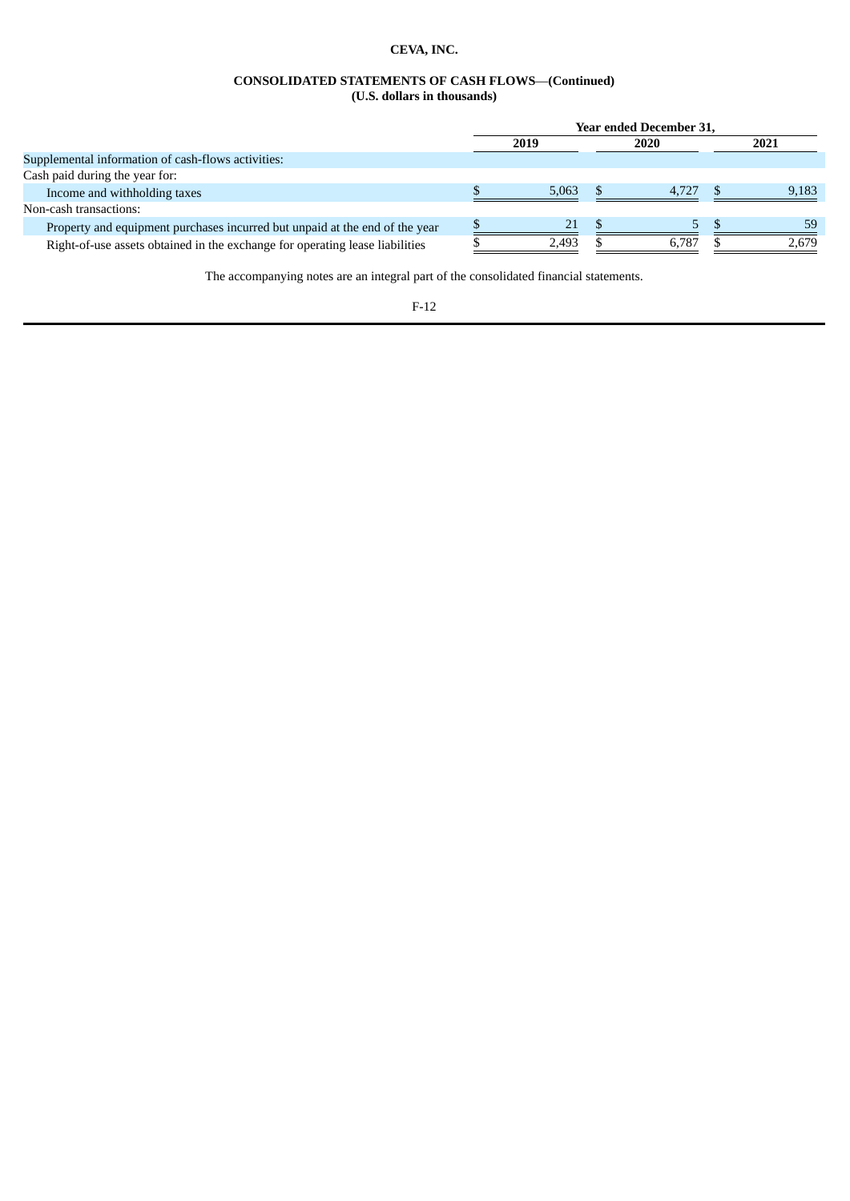**CEVA, INC.**

**CONSOLIDATED STATEMENTS OF CASH FLOWS—(Continued)**
**(U.S. dollars in thousands)**

| | Year ended December 31, | | |
|---|---|---|---|
| | 2019 | 2020 | 2021 |
| Supplemental information of cash-flows activities: | | | |
| Cash paid during the year for: | | | |
| Income and withholding taxes | $ 5,063 | $ 4,727 | $ 9,183 |
| Non-cash transactions: | | | |
| Property and equipment purchases incurred but unpaid at the end of the year | $ 21 | $ 5 | $ 59 |
| Right-of-use assets obtained in the exchange for operating lease liabilities | $ 2,493 | $ 6,787 | $ 2,679 |

The accompanying notes are an integral part of the consolidated financial statements.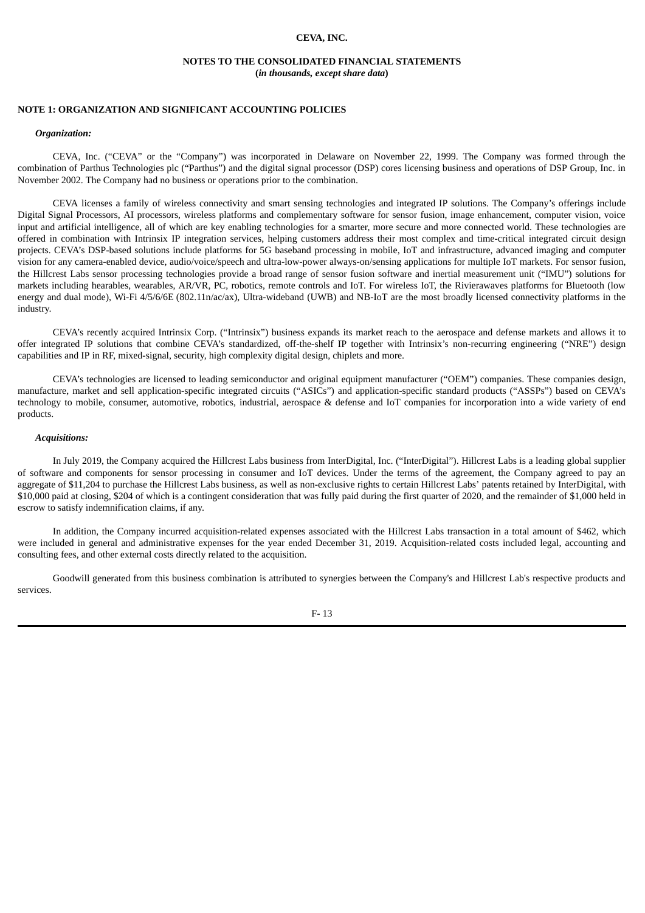**CEVA, INC.**

**NOTES TO THE CONSOLIDATED FINANCIAL STATEMENTS**
**(*in thousands, except share data*)**

## NOTE 1: ORGANIZATION AND SIGNIFICANT ACCOUNTING POLICIES

***Organization:***

CEVA, Inc. ("CEVA" or the "Company") was incorporated in Delaware on November 22, 1999. The Company was formed through the combination of Parthus Technologies plc ("Parthus") and the digital signal processor (DSP) cores licensing business and operations of DSP Group, Inc. in November 2002. The Company had no business or operations prior to the combination.

CEVA licenses a family of wireless connectivity and smart sensing technologies and integrated IP solutions. The Company's offerings include Digital Signal Processors, AI processors, wireless platforms and complementary software for sensor fusion, image enhancement, computer vision, voice input and artificial intelligence, all of which are key enabling technologies for a smarter, more secure and more connected world. These technologies are offered in combination with Intrinsix IP integration services, helping customers address their most complex and time-critical integrated circuit design projects. CEVA's DSP-based solutions include platforms for 5G baseband processing in mobile, IoT and infrastructure, advanced imaging and computer vision for any camera-enabled device, audio/voice/speech and ultra-low-power always-on/sensing applications for multiple IoT markets. For sensor fusion, the Hillcrest Labs sensor processing technologies provide a broad range of sensor fusion software and inertial measurement unit ("IMU") solutions for markets including hearables, wearables, AR/VR, PC, robotics, remote controls and IoT. For wireless IoT, the Rivierawaves platforms for Bluetooth (low energy and dual mode), Wi-Fi 4/5/6/6E (802.11n/ac/ax), Ultra-wideband (UWB) and NB-IoT are the most broadly licensed connectivity platforms in the industry.

CEVA's recently acquired Intrinsix Corp. ("Intrinsix") business expands its market reach to the aerospace and defense markets and allows it to offer integrated IP solutions that combine CEVA's standardized, off-the-shelf IP together with Intrinsix's non-recurring engineering ("NRE") design capabilities and IP in RF, mixed-signal, security, high complexity digital design, chiplets and more.

CEVA's technologies are licensed to leading semiconductor and original equipment manufacturer ("OEM") companies. These companies design, manufacture, market and sell application-specific integrated circuits ("ASICs") and application-specific standard products ("ASSPs") based on CEVA's technology to mobile, consumer, automotive, robotics, industrial, aerospace & defense and IoT companies for incorporation into a wide variety of end products.

***Acquisitions:***

In July 2019, the Company acquired the Hillcrest Labs business from InterDigital, Inc. ("InterDigital"). Hillcrest Labs is a leading global supplier of software and components for sensor processing in consumer and IoT devices. Under the terms of the agreement, the Company agreed to pay an aggregate of $11,204 to purchase the Hillcrest Labs business, as well as non-exclusive rights to certain Hillcrest Labs' patents retained by InterDigital, with $10,000 paid at closing, $204 of which is a contingent consideration that was fully paid during the first quarter of 2020, and the remainder of $1,000 held in escrow to satisfy indemnification claims, if any.

In addition, the Company incurred acquisition-related expenses associated with the Hillcrest Labs transaction in a total amount of $462, which were included in general and administrative expenses for the year ended December 31, 2019. Acquisition-related costs included legal, accounting and consulting fees, and other external costs directly related to the acquisition.

Goodwill generated from this business combination is attributed to synergies between the Company's and Hillcrest Lab's respective products and services.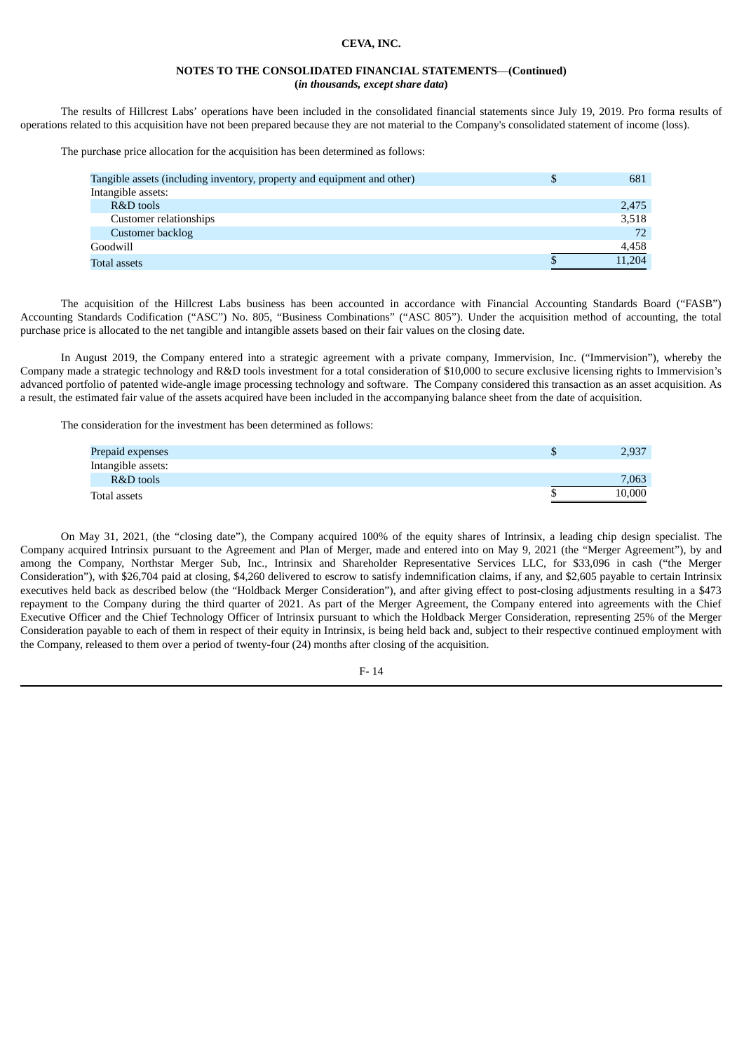The results of Hillcrest Labs' operations have been included in the consolidated financial statements since July 19, 2019. Pro forma results of operations related to this acquisition have not been prepared because they are not material to the Company's consolidated statement of income (loss).

The purchase price allocation for the acquisition has been determined as follows:

| | | |
|---|---|---|
| Tangible assets (including inventory, property and equipment and other) | $ | 681 |
| Intangible assets: | | |
| R&D tools | | 2,475 |
| Customer relationships | | 3,518 |
| Customer backlog | | 72 |
| Goodwill | | 4,458 |
| Total assets | $ | 11,204 |

The acquisition of the Hillcrest Labs business has been accounted in accordance with Financial Accounting Standards Board ("FASB") Accounting Standards Codification ("ASC") No. 805, "Business Combinations" ("ASC 805"). Under the acquisition method of accounting, the total purchase price is allocated to the net tangible and intangible assets based on their fair values on the closing date.

In August 2019, the Company entered into a strategic agreement with a private company, Immervision, Inc. ("Immervision"), whereby the Company made a strategic technology and R&D tools investment for a total consideration of $10,000 to secure exclusive licensing rights to Immervision's advanced portfolio of patented wide-angle image processing technology and software. The Company considered this transaction as an asset acquisition. As a result, the estimated fair value of the assets acquired have been included in the accompanying balance sheet from the date of acquisition.

The consideration for the investment has been determined as follows:

| | | |
|---|---|---|
| Prepaid expenses | $ | 2,937 |
| Intangible assets: | | |
| R&D tools | | 7,063 |
| Total assets | $ | 10,000 |

On May 31, 2021, (the "closing date"), the Company acquired 100% of the equity shares of Intrinsix, a leading chip design specialist. The Company acquired Intrinsix pursuant to the Agreement and Plan of Merger, made and entered into on May 9, 2021 (the "Merger Agreement"), by and among the Company, Northstar Merger Sub, Inc., Intrinsix and Shareholder Representative Services LLC, for $33,096 in cash ("the Merger Consideration"), with $26,704 paid at closing, $4,260 delivered to escrow to satisfy indemnification claims, if any, and $2,605 payable to certain Intrinsix executives held back as described below (the "Holdback Merger Consideration"), and after giving effect to post-closing adjustments resulting in a $473 repayment to the Company during the third quarter of 2021. As part of the Merger Agreement, the Company entered into agreements with the Chief Executive Officer and the Chief Technology Officer of Intrinsix pursuant to which the Holdback Merger Consideration, representing 25% of the Merger Consideration payable to each of them in respect of their equity in Intrinsix, is being held back and, subject to their respective continued employment with the Company, released to them over a period of twenty-four (24) months after closing of the acquisition.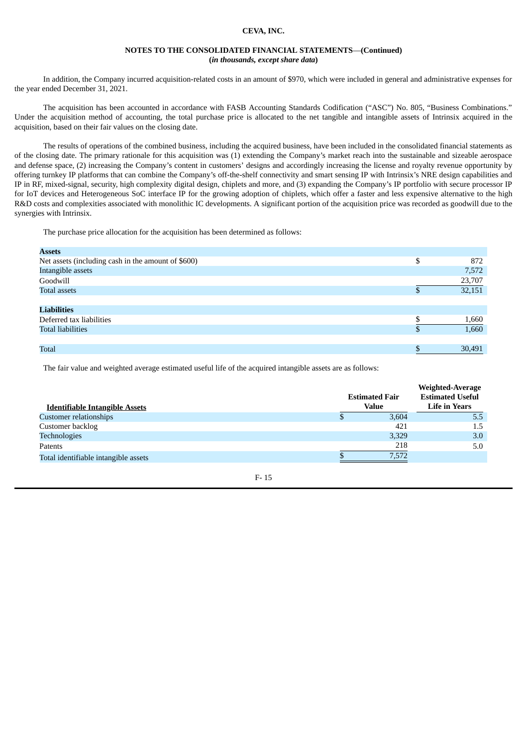In addition, the Company incurred acquisition-related costs in an amount of $970, which were included in general and administrative expenses for the year ended December 31, 2021.

The acquisition has been accounted in accordance with FASB Accounting Standards Codification ("ASC") No. 805, "Business Combinations." Under the acquisition method of accounting, the total purchase price is allocated to the net tangible and intangible assets of Intrinsix acquired in the acquisition, based on their fair values on the closing date.

The results of operations of the combined business, including the acquired business, have been included in the consolidated financial statements as of the closing date. The primary rationale for this acquisition was (1) extending the Company's market reach into the sustainable and sizeable aerospace and defense space, (2) increasing the Company's content in customers' designs and accordingly increasing the license and royalty revenue opportunity by offering turnkey IP platforms that can combine the Company's off-the-shelf connectivity and smart sensing IP with Intrinsix's NRE design capabilities and IP in RF, mixed-signal, security, high complexity digital design, chiplets and more, and (3) expanding the Company's IP portfolio with secure processor IP for IoT devices and Heterogeneous SoC interface IP for the growing adoption of chiplets, which offer a faster and less expensive alternative to the high R&D costs and complexities associated with monolithic IC developments. A significant portion of the acquisition price was recorded as goodwill due to the synergies with Intrinsix.

The purchase price allocation for the acquisition has been determined as follows:

| **Assets** | |
|---|---|
| Net assets (including cash in the amount of $600) | $ 872 |
| Intangible assets | 7,572 |
| Goodwill | 23,707 |
| Total assets | $ 32,151 |
| | |
| **Liabilities** | |
| Deferred tax liabilities | $ 1,660 |
| Total liabilities | $ 1,660 |
| | |
| Total | $ 30,491 |

The fair value and weighted average estimated useful life of the acquired intangible assets are as follows:

| **Identifiable Intangible Assets** | **Estimated Fair Value** | **Weighted-Average Estimated Useful Life in Years** |
|---|---|---|
| Customer relationships | $ 3,604 | 5.5 |
| Customer backlog | 421 | 1.5 |
| Technologies | 3,329 | 3.0 |
| Patents | 218 | 5.0 |
| Total identifiable intangible assets | $ 7,572 | |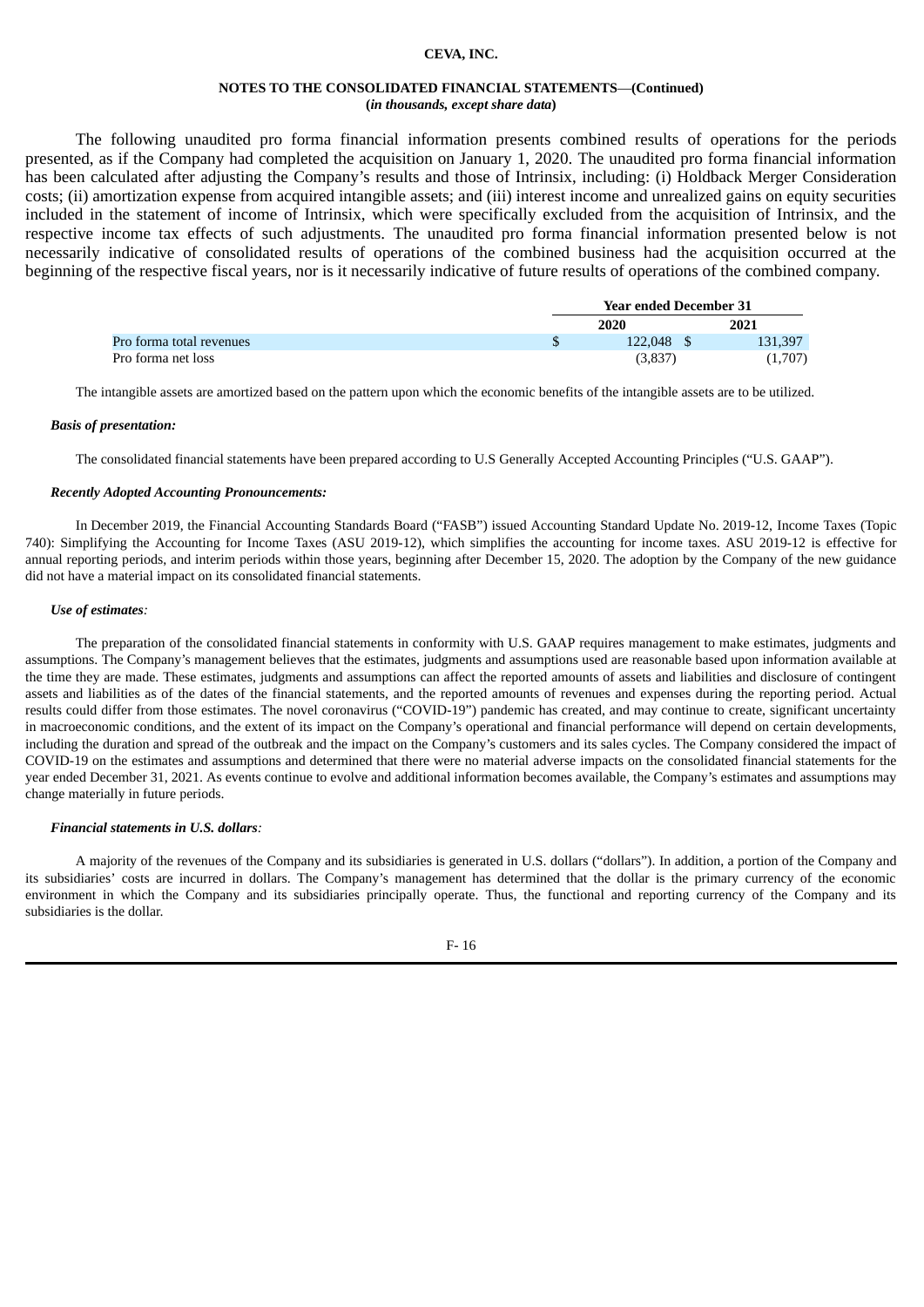The following unaudited pro forma financial information presents combined results of operations for the periods presented, as if the Company had completed the acquisition on January 1, 2020. The unaudited pro forma financial information has been calculated after adjusting the Company's results and those of Intrinsix, including: (i) Holdback Merger Consideration costs; (ii) amortization expense from acquired intangible assets; and (iii) interest income and unrealized gains on equity securities included in the statement of income of Intrinsix, which were specifically excluded from the acquisition of Intrinsix, and the respective income tax effects of such adjustments. The unaudited pro forma financial information presented below is not necessarily indicative of consolidated results of operations of the combined business had the acquisition occurred at the beginning of the respective fiscal years, nor is it necessarily indicative of future results of operations of the combined company.

| | Year ended December 31 | |
|---|---|---|
| | 2020 | 2021 |
| Pro forma total revenues | $ 122,048 | $ 131,397 |
| Pro forma net loss | (3,837) | (1,707) |

The intangible assets are amortized based on the pattern upon which the economic benefits of the intangible assets are to be utilized.

***Basis of presentation:***

The consolidated financial statements have been prepared according to U.S Generally Accepted Accounting Principles ("U.S. GAAP").

***Recently Adopted Accounting Pronouncements:***

In December 2019, the Financial Accounting Standards Board ("FASB") issued Accounting Standard Update No. 2019-12, Income Taxes (Topic 740): Simplifying the Accounting for Income Taxes (ASU 2019-12), which simplifies the accounting for income taxes. ASU 2019-12 is effective for annual reporting periods, and interim periods within those years, beginning after December 15, 2020. The adoption by the Company of the new guidance did not have a material impact on its consolidated financial statements.

***Use of estimates:***

The preparation of the consolidated financial statements in conformity with U.S. GAAP requires management to make estimates, judgments and assumptions. The Company's management believes that the estimates, judgments and assumptions used are reasonable based upon information available at the time they are made. These estimates, judgments and assumptions can affect the reported amounts of assets and liabilities and disclosure of contingent assets and liabilities as of the dates of the financial statements, and the reported amounts of revenues and expenses during the reporting period. Actual results could differ from those estimates. The novel coronavirus ("COVID-19") pandemic has created, and may continue to create, significant uncertainty in macroeconomic conditions, and the extent of its impact on the Company's operational and financial performance will depend on certain developments, including the duration and spread of the outbreak and the impact on the Company's customers and its sales cycles. The Company considered the impact of COVID-19 on the estimates and assumptions and determined that there were no material adverse impacts on the consolidated financial statements for the year ended December 31, 2021. As events continue to evolve and additional information becomes available, the Company's estimates and assumptions may change materially in future periods.

***Financial statements in U.S. dollars:***

A majority of the revenues of the Company and its subsidiaries is generated in U.S. dollars ("dollars"). In addition, a portion of the Company and its subsidiaries' costs are incurred in dollars. The Company's management has determined that the dollar is the primary currency of the economic environment in which the Company and its subsidiaries principally operate. Thus, the functional and reporting currency of the Company and its subsidiaries is the dollar.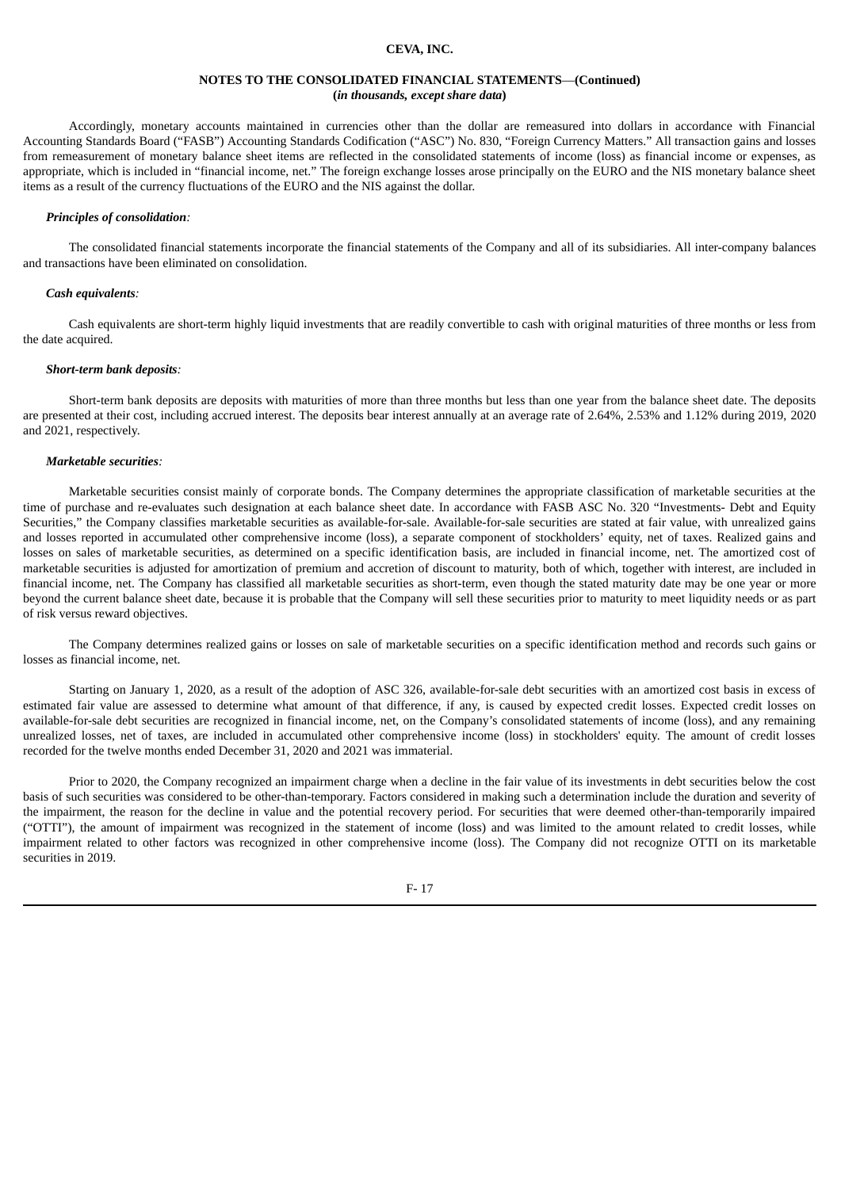Accordingly, monetary accounts maintained in currencies other than the dollar are remeasured into dollars in accordance with Financial Accounting Standards Board ("FASB") Accounting Standards Codification ("ASC") No. 830, "Foreign Currency Matters." All transaction gains and losses from remeasurement of monetary balance sheet items are reflected in the consolidated statements of income (loss) as financial income or expenses, as appropriate, which is included in "financial income, net." The foreign exchange losses arose principally on the EURO and the NIS monetary balance sheet items as a result of the currency fluctuations of the EURO and the NIS against the dollar.

***Principles of consolidation:***

The consolidated financial statements incorporate the financial statements of the Company and all of its subsidiaries. All inter-company balances and transactions have been eliminated on consolidation.

***Cash equivalents:***

Cash equivalents are short-term highly liquid investments that are readily convertible to cash with original maturities of three months or less from the date acquired.

***Short-term bank deposits:***

Short-term bank deposits are deposits with maturities of more than three months but less than one year from the balance sheet date. The deposits are presented at their cost, including accrued interest. The deposits bear interest annually at an average rate of 2.64%, 2.53% and 1.12% during 2019, 2020 and 2021, respectively.

***Marketable securities:***

Marketable securities consist mainly of corporate bonds. The Company determines the appropriate classification of marketable securities at the time of purchase and re-evaluates such designation at each balance sheet date. In accordance with FASB ASC No. 320 "Investments- Debt and Equity Securities," the Company classifies marketable securities as available-for-sale. Available-for-sale securities are stated at fair value, with unrealized gains and losses reported in accumulated other comprehensive income (loss), a separate component of stockholders' equity, net of taxes. Realized gains and losses on sales of marketable securities, as determined on a specific identification basis, are included in financial income, net. The amortized cost of marketable securities is adjusted for amortization of premium and accretion of discount to maturity, both of which, together with interest, are included in financial income, net. The Company has classified all marketable securities as short-term, even though the stated maturity date may be one year or more beyond the current balance sheet date, because it is probable that the Company will sell these securities prior to maturity to meet liquidity needs or as part of risk versus reward objectives.

The Company determines realized gains or losses on sale of marketable securities on a specific identification method and records such gains or losses as financial income, net.

Starting on January 1, 2020, as a result of the adoption of ASC 326, available-for-sale debt securities with an amortized cost basis in excess of estimated fair value are assessed to determine what amount of that difference, if any, is caused by expected credit losses. Expected credit losses on available-for-sale debt securities are recognized in financial income, net, on the Company's consolidated statements of income (loss), and any remaining unrealized losses, net of taxes, are included in accumulated other comprehensive income (loss) in stockholders' equity. The amount of credit losses recorded for the twelve months ended December 31, 2020 and 2021 was immaterial.

Prior to 2020, the Company recognized an impairment charge when a decline in the fair value of its investments in debt securities below the cost basis of such securities was considered to be other-than-temporary. Factors considered in making such a determination include the duration and severity of the impairment, the reason for the decline in value and the potential recovery period. For securities that were deemed other-than-temporarily impaired ("OTTI"), the amount of impairment was recognized in the statement of income (loss) and was limited to the amount related to credit losses, while impairment related to other factors was recognized in other comprehensive income (loss). The Company did not recognize OTTI on its marketable securities in 2019.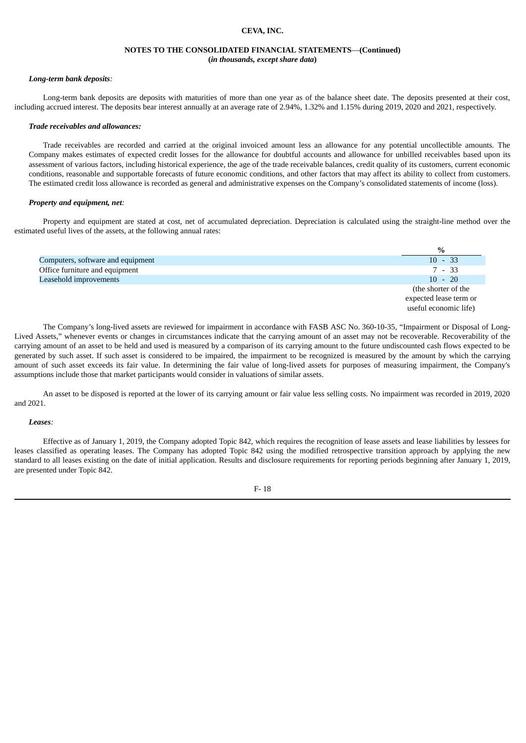*Long-term bank deposits:*

Long-term bank deposits are deposits with maturities of more than one year as of the balance sheet date. The deposits presented at their cost, including accrued interest. The deposits bear interest annually at an average rate of 2.94%, 1.32% and 1.15% during 2019, 2020 and 2021, respectively.

***Trade receivables and allowances:***

Trade receivables are recorded and carried at the original invoiced amount less an allowance for any potential uncollectible amounts. The Company makes estimates of expected credit losses for the allowance for doubtful accounts and allowance for unbilled receivables based upon its assessment of various factors, including historical experience, the age of the trade receivable balances, credit quality of its customers, current economic conditions, reasonable and supportable forecasts of future economic conditions, and other factors that may affect its ability to collect from customers. The estimated credit loss allowance is recorded as general and administrative expenses on the Company's consolidated statements of income (loss).

*Property and equipment, net:*

Property and equipment are stated at cost, net of accumulated depreciation. Depreciation is calculated using the straight-line method over the estimated useful lives of the assets, at the following annual rates:

| | % |
|---|---|
| Computers, software and equipment | 10 - 33 |
| Office furniture and equipment | 7 - 33 |
| Leasehold improvements | 10 - 20 (the shorter of the expected lease term or useful economic life) |

The Company's long-lived assets are reviewed for impairment in accordance with FASB ASC No. 360-10-35, "Impairment or Disposal of Long-Lived Assets," whenever events or changes in circumstances indicate that the carrying amount of an asset may not be recoverable. Recoverability of the carrying amount of an asset to be held and used is measured by a comparison of its carrying amount to the future undiscounted cash flows expected to be generated by such asset. If such asset is considered to be impaired, the impairment to be recognized is measured by the amount by which the carrying amount of such asset exceeds its fair value. In determining the fair value of long-lived assets for purposes of measuring impairment, the Company's assumptions include those that market participants would consider in valuations of similar assets.

An asset to be disposed is reported at the lower of its carrying amount or fair value less selling costs. No impairment was recorded in 2019, 2020 and 2021.

*Leases:*

Effective as of January 1, 2019, the Company adopted Topic 842, which requires the recognition of lease assets and lease liabilities by lessees for leases classified as operating leases. The Company has adopted Topic 842 using the modified retrospective transition approach by applying the new standard to all leases existing on the date of initial application. Results and disclosure requirements for reporting periods beginning after January 1, 2019, are presented under Topic 842.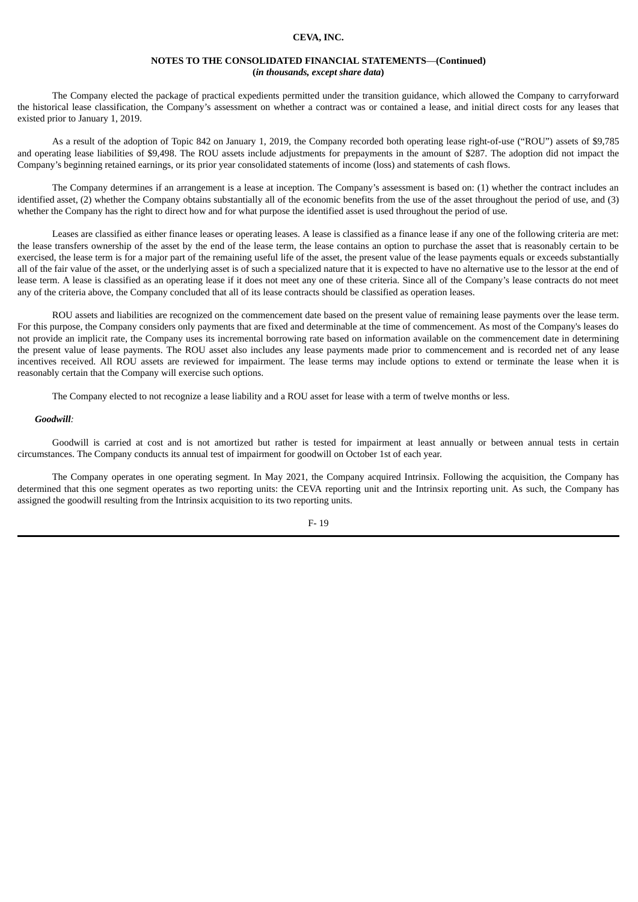The Company elected the package of practical expedients permitted under the transition guidance, which allowed the Company to carryforward the historical lease classification, the Company's assessment on whether a contract was or contained a lease, and initial direct costs for any leases that existed prior to January 1, 2019.

As a result of the adoption of Topic 842 on January 1, 2019, the Company recorded both operating lease right-of-use ("ROU") assets of $9,785 and operating lease liabilities of $9,498. The ROU assets include adjustments for prepayments in the amount of $287. The adoption did not impact the Company's beginning retained earnings, or its prior year consolidated statements of income (loss) and statements of cash flows.

The Company determines if an arrangement is a lease at inception. The Company's assessment is based on: (1) whether the contract includes an identified asset, (2) whether the Company obtains substantially all of the economic benefits from the use of the asset throughout the period of use, and (3) whether the Company has the right to direct how and for what purpose the identified asset is used throughout the period of use.

Leases are classified as either finance leases or operating leases. A lease is classified as a finance lease if any one of the following criteria are met: the lease transfers ownership of the asset by the end of the lease term, the lease contains an option to purchase the asset that is reasonably certain to be exercised, the lease term is for a major part of the remaining useful life of the asset, the present value of the lease payments equals or exceeds substantially all of the fair value of the asset, or the underlying asset is of such a specialized nature that it is expected to have no alternative use to the lessor at the end of lease term. A lease is classified as an operating lease if it does not meet any one of these criteria. Since all of the Company's lease contracts do not meet any of the criteria above, the Company concluded that all of its lease contracts should be classified as operation leases.

ROU assets and liabilities are recognized on the commencement date based on the present value of remaining lease payments over the lease term. For this purpose, the Company considers only payments that are fixed and determinable at the time of commencement. As most of the Company's leases do not provide an implicit rate, the Company uses its incremental borrowing rate based on information available on the commencement date in determining the present value of lease payments. The ROU asset also includes any lease payments made prior to commencement and is recorded net of any lease incentives received. All ROU assets are reviewed for impairment. The lease terms may include options to extend or terminate the lease when it is reasonably certain that the Company will exercise such options.

The Company elected to not recognize a lease liability and a ROU asset for lease with a term of twelve months or less.

***Goodwill:***

Goodwill is carried at cost and is not amortized but rather is tested for impairment at least annually or between annual tests in certain circumstances. The Company conducts its annual test of impairment for goodwill on October 1st of each year.

The Company operates in one operating segment. In May 2021, the Company acquired Intrinsix. Following the acquisition, the Company has determined that this one segment operates as two reporting units: the CEVA reporting unit and the Intrinsix reporting unit. As such, the Company has assigned the goodwill resulting from the Intrinsix acquisition to its two reporting units.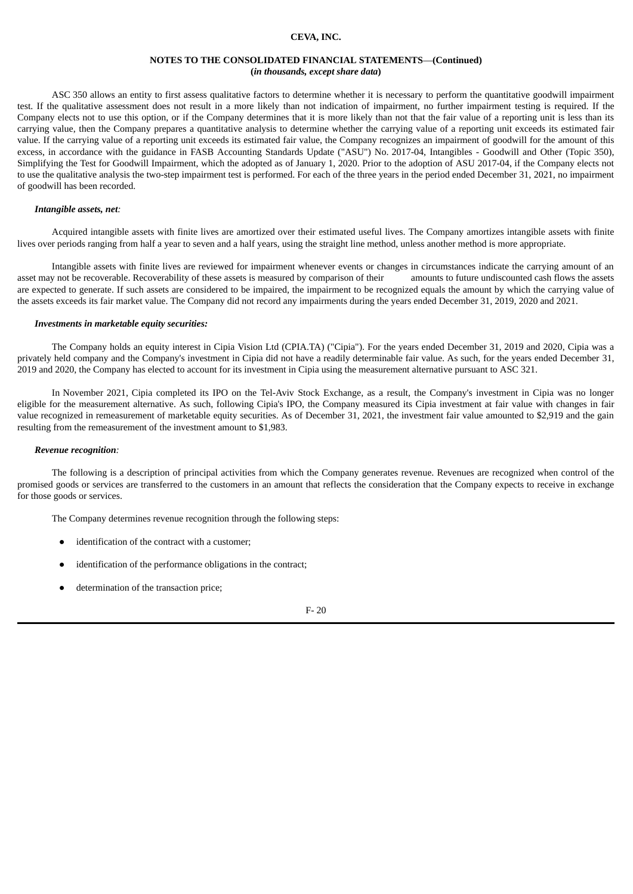ASC 350 allows an entity to first assess qualitative factors to determine whether it is necessary to perform the quantitative goodwill impairment test. If the qualitative assessment does not result in a more likely than not indication of impairment, no further impairment testing is required. If the Company elects not to use this option, or if the Company determines that it is more likely than not that the fair value of a reporting unit is less than its carrying value, then the Company prepares a quantitative analysis to determine whether the carrying value of a reporting unit exceeds its estimated fair value. If the carrying value of a reporting unit exceeds its estimated fair value, the Company recognizes an impairment of goodwill for the amount of this excess, in accordance with the guidance in FASB Accounting Standards Update ("ASU") No. 2017-04, Intangibles - Goodwill and Other (Topic 350), Simplifying the Test for Goodwill Impairment, which the adopted as of January 1, 2020. Prior to the adoption of ASU 2017-04, if the Company elects not to use the qualitative analysis the two-step impairment test is performed. For each of the three years in the period ended December 31, 2021, no impairment of goodwill has been recorded.

***Intangible assets, net:***

Acquired intangible assets with finite lives are amortized over their estimated useful lives. The Company amortizes intangible assets with finite lives over periods ranging from half a year to seven and a half years, using the straight line method, unless another method is more appropriate.

Intangible assets with finite lives are reviewed for impairment whenever events or changes in circumstances indicate the carrying amount of an asset may not be recoverable. Recoverability of these assets is measured by comparison of their amounts to future undiscounted cash flows the assets are expected to generate. If such assets are considered to be impaired, the impairment to be recognized equals the amount by which the carrying value of the assets exceeds its fair market value. The Company did not record any impairments during the years ended December 31, 2019, 2020 and 2021.

***Investments in marketable equity securities:***

The Company holds an equity interest in Cipia Vision Ltd (CPIA.TA) ("Cipia"). For the years ended December 31, 2019 and 2020, Cipia was a privately held company and the Company's investment in Cipia did not have a readily determinable fair value. As such, for the years ended December 31, 2019 and 2020, the Company has elected to account for its investment in Cipia using the measurement alternative pursuant to ASC 321.

In November 2021, Cipia completed its IPO on the Tel-Aviv Stock Exchange, as a result, the Company's investment in Cipia was no longer eligible for the measurement alternative. As such, following Cipia's IPO, the Company measured its Cipia investment at fair value with changes in fair value recognized in remeasurement of marketable equity securities. As of December 31, 2021, the investment fair value amounted to $2,919 and the gain resulting from the remeasurement of the investment amount to $1,983.

***Revenue recognition:***

The following is a description of principal activities from which the Company generates revenue. Revenues are recognized when control of the promised goods or services are transferred to the customers in an amount that reflects the consideration that the Company expects to receive in exchange for those goods or services.

The Company determines revenue recognition through the following steps:

- identification of the contract with a customer;
- identification of the performance obligations in the contract;
- determination of the transaction price;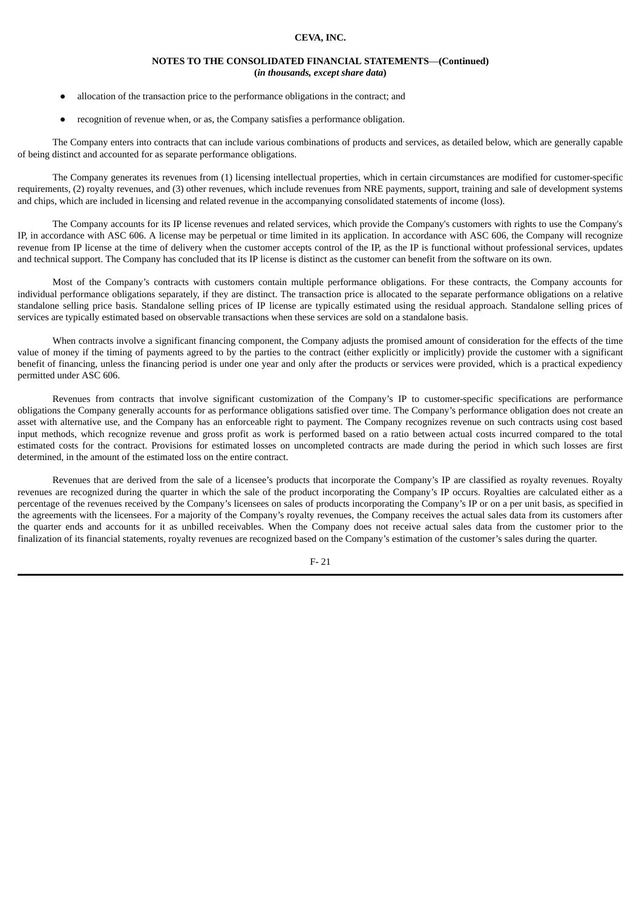- allocation of the transaction price to the performance obligations in the contract; and
- recognition of revenue when, or as, the Company satisfies a performance obligation.

The Company enters into contracts that can include various combinations of products and services, as detailed below, which are generally capable of being distinct and accounted for as separate performance obligations.

The Company generates its revenues from (1) licensing intellectual properties, which in certain circumstances are modified for customer-specific requirements, (2) royalty revenues, and (3) other revenues, which include revenues from NRE payments, support, training and sale of development systems and chips, which are included in licensing and related revenue in the accompanying consolidated statements of income (loss).

The Company accounts for its IP license revenues and related services, which provide the Company's customers with rights to use the Company's IP, in accordance with ASC 606. A license may be perpetual or time limited in its application. In accordance with ASC 606, the Company will recognize revenue from IP license at the time of delivery when the customer accepts control of the IP, as the IP is functional without professional services, updates and technical support. The Company has concluded that its IP license is distinct as the customer can benefit from the software on its own.

Most of the Company's contracts with customers contain multiple performance obligations. For these contracts, the Company accounts for individual performance obligations separately, if they are distinct. The transaction price is allocated to the separate performance obligations on a relative standalone selling price basis. Standalone selling prices of IP license are typically estimated using the residual approach. Standalone selling prices of services are typically estimated based on observable transactions when these services are sold on a standalone basis.

When contracts involve a significant financing component, the Company adjusts the promised amount of consideration for the effects of the time value of money if the timing of payments agreed to by the parties to the contract (either explicitly or implicitly) provide the customer with a significant benefit of financing, unless the financing period is under one year and only after the products or services were provided, which is a practical expediency permitted under ASC 606.

Revenues from contracts that involve significant customization of the Company's IP to customer-specific specifications are performance obligations the Company generally accounts for as performance obligations satisfied over time. The Company's performance obligation does not create an asset with alternative use, and the Company has an enforceable right to payment. The Company recognizes revenue on such contracts using cost based input methods, which recognize revenue and gross profit as work is performed based on a ratio between actual costs incurred compared to the total estimated costs for the contract. Provisions for estimated losses on uncompleted contracts are made during the period in which such losses are first determined, in the amount of the estimated loss on the entire contract.

Revenues that are derived from the sale of a licensee's products that incorporate the Company's IP are classified as royalty revenues. Royalty revenues are recognized during the quarter in which the sale of the product incorporating the Company's IP occurs. Royalties are calculated either as a percentage of the revenues received by the Company's licensees on sales of products incorporating the Company's IP or on a per unit basis, as specified in the agreements with the licensees. For a majority of the Company's royalty revenues, the Company receives the actual sales data from its customers after the quarter ends and accounts for it as unbilled receivables. When the Company does not receive actual sales data from the customer prior to the finalization of its financial statements, royalty revenues are recognized based on the Company's estimation of the customer's sales during the quarter.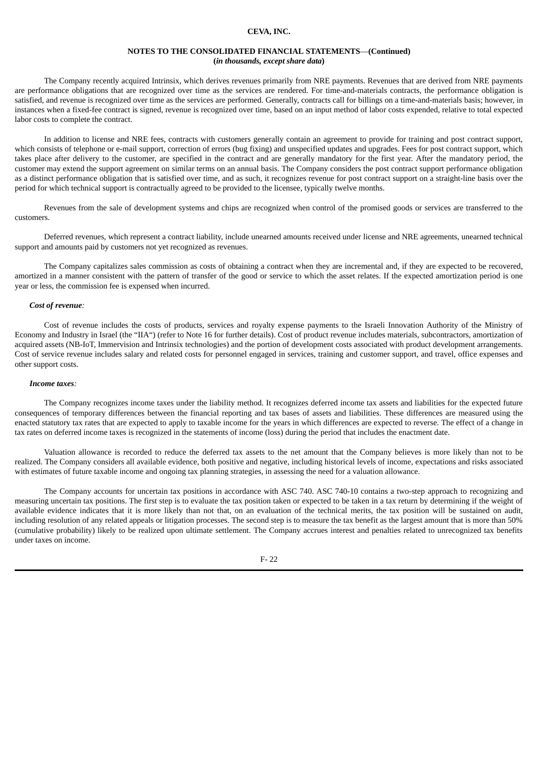The Company recently acquired Intrinsix, which derives revenues primarily from NRE payments. Revenues that are derived from NRE payments are performance obligations that are recognized over time as the services are rendered. For time-and-materials contracts, the performance obligation is satisfied, and revenue is recognized over time as the services are performed. Generally, contracts call for billings on a time-and-materials basis; however, in instances when a fixed-fee contract is signed, revenue is recognized over time, based on an input method of labor costs expended, relative to total expected labor costs to complete the contract.

In addition to license and NRE fees, contracts with customers generally contain an agreement to provide for training and post contract support, which consists of telephone or e-mail support, correction of errors (bug fixing) and unspecified updates and upgrades. Fees for post contract support, which takes place after delivery to the customer, are specified in the contract and are generally mandatory for the first year. After the mandatory period, the customer may extend the support agreement on similar terms on an annual basis. The Company considers the post contract support performance obligation as a distinct performance obligation that is satisfied over time, and as such, it recognizes revenue for post contract support on a straight-line basis over the period for which technical support is contractually agreed to be provided to the licensee, typically twelve months.

Revenues from the sale of development systems and chips are recognized when control of the promised goods or services are transferred to the customers.

Deferred revenues, which represent a contract liability, include unearned amounts received under license and NRE agreements, unearned technical support and amounts paid by customers not yet recognized as revenues.

The Company capitalizes sales commission as costs of obtaining a contract when they are incremental and, if they are expected to be recovered, amortized in a manner consistent with the pattern of transfer of the good or service to which the asset relates. If the expected amortization period is one year or less, the commission fee is expensed when incurred.

***Cost of revenue:***

Cost of revenue includes the costs of products, services and royalty expense payments to the Israeli Innovation Authority of the Ministry of Economy and Industry in Israel (the "IIA") (refer to Note 16 for further details). Cost of product revenue includes materials, subcontractors, amortization of acquired assets (NB-IoT, Immervision and Intrinsix technologies) and the portion of development costs associated with product development arrangements. Cost of service revenue includes salary and related costs for personnel engaged in services, training and customer support, and travel, office expenses and other support costs.

***Income taxes:***

The Company recognizes income taxes under the liability method. It recognizes deferred income tax assets and liabilities for the expected future consequences of temporary differences between the financial reporting and tax bases of assets and liabilities. These differences are measured using the enacted statutory tax rates that are expected to apply to taxable income for the years in which differences are expected to reverse. The effect of a change in tax rates on deferred income taxes is recognized in the statements of income (loss) during the period that includes the enactment date.

Valuation allowance is recorded to reduce the deferred tax assets to the net amount that the Company believes is more likely than not to be realized. The Company considers all available evidence, both positive and negative, including historical levels of income, expectations and risks associated with estimates of future taxable income and ongoing tax planning strategies, in assessing the need for a valuation allowance.

The Company accounts for uncertain tax positions in accordance with ASC 740. ASC 740-10 contains a two-step approach to recognizing and measuring uncertain tax positions. The first step is to evaluate the tax position taken or expected to be taken in a tax return by determining if the weight of available evidence indicates that it is more likely than not that, on an evaluation of the technical merits, the tax position will be sustained on audit, including resolution of any related appeals or litigation processes. The second step is to measure the tax benefit as the largest amount that is more than 50% (cumulative probability) likely to be realized upon ultimate settlement. The Company accrues interest and penalties related to unrecognized tax benefits under taxes on income.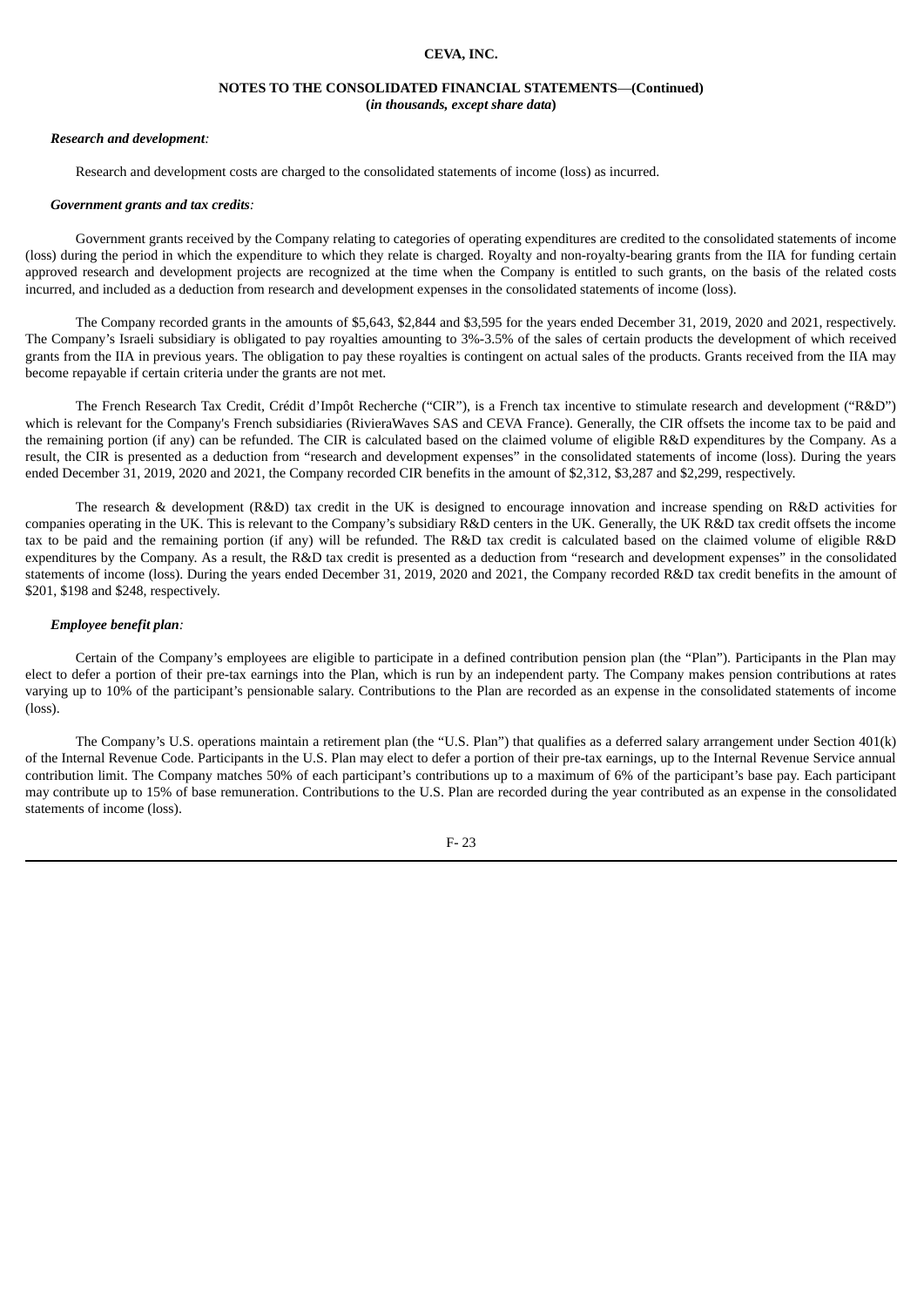***Research and development:***

Research and development costs are charged to the consolidated statements of income (loss) as incurred.

***Government grants and tax credits:***

Government grants received by the Company relating to categories of operating expenditures are credited to the consolidated statements of income (loss) during the period in which the expenditure to which they relate is charged. Royalty and non-royalty-bearing grants from the IIA for funding certain approved research and development projects are recognized at the time when the Company is entitled to such grants, on the basis of the related costs incurred, and included as a deduction from research and development expenses in the consolidated statements of income (loss).

The Company recorded grants in the amounts of $5,643, $2,844 and $3,595 for the years ended December 31, 2019, 2020 and 2021, respectively. The Company's Israeli subsidiary is obligated to pay royalties amounting to 3%-3.5% of the sales of certain products the development of which received grants from the IIA in previous years. The obligation to pay these royalties is contingent on actual sales of the products. Grants received from the IIA may become repayable if certain criteria under the grants are not met.

The French Research Tax Credit, Crédit d'Impôt Recherche ("CIR"), is a French tax incentive to stimulate research and development ("R&D") which is relevant for the Company's French subsidiaries (RivieraWaves SAS and CEVA France). Generally, the CIR offsets the income tax to be paid and the remaining portion (if any) can be refunded. The CIR is calculated based on the claimed volume of eligible R&D expenditures by the Company. As a result, the CIR is presented as a deduction from "research and development expenses" in the consolidated statements of income (loss). During the years ended December 31, 2019, 2020 and 2021, the Company recorded CIR benefits in the amount of $2,312, $3,287 and $2,299, respectively.

The research & development (R&D) tax credit in the UK is designed to encourage innovation and increase spending on R&D activities for companies operating in the UK. This is relevant to the Company's subsidiary R&D centers in the UK. Generally, the UK R&D tax credit offsets the income tax to be paid and the remaining portion (if any) will be refunded. The R&D tax credit is calculated based on the claimed volume of eligible R&D expenditures by the Company. As a result, the R&D tax credit is presented as a deduction from "research and development expenses" in the consolidated statements of income (loss). During the years ended December 31, 2019, 2020 and 2021, the Company recorded R&D tax credit benefits in the amount of $201, $198 and $248, respectively.

***Employee benefit plan:***

Certain of the Company's employees are eligible to participate in a defined contribution pension plan (the "Plan"). Participants in the Plan may elect to defer a portion of their pre-tax earnings into the Plan, which is run by an independent party. The Company makes pension contributions at rates varying up to 10% of the participant's pensionable salary. Contributions to the Plan are recorded as an expense in the consolidated statements of income (loss).

The Company's U.S. operations maintain a retirement plan (the "U.S. Plan") that qualifies as a deferred salary arrangement under Section 401(k) of the Internal Revenue Code. Participants in the U.S. Plan may elect to defer a portion of their pre-tax earnings, up to the Internal Revenue Service annual contribution limit. The Company matches 50% of each participant's contributions up to a maximum of 6% of the participant's base pay. Each participant may contribute up to 15% of base remuneration. Contributions to the U.S. Plan are recorded during the year contributed as an expense in the consolidated statements of income (loss).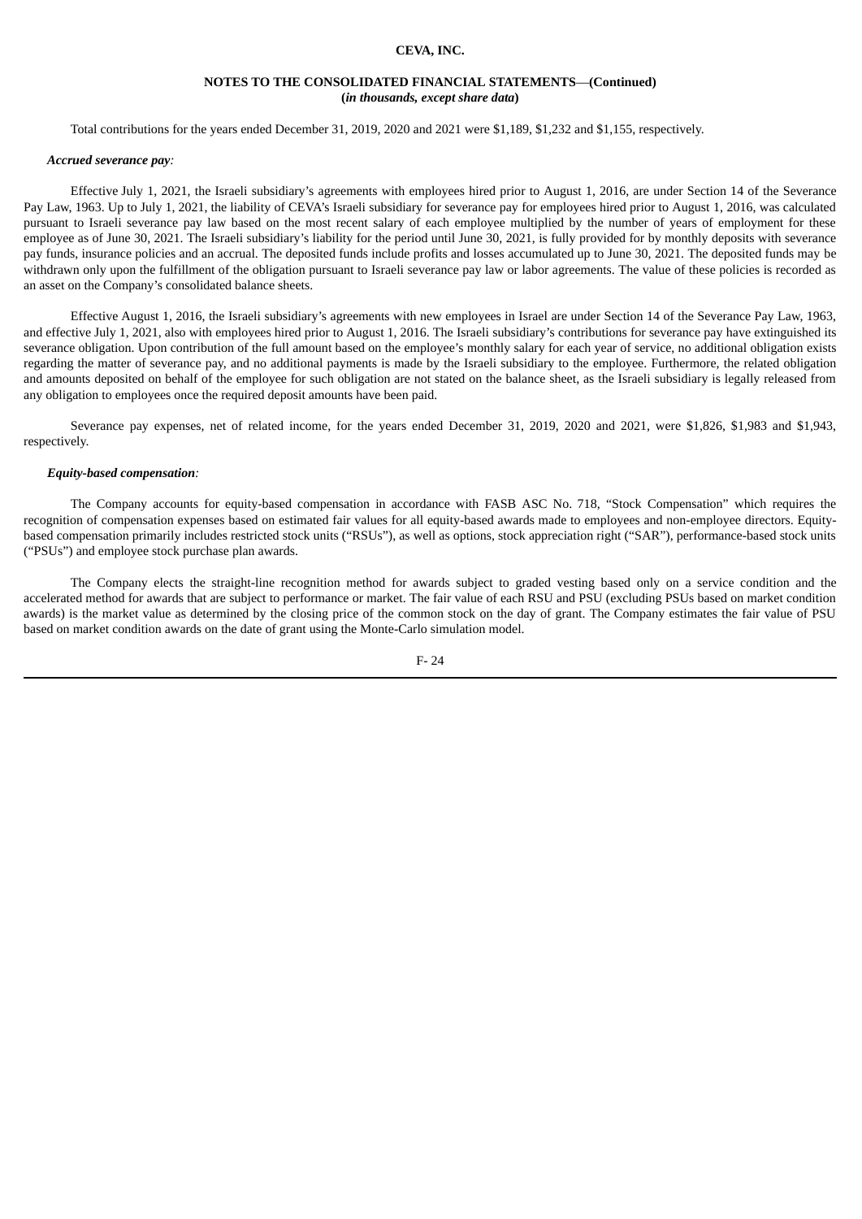Total contributions for the years ended December 31, 2019, 2020 and 2021 were $1,189, $1,232 and $1,155, respectively.

***Accrued severance pay:***

Effective July 1, 2021, the Israeli subsidiary's agreements with employees hired prior to August 1, 2016, are under Section 14 of the Severance Pay Law, 1963. Up to July 1, 2021, the liability of CEVA's Israeli subsidiary for severance pay for employees hired prior to August 1, 2016, was calculated pursuant to Israeli severance pay law based on the most recent salary of each employee multiplied by the number of years of employment for these employee as of June 30, 2021. The Israeli subsidiary's liability for the period until June 30, 2021, is fully provided for by monthly deposits with severance pay funds, insurance policies and an accrual. The deposited funds include profits and losses accumulated up to June 30, 2021. The deposited funds may be withdrawn only upon the fulfillment of the obligation pursuant to Israeli severance pay law or labor agreements. The value of these policies is recorded as an asset on the Company's consolidated balance sheets.

Effective August 1, 2016, the Israeli subsidiary's agreements with new employees in Israel are under Section 14 of the Severance Pay Law, 1963, and effective July 1, 2021, also with employees hired prior to August 1, 2016. The Israeli subsidiary's contributions for severance pay have extinguished its severance obligation. Upon contribution of the full amount based on the employee's monthly salary for each year of service, no additional obligation exists regarding the matter of severance pay, and no additional payments is made by the Israeli subsidiary to the employee. Furthermore, the related obligation and amounts deposited on behalf of the employee for such obligation are not stated on the balance sheet, as the Israeli subsidiary is legally released from any obligation to employees once the required deposit amounts have been paid.

Severance pay expenses, net of related income, for the years ended December 31, 2019, 2020 and 2021, were $1,826, $1,983 and $1,943, respectively.

***Equity-based compensation:***

The Company accounts for equity-based compensation in accordance with FASB ASC No. 718, "Stock Compensation" which requires the recognition of compensation expenses based on estimated fair values for all equity-based awards made to employees and non-employee directors. Equity-based compensation primarily includes restricted stock units ("RSUs"), as well as options, stock appreciation right ("SAR"), performance-based stock units ("PSUs") and employee stock purchase plan awards.

The Company elects the straight-line recognition method for awards subject to graded vesting based only on a service condition and the accelerated method for awards that are subject to performance or market. The fair value of each RSU and PSU (excluding PSUs based on market condition awards) is the market value as determined by the closing price of the common stock on the day of grant. The Company estimates the fair value of PSU based on market condition awards on the date of grant using the Monte-Carlo simulation model.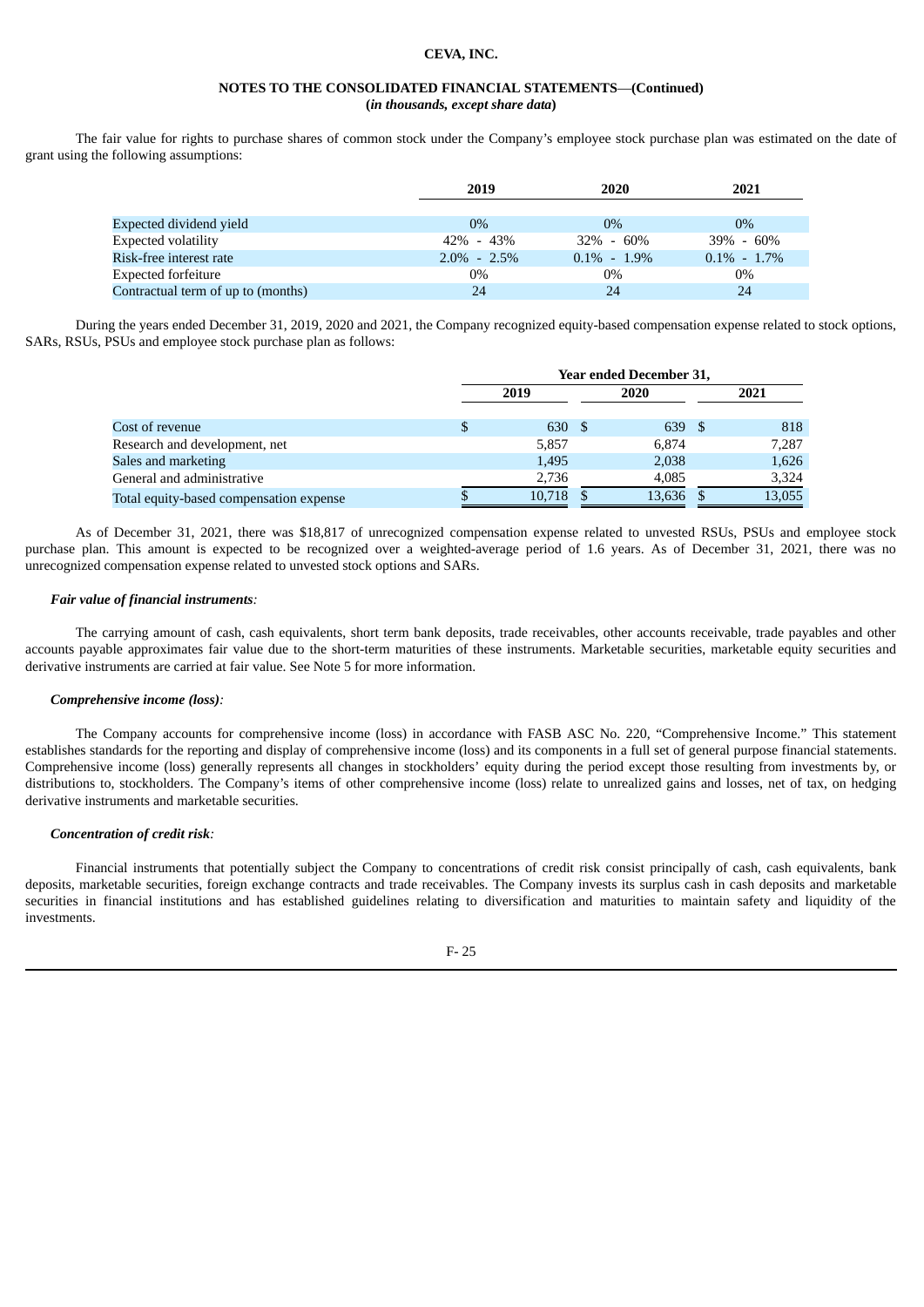The fair value for rights to purchase shares of common stock under the Company's employee stock purchase plan was estimated on the date of grant using the following assumptions:

| | 2019 | 2020 | 2021 |
|---|---|---|---|
| Expected dividend yield | 0% | 0% | 0% |
| Expected volatility | 42% - 43% | 32% - 60% | 39% - 60% |
| Risk-free interest rate | 2.0% - 2.5% | 0.1% - 1.9% | 0.1% - 1.7% |
| Expected forfeiture | 0% | 0% | 0% |
| Contractual term of up to (months) | 24 | 24 | 24 |

During the years ended December 31, 2019, 2020 and 2021, the Company recognized equity-based compensation expense related to stock options, SARs, RSUs, PSUs and employee stock purchase plan as follows:

| | Year ended December 31, | | |
|---|---|---|---|
| | 2019 | 2020 | 2021 |
| Cost of revenue | $ 630 | $ 639 | $ 818 |
| Research and development, net | 5,857 | 6,874 | 7,287 |
| Sales and marketing | 1,495 | 2,038 | 1,626 |
| General and administrative | 2,736 | 4,085 | 3,324 |
| Total equity-based compensation expense | $ 10,718 | $ 13,636 | $ 13,055 |

As of December 31, 2021, there was $18,817 of unrecognized compensation expense related to unvested RSUs, PSUs and employee stock purchase plan. This amount is expected to be recognized over a weighted-average period of 1.6 years. As of December 31, 2021, there was no unrecognized compensation expense related to unvested stock options and SARs.

***Fair value of financial instruments:***

The carrying amount of cash, cash equivalents, short term bank deposits, trade receivables, other accounts receivable, trade payables and other accounts payable approximates fair value due to the short-term maturities of these instruments. Marketable securities, marketable equity securities and derivative instruments are carried at fair value. See Note 5 for more information.

***Comprehensive income (loss):***

The Company accounts for comprehensive income (loss) in accordance with FASB ASC No. 220, "Comprehensive Income." This statement establishes standards for the reporting and display of comprehensive income (loss) and its components in a full set of general purpose financial statements. Comprehensive income (loss) generally represents all changes in stockholders' equity during the period except those resulting from investments by, or distributions to, stockholders. The Company's items of other comprehensive income (loss) relate to unrealized gains and losses, net of tax, on hedging derivative instruments and marketable securities.

***Concentration of credit risk:***

Financial instruments that potentially subject the Company to concentrations of credit risk consist principally of cash, cash equivalents, bank deposits, marketable securities, foreign exchange contracts and trade receivables. The Company invests its surplus cash in cash deposits and marketable securities in financial institutions and has established guidelines relating to diversification and maturities to maintain safety and liquidity of the investments.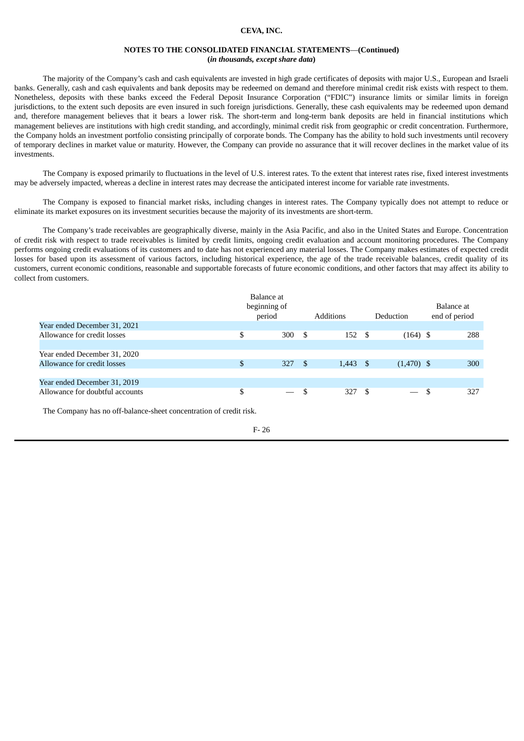The majority of the Company's cash and cash equivalents are invested in high grade certificates of deposits with major U.S., European and Israeli banks. Generally, cash and cash equivalents and bank deposits may be redeemed on demand and therefore minimal credit risk exists with respect to them. Nonetheless, deposits with these banks exceed the Federal Deposit Insurance Corporation ("FDIC") insurance limits or similar limits in foreign jurisdictions, to the extent such deposits are even insured in such foreign jurisdictions. Generally, these cash equivalents may be redeemed upon demand and, therefore management believes that it bears a lower risk. The short-term and long-term bank deposits are held in financial institutions which management believes are institutions with high credit standing, and accordingly, minimal credit risk from geographic or credit concentration. Furthermore, the Company holds an investment portfolio consisting principally of corporate bonds. The Company has the ability to hold such investments until recovery of temporary declines in market value or maturity. However, the Company can provide no assurance that it will recover declines in the market value of its investments.

The Company is exposed primarily to fluctuations in the level of U.S. interest rates. To the extent that interest rates rise, fixed interest investments may be adversely impacted, whereas a decline in interest rates may decrease the anticipated interest income for variable rate investments.

The Company is exposed to financial market risks, including changes in interest rates. The Company typically does not attempt to reduce or eliminate its market exposures on its investment securities because the majority of its investments are short-term.

The Company's trade receivables are geographically diverse, mainly in the Asia Pacific, and also in the United States and Europe. Concentration of credit risk with respect to trade receivables is limited by credit limits, ongoing credit evaluation and account monitoring procedures. The Company performs ongoing credit evaluations of its customers and to date has not experienced any material losses. The Company makes estimates of expected credit losses for based upon its assessment of various factors, including historical experience, the age of the trade receivable balances, credit quality of its customers, current economic conditions, reasonable and supportable forecasts of future economic conditions, and other factors that may affect its ability to collect from customers.

| | Balance at beginning of period | Additions | Deduction | Balance at end of period |
|---|---|---|---|---|
| Year ended December 31, 2021 | | | | |
| Allowance for credit losses | $ 300 | $ 152 | $ (164) | $ 288 |
| | | | | |
| Year ended December 31, 2020 | | | | |
| Allowance for credit losses | $ 327 | $ 1,443 | $ (1,470) | $ 300 |
| | | | | |
| Year ended December 31, 2019 | | | | |
| Allowance for doubtful accounts | $ — | $ 327 | $ — | $ 327 |

The Company has no off-balance-sheet concentration of credit risk.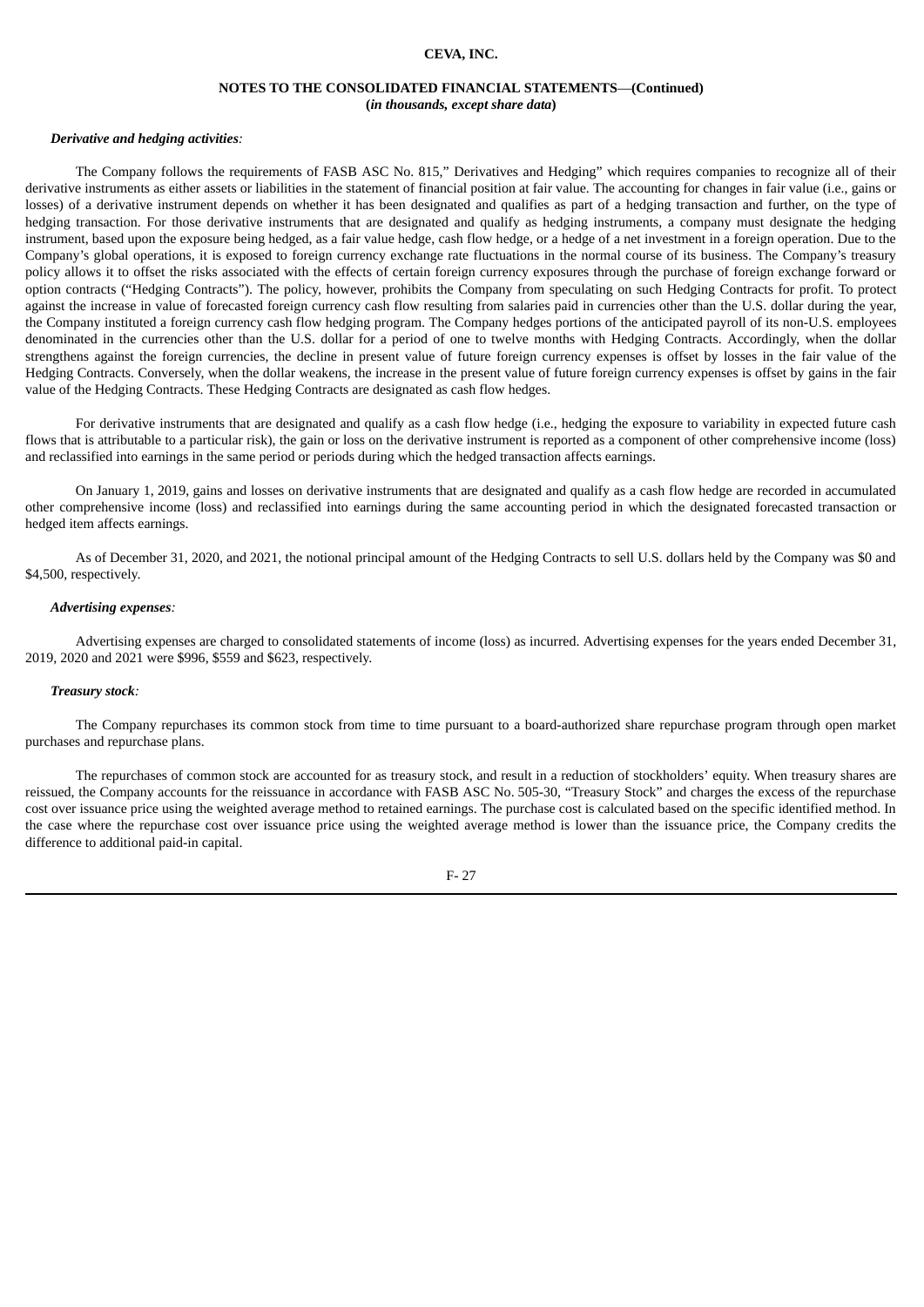***Derivative and hedging activities**:*

The Company follows the requirements of FASB ASC No. 815," Derivatives and Hedging" which requires companies to recognize all of their derivative instruments as either assets or liabilities in the statement of financial position at fair value. The accounting for changes in fair value (i.e., gains or losses) of a derivative instrument depends on whether it has been designated and qualifies as part of a hedging transaction and further, on the type of hedging transaction. For those derivative instruments that are designated and qualify as hedging instruments, a company must designate the hedging instrument, based upon the exposure being hedged, as a fair value hedge, cash flow hedge, or a hedge of a net investment in a foreign operation. Due to the Company's global operations, it is exposed to foreign currency exchange rate fluctuations in the normal course of its business. The Company's treasury policy allows it to offset the risks associated with the effects of certain foreign currency exposures through the purchase of foreign exchange forward or option contracts ("Hedging Contracts"). The policy, however, prohibits the Company from speculating on such Hedging Contracts for profit. To protect against the increase in value of forecasted foreign currency cash flow resulting from salaries paid in currencies other than the U.S. dollar during the year, the Company instituted a foreign currency cash flow hedging program. The Company hedges portions of the anticipated payroll of its non-U.S. employees denominated in the currencies other than the U.S. dollar for a period of one to twelve months with Hedging Contracts. Accordingly, when the dollar strengthens against the foreign currencies, the decline in present value of future foreign currency expenses is offset by losses in the fair value of the Hedging Contracts. Conversely, when the dollar weakens, the increase in the present value of future foreign currency expenses is offset by gains in the fair value of the Hedging Contracts. These Hedging Contracts are designated as cash flow hedges.

For derivative instruments that are designated and qualify as a cash flow hedge (i.e., hedging the exposure to variability in expected future cash flows that is attributable to a particular risk), the gain or loss on the derivative instrument is reported as a component of other comprehensive income (loss) and reclassified into earnings in the same period or periods during which the hedged transaction affects earnings.

On January 1, 2019, gains and losses on derivative instruments that are designated and qualify as a cash flow hedge are recorded in accumulated other comprehensive income (loss) and reclassified into earnings during the same accounting period in which the designated forecasted transaction or hedged item affects earnings.

As of December 31, 2020, and 2021, the notional principal amount of the Hedging Contracts to sell U.S. dollars held by the Company was $0 and $4,500, respectively.

***Advertising expenses**:*

Advertising expenses are charged to consolidated statements of income (loss) as incurred. Advertising expenses for the years ended December 31, 2019, 2020 and 2021 were $996, $559 and $623, respectively.

***Treasury stock**:*

The Company repurchases its common stock from time to time pursuant to a board-authorized share repurchase program through open market purchases and repurchase plans.

The repurchases of common stock are accounted for as treasury stock, and result in a reduction of stockholders' equity. When treasury shares are reissued, the Company accounts for the reissuance in accordance with FASB ASC No. 505-30, "Treasury Stock" and charges the excess of the repurchase cost over issuance price using the weighted average method to retained earnings. The purchase cost is calculated based on the specific identified method. In the case where the repurchase cost over issuance price using the weighted average method is lower than the issuance price, the Company credits the difference to additional paid-in capital.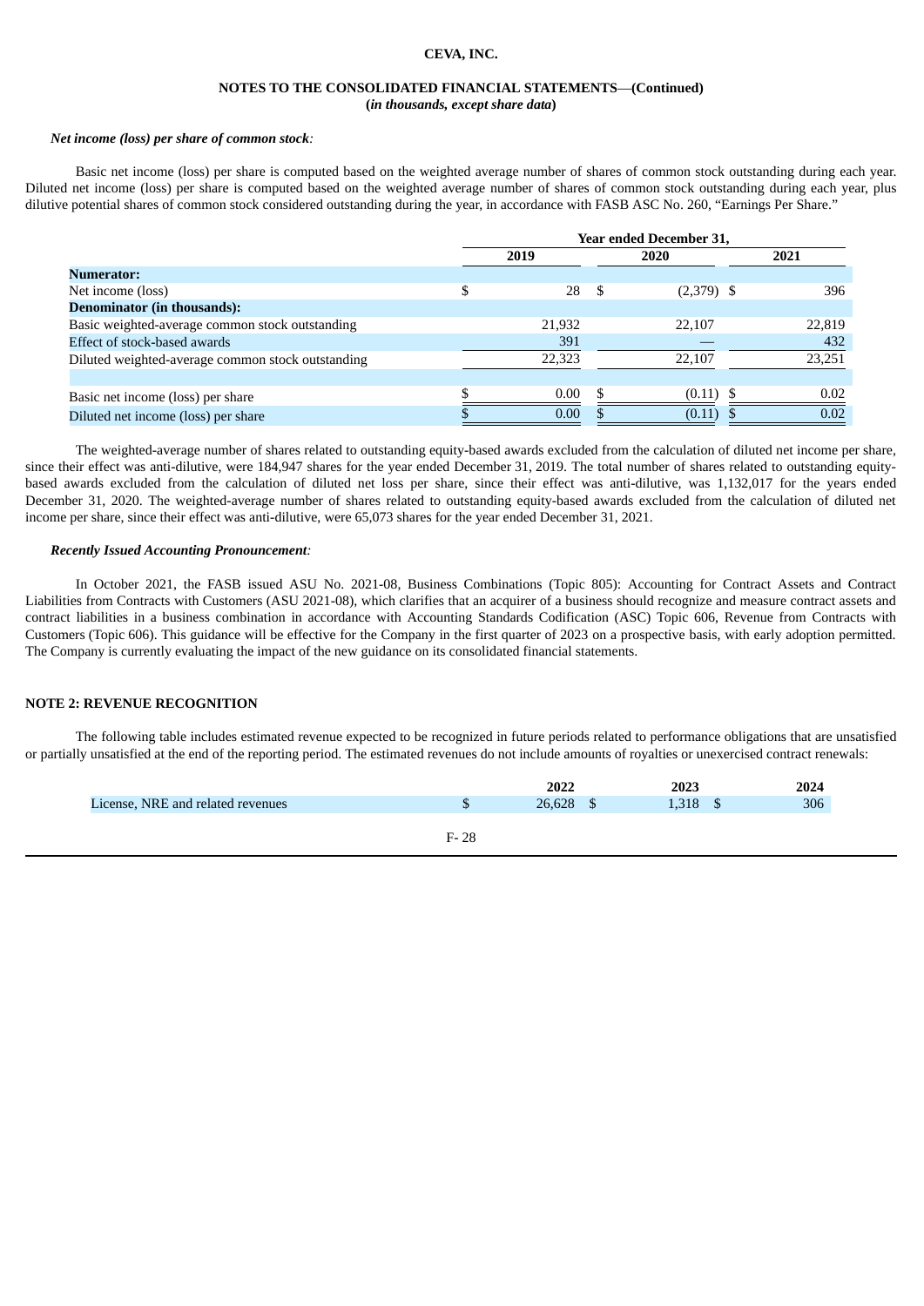***Net income (loss) per share of common stock:***

Basic net income (loss) per share is computed based on the weighted average number of shares of common stock outstanding during each year. Diluted net income (loss) per share is computed based on the weighted average number of shares of common stock outstanding during each year, plus dilutive potential shares of common stock considered outstanding during the year, in accordance with FASB ASC No. 260, "Earnings Per Share."

| | Year ended December 31, | | |
|---|---|---|---|
| | 2019 | 2020 | 2021 |
| **Numerator:** | | | |
| Net income (loss) | $ 28 | $ (2,379) | $ 396 |
| **Denominator (in thousands):** | | | |
| Basic weighted-average common stock outstanding | 21,932 | 22,107 | 22,819 |
| Effect of stock-based awards | 391 | — | 432 |
| Diluted weighted-average common stock outstanding | 22,323 | 22,107 | 23,251 |
| | | | |
| Basic net income (loss) per share | $ 0.00 | $ (0.11) | $ 0.02 |
| Diluted net income (loss) per share | $ 0.00 | $ (0.11) | $ 0.02 |

The weighted-average number of shares related to outstanding equity-based awards excluded from the calculation of diluted net income per share, since their effect was anti-dilutive, were 184,947 shares for the year ended December 31, 2019. The total number of shares related to outstanding equity-based awards excluded from the calculation of diluted net loss per share, since their effect was anti-dilutive, was 1,132,017 for the years ended December 31, 2020. The weighted-average number of shares related to outstanding equity-based awards excluded from the calculation of diluted net income per share, since their effect was anti-dilutive, were 65,073 shares for the year ended December 31, 2021.

***Recently Issued Accounting Pronouncement:***

In October 2021, the FASB issued ASU No. 2021-08, Business Combinations (Topic 805): Accounting for Contract Assets and Contract Liabilities from Contracts with Customers (ASU 2021-08), which clarifies that an acquirer of a business should recognize and measure contract assets and contract liabilities in a business combination in accordance with Accounting Standards Codification (ASC) Topic 606, Revenue from Contracts with Customers (Topic 606). This guidance will be effective for the Company in the first quarter of 2023 on a prospective basis, with early adoption permitted. The Company is currently evaluating the impact of the new guidance on its consolidated financial statements.

## NOTE 2: REVENUE RECOGNITION

The following table includes estimated revenue expected to be recognized in future periods related to performance obligations that are unsatisfied or partially unsatisfied at the end of the reporting period. The estimated revenues do not include amounts of royalties or unexercised contract renewals:

| | 2022 | 2023 | 2024 |
|---|---|---|---|
| License, NRE and related revenues | $ 26,628 | $ 1,318 | $ 306 |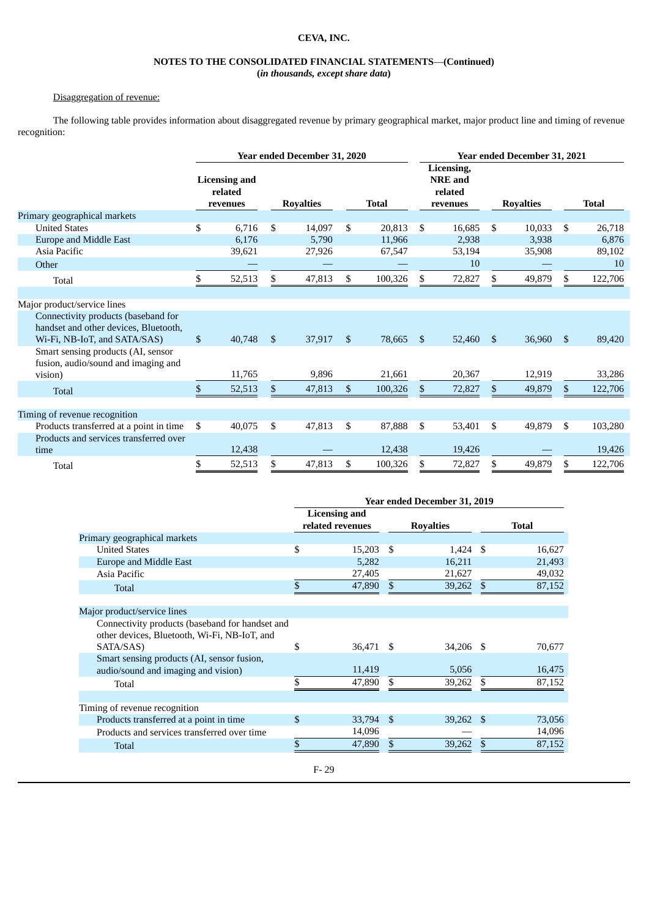**CEVA, INC.**

**NOTES TO THE CONSOLIDATED FINANCIAL STATEMENTS—(Continued)**
**(*in thousands, except share data*)**

Disaggregation of revenue:

The following table provides information about disaggregated revenue by primary geographical market, major product line and timing of revenue recognition:

| | Year ended December 31, 2020 | | | Year ended December 31, 2021 | | |
|---|---|---|---|---|---|---|
| | Licensing and related revenues | Royalties | Total | Licensing, NRE and related revenues | Royalties | Total |
| Primary geographical markets | | | | | | |
| United States | $ 6,716 | $ 14,097 | $ 20,813 | $ 16,685 | $ 10,033 | $ 26,718 |
| Europe and Middle East | 6,176 | 5,790 | 11,966 | 2,938 | 3,938 | 6,876 |
| Asia Pacific | 39,621 | 27,926 | 67,547 | 53,194 | 35,908 | 89,102 |
| Other | — | — | — | 10 | — | 10 |
| Total | $ 52,513 | $ 47,813 | $ 100,326 | $ 72,827 | $ 49,879 | $ 122,706 |
| Major product/service lines | | | | | | |
| Connectivity products (baseband for handset and other devices, Bluetooth, Wi-Fi, NB-IoT, and SATA/SAS) | $ 40,748 | $ 37,917 | $ 78,665 | $ 52,460 | $ 36,960 | $ 89,420 |
| Smart sensing products (AI, sensor fusion, audio/sound and imaging and vision) | 11,765 | 9,896 | 21,661 | 20,367 | 12,919 | 33,286 |
| Total | $ 52,513 | $ 47,813 | $ 100,326 | $ 72,827 | $ 49,879 | $ 122,706 |
| Timing of revenue recognition | | | | | | |
| Products transferred at a point in time | $ 40,075 | $ 47,813 | $ 87,888 | $ 53,401 | $ 49,879 | $ 103,280 |
| Products and services transferred over time | 12,438 | — | 12,438 | 19,426 | — | 19,426 |
| Total | $ 52,513 | $ 47,813 | $ 100,326 | $ 72,827 | $ 49,879 | $ 122,706 |

| | Year ended December 31, 2019 | | |
|---|---|---|---|
| | Licensing and related revenues | Royalties | Total |
| Primary geographical markets | | | |
| United States | $ 15,203 | $ 1,424 | $ 16,627 |
| Europe and Middle East | 5,282 | 16,211 | 21,493 |
| Asia Pacific | 27,405 | 21,627 | 49,032 |
| Total | $ 47,890 | $ 39,262 | $ 87,152 |
| Major product/service lines | | | |
| Connectivity products (baseband for handset and other devices, Bluetooth, Wi-Fi, NB-IoT, and SATA/SAS) | $ 36,471 | $ 34,206 | $ 70,677 |
| Smart sensing products (AI, sensor fusion, audio/sound and imaging and vision) | 11,419 | 5,056 | 16,475 |
| Total | $ 47,890 | $ 39,262 | $ 87,152 |
| Timing of revenue recognition | | | |
| Products transferred at a point in time | $ 33,794 | $ 39,262 | $ 73,056 |
| Products and services transferred over time | 14,096 | — | 14,096 |
| Total | $ 47,890 | $ 39,262 | $ 87,152 |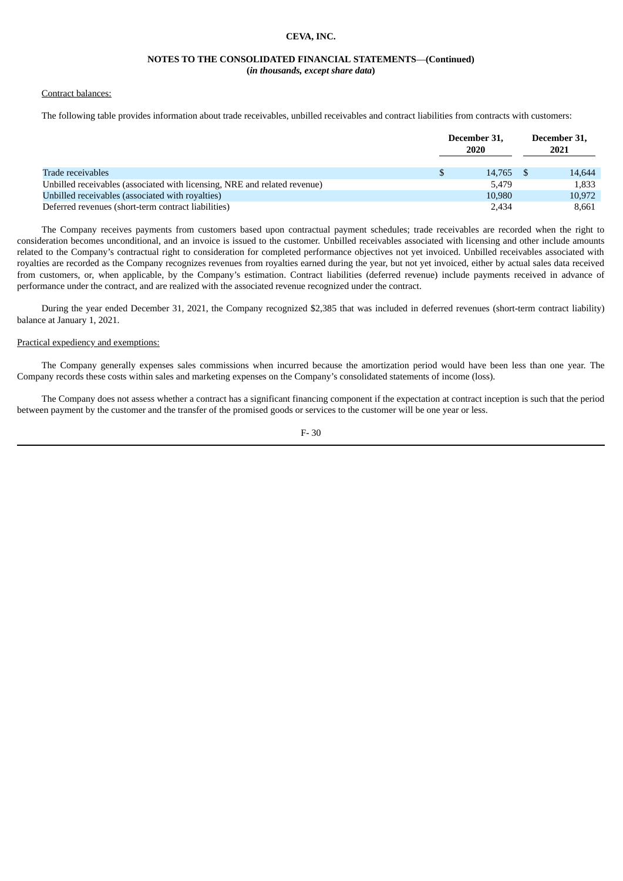Contract balances:

The following table provides information about trade receivables, unbilled receivables and contract liabilities from contracts with customers:

| | December 31, 2020 | December 31, 2021 |
|---|---|---|
| Trade receivables | $ 14,765 | $ 14,644 |
| Unbilled receivables (associated with licensing, NRE and related revenue) | 5,479 | 1,833 |
| Unbilled receivables (associated with royalties) | 10,980 | 10,972 |
| Deferred revenues (short-term contract liabilities) | 2,434 | 8,661 |

The Company receives payments from customers based upon contractual payment schedules; trade receivables are recorded when the right to consideration becomes unconditional, and an invoice is issued to the customer. Unbilled receivables associated with licensing and other include amounts related to the Company's contractual right to consideration for completed performance objectives not yet invoiced. Unbilled receivables associated with royalties are recorded as the Company recognizes revenues from royalties earned during the year, but not yet invoiced, either by actual sales data received from customers, or, when applicable, by the Company's estimation. Contract liabilities (deferred revenue) include payments received in advance of performance under the contract, and are realized with the associated revenue recognized under the contract.

During the year ended December 31, 2021, the Company recognized $2,385 that was included in deferred revenues (short-term contract liability) balance at January 1, 2021.

Practical expediency and exemptions:

The Company generally expenses sales commissions when incurred because the amortization period would have been less than one year. The Company records these costs within sales and marketing expenses on the Company's consolidated statements of income (loss).

The Company does not assess whether a contract has a significant financing component if the expectation at contract inception is such that the period between payment by the customer and the transfer of the promised goods or services to the customer will be one year or less.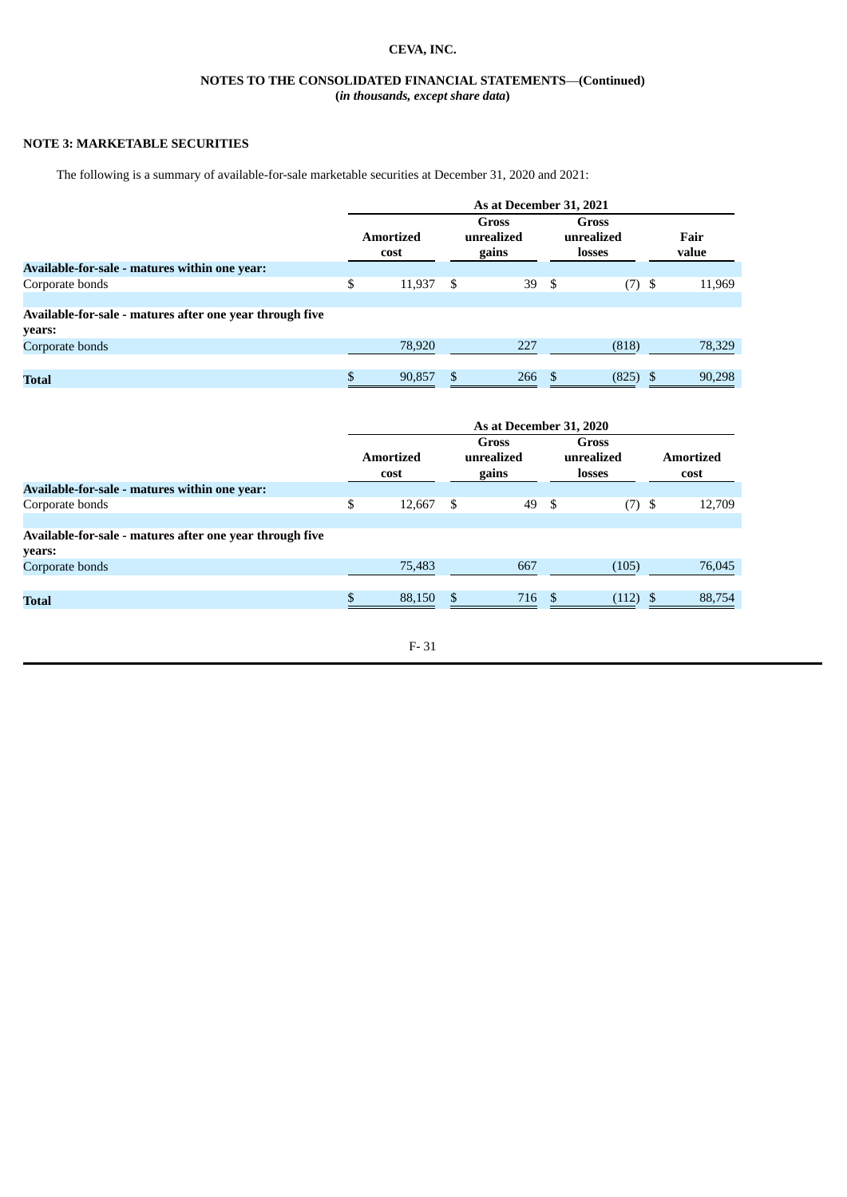# NOTE 3: MARKETABLE SECURITIES

The following is a summary of available-for-sale marketable securities at December 31, 2020 and 2021:

| | As at December 31, 2021 | | | |
|---|---|---|---|---|
| | Amortized cost | Gross unrealized gains | Gross unrealized losses | Fair value |
| **Available-for-sale - matures within one year:** | | | | |
| Corporate bonds | $ 11,937 | $ 39 | $ (7) | $ 11,969 |
| **Available-for-sale - matures after one year through five years:** | | | | |
| Corporate bonds | 78,920 | 227 | (818) | 78,329 |
| **Total** | $ 90,857 | $ 266 | $ (825) | $ 90,298 |

| | As at December 31, 2020 | | | |
|---|---|---|---|---|
| | Amortized cost | Gross unrealized gains | Gross unrealized losses | Amortized cost |
| **Available-for-sale - matures within one year:** | | | | |
| Corporate bonds | $ 12,667 | $ 49 | $ (7) | $ 12,709 |
| **Available-for-sale - matures after one year through five years:** | | | | |
| Corporate bonds | 75,483 | 667 | (105) | 76,045 |
| **Total** | $ 88,150 | $ 716 | $ (112) | $ 88,754 |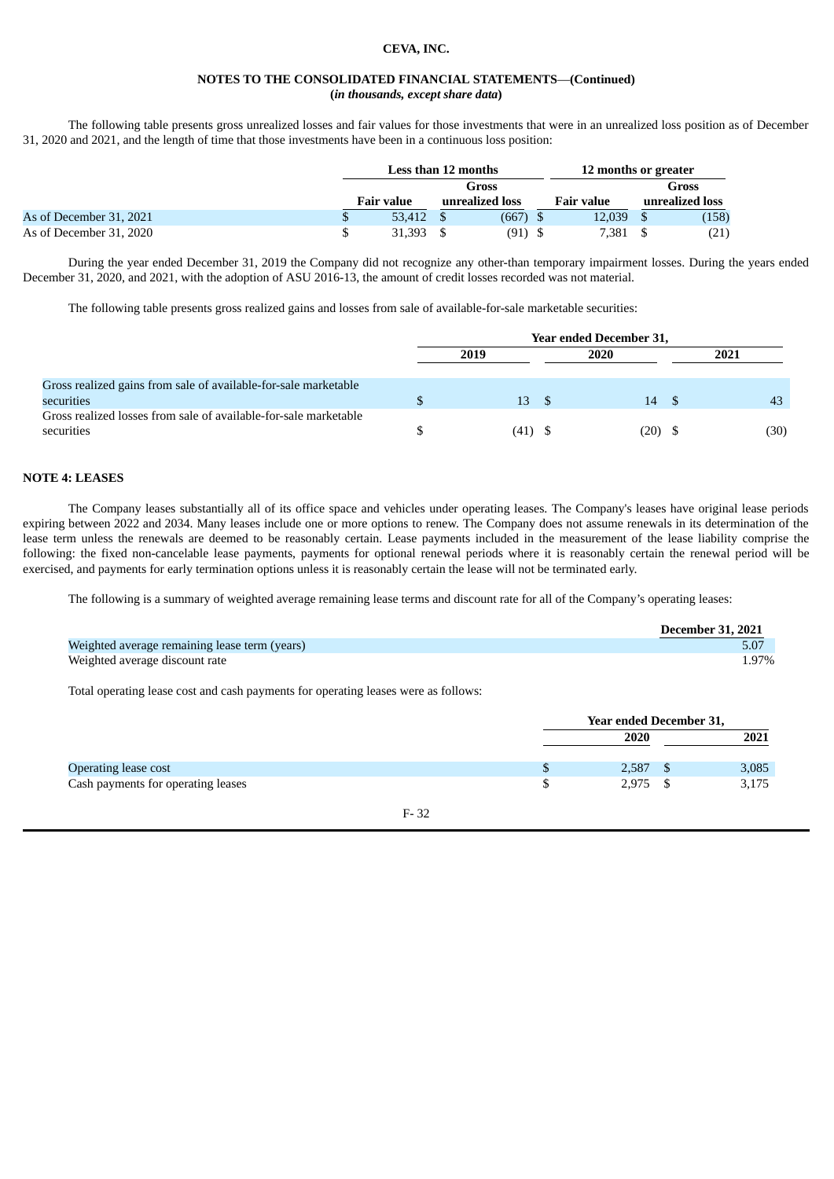**CEVA, INC.**

**NOTES TO THE CONSOLIDATED FINANCIAL STATEMENTS—(Continued)**
**(*in thousands, except share data*)**

The following table presents gross unrealized losses and fair values for those investments that were in an unrealized loss position as of December 31, 2020 and 2021, and the length of time that those investments have been in a continuous loss position:

| | Less than 12 months | | 12 months or greater | |
|---|---|---|---|---|
| | Fair value | Gross unrealized loss | Fair value | Gross unrealized loss |
| As of December 31, 2021 | $ 53,412 | $ (667) | $ 12,039 | $ (158) |
| As of December 31, 2020 | $ 31,393 | $ (91) | $ 7,381 | $ (21) |

During the year ended December 31, 2019 the Company did not recognize any other-than temporary impairment losses. During the years ended December 31, 2020, and 2021, with the adoption of ASU 2016-13, the amount of credit losses recorded was not material.

The following table presents gross realized gains and losses from sale of available-for-sale marketable securities:

| | Year ended December 31, | | |
|---|---|---|---|
| | 2019 | 2020 | 2021 |
| Gross realized gains from sale of available-for-sale marketable securities | $ 13 | $ 14 | $ 43 |
| Gross realized losses from sale of available-for-sale marketable securities | $ (41) | $ (20) | $ (30) |

**NOTE 4: LEASES**

The Company leases substantially all of its office space and vehicles under operating leases. The Company's leases have original lease periods expiring between 2022 and 2034. Many leases include one or more options to renew. The Company does not assume renewals in its determination of the lease term unless the renewals are deemed to be reasonably certain. Lease payments included in the measurement of the lease liability comprise the following: the fixed non-cancelable lease payments, payments for optional renewal periods where it is reasonably certain the renewal period will be exercised, and payments for early termination options unless it is reasonably certain the lease will not be terminated early.

The following is a summary of weighted average remaining lease terms and discount rate for all of the Company's operating leases:

| | December 31, 2021 |
|---|---|
| Weighted average remaining lease term (years) | 5.07 |
| Weighted average discount rate | 1.97% |

Total operating lease cost and cash payments for operating leases were as follows:

| | Year ended December 31, | |
|---|---|---|
| | 2020 | 2021 |
| Operating lease cost | $ 2,587 | $ 3,085 |
| Cash payments for operating leases | $ 2,975 | $ 3,175 |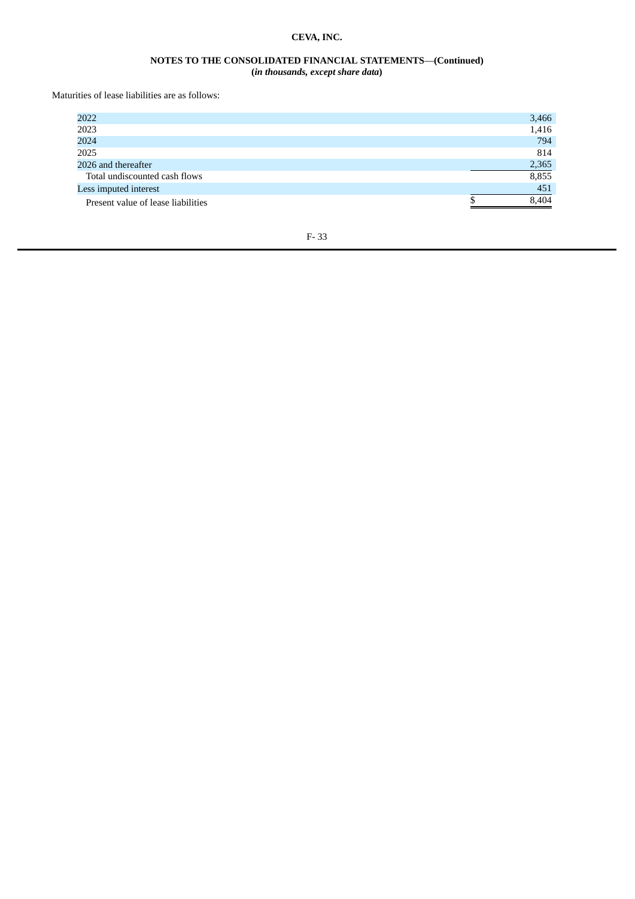Maturities of lease liabilities are as follows:

| | |
|---|---|
| 2022 | 3,466 |
| 2023 | 1,416 |
| 2024 | 794 |
| 2025 | 814 |
| 2026 and thereafter | 2,365 |
| Total undiscounted cash flows | 8,855 |
| Less imputed interest | 451 |
| Present value of lease liabilities | $ 8,404 |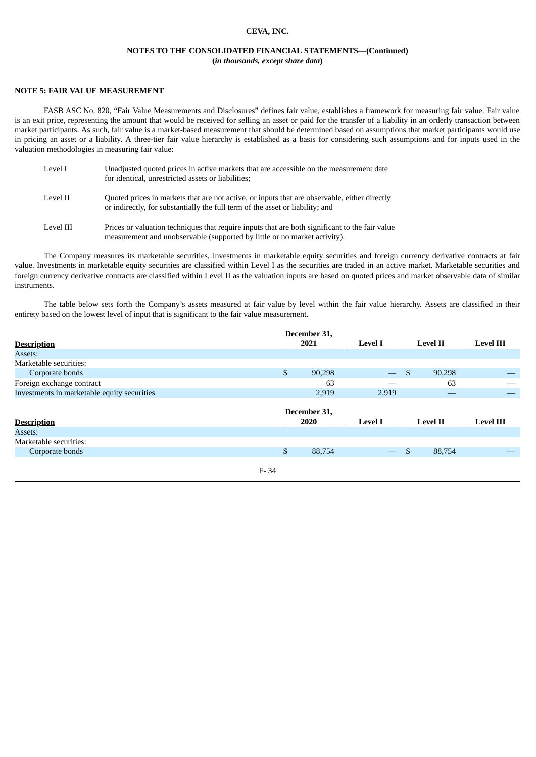**CEVA, INC.**

**NOTES TO THE CONSOLIDATED FINANCIAL STATEMENTS—(Continued)**
**(*in thousands, except share data*)**

## NOTE 5: FAIR VALUE MEASUREMENT

FASB ASC No. 820, "Fair Value Measurements and Disclosures" defines fair value, establishes a framework for measuring fair value. Fair value is an exit price, representing the amount that would be received for selling an asset or paid for the transfer of a liability in an orderly transaction between market participants. As such, fair value is a market-based measurement that should be determined based on assumptions that market participants would use in pricing an asset or a liability. A three-tier fair value hierarchy is established as a basis for considering such assumptions and for inputs used in the valuation methodologies in measuring fair value:

| | |
|---|---|
| Level I | Unadjusted quoted prices in active markets that are accessible on the measurement date for identical, unrestricted assets or liabilities; |
| Level II | Quoted prices in markets that are not active, or inputs that are observable, either directly or indirectly, for substantially the full term of the asset or liability; and |
| Level III | Prices or valuation techniques that require inputs that are both significant to the fair value measurement and unobservable (supported by little or no market activity). |

The Company measures its marketable securities, investments in marketable equity securities and foreign currency derivative contracts at fair value. Investments in marketable equity securities are classified within Level I as the securities are traded in an active market. Marketable securities and foreign currency derivative contracts are classified within Level II as the valuation inputs are based on quoted prices and market observable data of similar instruments.

The table below sets forth the Company's assets measured at fair value by level within the fair value hierarchy. Assets are classified in their entirety based on the lowest level of input that is significant to the fair value measurement.

| Description | December 31, 2021 | Level I | Level II | Level III |
|---|---|---|---|---|
| Assets: | | | | |
| Marketable securities: | | | | |
| Corporate bonds | $ 90,298 | — | $ 90,298 | — |
| Foreign exchange contract | 63 | — | 63 | — |
| Investments in marketable equity securities | 2,919 | 2,919 | — | — |

| Description | December 31, 2020 | Level I | Level II | Level III |
|---|---|---|---|---|
| Assets: | | | | |
| Marketable securities: | | | | |
| Corporate bonds | $ 88,754 | — | $ 88,754 | — |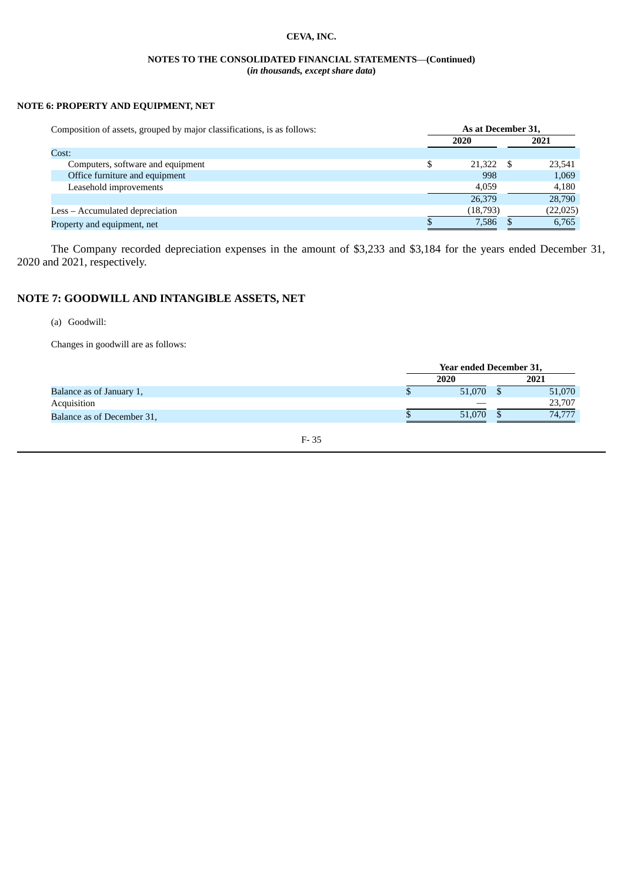## NOTE 6: PROPERTY AND EQUIPMENT, NET

| Composition of assets, grouped by major classifications, is as follows: | As at December 31, | |
|---|---|---|
| | 2020 | 2021 |
| Cost: | | |
| Computers, software and equipment | $ 21,322 | $ 23,541 |
| Office furniture and equipment | 998 | 1,069 |
| Leasehold improvements | 4,059 | 4,180 |
| | 26,379 | 28,790 |
| Less – Accumulated depreciation | (18,793) | (22,025) |
| Property and equipment, net | $ 7,586 | $ 6,765 |

The Company recorded depreciation expenses in the amount of $3,233 and $3,184 for the years ended December 31, 2020 and 2021, respectively.

## NOTE 7: GOODWILL AND INTANGIBLE ASSETS, NET

(a) Goodwill:

Changes in goodwill are as follows:

| | Year ended December 31, | |
|---|---|---|
| | 2020 | 2021 |
| Balance as of January 1, | $ 51,070 | $ 51,070 |
| Acquisition | — | 23,707 |
| Balance as of December 31, | $ 51,070 | $ 74,777 |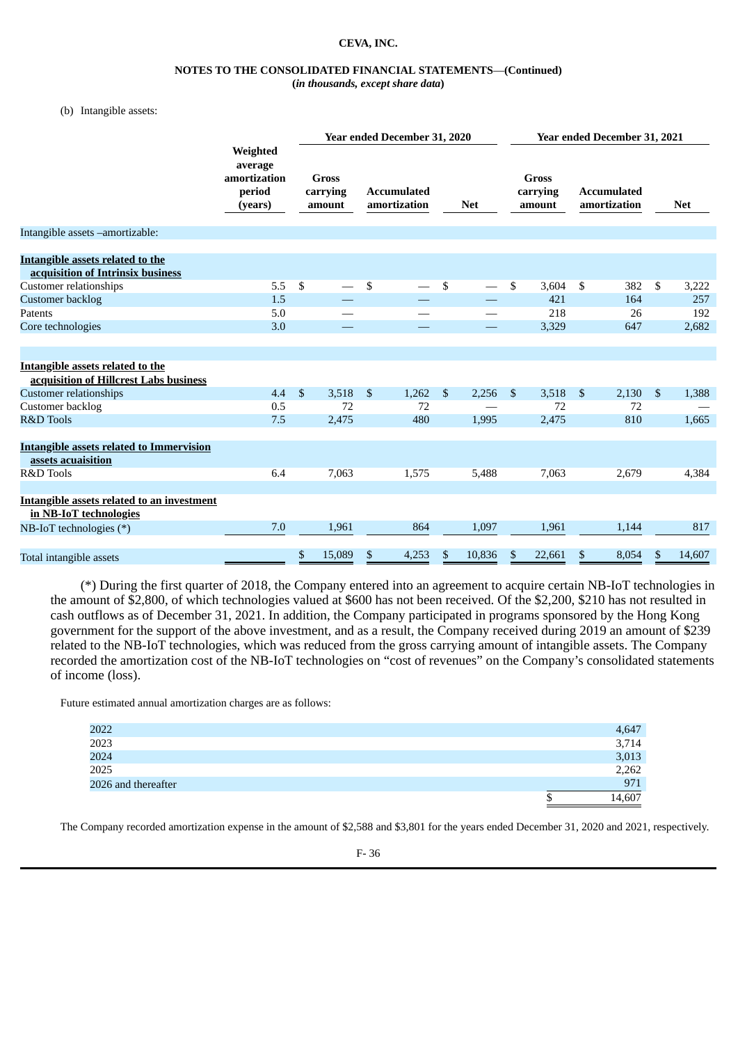**CEVA, INC.**

**NOTES TO THE CONSOLIDATED FINANCIAL STATEMENTS—(Continued)**
**(*in thousands, except share data*)**

(b) Intangible assets:

| | Weighted average amortization period (years) | Year ended December 31, 2020 | | | Year ended December 31, 2021 | | |
|---|---|---|---|---|---|---|---|
| | | Gross carrying amount | Accumulated amortization | Net | Gross carrying amount | Accumulated amortization | Net |
| Intangible assets –amortizable: | | | | | | | |
| **Intangible assets related to the acquisition of Intrinsix business** | | | | | | | |
| Customer relationships | 5.5 | $ — | $ — | $ — | $ 3,604 | $ 382 | $ 3,222 |
| Customer backlog | 1.5 | — | — | — | 421 | 164 | 257 |
| Patents | 5.0 | — | — | — | 218 | 26 | 192 |
| Core technologies | 3.0 | — | — | — | 3,329 | 647 | 2,682 |
| **Intangible assets related to the acquisition of Hillcrest Labs business** | | | | | | | |
| Customer relationships | 4.4 | $ 3,518 | $ 1,262 | $ 2,256 | $ 3,518 | $ 2,130 | $ 1,388 |
| Customer backlog | 0.5 | 72 | 72 | — | 72 | 72 | — |
| R&D Tools | 7.5 | 2,475 | 480 | 1,995 | 2,475 | 810 | 1,665 |
| **Intangible assets related to Immervision assets acuaisition** | | | | | | | |
| R&D Tools | 6.4 | 7,063 | 1,575 | 5,488 | 7,063 | 2,679 | 4,384 |
| **Intangible assets related to an investment in NB-IoT technologies** | | | | | | | |
| NB-IoT technologies (*) | 7.0 | 1,961 | 864 | 1,097 | 1,961 | 1,144 | 817 |
| Total intangible assets | | $ 15,089 | $ 4,253 | $ 10,836 | $ 22,661 | $ 8,054 | $ 14,607 |

(*) During the first quarter of 2018, the Company entered into an agreement to acquire certain NB-IoT technologies in the amount of $2,800, of which technologies valued at $600 has not been received. Of the $2,200, $210 has not resulted in cash outflows as of December 31, 2021. In addition, the Company participated in programs sponsored by the Hong Kong government for the support of the above investment, and as a result, the Company received during 2019 an amount of $239 related to the NB-IoT technologies, which was reduced from the gross carrying amount of intangible assets. The Company recorded the amortization cost of the NB-IoT technologies on "cost of revenues" on the Company's consolidated statements of income (loss).

Future estimated annual amortization charges are as follows:

| | |
|---|---|
| 2022 | 4,647 |
| 2023 | 3,714 |
| 2024 | 3,013 |
| 2025 | 2,262 |
| 2026 and thereafter | 971 |
| | $ 14,607 |

The Company recorded amortization expense in the amount of $2,588 and $3,801 for the years ended December 31, 2020 and 2021, respectively.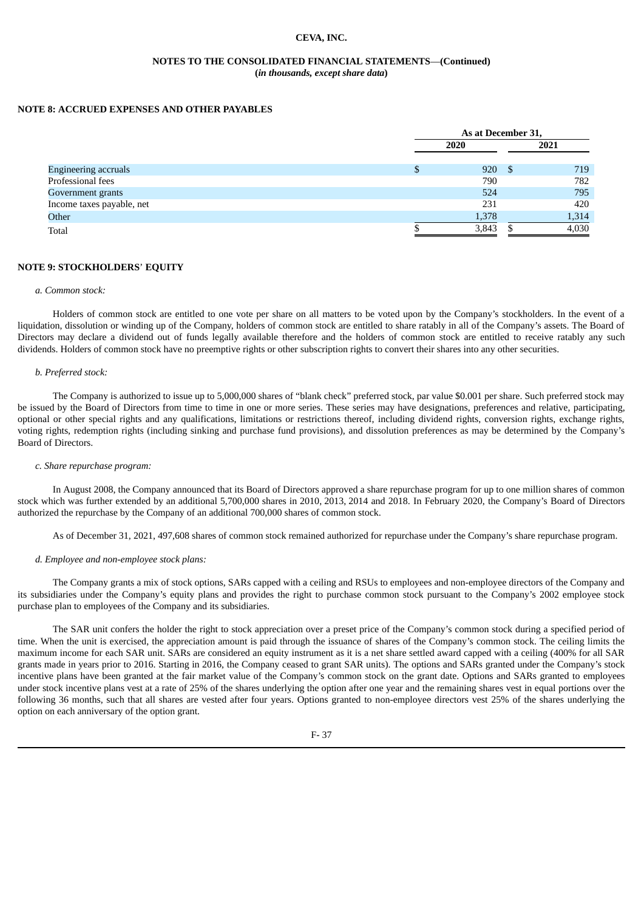**CEVA, INC.**

**NOTES TO THE CONSOLIDATED FINANCIAL STATEMENTS—(Continued)**
**(*in thousands, except share data*)**

## NOTE 8: ACCRUED EXPENSES AND OTHER PAYABLES

| | As at December 31, | |
|---|---|---|
| | 2020 | 2021 |
| Engineering accruals | $ 920 | $ 719 |
| Professional fees | 790 | 782 |
| Government grants | 524 | 795 |
| Income taxes payable, net | 231 | 420 |
| Other | 1,378 | 1,314 |
| Total | $ 3,843 | $ 4,030 |

## NOTE 9: STOCKHOLDERS' EQUITY

*a. Common stock:*

Holders of common stock are entitled to one vote per share on all matters to be voted upon by the Company's stockholders. In the event of a liquidation, dissolution or winding up of the Company, holders of common stock are entitled to share ratably in all of the Company's assets. The Board of Directors may declare a dividend out of funds legally available therefore and the holders of common stock are entitled to receive ratably any such dividends. Holders of common stock have no preemptive rights or other subscription rights to convert their shares into any other securities.

*b. Preferred stock:*

The Company is authorized to issue up to 5,000,000 shares of "blank check" preferred stock, par value $0.001 per share. Such preferred stock may be issued by the Board of Directors from time to time in one or more series. These series may have designations, preferences and relative, participating, optional or other special rights and any qualifications, limitations or restrictions thereof, including dividend rights, conversion rights, exchange rights, voting rights, redemption rights (including sinking and purchase fund provisions), and dissolution preferences as may be determined by the Company's Board of Directors.

*c. Share repurchase program:*

In August 2008, the Company announced that its Board of Directors approved a share repurchase program for up to one million shares of common stock which was further extended by an additional 5,700,000 shares in 2010, 2013, 2014 and 2018. In February 2020, the Company's Board of Directors authorized the repurchase by the Company of an additional 700,000 shares of common stock.

As of December 31, 2021, 497,608 shares of common stock remained authorized for repurchase under the Company's share repurchase program.

*d. Employee and non-employee stock plans:*

The Company grants a mix of stock options, SARs capped with a ceiling and RSUs to employees and non-employee directors of the Company and its subsidiaries under the Company's equity plans and provides the right to purchase common stock pursuant to the Company's 2002 employee stock purchase plan to employees of the Company and its subsidiaries.

The SAR unit confers the holder the right to stock appreciation over a preset price of the Company's common stock during a specified period of time. When the unit is exercised, the appreciation amount is paid through the issuance of shares of the Company's common stock. The ceiling limits the maximum income for each SAR unit. SARs are considered an equity instrument as it is a net share settled award capped with a ceiling (400% for all SAR grants made in years prior to 2016. Starting in 2016, the Company ceased to grant SAR units). The options and SARs granted under the Company's stock incentive plans have been granted at the fair market value of the Company's common stock on the grant date. Options and SARs granted to employees under stock incentive plans vest at a rate of 25% of the shares underlying the option after one year and the remaining shares vest in equal portions over the following 36 months, such that all shares are vested after four years. Options granted to non-employee directors vest 25% of the shares underlying the option on each anniversary of the option grant.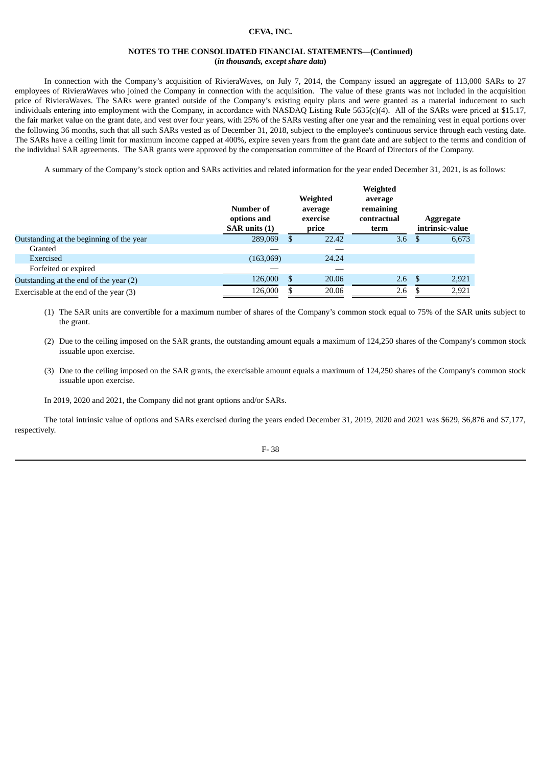**CEVA, INC.**

**NOTES TO THE CONSOLIDATED FINANCIAL STATEMENTS—(Continued)**
**(*in thousands, except share data*)**

In connection with the Company's acquisition of RivieraWaves, on July 7, 2014, the Company issued an aggregate of 113,000 SARs to 27 employees of RivieraWaves who joined the Company in connection with the acquisition. The value of these grants was not included in the acquisition price of RivieraWaves. The SARs were granted outside of the Company's existing equity plans and were granted as a material inducement to such individuals entering into employment with the Company, in accordance with NASDAQ Listing Rule 5635(c)(4). All of the SARs were priced at $15.17, the fair market value on the grant date, and vest over four years, with 25% of the SARs vesting after one year and the remaining vest in equal portions over the following 36 months, such that all such SARs vested as of December 31, 2018, subject to the employee's continuous service through each vesting date. The SARs have a ceiling limit for maximum income capped at 400%, expire seven years from the grant date and are subject to the terms and condition of the individual SAR agreements. The SAR grants were approved by the compensation committee of the Board of Directors of the Company.

A summary of the Company's stock option and SARs activities and related information for the year ended December 31, 2021, is as follows:

| | Number of options and SAR units (1) | Weighted average exercise price | Weighted average remaining contractual term | Aggregate intrinsic-value |
|---|---|---|---|---|
| Outstanding at the beginning of the year | 289,069 | $ 22.42 | 3.6 | $ 6,673 |
| Granted | — | — | | |
| Exercised | (163,069) | 24.24 | | |
| Forfeited or expired | — | — | | |
| Outstanding at the end of the year (2) | 126,000 | $ 20.06 | 2.6 | $ 2,921 |
| Exercisable at the end of the year (3) | 126,000 | $ 20.06 | 2.6 | $ 2,921 |

(1) The SAR units are convertible for a maximum number of shares of the Company's common stock equal to 75% of the SAR units subject to the grant.

(2) Due to the ceiling imposed on the SAR grants, the outstanding amount equals a maximum of 124,250 shares of the Company's common stock issuable upon exercise.

(3) Due to the ceiling imposed on the SAR grants, the exercisable amount equals a maximum of 124,250 shares of the Company's common stock issuable upon exercise.

In 2019, 2020 and 2021, the Company did not grant options and/or SARs.

The total intrinsic value of options and SARs exercised during the years ended December 31, 2019, 2020 and 2021 was $629, $6,876 and $7,177, respectively.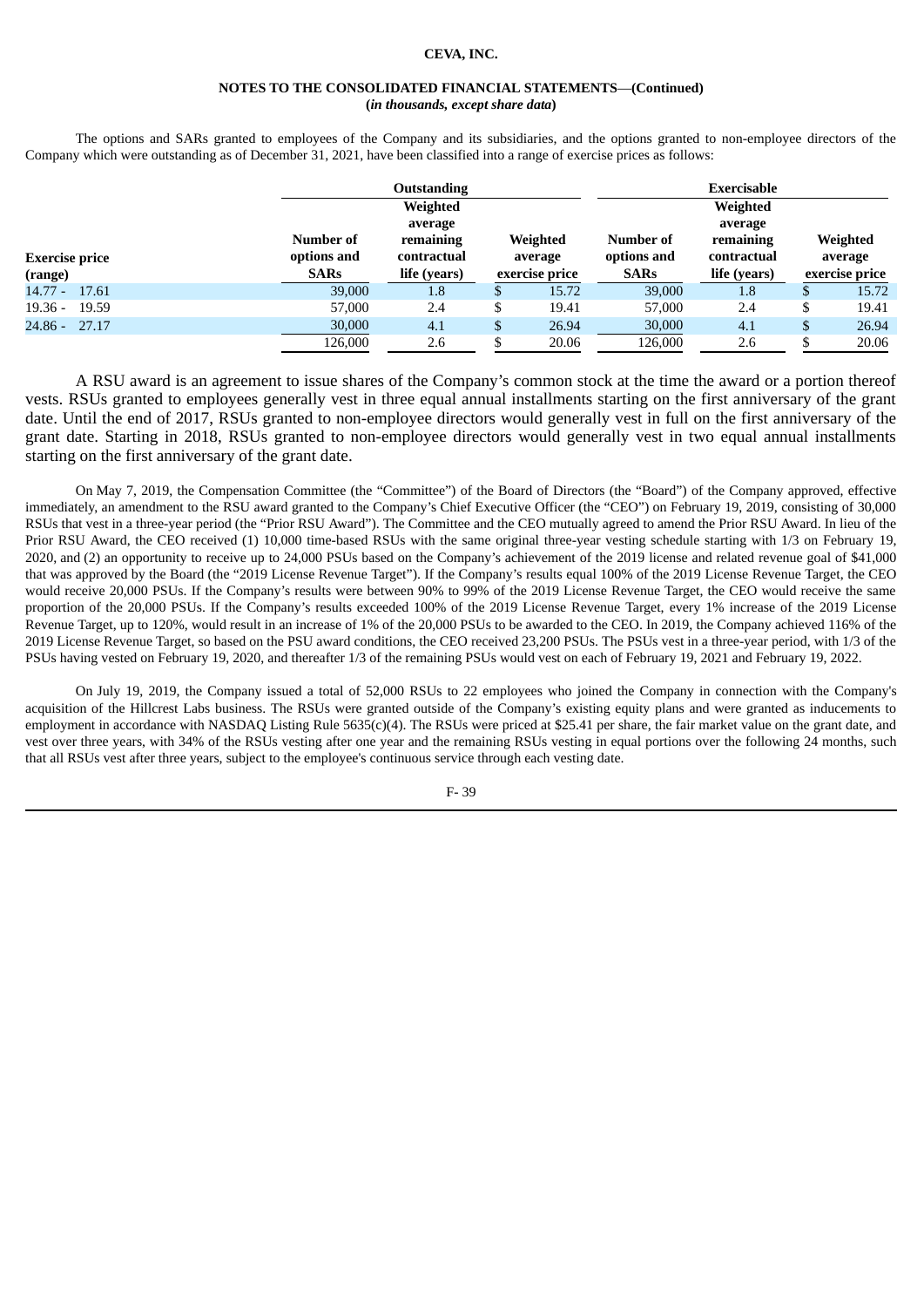**CEVA, INC.**

**NOTES TO THE CONSOLIDATED FINANCIAL STATEMENTS—(Continued)**
***(in thousands, except share data)***

The options and SARs granted to employees of the Company and its subsidiaries, and the options granted to non-employee directors of the Company which were outstanding as of December 31, 2021, have been classified into a range of exercise prices as follows:

| | Outstanding | | | Exercisable | | |
|---|---|---|---|---|---|---|
| **Exercise price (range)** | **Number of options and SARs** | **Weighted average remaining contractual life (years)** | **Weighted average exercise price** | **Number of options and SARs** | **Weighted average remaining contractual life (years)** | **Weighted average exercise price** |
| 14.77 - 17.61 | 39,000 | 1.8 | $ 15.72 | 39,000 | 1.8 | $ 15.72 |
| 19.36 - 19.59 | 57,000 | 2.4 | $ 19.41 | 57,000 | 2.4 | $ 19.41 |
| 24.86 - 27.17 | 30,000 | 4.1 | $ 26.94 | 30,000 | 4.1 | $ 26.94 |
| | 126,000 | 2.6 | $ 20.06 | 126,000 | 2.6 | $ 20.06 |

A RSU award is an agreement to issue shares of the Company's common stock at the time the award or a portion thereof vests. RSUs granted to employees generally vest in three equal annual installments starting on the first anniversary of the grant date. Until the end of 2017, RSUs granted to non-employee directors would generally vest in full on the first anniversary of the grant date. Starting in 2018, RSUs granted to non-employee directors would generally vest in two equal annual installments starting on the first anniversary of the grant date.

On May 7, 2019, the Compensation Committee (the "Committee") of the Board of Directors (the "Board") of the Company approved, effective immediately, an amendment to the RSU award granted to the Company's Chief Executive Officer (the "CEO") on February 19, 2019, consisting of 30,000 RSUs that vest in a three-year period (the "Prior RSU Award"). The Committee and the CEO mutually agreed to amend the Prior RSU Award. In lieu of the Prior RSU Award, the CEO received (1) 10,000 time-based RSUs with the same original three-year vesting schedule starting with 1/3 on February 19, 2020, and (2) an opportunity to receive up to 24,000 PSUs based on the Company's achievement of the 2019 license and related revenue goal of $41,000 that was approved by the Board (the "2019 License Revenue Target"). If the Company's results equal 100% of the 2019 License Revenue Target, the CEO would receive 20,000 PSUs. If the Company's results were between 90% to 99% of the 2019 License Revenue Target, the CEO would receive the same proportion of the 20,000 PSUs. If the Company's results exceeded 100% of the 2019 License Revenue Target, every 1% increase of the 2019 License Revenue Target, up to 120%, would result in an increase of 1% of the 20,000 PSUs to be awarded to the CEO. In 2019, the Company achieved 116% of the 2019 License Revenue Target, so based on the PSU award conditions, the CEO received 23,200 PSUs. The PSUs vest in a three-year period, with 1/3 of the PSUs having vested on February 19, 2020, and thereafter 1/3 of the remaining PSUs would vest on each of February 19, 2021 and February 19, 2022.

On July 19, 2019, the Company issued a total of 52,000 RSUs to 22 employees who joined the Company in connection with the Company's acquisition of the Hillcrest Labs business. The RSUs were granted outside of the Company's existing equity plans and were granted as inducements to employment in accordance with NASDAQ Listing Rule 5635(c)(4). The RSUs were priced at $25.41 per share, the fair market value on the grant date, and vest over three years, with 34% of the RSUs vesting after one year and the remaining RSUs vesting in equal portions over the following 24 months, such that all RSUs vest after three years, subject to the employee's continuous service through each vesting date.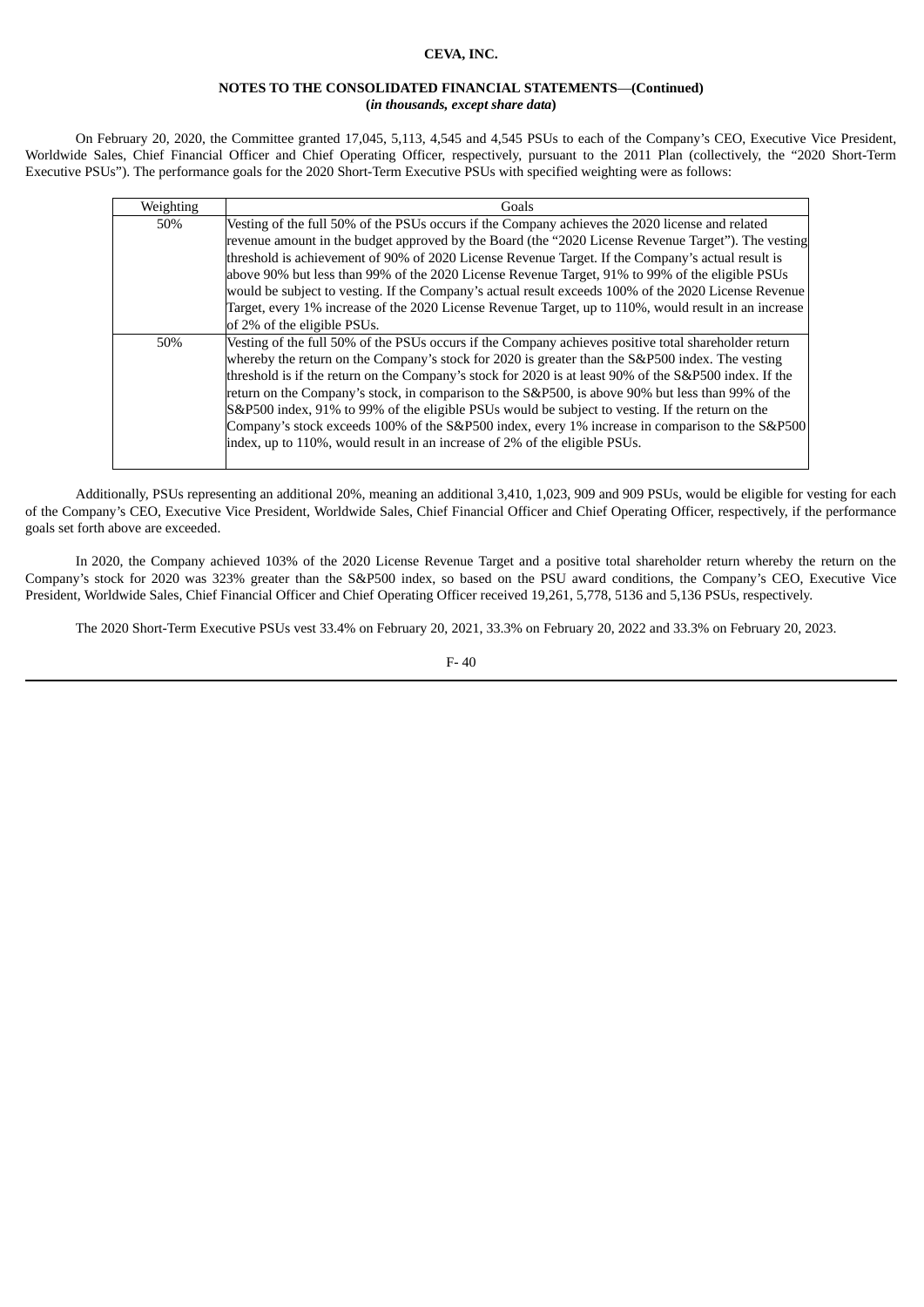**CEVA, INC.**

**NOTES TO THE CONSOLIDATED FINANCIAL STATEMENTS—(Continued)**
**(*in thousands, except share data*)**

On February 20, 2020, the Committee granted 17,045, 5,113, 4,545 and 4,545 PSUs to each of the Company's CEO, Executive Vice President, Worldwide Sales, Chief Financial Officer and Chief Operating Officer, respectively, pursuant to the 2011 Plan (collectively, the "2020 Short-Term Executive PSUs"). The performance goals for the 2020 Short-Term Executive PSUs with specified weighting were as follows:

| Weighting | Goals |
|---|---|
| 50% | Vesting of the full 50% of the PSUs occurs if the Company achieves the 2020 license and related revenue amount in the budget approved by the Board (the "2020 License Revenue Target"). The vesting threshold is achievement of 90% of 2020 License Revenue Target. If the Company's actual result is above 90% but less than 99% of the 2020 License Revenue Target, 91% to 99% of the eligible PSUs would be subject to vesting. If the Company's actual result exceeds 100% of the 2020 License Revenue Target, every 1% increase of the 2020 License Revenue Target, up to 110%, would result in an increase of 2% of the eligible PSUs. |
| 50% | Vesting of the full 50% of the PSUs occurs if the Company achieves positive total shareholder return whereby the return on the Company's stock for 2020 is greater than the S&P500 index. The vesting threshold is if the return on the Company's stock for 2020 is at least 90% of the S&P500 index. If the return on the Company's stock, in comparison to the S&P500, is above 90% but less than 99% of the S&P500 index, 91% to 99% of the eligible PSUs would be subject to vesting. If the return on the Company's stock exceeds 100% of the S&P500 index, every 1% increase in comparison to the S&P500 index, up to 110%, would result in an increase of 2% of the eligible PSUs. |

Additionally, PSUs representing an additional 20%, meaning an additional 3,410, 1,023, 909 and 909 PSUs, would be eligible for vesting for each of the Company's CEO, Executive Vice President, Worldwide Sales, Chief Financial Officer and Chief Operating Officer, respectively, if the performance goals set forth above are exceeded.

In 2020, the Company achieved 103% of the 2020 License Revenue Target and a positive total shareholder return whereby the return on the Company's stock for 2020 was 323% greater than the S&P500 index, so based on the PSU award conditions, the Company's CEO, Executive Vice President, Worldwide Sales, Chief Financial Officer and Chief Operating Officer received 19,261, 5,778, 5136 and 5,136 PSUs, respectively.

The 2020 Short-Term Executive PSUs vest 33.4% on February 20, 2021, 33.3% on February 20, 2022 and 33.3% on February 20, 2023.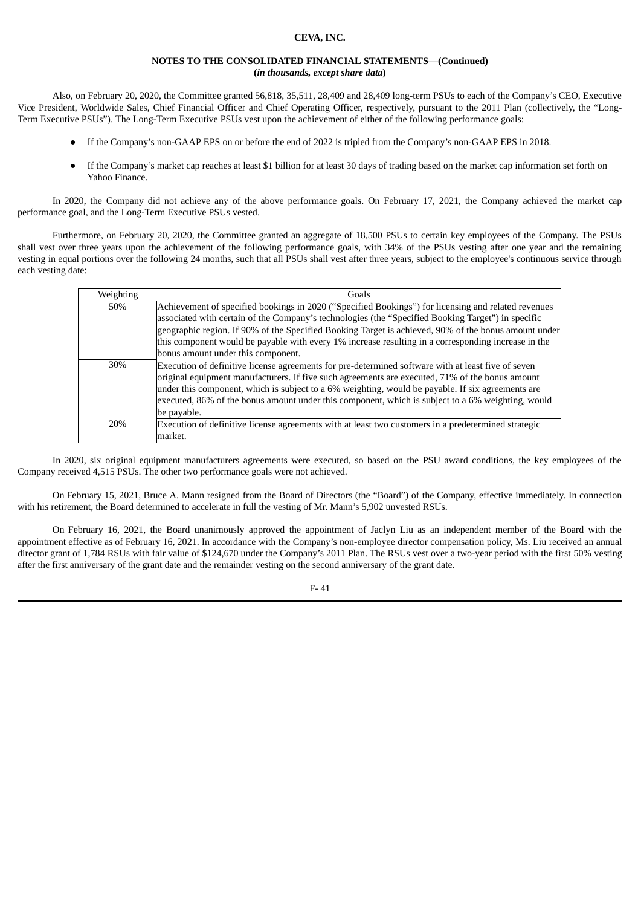Also, on February 20, 2020, the Committee granted 56,818, 35,511, 28,409 and 28,409 long-term PSUs to each of the Company's CEO, Executive Vice President, Worldwide Sales, Chief Financial Officer and Chief Operating Officer, respectively, pursuant to the 2011 Plan (collectively, the "Long-Term Executive PSUs"). The Long-Term Executive PSUs vest upon the achievement of either of the following performance goals:

- If the Company's non-GAAP EPS on or before the end of 2022 is tripled from the Company's non-GAAP EPS in 2018.
- If the Company's market cap reaches at least $1 billion for at least 30 days of trading based on the market cap information set forth on Yahoo Finance.

In 2020, the Company did not achieve any of the above performance goals. On February 17, 2021, the Company achieved the market cap performance goal, and the Long-Term Executive PSUs vested.

Furthermore, on February 20, 2020, the Committee granted an aggregate of 18,500 PSUs to certain key employees of the Company. The PSUs shall vest over three years upon the achievement of the following performance goals, with 34% of the PSUs vesting after one year and the remaining vesting in equal portions over the following 24 months, such that all PSUs shall vest after three years, subject to the employee's continuous service through each vesting date:

| Weighting | Goals |
|---|---|
| 50% | Achievement of specified bookings in 2020 ("Specified Bookings") for licensing and related revenues associated with certain of the Company's technologies (the "Specified Booking Target") in specific geographic region. If 90% of the Specified Booking Target is achieved, 90% of the bonus amount under this component would be payable with every 1% increase resulting in a corresponding increase in the bonus amount under this component. |
| 30% | Execution of definitive license agreements for pre-determined software with at least five of seven original equipment manufacturers. If five such agreements are executed, 71% of the bonus amount under this component, which is subject to a 6% weighting, would be payable. If six agreements are executed, 86% of the bonus amount under this component, which is subject to a 6% weighting, would be payable. |
| 20% | Execution of definitive license agreements with at least two customers in a predetermined strategic market. |

In 2020, six original equipment manufacturers agreements were executed, so based on the PSU award conditions, the key employees of the Company received 4,515 PSUs. The other two performance goals were not achieved.

On February 15, 2021, Bruce A. Mann resigned from the Board of Directors (the "Board") of the Company, effective immediately. In connection with his retirement, the Board determined to accelerate in full the vesting of Mr. Mann's 5,902 unvested RSUs.

On February 16, 2021, the Board unanimously approved the appointment of Jaclyn Liu as an independent member of the Board with the appointment effective as of February 16, 2021. In accordance with the Company's non-employee director compensation policy, Ms. Liu received an annual director grant of 1,784 RSUs with fair value of $124,670 under the Company's 2011 Plan. The RSUs vest over a two-year period with the first 50% vesting after the first anniversary of the grant date and the remainder vesting on the second anniversary of the grant date.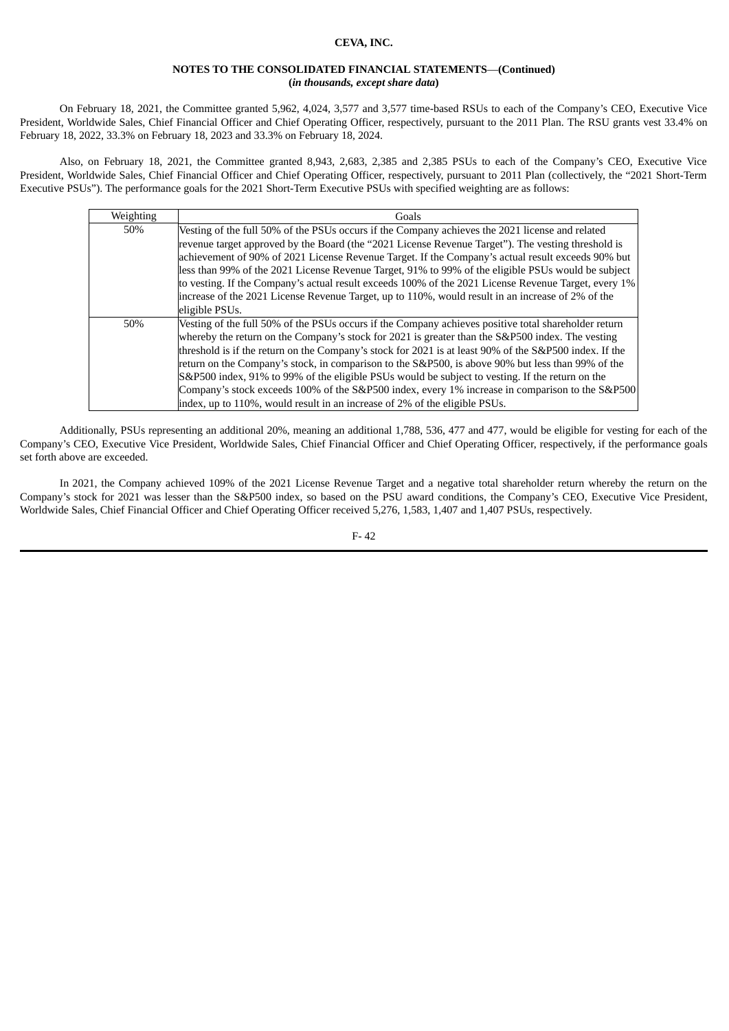On February 18, 2021, the Committee granted 5,962, 4,024, 3,577 and 3,577 time-based RSUs to each of the Company's CEO, Executive Vice President, Worldwide Sales, Chief Financial Officer and Chief Operating Officer, respectively, pursuant to the 2011 Plan. The RSU grants vest 33.4% on February 18, 2022, 33.3% on February 18, 2023 and 33.3% on February 18, 2024.

Also, on February 18, 2021, the Committee granted 8,943, 2,683, 2,385 and 2,385 PSUs to each of the Company's CEO, Executive Vice President, Worldwide Sales, Chief Financial Officer and Chief Operating Officer, respectively, pursuant to 2011 Plan (collectively, the "2021 Short-Term Executive PSUs"). The performance goals for the 2021 Short-Term Executive PSUs with specified weighting are as follows:

| Weighting | Goals |
|---|---|
| 50% | Vesting of the full 50% of the PSUs occurs if the Company achieves the 2021 license and related revenue target approved by the Board (the "2021 License Revenue Target"). The vesting threshold is achievement of 90% of 2021 License Revenue Target. If the Company's actual result exceeds 90% but less than 99% of the 2021 License Revenue Target, 91% to 99% of the eligible PSUs would be subject to vesting. If the Company's actual result exceeds 100% of the 2021 License Revenue Target, every 1% increase of the 2021 License Revenue Target, up to 110%, would result in an increase of 2% of the eligible PSUs. |
| 50% | Vesting of the full 50% of the PSUs occurs if the Company achieves positive total shareholder return whereby the return on the Company's stock for 2021 is greater than the S&P500 index. The vesting threshold is if the return on the Company's stock for 2021 is at least 90% of the S&P500 index. If the return on the Company's stock, in comparison to the S&P500, is above 90% but less than 99% of the S&P500 index, 91% to 99% of the eligible PSUs would be subject to vesting. If the return on the Company's stock exceeds 100% of the S&P500 index, every 1% increase in comparison to the S&P500 index, up to 110%, would result in an increase of 2% of the eligible PSUs. |

Additionally, PSUs representing an additional 20%, meaning an additional 1,788, 536, 477 and 477, would be eligible for vesting for each of the Company's CEO, Executive Vice President, Worldwide Sales, Chief Financial Officer and Chief Operating Officer, respectively, if the performance goals set forth above are exceeded.

In 2021, the Company achieved 109% of the 2021 License Revenue Target and a negative total shareholder return whereby the return on the Company's stock for 2021 was lesser than the S&P500 index, so based on the PSU award conditions, the Company's CEO, Executive Vice President, Worldwide Sales, Chief Financial Officer and Chief Operating Officer received 5,276, 1,583, 1,407 and 1,407 PSUs, respectively.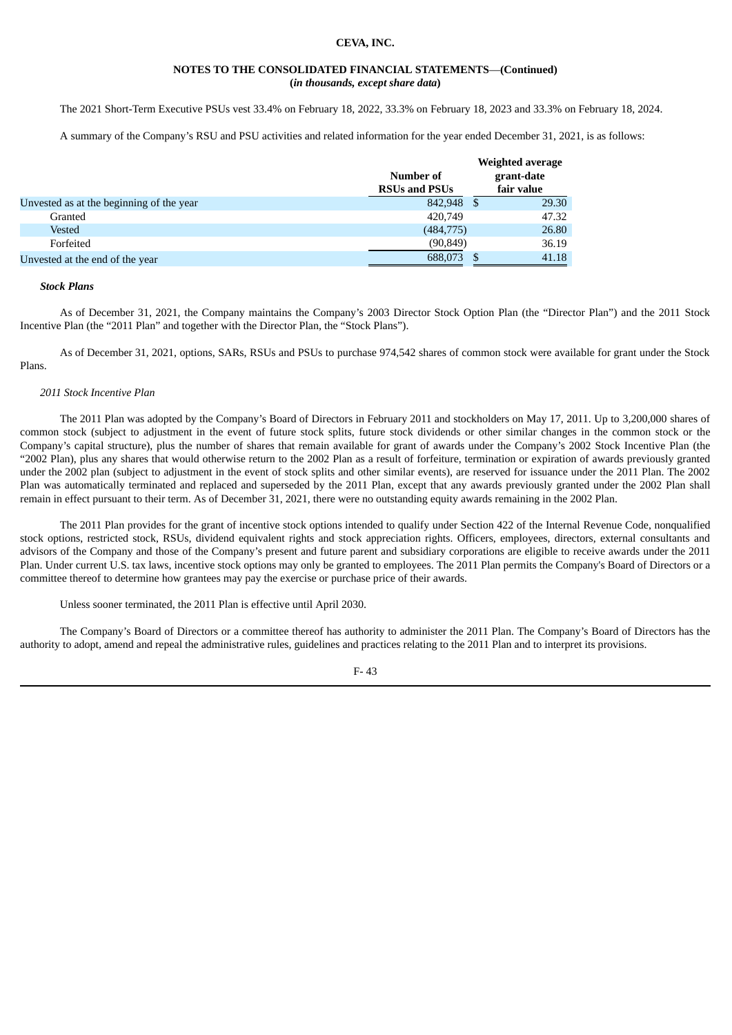The 2021 Short-Term Executive PSUs vest 33.4% on February 18, 2022, 33.3% on February 18, 2023 and 33.3% on February 18, 2024.

A summary of the Company's RSU and PSU activities and related information for the year ended December 31, 2021, is as follows:

| | Number of RSUs and PSUs | Weighted average grant-date fair value |
|---|---|---|
| Unvested as at the beginning of the year | 842,948 | $ 29.30 |
| Granted | 420,749 | 47.32 |
| Vested | (484,775) | 26.80 |
| Forfeited | (90,849) | 36.19 |
| Unvested at the end of the year | 688,073 | $ 41.18 |

***Stock Plans***

As of December 31, 2021, the Company maintains the Company's 2003 Director Stock Option Plan (the "Director Plan") and the 2011 Stock Incentive Plan (the "2011 Plan" and together with the Director Plan, the "Stock Plans").

As of December 31, 2021, options, SARs, RSUs and PSUs to purchase 974,542 shares of common stock were available for grant under the Stock Plans.

*2011 Stock Incentive Plan*

The 2011 Plan was adopted by the Company's Board of Directors in February 2011 and stockholders on May 17, 2011. Up to 3,200,000 shares of common stock (subject to adjustment in the event of future stock splits, future stock dividends or other similar changes in the common stock or the Company's capital structure), plus the number of shares that remain available for grant of awards under the Company's 2002 Stock Incentive Plan (the "2002 Plan), plus any shares that would otherwise return to the 2002 Plan as a result of forfeiture, termination or expiration of awards previously granted under the 2002 plan (subject to adjustment in the event of stock splits and other similar events), are reserved for issuance under the 2011 Plan. The 2002 Plan was automatically terminated and replaced and superseded by the 2011 Plan, except that any awards previously granted under the 2002 Plan shall remain in effect pursuant to their term. As of December 31, 2021, there were no outstanding equity awards remaining in the 2002 Plan.

The 2011 Plan provides for the grant of incentive stock options intended to qualify under Section 422 of the Internal Revenue Code, nonqualified stock options, restricted stock, RSUs, dividend equivalent rights and stock appreciation rights. Officers, employees, directors, external consultants and advisors of the Company and those of the Company's present and future parent and subsidiary corporations are eligible to receive awards under the 2011 Plan. Under current U.S. tax laws, incentive stock options may only be granted to employees. The 2011 Plan permits the Company's Board of Directors or a committee thereof to determine how grantees may pay the exercise or purchase price of their awards.

Unless sooner terminated, the 2011 Plan is effective until April 2030.

The Company's Board of Directors or a committee thereof has authority to administer the 2011 Plan. The Company's Board of Directors has the authority to adopt, amend and repeal the administrative rules, guidelines and practices relating to the 2011 Plan and to interpret its provisions.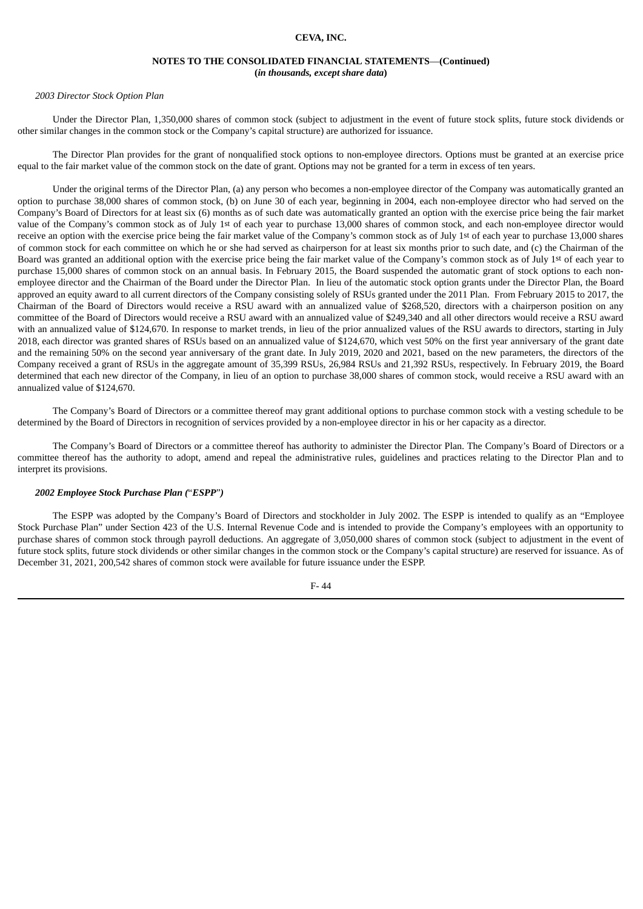*2003 Director Stock Option Plan*

Under the Director Plan, 1,350,000 shares of common stock (subject to adjustment in the event of future stock splits, future stock dividends or other similar changes in the common stock or the Company's capital structure) are authorized for issuance.

The Director Plan provides for the grant of nonqualified stock options to non-employee directors. Options must be granted at an exercise price equal to the fair market value of the common stock on the date of grant. Options may not be granted for a term in excess of ten years.

Under the original terms of the Director Plan, (a) any person who becomes a non-employee director of the Company was automatically granted an option to purchase 38,000 shares of common stock, (b) on June 30 of each year, beginning in 2004, each non-employee director who had served on the Company's Board of Directors for at least six (6) months as of such date was automatically granted an option with the exercise price being the fair market value of the Company's common stock as of July 1st of each year to purchase 13,000 shares of common stock, and each non-employee director would receive an option with the exercise price being the fair market value of the Company's common stock as of July 1st of each year to purchase 13,000 shares of common stock for each committee on which he or she had served as chairperson for at least six months prior to such date, and (c) the Chairman of the Board was granted an additional option with the exercise price being the fair market value of the Company's common stock as of July 1st of each year to purchase 15,000 shares of common stock on an annual basis. In February 2015, the Board suspended the automatic grant of stock options to each non-employee director and the Chairman of the Board under the Director Plan. In lieu of the automatic stock option grants under the Director Plan, the Board approved an equity award to all current directors of the Company consisting solely of RSUs granted under the 2011 Plan. From February 2015 to 2017, the Chairman of the Board of Directors would receive a RSU award with an annualized value of $268,520, directors with a chairperson position on any committee of the Board of Directors would receive a RSU award with an annualized value of $249,340 and all other directors would receive a RSU award with an annualized value of $124,670. In response to market trends, in lieu of the prior annualized values of the RSU awards to directors, starting in July 2018, each director was granted shares of RSUs based on an annualized value of $124,670, which vest 50% on the first year anniversary of the grant date and the remaining 50% on the second year anniversary of the grant date. In July 2019, 2020 and 2021, based on the new parameters, the directors of the Company received a grant of RSUs in the aggregate amount of 35,399 RSUs, 26,984 RSUs and 21,392 RSUs, respectively. In February 2019, the Board determined that each new director of the Company, in lieu of an option to purchase 38,000 shares of common stock, would receive a RSU award with an annualized value of $124,670.

The Company's Board of Directors or a committee thereof may grant additional options to purchase common stock with a vesting schedule to be determined by the Board of Directors in recognition of services provided by a non-employee director in his or her capacity as a director.

The Company's Board of Directors or a committee thereof has authority to administer the Director Plan. The Company's Board of Directors or a committee thereof has the authority to adopt, amend and repeal the administrative rules, guidelines and practices relating to the Director Plan and to interpret its provisions.

***2002 Employee Stock Purchase Plan ("ESPP")***

The ESPP was adopted by the Company's Board of Directors and stockholder in July 2002. The ESPP is intended to qualify as an "Employee Stock Purchase Plan" under Section 423 of the U.S. Internal Revenue Code and is intended to provide the Company's employees with an opportunity to purchase shares of common stock through payroll deductions. An aggregate of 3,050,000 shares of common stock (subject to adjustment in the event of future stock splits, future stock dividends or other similar changes in the common stock or the Company's capital structure) are reserved for issuance. As of December 31, 2021, 200,542 shares of common stock were available for future issuance under the ESPP.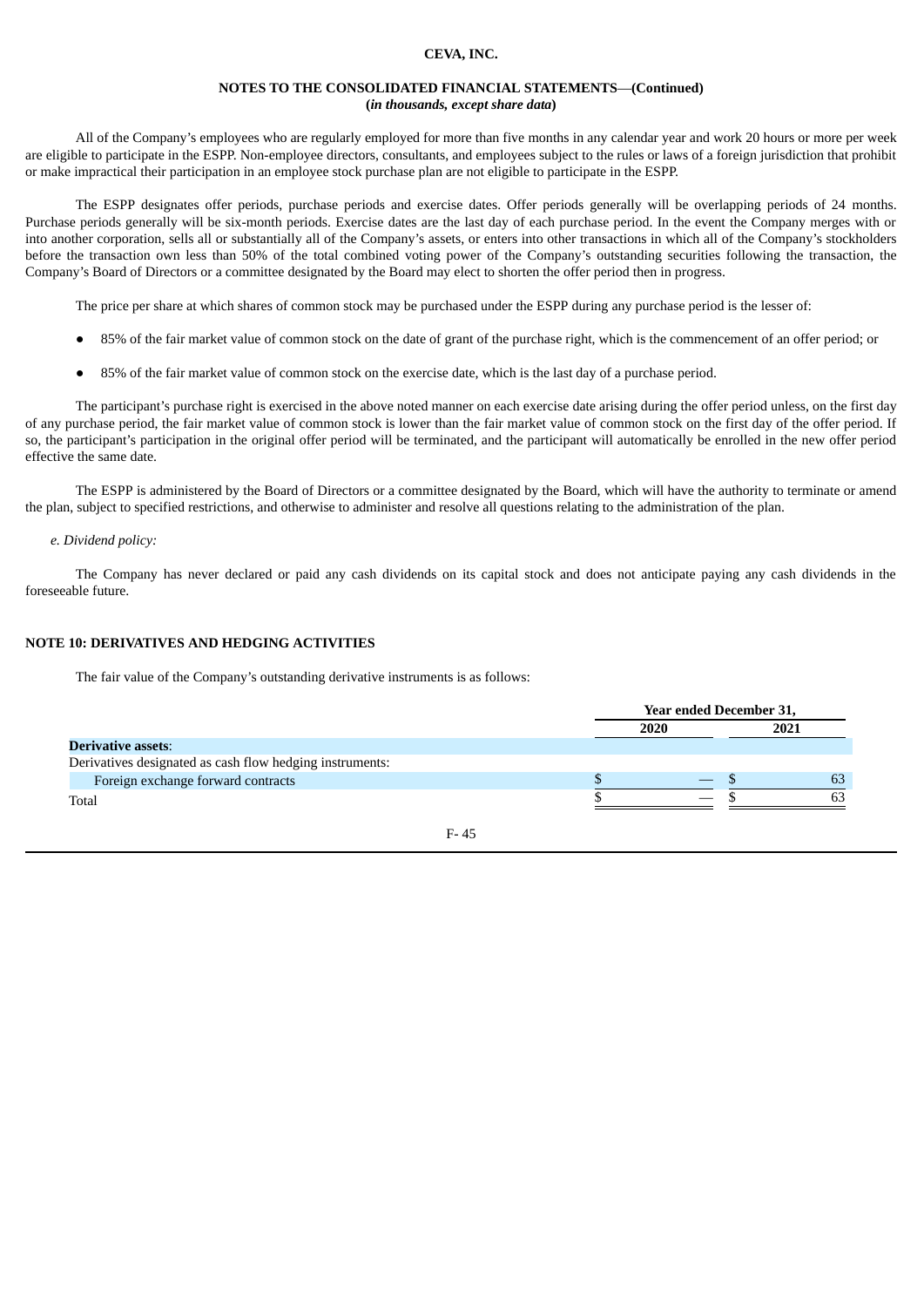All of the Company's employees who are regularly employed for more than five months in any calendar year and work 20 hours or more per week are eligible to participate in the ESPP. Non-employee directors, consultants, and employees subject to the rules or laws of a foreign jurisdiction that prohibit or make impractical their participation in an employee stock purchase plan are not eligible to participate in the ESPP.

The ESPP designates offer periods, purchase periods and exercise dates. Offer periods generally will be overlapping periods of 24 months. Purchase periods generally will be six-month periods. Exercise dates are the last day of each purchase period. In the event the Company merges with or into another corporation, sells all or substantially all of the Company's assets, or enters into other transactions in which all of the Company's stockholders before the transaction own less than 50% of the total combined voting power of the Company's outstanding securities following the transaction, the Company's Board of Directors or a committee designated by the Board may elect to shorten the offer period then in progress.

The price per share at which shares of common stock may be purchased under the ESPP during any purchase period is the lesser of:

- 85% of the fair market value of common stock on the date of grant of the purchase right, which is the commencement of an offer period; or
- 85% of the fair market value of common stock on the exercise date, which is the last day of a purchase period.

The participant's purchase right is exercised in the above noted manner on each exercise date arising during the offer period unless, on the first day of any purchase period, the fair market value of common stock is lower than the fair market value of common stock on the first day of the offer period. If so, the participant's participation in the original offer period will be terminated, and the participant will automatically be enrolled in the new offer period effective the same date.

The ESPP is administered by the Board of Directors or a committee designated by the Board, which will have the authority to terminate or amend the plan, subject to specified restrictions, and otherwise to administer and resolve all questions relating to the administration of the plan.

*e. Dividend policy:*

The Company has never declared or paid any cash dividends on its capital stock and does not anticipate paying any cash dividends in the foreseeable future.

## NOTE 10: DERIVATIVES AND HEDGING ACTIVITIES

The fair value of the Company's outstanding derivative instruments is as follows:

| | Year ended December 31, | |
|---|---|---|
| | 2020 | 2021 |
| **Derivative assets**: | | |
| Derivatives designated as cash flow hedging instruments: | | |
| Foreign exchange forward contracts | $ — | $ 63 |
| Total | $ — | $ 63 |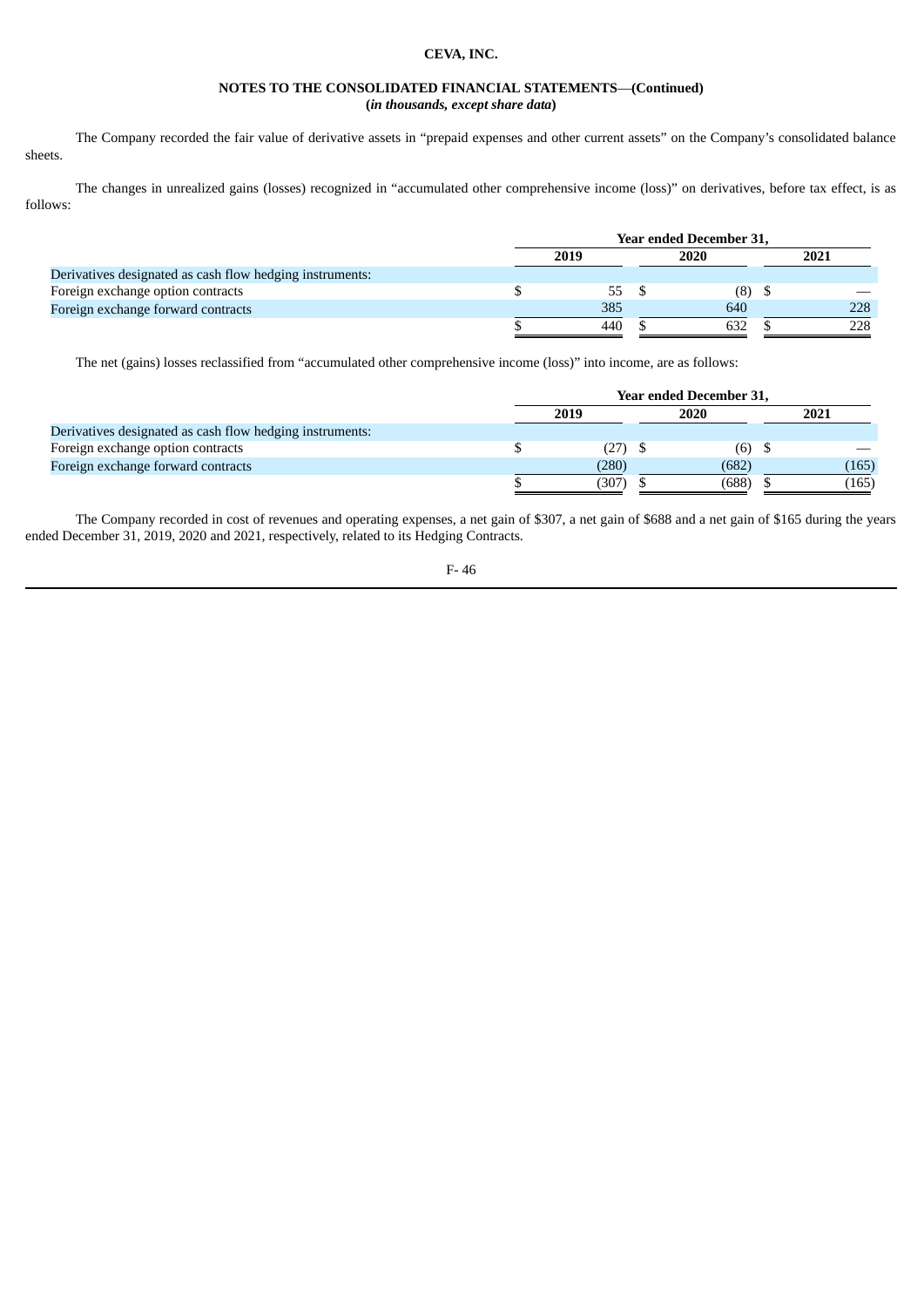The Company recorded the fair value of derivative assets in "prepaid expenses and other current assets" on the Company's consolidated balance sheets.

The changes in unrealized gains (losses) recognized in "accumulated other comprehensive income (loss)" on derivatives, before tax effect, is as follows:

| | Year ended December 31, | | |
|---|---|---|---|
| | 2019 | 2020 | 2021 |
| Derivatives designated as cash flow hedging instruments: | | | |
| Foreign exchange option contracts | $ 55 | $ (8) | $ — |
| Foreign exchange forward contracts | 385 | 640 | 228 |
| | $ 440 | $ 632 | $ 228 |

The net (gains) losses reclassified from "accumulated other comprehensive income (loss)" into income, are as follows:

| | Year ended December 31, | | |
|---|---|---|---|
| | 2019 | 2020 | 2021 |
| Derivatives designated as cash flow hedging instruments: | | | |
| Foreign exchange option contracts | $ (27) | $ (6) | $ — |
| Foreign exchange forward contracts | (280) | (682) | (165) |
| | $ (307) | $ (688) | $ (165) |

The Company recorded in cost of revenues and operating expenses, a net gain of $307, a net gain of $688 and a net gain of $165 during the years ended December 31, 2019, 2020 and 2021, respectively, related to its Hedging Contracts.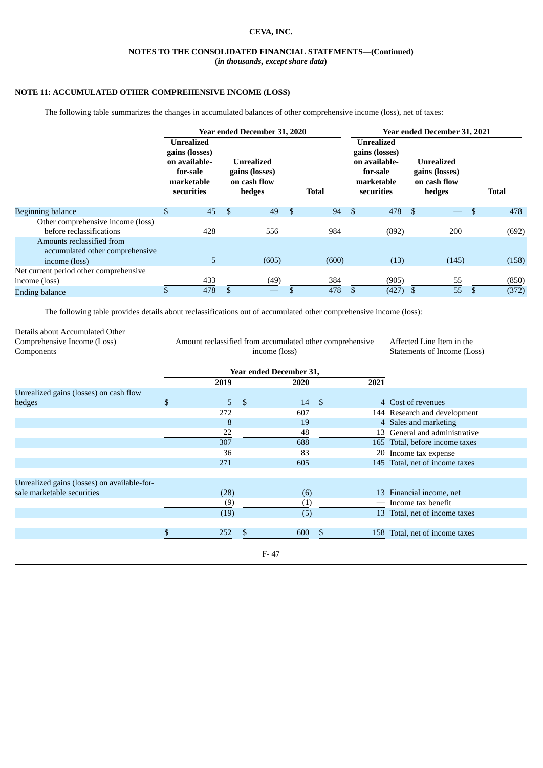## NOTE 11: ACCUMULATED OTHER COMPREHENSIVE INCOME (LOSS)

The following table summarizes the changes in accumulated balances of other comprehensive income (loss), net of taxes:

| | Year ended December 31, 2020 | | | Year ended December 31, 2021 | | |
|---|---|---|---|---|---|---|
| | Unrealized gains (losses) on available-for-sale marketable securities | Unrealized gains (losses) on cash flow hedges | Total | Unrealized gains (losses) on available-for-sale marketable securities | Unrealized gains (losses) on cash flow hedges | Total |
| Beginning balance | $ 45 | $ 49 | $ 94 | $ 478 | $ — | $ 478 |
| Other comprehensive income (loss) before reclassifications | 428 | 556 | 984 | (892) | 200 | (692) |
| Amounts reclassified from accumulated other comprehensive income (loss) | 5 | (605) | (600) | (13) | (145) | (158) |
| Net current period other comprehensive income (loss) | 433 | (49) | 384 | (905) | 55 | (850) |
| Ending balance | $ 478 | $ — | $ 478 | $ (427) | $ 55 | $ (372) |

The following table provides details about reclassifications out of accumulated other comprehensive income (loss):

| Details about Accumulated Other Comprehensive Income (Loss) Components | Amount reclassified from accumulated other comprehensive income (loss) | | | Affected Line Item in the Statements of Income (Loss) |
|---|---|---|---|---|
| | Year ended December 31, | | | |
| | 2019 | 2020 | 2021 | |
| Unrealized gains (losses) on cash flow hedges | $ 5 | $ 14 | $ 4 | Cost of revenues |
| | 272 | 607 | 144 | Research and development |
| | 8 | 19 | 4 | Sales and marketing |
| | 22 | 48 | 13 | General and administrative |
| | 307 | 688 | 165 | Total, before income taxes |
| | 36 | 83 | 20 | Income tax expense |
| | 271 | 605 | 145 | Total, net of income taxes |
| | | | | |
| Unrealized gains (losses) on available-for-sale marketable securities | (28) | (6) | 13 | Financial income, net |
| | (9) | (1) | — | Income tax benefit |
| | (19) | (5) | 13 | Total, net of income taxes |
| | | | | |
| | $ 252 | $ 600 | $ 158 | Total, net of income taxes |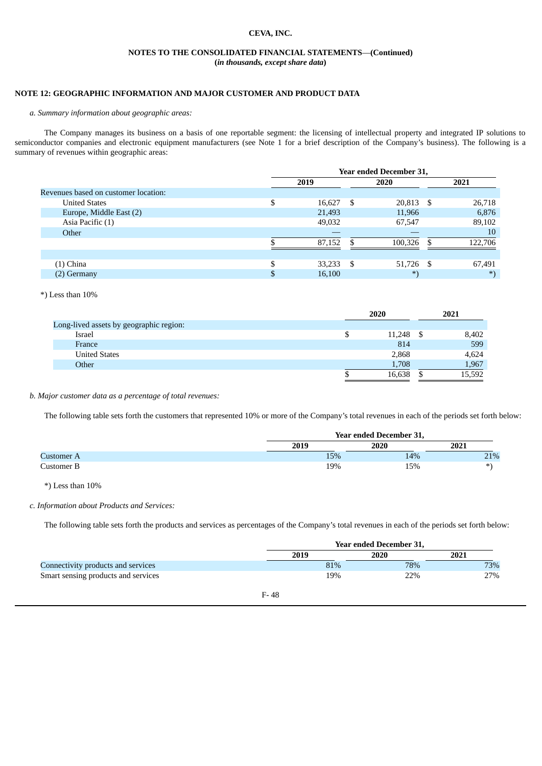**CEVA, INC.**

**NOTES TO THE CONSOLIDATED FINANCIAL STATEMENTS—(Continued)**
**(*in thousands, except share data*)**

**NOTE 12: GEOGRAPHIC INFORMATION AND MAJOR CUSTOMER AND PRODUCT DATA**

*a. Summary information about geographic areas:*

The Company manages its business on a basis of one reportable segment: the licensing of intellectual property and integrated IP solutions to semiconductor companies and electronic equipment manufacturers (see Note 1 for a brief description of the Company's business). The following is a summary of revenues within geographic areas:

| | Year ended December 31, | | |
|---|---|---|---|
| | 2019 | 2020 | 2021 |
| Revenues based on customer location: | | | |
| United States | $ 16,627 | $ 20,813 | $ 26,718 |
| Europe, Middle East (2) | 21,493 | 11,966 | 6,876 |
| Asia Pacific (1) | 49,032 | 67,547 | 89,102 |
| Other | — | — | 10 |
| | $ 87,152 | $ 100,326 | $ 122,706 |
| | | | |
| (1) China | $ 33,233 | $ 51,726 | $ 67,491 |
| (2) Germany | $ 16,100 | *) | *) |

*) Less than 10%

| | 2020 | 2021 |
|---|---|---|
| Long-lived assets by geographic region: | | |
| Israel | $ 11,248 | $ 8,402 |
| France | 814 | 599 |
| United States | 2,868 | 4,624 |
| Other | 1,708 | 1,967 |
| | $ 16,638 | $ 15,592 |

*b. Major customer data as a percentage of total revenues:*

The following table sets forth the customers that represented 10% or more of the Company's total revenues in each of the periods set forth below:

| | Year ended December 31, | | |
|---|---|---|---|
| | 2019 | 2020 | 2021 |
| Customer A | 15% | 14% | 21% |
| Customer B | 19% | 15% | *) |

*) Less than 10%

*c. Information about Products and Services:*

The following table sets forth the products and services as percentages of the Company's total revenues in each of the periods set forth below:

| | Year ended December 31, | | |
|---|---|---|---|
| | 2019 | 2020 | 2021 |
| Connectivity products and services | 81% | 78% | 73% |
| Smart sensing products and services | 19% | 22% | 27% |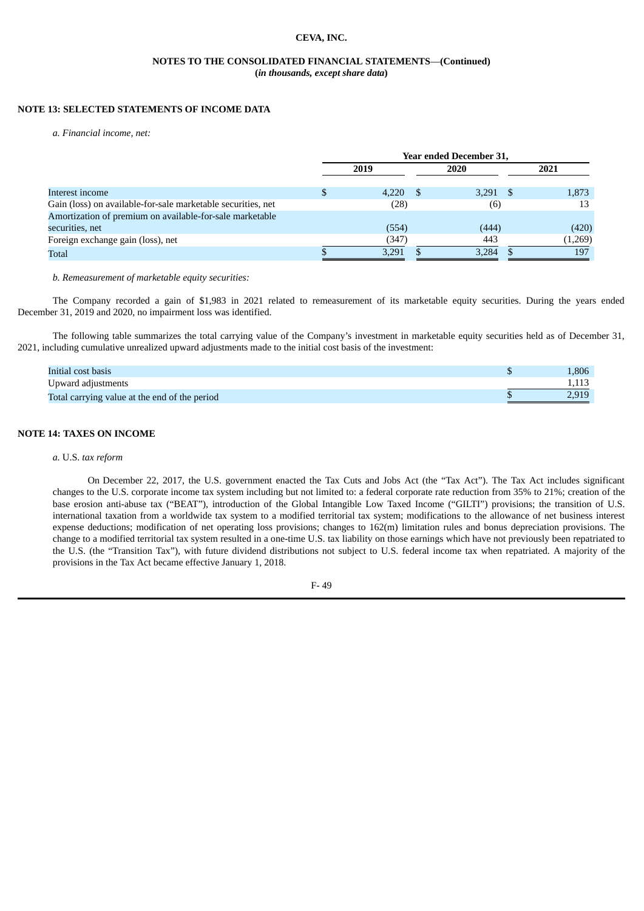## NOTE 13: SELECTED STATEMENTS OF INCOME DATA

*a. Financial income, net:*

| | Year ended December 31, | | |
|---|---|---|---|
| | 2019 | 2020 | 2021 |
| Interest income | $ 4,220 | $ 3,291 | $ 1,873 |
| Gain (loss) on available-for-sale marketable securities, net | (28) | (6) | 13 |
| Amortization of premium on available-for-sale marketable securities, net | (554) | (444) | (420) |
| Foreign exchange gain (loss), net | (347) | 443 | (1,269) |
| Total | $ 3,291 | $ 3,284 | $ 197 |

*b. Remeasurement of marketable equity securities:*

The Company recorded a gain of $1,983 in 2021 related to remeasurement of its marketable equity securities. During the years ended December 31, 2019 and 2020, no impairment loss was identified.

The following table summarizes the total carrying value of the Company's investment in marketable equity securities held as of December 31, 2021, including cumulative unrealized upward adjustments made to the initial cost basis of the investment:

| | |
|---|---|
| Initial cost basis | $ 1,806 |
| Upward adjustments | 1,113 |
| Total carrying value at the end of the period | $ 2,919 |

## NOTE 14: TAXES ON INCOME

*a.* U.S. *tax reform*

On December 22, 2017, the U.S. government enacted the Tax Cuts and Jobs Act (the "Tax Act"). The Tax Act includes significant changes to the U.S. corporate income tax system including but not limited to: a federal corporate rate reduction from 35% to 21%; creation of the base erosion anti-abuse tax ("BEAT"), introduction of the Global Intangible Low Taxed Income ("GILTI") provisions; the transition of U.S. international taxation from a worldwide tax system to a modified territorial tax system; modifications to the allowance of net business interest expense deductions; modification of net operating loss provisions; changes to 162(m) limitation rules and bonus depreciation provisions. The change to a modified territorial tax system resulted in a one-time U.S. tax liability on those earnings which have not previously been repatriated to the U.S. (the "Transition Tax"), with future dividend distributions not subject to U.S. federal income tax when repatriated. A majority of the provisions in the Tax Act became effective January 1, 2018.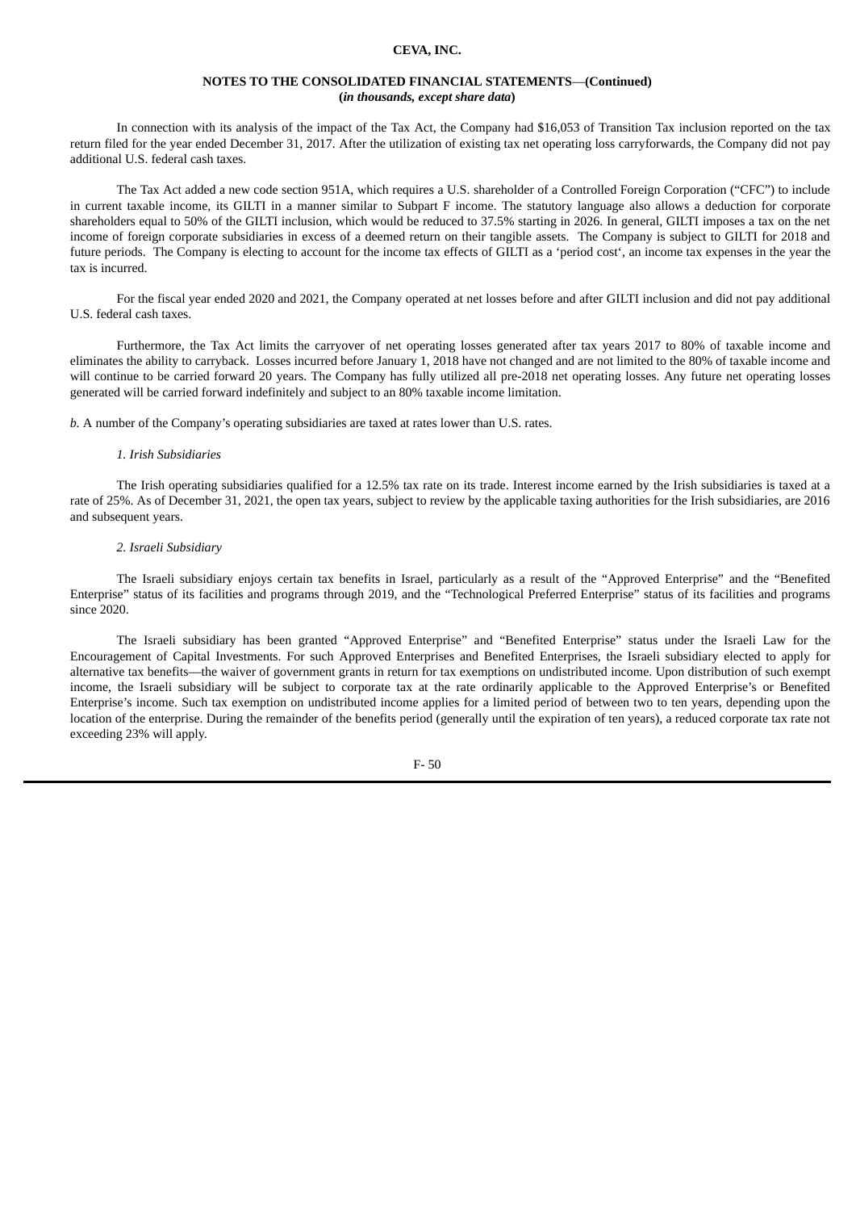In connection with its analysis of the impact of the Tax Act, the Company had $16,053 of Transition Tax inclusion reported on the tax return filed for the year ended December 31, 2017. After the utilization of existing tax net operating loss carryforwards, the Company did not pay additional U.S. federal cash taxes.

The Tax Act added a new code section 951A, which requires a U.S. shareholder of a Controlled Foreign Corporation ("CFC") to include in current taxable income, its GILTI in a manner similar to Subpart F income. The statutory language also allows a deduction for corporate shareholders equal to 50% of the GILTI inclusion, which would be reduced to 37.5% starting in 2026. In general, GILTI imposes a tax on the net income of foreign corporate subsidiaries in excess of a deemed return on their tangible assets. The Company is subject to GILTI for 2018 and future periods. The Company is electing to account for the income tax effects of GILTI as a 'period cost', an income tax expenses in the year the tax is incurred.

For the fiscal year ended 2020 and 2021, the Company operated at net losses before and after GILTI inclusion and did not pay additional U.S. federal cash taxes.

Furthermore, the Tax Act limits the carryover of net operating losses generated after tax years 2017 to 80% of taxable income and eliminates the ability to carryback. Losses incurred before January 1, 2018 have not changed and are not limited to the 80% of taxable income and will continue to be carried forward 20 years. The Company has fully utilized all pre-2018 net operating losses. Any future net operating losses generated will be carried forward indefinitely and subject to an 80% taxable income limitation.

*b.* A number of the Company's operating subsidiaries are taxed at rates lower than U.S. rates.

*1. Irish Subsidiaries*

The Irish operating subsidiaries qualified for a 12.5% tax rate on its trade. Interest income earned by the Irish subsidiaries is taxed at a rate of 25%. As of December 31, 2021, the open tax years, subject to review by the applicable taxing authorities for the Irish subsidiaries, are 2016 and subsequent years.

*2. Israeli Subsidiary*

The Israeli subsidiary enjoys certain tax benefits in Israel, particularly as a result of the "Approved Enterprise" and the "Benefited Enterprise" status of its facilities and programs through 2019, and the "Technological Preferred Enterprise" status of its facilities and programs since 2020.

The Israeli subsidiary has been granted "Approved Enterprise" and "Benefited Enterprise" status under the Israeli Law for the Encouragement of Capital Investments. For such Approved Enterprises and Benefited Enterprises, the Israeli subsidiary elected to apply for alternative tax benefits—the waiver of government grants in return for tax exemptions on undistributed income. Upon distribution of such exempt income, the Israeli subsidiary will be subject to corporate tax at the rate ordinarily applicable to the Approved Enterprise's or Benefited Enterprise's income. Such tax exemption on undistributed income applies for a limited period of between two to ten years, depending upon the location of the enterprise. During the remainder of the benefits period (generally until the expiration of ten years), a reduced corporate tax rate not exceeding 23% will apply.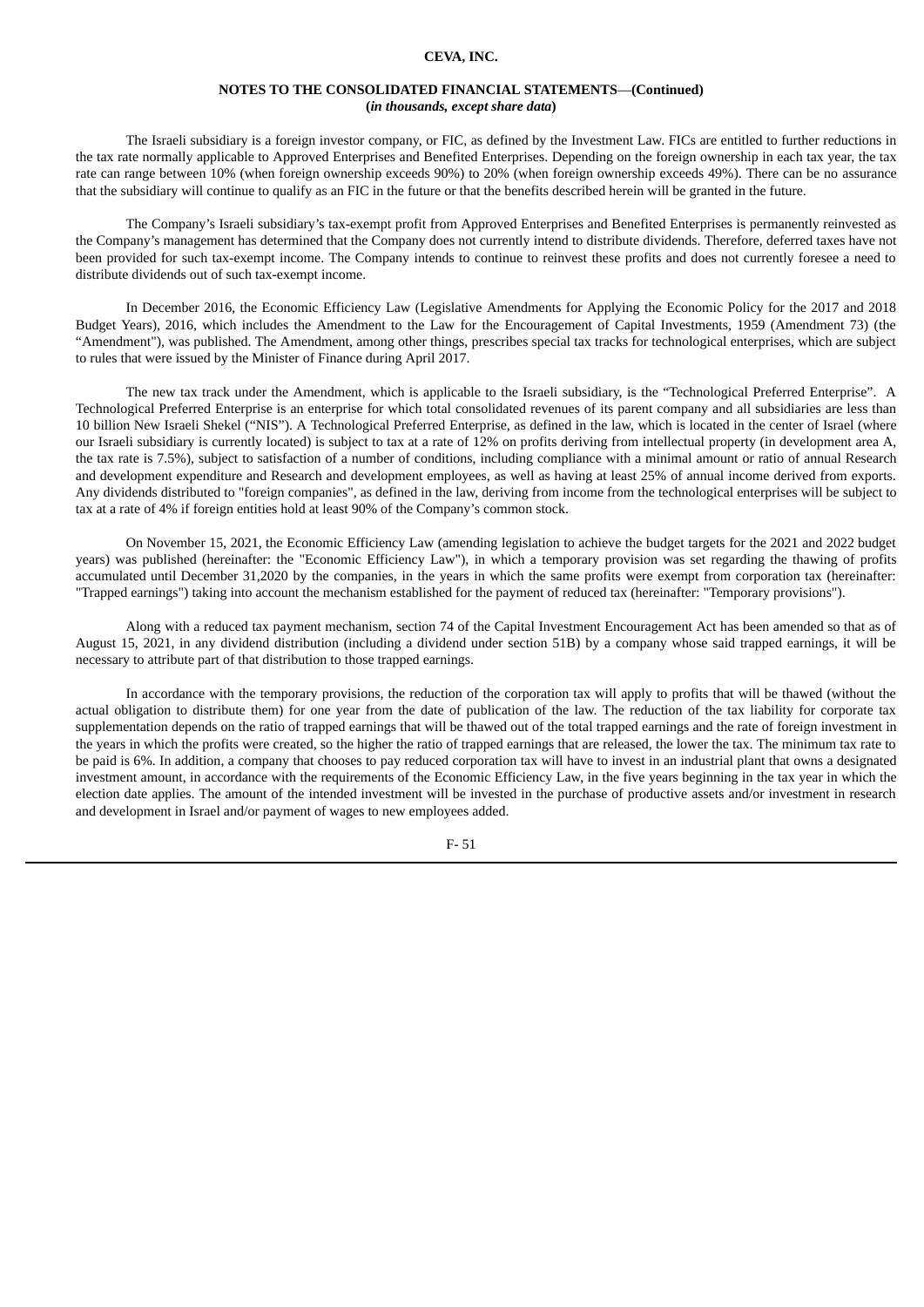The Israeli subsidiary is a foreign investor company, or FIC, as defined by the Investment Law. FICs are entitled to further reductions in the tax rate normally applicable to Approved Enterprises and Benefited Enterprises. Depending on the foreign ownership in each tax year, the tax rate can range between 10% (when foreign ownership exceeds 90%) to 20% (when foreign ownership exceeds 49%). There can be no assurance that the subsidiary will continue to qualify as an FIC in the future or that the benefits described herein will be granted in the future.

The Company's Israeli subsidiary's tax-exempt profit from Approved Enterprises and Benefited Enterprises is permanently reinvested as the Company's management has determined that the Company does not currently intend to distribute dividends. Therefore, deferred taxes have not been provided for such tax-exempt income. The Company intends to continue to reinvest these profits and does not currently foresee a need to distribute dividends out of such tax-exempt income.

In December 2016, the Economic Efficiency Law (Legislative Amendments for Applying the Economic Policy for the 2017 and 2018 Budget Years), 2016, which includes the Amendment to the Law for the Encouragement of Capital Investments, 1959 (Amendment 73) (the "Amendment"), was published. The Amendment, among other things, prescribes special tax tracks for technological enterprises, which are subject to rules that were issued by the Minister of Finance during April 2017.

The new tax track under the Amendment, which is applicable to the Israeli subsidiary, is the "Technological Preferred Enterprise". A Technological Preferred Enterprise is an enterprise for which total consolidated revenues of its parent company and all subsidiaries are less than 10 billion New Israeli Shekel ("NIS"). A Technological Preferred Enterprise, as defined in the law, which is located in the center of Israel (where our Israeli subsidiary is currently located) is subject to tax at a rate of 12% on profits deriving from intellectual property (in development area A, the tax rate is 7.5%), subject to satisfaction of a number of conditions, including compliance with a minimal amount or ratio of annual Research and development expenditure and Research and development employees, as well as having at least 25% of annual income derived from exports. Any dividends distributed to "foreign companies", as defined in the law, deriving from income from the technological enterprises will be subject to tax at a rate of 4% if foreign entities hold at least 90% of the Company's common stock.

On November 15, 2021, the Economic Efficiency Law (amending legislation to achieve the budget targets for the 2021 and 2022 budget years) was published (hereinafter: the "Economic Efficiency Law"), in which a temporary provision was set regarding the thawing of profits accumulated until December 31,2020 by the companies, in the years in which the same profits were exempt from corporation tax (hereinafter: "Trapped earnings") taking into account the mechanism established for the payment of reduced tax (hereinafter: "Temporary provisions").

Along with a reduced tax payment mechanism, section 74 of the Capital Investment Encouragement Act has been amended so that as of August 15, 2021, in any dividend distribution (including a dividend under section 51B) by a company whose said trapped earnings, it will be necessary to attribute part of that distribution to those trapped earnings.

In accordance with the temporary provisions, the reduction of the corporation tax will apply to profits that will be thawed (without the actual obligation to distribute them) for one year from the date of publication of the law. The reduction of the tax liability for corporate tax supplementation depends on the ratio of trapped earnings that will be thawed out of the total trapped earnings and the rate of foreign investment in the years in which the profits were created, so the higher the ratio of trapped earnings that are released, the lower the tax. The minimum tax rate to be paid is 6%. In addition, a company that chooses to pay reduced corporation tax will have to invest in an industrial plant that owns a designated investment amount, in accordance with the requirements of the Economic Efficiency Law, in the five years beginning in the tax year in which the election date applies. The amount of the intended investment will be invested in the purchase of productive assets and/or investment in research and development in Israel and/or payment of wages to new employees added.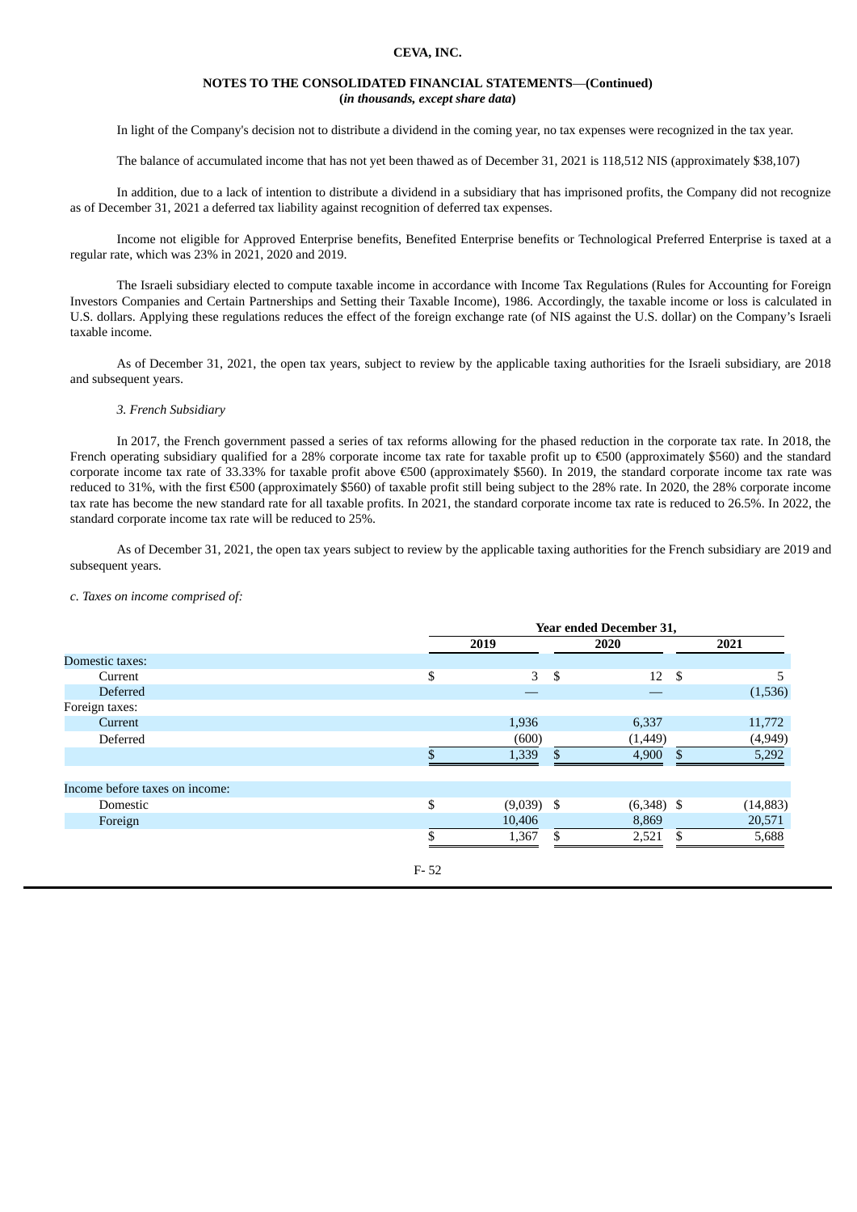In light of the Company's decision not to distribute a dividend in the coming year, no tax expenses were recognized in the tax year.

The balance of accumulated income that has not yet been thawed as of December 31, 2021 is 118,512 NIS (approximately $38,107)

In addition, due to a lack of intention to distribute a dividend in a subsidiary that has imprisoned profits, the Company did not recognize as of December 31, 2021 a deferred tax liability against recognition of deferred tax expenses.

Income not eligible for Approved Enterprise benefits, Benefited Enterprise benefits or Technological Preferred Enterprise is taxed at a regular rate, which was 23% in 2021, 2020 and 2019.

The Israeli subsidiary elected to compute taxable income in accordance with Income Tax Regulations (Rules for Accounting for Foreign Investors Companies and Certain Partnerships and Setting their Taxable Income), 1986. Accordingly, the taxable income or loss is calculated in U.S. dollars. Applying these regulations reduces the effect of the foreign exchange rate (of NIS against the U.S. dollar) on the Company's Israeli taxable income.

As of December 31, 2021, the open tax years, subject to review by the applicable taxing authorities for the Israeli subsidiary, are 2018 and subsequent years.

*3. French Subsidiary*

In 2017, the French government passed a series of tax reforms allowing for the phased reduction in the corporate tax rate. In 2018, the French operating subsidiary qualified for a 28% corporate income tax rate for taxable profit up to €500 (approximately $560) and the standard corporate income tax rate of 33.33% for taxable profit above €500 (approximately $560). In 2019, the standard corporate income tax rate was reduced to 31%, with the first €500 (approximately $560) of taxable profit still being subject to the 28% rate. In 2020, the 28% corporate income tax rate has become the new standard rate for all taxable profits. In 2021, the standard corporate income tax rate is reduced to 26.5%. In 2022, the standard corporate income tax rate will be reduced to 25%.

As of December 31, 2021, the open tax years subject to review by the applicable taxing authorities for the French subsidiary are 2019 and subsequent years.

*c. Taxes on income comprised of:*

| | Year ended December 31, | | |
|---|---|---|---|
| | 2019 | 2020 | 2021 |
| Domestic taxes: | | | |
| Current | $ 3 | $ 12 | $ 5 |
| Deferred | — | — | (1,536) |
| Foreign taxes: | | | |
| Current | 1,936 | 6,337 | 11,772 |
| Deferred | (600) | (1,449) | (4,949) |
| | $ 1,339 | $ 4,900 | $ 5,292 |
| | | | |
| Income before taxes on income: | | | |
| Domestic | $ (9,039) | $ (6,348) | $ (14,883) |
| Foreign | 10,406 | 8,869 | 20,571 |
| | $ 1,367 | $ 2,521 | $ 5,688 |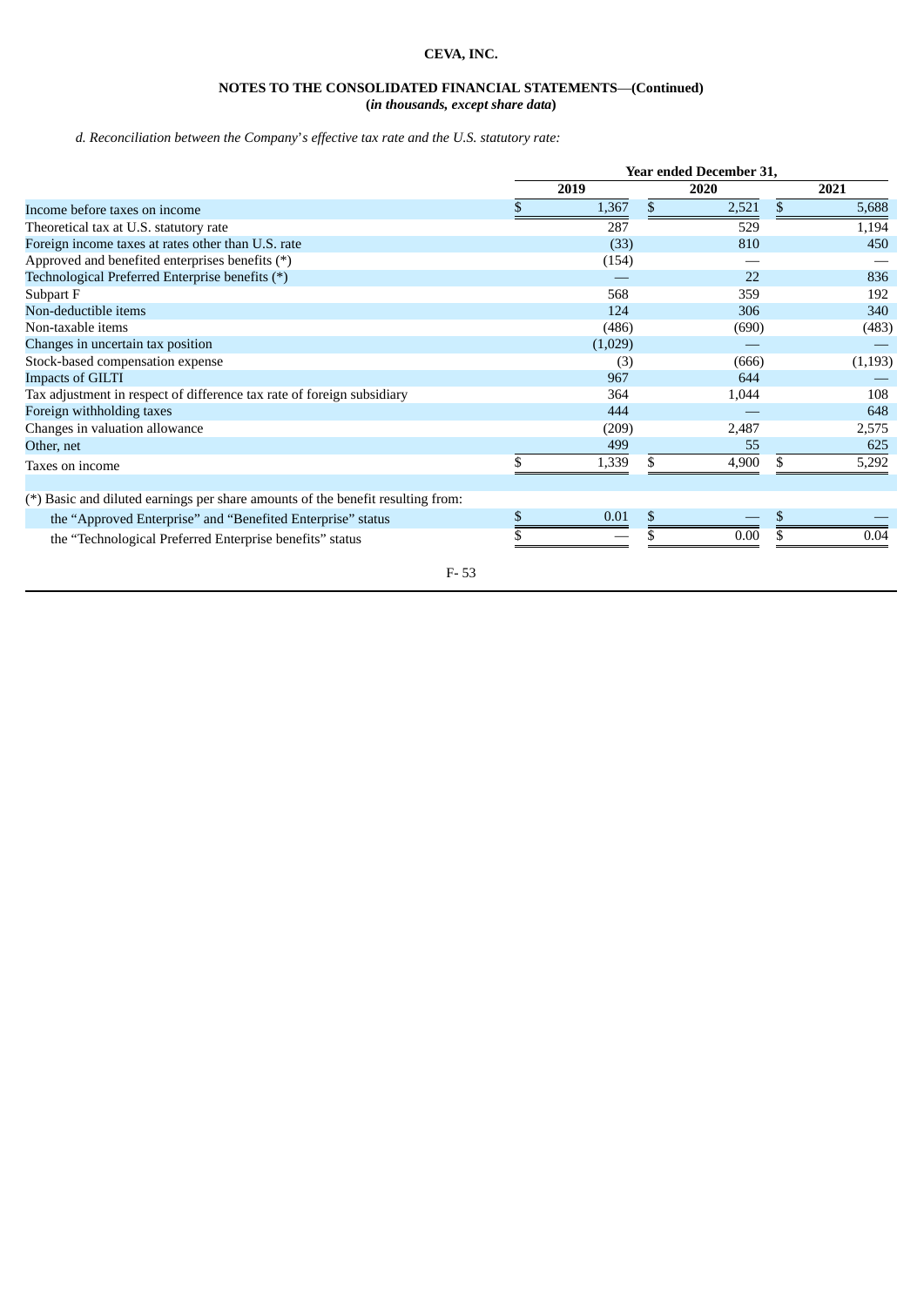## CEVA, INC.

### NOTES TO THE CONSOLIDATED FINANCIAL STATEMENTS—(Continued)
**(*in thousands, except share data*)**

*d. Reconciliation between the Company's effective tax rate and the U.S. statutory rate:*

| | Year ended December 31, | | |
|---|---|---|---|
| | 2019 | 2020 | 2021 |
| Income before taxes on income | $ 1,367 | $ 2,521 | $ 5,688 |
| Theoretical tax at U.S. statutory rate | 287 | 529 | 1,194 |
| Foreign income taxes at rates other than U.S. rate | (33) | 810 | 450 |
| Approved and benefited enterprises benefits (*) | (154) | — | — |
| Technological Preferred Enterprise benefits (*) | — | 22 | 836 |
| Subpart F | 568 | 359 | 192 |
| Non-deductible items | 124 | 306 | 340 |
| Non-taxable items | (486) | (690) | (483) |
| Changes in uncertain tax position | (1,029) | — | — |
| Stock-based compensation expense | (3) | (666) | (1,193) |
| Impacts of GILTI | 967 | 644 | — |
| Tax adjustment in respect of difference tax rate of foreign subsidiary | 364 | 1,044 | 108 |
| Foreign withholding taxes | 444 | — | 648 |
| Changes in valuation allowance | (209) | 2,487 | 2,575 |
| Other, net | 499 | 55 | 625 |
| Taxes on income | $ 1,339 | $ 4,900 | $ 5,292 |
| | | | |
| (*) Basic and diluted earnings per share amounts of the benefit resulting from: | | | |
| the "Approved Enterprise" and "Benefited Enterprise" status | $ 0.01 | $ — | $ — |
| the "Technological Preferred Enterprise benefits" status | $ — | $ 0.00 | $ 0.04 |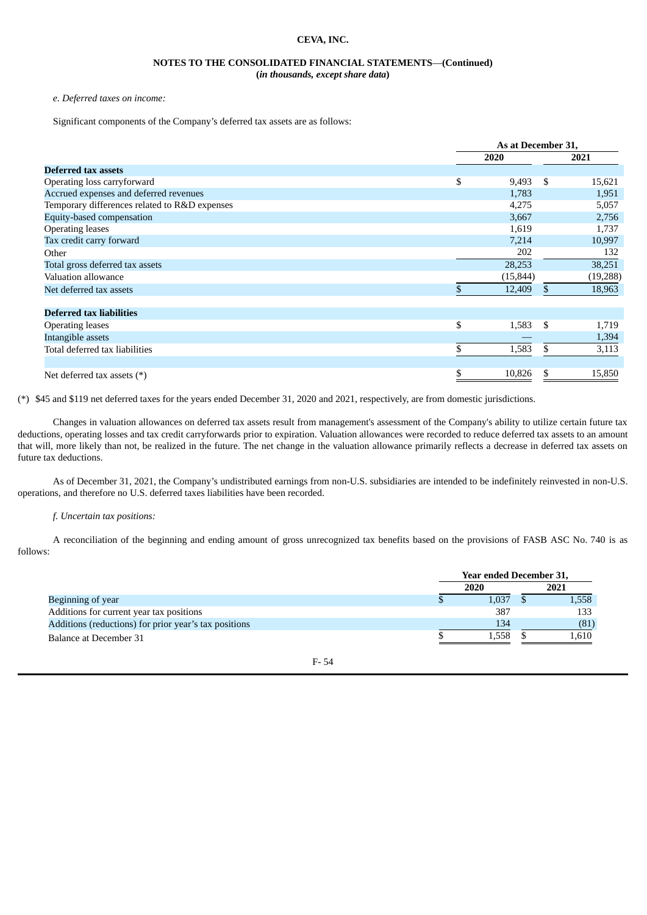**CEVA, INC.**

**NOTES TO THE CONSOLIDATED FINANCIAL STATEMENTS—(Continued)**
**(*in thousands, except share data*)**

*e. Deferred taxes on income:*

Significant components of the Company's deferred tax assets are as follows:

| | As at December 31, | |
|---|---|---|
| | 2020 | 2021 |
| **Deferred tax assets** | | |
| Operating loss carryforward | $ 9,493 | $ 15,621 |
| Accrued expenses and deferred revenues | 1,783 | 1,951 |
| Temporary differences related to R&D expenses | 4,275 | 5,057 |
| Equity-based compensation | 3,667 | 2,756 |
| Operating leases | 1,619 | 1,737 |
| Tax credit carry forward | 7,214 | 10,997 |
| Other | 202 | 132 |
| Total gross deferred tax assets | 28,253 | 38,251 |
| Valuation allowance | (15,844) | (19,288) |
| Net deferred tax assets | $ 12,409 | $ 18,963 |
| | | |
| **Deferred tax liabilities** | | |
| Operating leases | $ 1,583 | $ 1,719 |
| Intangible assets | — | 1,394 |
| Total deferred tax liabilities | $ 1,583 | $ 3,113 |
| | | |
| Net deferred tax assets (*) | $ 10,826 | $ 15,850 |

(*) $45 and $119 net deferred taxes for the years ended December 31, 2020 and 2021, respectively, are from domestic jurisdictions.

Changes in valuation allowances on deferred tax assets result from management's assessment of the Company's ability to utilize certain future tax deductions, operating losses and tax credit carryforwards prior to expiration. Valuation allowances were recorded to reduce deferred tax assets to an amount that will, more likely than not, be realized in the future. The net change in the valuation allowance primarily reflects a decrease in deferred tax assets on future tax deductions.

As of December 31, 2021, the Company's undistributed earnings from non-U.S. subsidiaries are intended to be indefinitely reinvested in non-U.S. operations, and therefore no U.S. deferred taxes liabilities have been recorded.

*f. Uncertain tax positions:*

A reconciliation of the beginning and ending amount of gross unrecognized tax benefits based on the provisions of FASB ASC No. 740 is as follows:

| | Year ended December 31, | |
|---|---|---|
| | 2020 | 2021 |
| Beginning of year | $ 1,037 | $ 1,558 |
| Additions for current year tax positions | 387 | 133 |
| Additions (reductions) for prior year's tax positions | 134 | (81) |
| Balance at December 31 | $ 1,558 | $ 1,610 |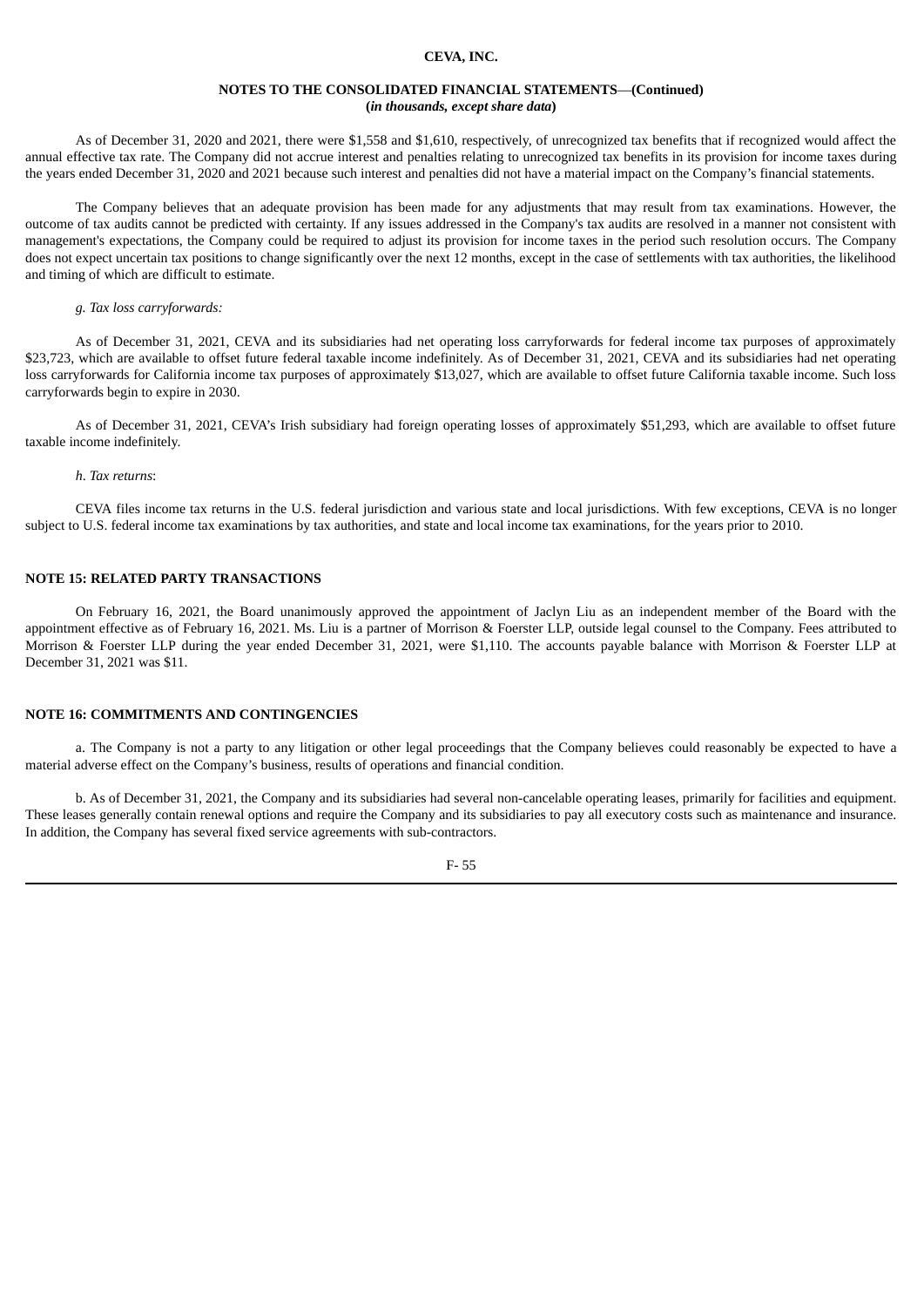As of December 31, 2020 and 2021, there were $1,558 and $1,610, respectively, of unrecognized tax benefits that if recognized would affect the annual effective tax rate. The Company did not accrue interest and penalties relating to unrecognized tax benefits in its provision for income taxes during the years ended December 31, 2020 and 2021 because such interest and penalties did not have a material impact on the Company's financial statements.

The Company believes that an adequate provision has been made for any adjustments that may result from tax examinations. However, the outcome of tax audits cannot be predicted with certainty. If any issues addressed in the Company's tax audits are resolved in a manner not consistent with management's expectations, the Company could be required to adjust its provision for income taxes in the period such resolution occurs. The Company does not expect uncertain tax positions to change significantly over the next 12 months, except in the case of settlements with tax authorities, the likelihood and timing of which are difficult to estimate.

*g. Tax loss carryforwards:*

As of December 31, 2021, CEVA and its subsidiaries had net operating loss carryforwards for federal income tax purposes of approximately $23,723, which are available to offset future federal taxable income indefinitely. As of December 31, 2021, CEVA and its subsidiaries had net operating loss carryforwards for California income tax purposes of approximately $13,027, which are available to offset future California taxable income. Such loss carryforwards begin to expire in 2030.

As of December 31, 2021, CEVA's Irish subsidiary had foreign operating losses of approximately $51,293, which are available to offset future taxable income indefinitely.

*h. Tax returns*:

CEVA files income tax returns in the U.S. federal jurisdiction and various state and local jurisdictions. With few exceptions, CEVA is no longer subject to U.S. federal income tax examinations by tax authorities, and state and local income tax examinations, for the years prior to 2010.

## NOTE 15: RELATED PARTY TRANSACTIONS

On February 16, 2021, the Board unanimously approved the appointment of Jaclyn Liu as an independent member of the Board with the appointment effective as of February 16, 2021. Ms. Liu is a partner of Morrison & Foerster LLP, outside legal counsel to the Company. Fees attributed to Morrison & Foerster LLP during the year ended December 31, 2021, were $1,110. The accounts payable balance with Morrison & Foerster LLP at December 31, 2021 was $11.

## NOTE 16: COMMITMENTS AND CONTINGENCIES

a. The Company is not a party to any litigation or other legal proceedings that the Company believes could reasonably be expected to have a material adverse effect on the Company's business, results of operations and financial condition.

b. As of December 31, 2021, the Company and its subsidiaries had several non-cancelable operating leases, primarily for facilities and equipment. These leases generally contain renewal options and require the Company and its subsidiaries to pay all executory costs such as maintenance and insurance. In addition, the Company has several fixed service agreements with sub-contractors.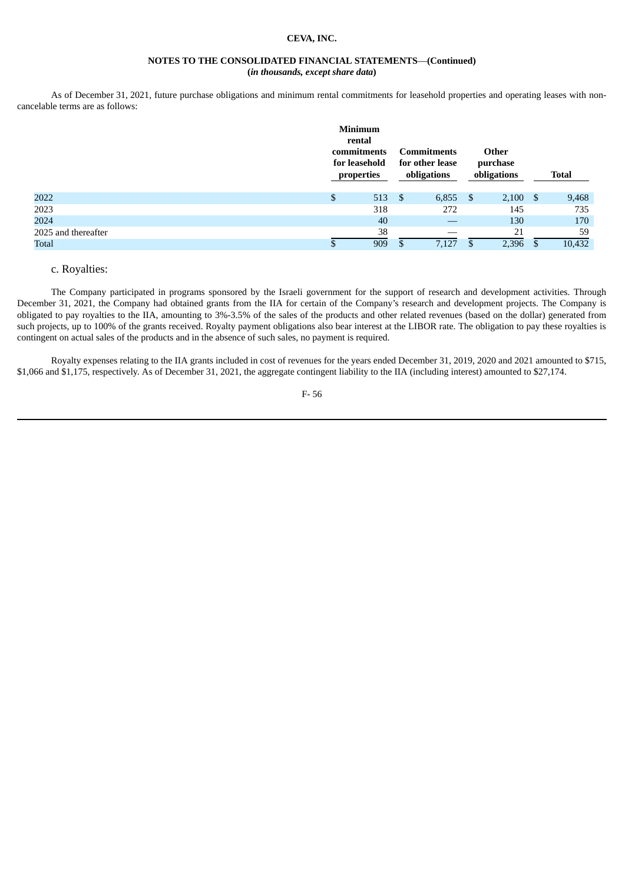As of December 31, 2021, future purchase obligations and minimum rental commitments for leasehold properties and operating leases with non-cancelable terms are as follows:

| | Minimum rental commitments for leasehold properties | Commitments for other lease obligations | Other purchase obligations | Total |
|---|---|---|---|---|
| 2022 | $ 513 | $ 6,855 | $ 2,100 | $ 9,468 |
| 2023 | 318 | 272 | 145 | 735 |
| 2024 | 40 | — | 130 | 170 |
| 2025 and thereafter | 38 | — | 21 | 59 |
| Total | $ 909 | $ 7,127 | $ 2,396 | $ 10,432 |

c. Royalties:

The Company participated in programs sponsored by the Israeli government for the support of research and development activities. Through December 31, 2021, the Company had obtained grants from the IIA for certain of the Company's research and development projects. The Company is obligated to pay royalties to the IIA, amounting to 3%-3.5% of the sales of the products and other related revenues (based on the dollar) generated from such projects, up to 100% of the grants received. Royalty payment obligations also bear interest at the LIBOR rate. The obligation to pay these royalties is contingent on actual sales of the products and in the absence of such sales, no payment is required.

Royalty expenses relating to the IIA grants included in cost of revenues for the years ended December 31, 2019, 2020 and 2021 amounted to $715, $1,066 and $1,175, respectively. As of December 31, 2021, the aggregate contingent liability to the IIA (including interest) amounted to $27,174.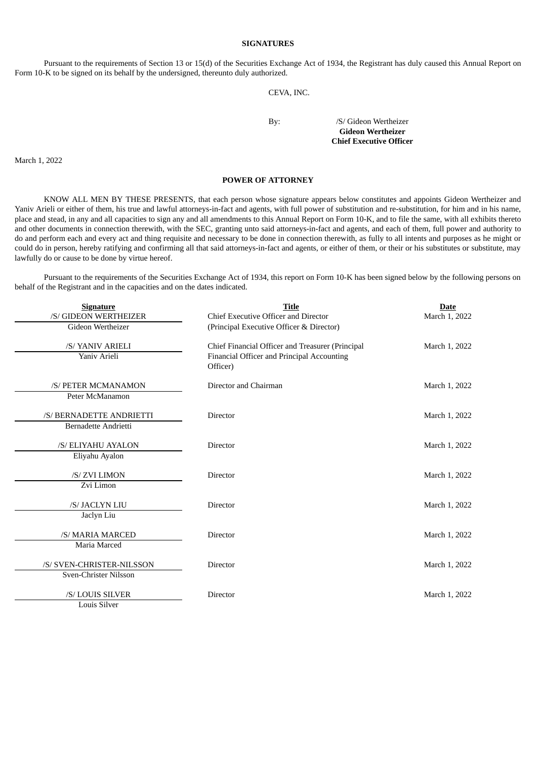## SIGNATURES

Pursuant to the requirements of Section 13 or 15(d) of the Securities Exchange Act of 1934, the Registrant has duly caused this Annual Report on Form 10-K to be signed on its behalf by the undersigned, thereunto duly authorized.

CEVA, INC.

By: /S/ Gideon Wertheizer
**Gideon Wertheizer**
**Chief Executive Officer**

March 1, 2022

## POWER OF ATTORNEY

KNOW ALL MEN BY THESE PRESENTS, that each person whose signature appears below constitutes and appoints Gideon Wertheizer and Yaniv Arieli or either of them, his true and lawful attorneys-in-fact and agents, with full power of substitution and re-substitution, for him and in his name, place and stead, in any and all capacities to sign any and all amendments to this Annual Report on Form 10-K, and to file the same, with all exhibits thereto and other documents in connection therewith, with the SEC, granting unto said attorneys-in-fact and agents, and each of them, full power and authority to do and perform each and every act and thing requisite and necessary to be done in connection therewith, as fully to all intents and purposes as he might or could do in person, hereby ratifying and confirming all that said attorneys-in-fact and agents, or either of them, or their or his substitutes or substitute, may lawfully do or cause to be done by virtue hereof.

Pursuant to the requirements of the Securities Exchange Act of 1934, this report on Form 10-K has been signed below by the following persons on behalf of the Registrant and in the capacities and on the dates indicated.

| Signature | Title | Date |
|---|---|---|
| /S/ GIDEON WERTHEIZER<br>Gideon Wertheizer | Chief Executive Officer and Director<br>(Principal Executive Officer & Director) | March 1, 2022 |
| /S/ YANIV ARIELI<br>Yaniv Arieli | Chief Financial Officer and Treasurer (Principal Financial Officer and Principal Accounting Officer) | March 1, 2022 |
| /S/ PETER MCMANAMON<br>Peter McManamon | Director and Chairman | March 1, 2022 |
| /S/ BERNADETTE ANDRIETTI<br>Bernadette Andrietti | Director | March 1, 2022 |
| /S/ ELIYAHU AYALON<br>Eliyahu Ayalon | Director | March 1, 2022 |
| /S/ ZVI LIMON<br>Zvi Limon | Director | March 1, 2022 |
| /S/ JACLYN LIU<br>Jaclyn Liu | Director | March 1, 2022 |
| /S/ MARIA MARCED<br>Maria Marced | Director | March 1, 2022 |
| /S/ SVEN-CHRISTER-NILSSON<br>Sven-Christer Nilsson | Director | March 1, 2022 |
| /S/ LOUIS SILVER<br>Louis Silver | Director | March 1, 2022 |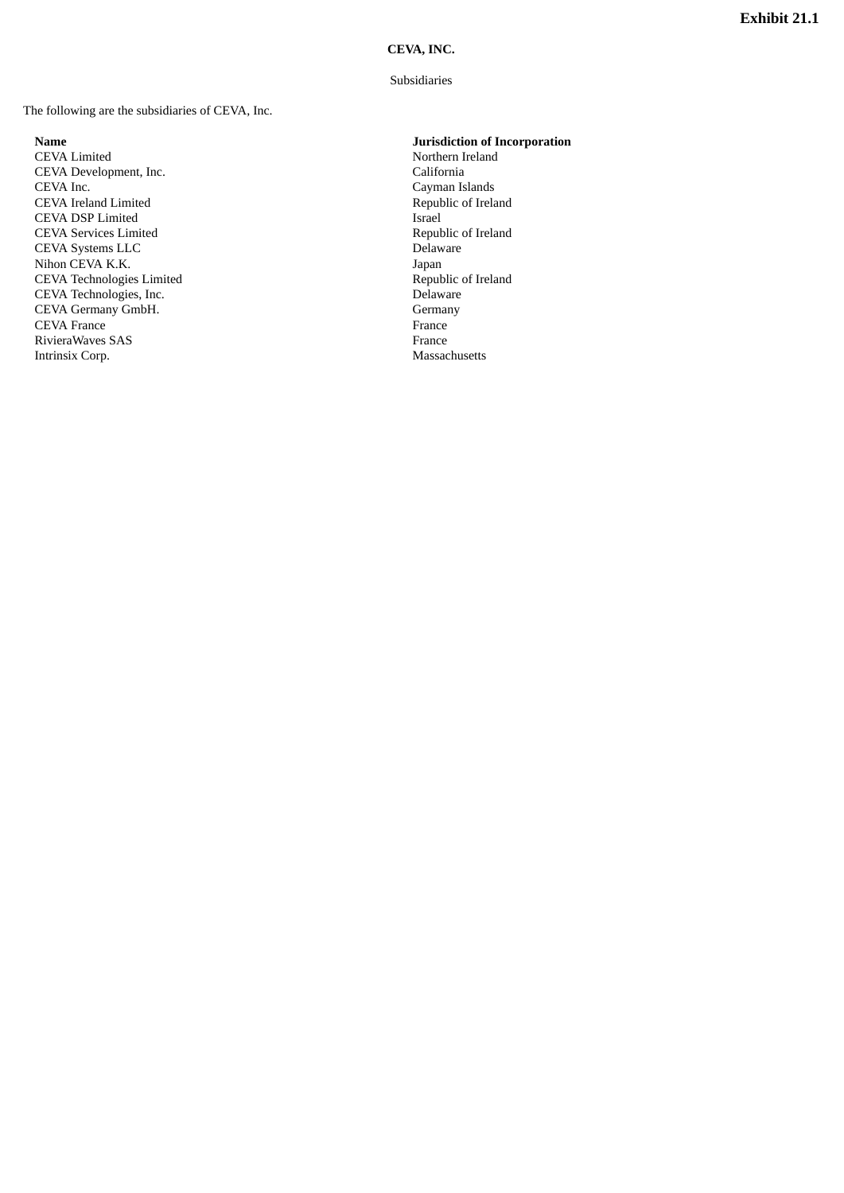**Exhibit 21.1**

**CEVA, INC.**

Subsidiaries

The following are the subsidiaries of CEVA, Inc.

| **Name** | **Jurisdiction of Incorporation** |
| --- | --- |
| CEVA Limited | Northern Ireland |
| CEVA Development, Inc. | California |
| CEVA Inc. | Cayman Islands |
| CEVA Ireland Limited | Republic of Ireland |
| CEVA DSP Limited | Israel |
| CEVA Services Limited | Republic of Ireland |
| CEVA Systems LLC | Delaware |
| Nihon CEVA K.K. | Japan |
| CEVA Technologies Limited | Republic of Ireland |
| CEVA Technologies, Inc. | Delaware |
| CEVA Germany GmbH. | Germany |
| CEVA France | France |
| RivieraWaves SAS | France |
| Intrinsix Corp. | Massachusetts |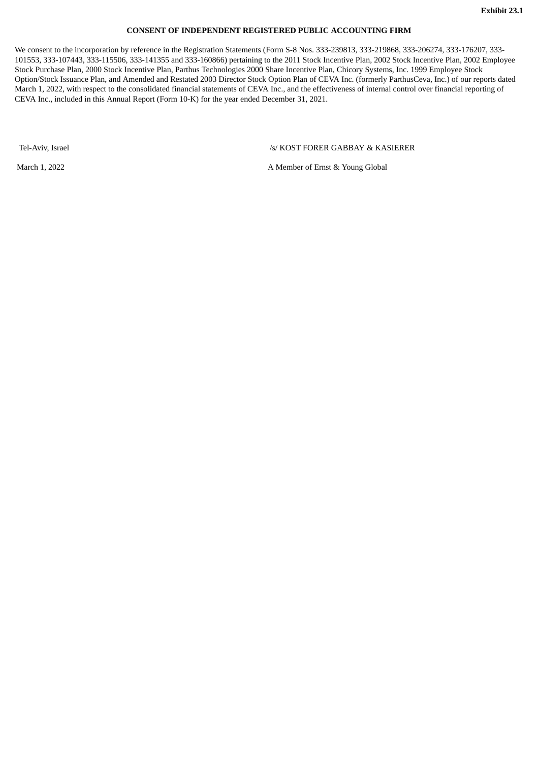**Exhibit 23.1**

**CONSENT OF INDEPENDENT REGISTERED PUBLIC ACCOUNTING FIRM**

We consent to the incorporation by reference in the Registration Statements (Form S-8 Nos. 333-239813, 333-219868, 333-206274, 333-176207, 333-101553, 333-107443, 333-115506, 333-141355 and 333-160866) pertaining to the 2011 Stock Incentive Plan, 2002 Stock Incentive Plan, 2002 Employee Stock Purchase Plan, 2000 Stock Incentive Plan, Parthus Technologies 2000 Share Incentive Plan, Chicory Systems, Inc. 1999 Employee Stock Option/Stock Issuance Plan, and Amended and Restated 2003 Director Stock Option Plan of CEVA Inc. (formerly ParthusCeva, Inc.) of our reports dated March 1, 2022, with respect to the consolidated financial statements of CEVA Inc., and the effectiveness of internal control over financial reporting of CEVA Inc., included in this Annual Report (Form 10-K) for the year ended December 31, 2021.

| | |
|---|---|
| Tel-Aviv, Israel | /s/ KOST FORER GABBAY & KASIERER |
| March 1, 2022 | A Member of Ernst & Young Global |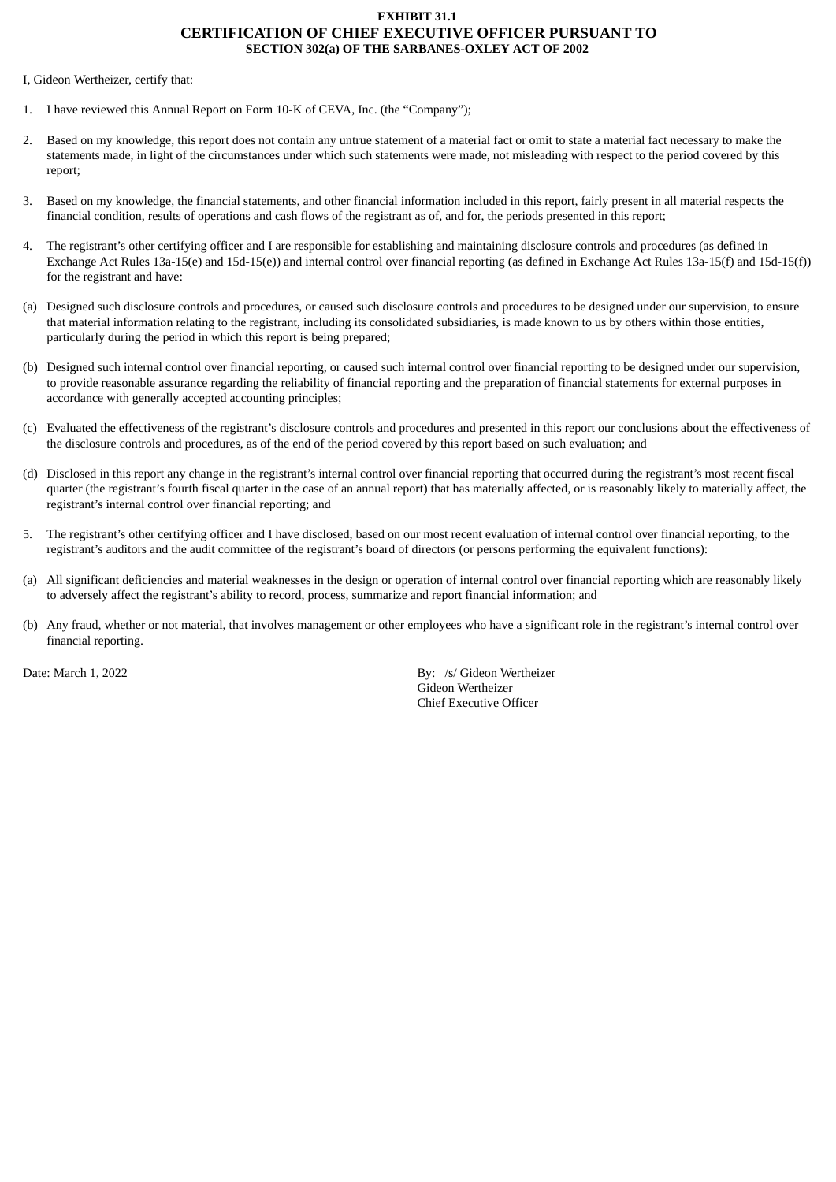**EXHIBIT 31.1**

# CERTIFICATION OF CHIEF EXECUTIVE OFFICER PURSUANT TO SECTION 302(a) OF THE SARBANES-OXLEY ACT OF 2002

I, Gideon Wertheizer, certify that:

1. I have reviewed this Annual Report on Form 10-K of CEVA, Inc. (the "Company");

2. Based on my knowledge, this report does not contain any untrue statement of a material fact or omit to state a material fact necessary to make the statements made, in light of the circumstances under which such statements were made, not misleading with respect to the period covered by this report;

3. Based on my knowledge, the financial statements, and other financial information included in this report, fairly present in all material respects the financial condition, results of operations and cash flows of the registrant as of, and for, the periods presented in this report;

4. The registrant's other certifying officer and I are responsible for establishing and maintaining disclosure controls and procedures (as defined in Exchange Act Rules 13a-15(e) and 15d-15(e)) and internal control over financial reporting (as defined in Exchange Act Rules 13a-15(f) and 15d-15(f)) for the registrant and have:

(a) Designed such disclosure controls and procedures, or caused such disclosure controls and procedures to be designed under our supervision, to ensure that material information relating to the registrant, including its consolidated subsidiaries, is made known to us by others within those entities, particularly during the period in which this report is being prepared;

(b) Designed such internal control over financial reporting, or caused such internal control over financial reporting to be designed under our supervision, to provide reasonable assurance regarding the reliability of financial reporting and the preparation of financial statements for external purposes in accordance with generally accepted accounting principles;

(c) Evaluated the effectiveness of the registrant's disclosure controls and procedures and presented in this report our conclusions about the effectiveness of the disclosure controls and procedures, as of the end of the period covered by this report based on such evaluation; and

(d) Disclosed in this report any change in the registrant's internal control over financial reporting that occurred during the registrant's most recent fiscal quarter (the registrant's fourth fiscal quarter in the case of an annual report) that has materially affected, or is reasonably likely to materially affect, the registrant's internal control over financial reporting; and

5. The registrant's other certifying officer and I have disclosed, based on our most recent evaluation of internal control over financial reporting, to the registrant's auditors and the audit committee of the registrant's board of directors (or persons performing the equivalent functions):

(a) All significant deficiencies and material weaknesses in the design or operation of internal control over financial reporting which are reasonably likely to adversely affect the registrant's ability to record, process, summarize and report financial information; and

(b) Any fraud, whether or not material, that involves management or other employees who have a significant role in the registrant's internal control over financial reporting.

Date: March 1, 2022

By: /s/ Gideon Wertheizer
Gideon Wertheizer
Chief Executive Officer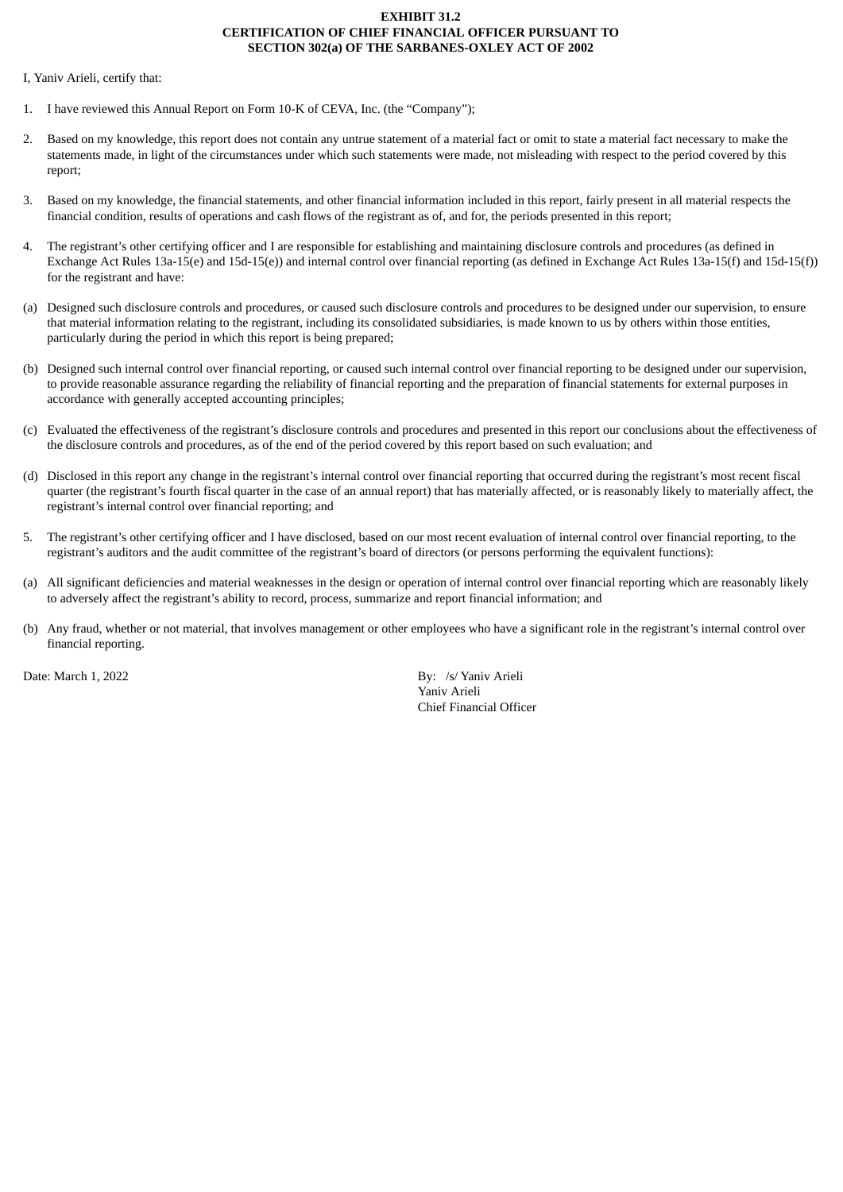**EXHIBIT 31.2**
**CERTIFICATION OF CHIEF FINANCIAL OFFICER PURSUANT TO SECTION 302(a) OF THE SARBANES-OXLEY ACT OF 2002**

I, Yaniv Arieli, certify that:

1. I have reviewed this Annual Report on Form 10-K of CEVA, Inc. (the "Company");

2. Based on my knowledge, this report does not contain any untrue statement of a material fact or omit to state a material fact necessary to make the statements made, in light of the circumstances under which such statements were made, not misleading with respect to the period covered by this report;

3. Based on my knowledge, the financial statements, and other financial information included in this report, fairly present in all material respects the financial condition, results of operations and cash flows of the registrant as of, and for, the periods presented in this report;

4. The registrant's other certifying officer and I are responsible for establishing and maintaining disclosure controls and procedures (as defined in Exchange Act Rules 13a-15(e) and 15d-15(e)) and internal control over financial reporting (as defined in Exchange Act Rules 13a-15(f) and 15d-15(f)) for the registrant and have:

(a) Designed such disclosure controls and procedures, or caused such disclosure controls and procedures to be designed under our supervision, to ensure that material information relating to the registrant, including its consolidated subsidiaries, is made known to us by others within those entities, particularly during the period in which this report is being prepared;

(b) Designed such internal control over financial reporting, or caused such internal control over financial reporting to be designed under our supervision, to provide reasonable assurance regarding the reliability of financial reporting and the preparation of financial statements for external purposes in accordance with generally accepted accounting principles;

(c) Evaluated the effectiveness of the registrant's disclosure controls and procedures and presented in this report our conclusions about the effectiveness of the disclosure controls and procedures, as of the end of the period covered by this report based on such evaluation; and

(d) Disclosed in this report any change in the registrant's internal control over financial reporting that occurred during the registrant's most recent fiscal quarter (the registrant's fourth fiscal quarter in the case of an annual report) that has materially affected, or is reasonably likely to materially affect, the registrant's internal control over financial reporting; and

5. The registrant's other certifying officer and I have disclosed, based on our most recent evaluation of internal control over financial reporting, to the registrant's auditors and the audit committee of the registrant's board of directors (or persons performing the equivalent functions):

(a) All significant deficiencies and material weaknesses in the design or operation of internal control over financial reporting which are reasonably likely to adversely affect the registrant's ability to record, process, summarize and report financial information; and

(b) Any fraud, whether or not material, that involves management or other employees who have a significant role in the registrant's internal control over financial reporting.

Date: March 1, 2022

By: /s/ Yaniv Arieli
Yaniv Arieli
Chief Financial Officer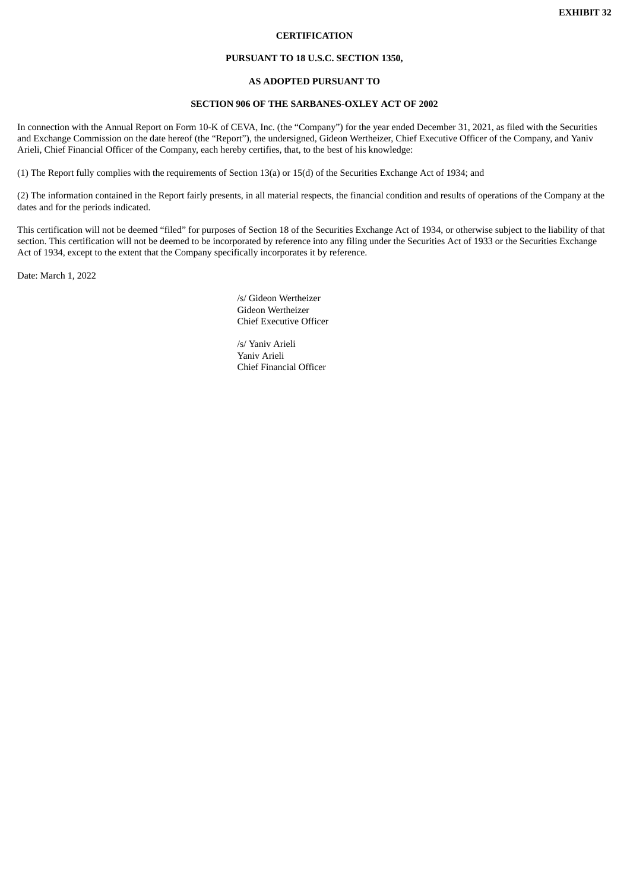**EXHIBIT 32**

**CERTIFICATION**

**PURSUANT TO 18 U.S.C. SECTION 1350,**

**AS ADOPTED PURSUANT TO**

**SECTION 906 OF THE SARBANES-OXLEY ACT OF 2002**

In connection with the Annual Report on Form 10-K of CEVA, Inc. (the "Company") for the year ended December 31, 2021, as filed with the Securities and Exchange Commission on the date hereof (the "Report"), the undersigned, Gideon Wertheizer, Chief Executive Officer of the Company, and Yaniv Arieli, Chief Financial Officer of the Company, each hereby certifies, that, to the best of his knowledge:

(1) The Report fully complies with the requirements of Section 13(a) or 15(d) of the Securities Exchange Act of 1934; and

(2) The information contained in the Report fairly presents, in all material respects, the financial condition and results of operations of the Company at the dates and for the periods indicated.

This certification will not be deemed "filed" for purposes of Section 18 of the Securities Exchange Act of 1934, or otherwise subject to the liability of that section. This certification will not be deemed to be incorporated by reference into any filing under the Securities Act of 1933 or the Securities Exchange Act of 1934, except to the extent that the Company specifically incorporates it by reference.

Date: March 1, 2022

/s/ Gideon Wertheizer
Gideon Wertheizer
Chief Executive Officer

/s/ Yaniv Arieli
Yaniv Arieli
Chief Financial Officer